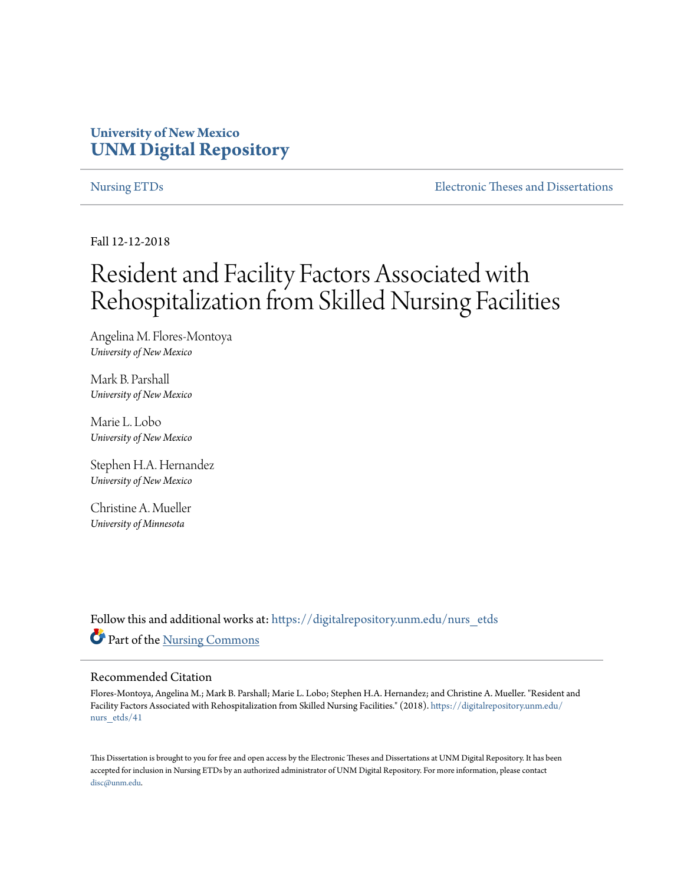**University of New Mexico**
**UNM Digital Repository**

Nursing ETDs | Electronic Theses and Dissertations

Fall 12-12-2018

# Resident and Facility Factors Associated with Rehospitalization from Skilled Nursing Facilities

Angelina M. Flores-Montoya
*University of New Mexico*

Mark B. Parshall
*University of New Mexico*

Marie L. Lobo
*University of New Mexico*

Stephen H.A. Hernandez
*University of New Mexico*

Christine A. Mueller
*University of Minnesota*

Follow this and additional works at: https://digitalrepository.unm.edu/nurs_etds

Part of the Nursing Commons

## Recommended Citation

Flores-Montoya, Angelina M.; Mark B. Parshall; Marie L. Lobo; Stephen H.A. Hernandez; and Christine A. Mueller. "Resident and Facility Factors Associated with Rehospitalization from Skilled Nursing Facilities." (2018). https://digitalrepository.unm.edu/nurs_etds/41

This Dissertation is brought to you for free and open access by the Electronic Theses and Dissertations at UNM Digital Repository. It has been accepted for inclusion in Nursing ETDs by an authorized administrator of UNM Digital Repository. For more information, please contact disc@unm.edu.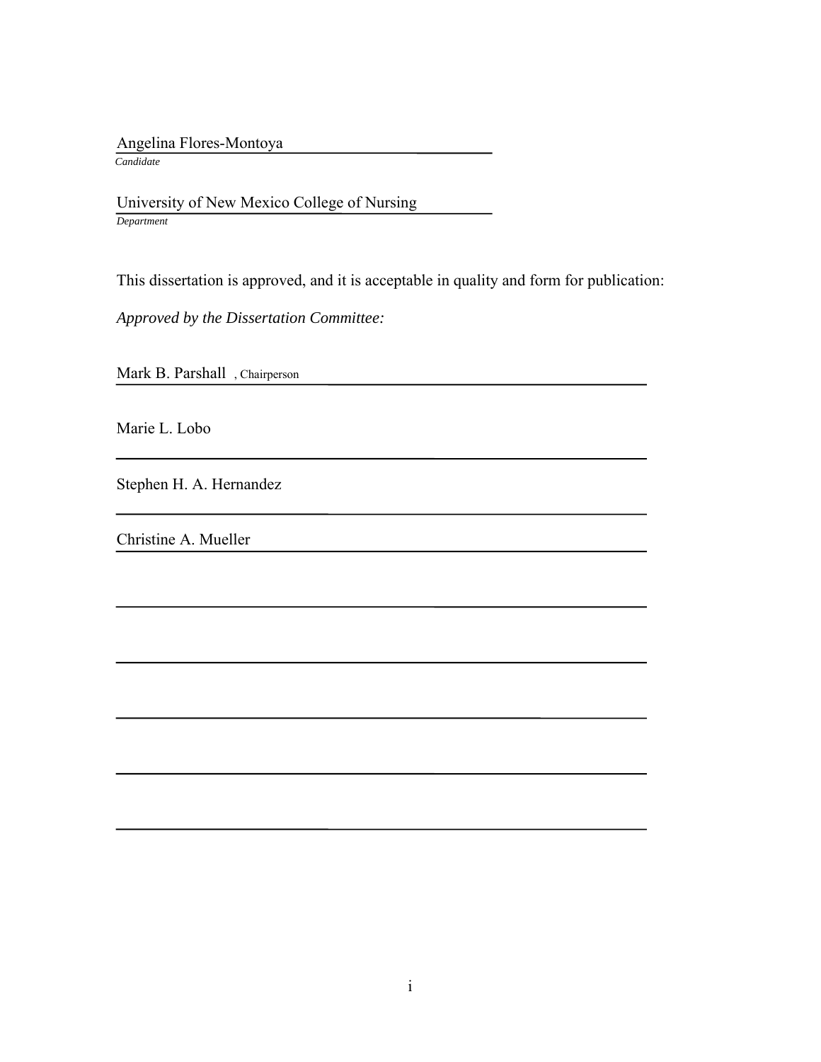Angelina Flores-Montoya

*Candidate*

University of New Mexico College of Nursing

*Department*

This dissertation is approved, and it is acceptable in quality and form for publication:

*Approved by the Dissertation Committee:*

Mark B. Parshall, Chairperson

Marie L. Lobo

Stephen H. A. Hernandez

Christine A. Mueller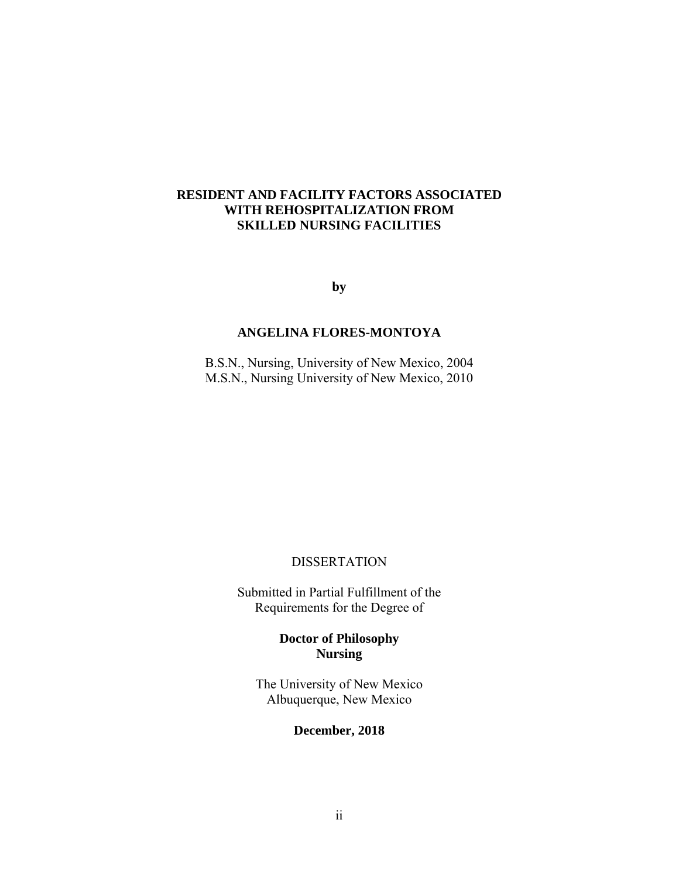**RESIDENT AND FACILITY FACTORS ASSOCIATED WITH REHOSPITALIZATION FROM SKILLED NURSING FACILITIES**

**by**

**ANGELINA FLORES-MONTOYA**

B.S.N., Nursing, University of New Mexico, 2004
M.S.N., Nursing University of New Mexico, 2010

DISSERTATION

Submitted in Partial Fulfillment of the Requirements for the Degree of

**Doctor of Philosophy**
**Nursing**

The University of New Mexico
Albuquerque, New Mexico

**December, 2018**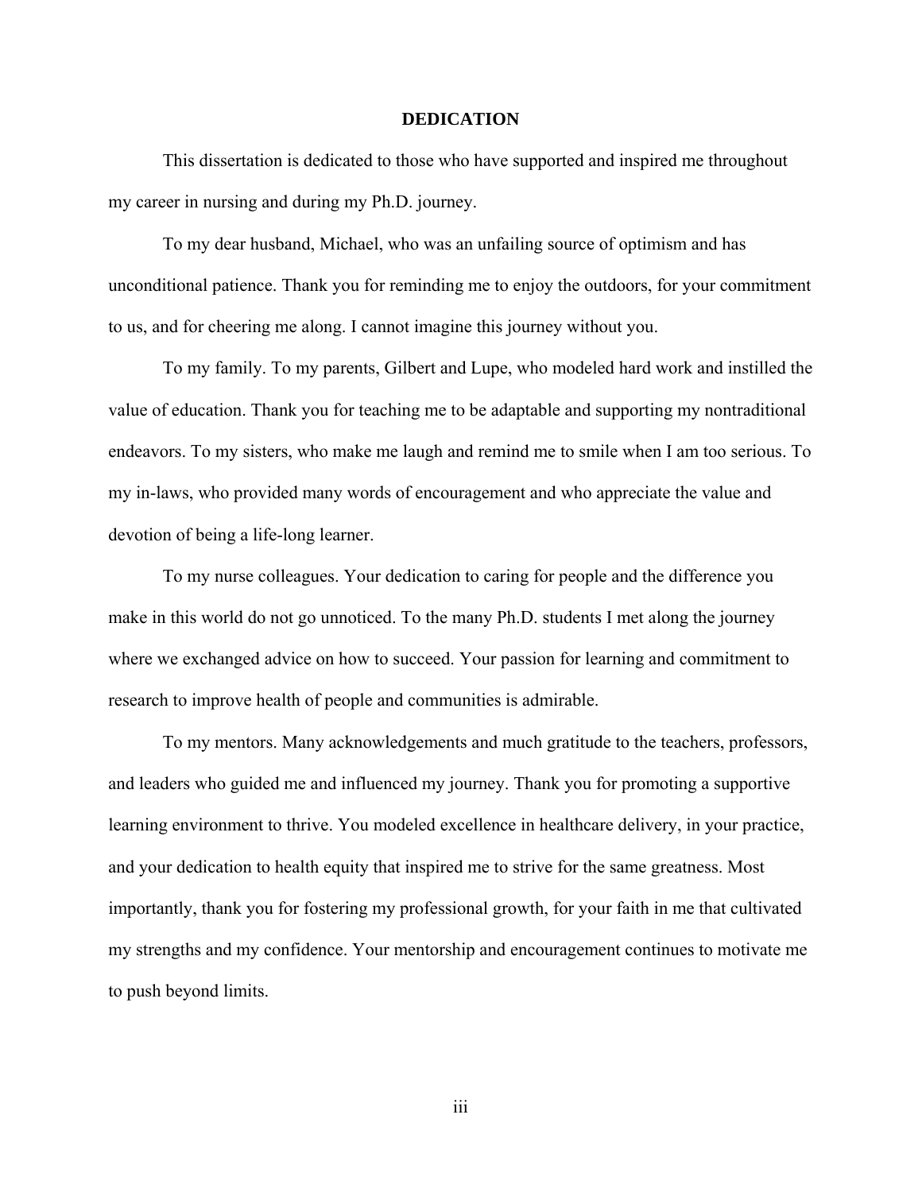# DEDICATION

This dissertation is dedicated to those who have supported and inspired me throughout my career in nursing and during my Ph.D. journey.

To my dear husband, Michael, who was an unfailing source of optimism and has unconditional patience. Thank you for reminding me to enjoy the outdoors, for your commitment to us, and for cheering me along. I cannot imagine this journey without you.

To my family. To my parents, Gilbert and Lupe, who modeled hard work and instilled the value of education. Thank you for teaching me to be adaptable and supporting my nontraditional endeavors. To my sisters, who make me laugh and remind me to smile when I am too serious. To my in-laws, who provided many words of encouragement and who appreciate the value and devotion of being a life-long learner.

To my nurse colleagues. Your dedication to caring for people and the difference you make in this world do not go unnoticed. To the many Ph.D. students I met along the journey where we exchanged advice on how to succeed. Your passion for learning and commitment to research to improve health of people and communities is admirable.

To my mentors. Many acknowledgements and much gratitude to the teachers, professors, and leaders who guided me and influenced my journey. Thank you for promoting a supportive learning environment to thrive. You modeled excellence in healthcare delivery, in your practice, and your dedication to health equity that inspired me to strive for the same greatness. Most importantly, thank you for fostering my professional growth, for your faith in me that cultivated my strengths and my confidence. Your mentorship and encouragement continues to motivate me to push beyond limits.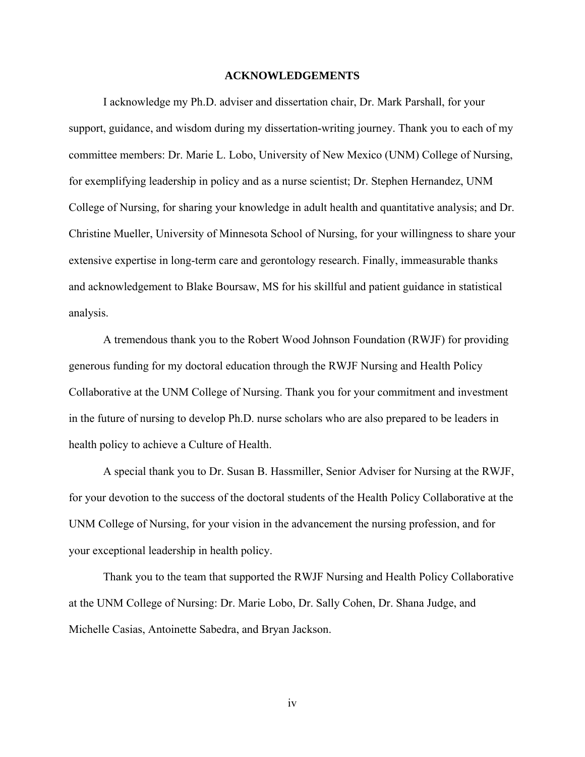# ACKNOWLEDGEMENTS

I acknowledge my Ph.D. adviser and dissertation chair, Dr. Mark Parshall, for your support, guidance, and wisdom during my dissertation-writing journey. Thank you to each of my committee members: Dr. Marie L. Lobo, University of New Mexico (UNM) College of Nursing, for exemplifying leadership in policy and as a nurse scientist; Dr. Stephen Hernandez, UNM College of Nursing, for sharing your knowledge in adult health and quantitative analysis; and Dr. Christine Mueller, University of Minnesota School of Nursing, for your willingness to share your extensive expertise in long-term care and gerontology research. Finally, immeasurable thanks and acknowledgement to Blake Boursaw, MS for his skillful and patient guidance in statistical analysis.

A tremendous thank you to the Robert Wood Johnson Foundation (RWJF) for providing generous funding for my doctoral education through the RWJF Nursing and Health Policy Collaborative at the UNM College of Nursing. Thank you for your commitment and investment in the future of nursing to develop Ph.D. nurse scholars who are also prepared to be leaders in health policy to achieve a Culture of Health.

A special thank you to Dr. Susan B. Hassmiller, Senior Adviser for Nursing at the RWJF, for your devotion to the success of the doctoral students of the Health Policy Collaborative at the UNM College of Nursing, for your vision in the advancement the nursing profession, and for your exceptional leadership in health policy.

Thank you to the team that supported the RWJF Nursing and Health Policy Collaborative at the UNM College of Nursing: Dr. Marie Lobo, Dr. Sally Cohen, Dr. Shana Judge, and Michelle Casias, Antoinette Sabedra, and Bryan Jackson.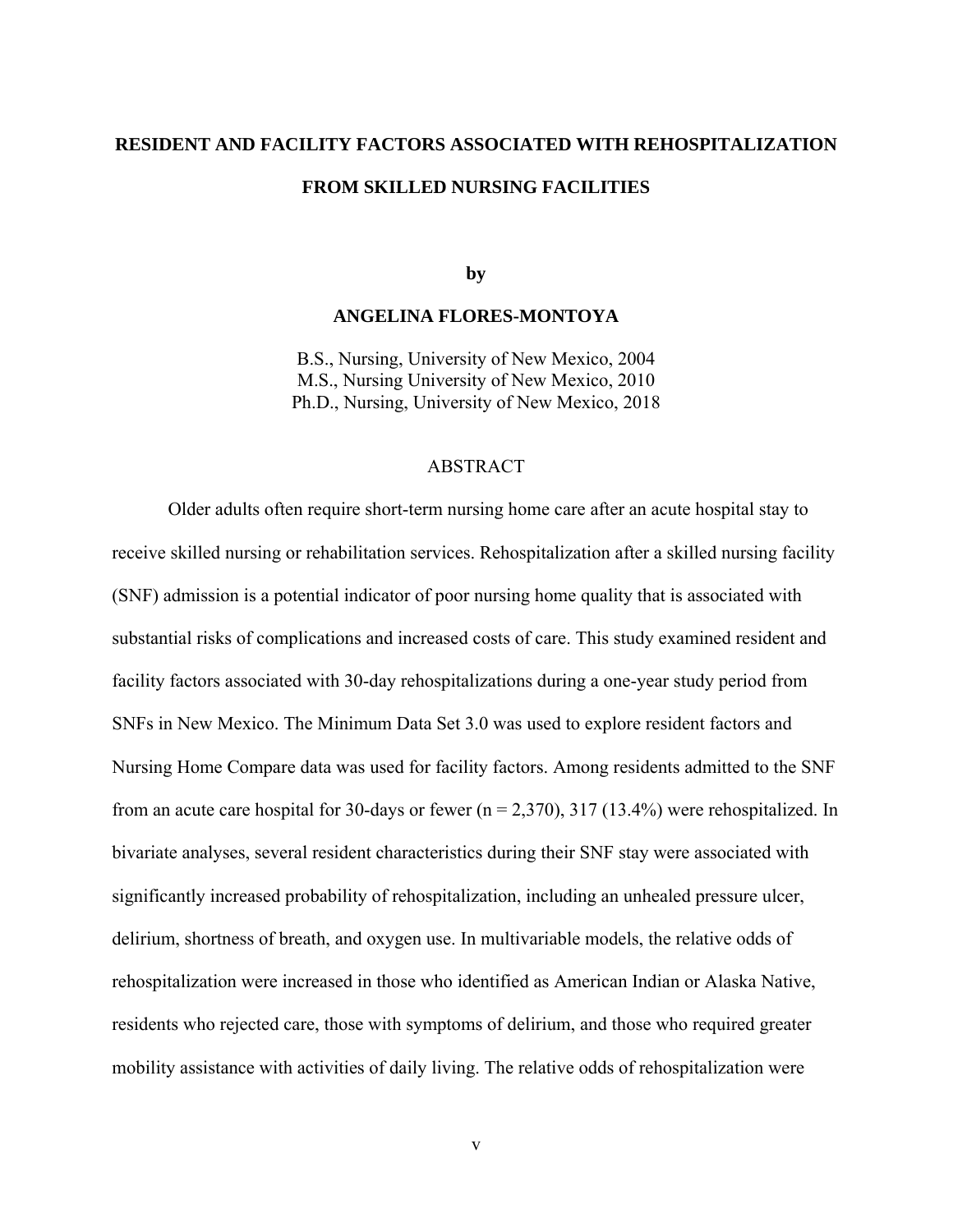# RESIDENT AND FACILITY FACTORS ASSOCIATED WITH REHOSPITALIZATION FROM SKILLED NURSING FACILITIES

**by**

**ANGELINA FLORES-MONTOYA**

B.S., Nursing, University of New Mexico, 2004
M.S., Nursing University of New Mexico, 2010
Ph.D., Nursing, University of New Mexico, 2018

## ABSTRACT

Older adults often require short-term nursing home care after an acute hospital stay to receive skilled nursing or rehabilitation services. Rehospitalization after a skilled nursing facility (SNF) admission is a potential indicator of poor nursing home quality that is associated with substantial risks of complications and increased costs of care. This study examined resident and facility factors associated with 30-day rehospitalizations during a one-year study period from SNFs in New Mexico. The Minimum Data Set 3.0 was used to explore resident factors and Nursing Home Compare data was used for facility factors. Among residents admitted to the SNF from an acute care hospital for 30-days or fewer (n = 2,370), 317 (13.4%) were rehospitalized. In bivariate analyses, several resident characteristics during their SNF stay were associated with significantly increased probability of rehospitalization, including an unhealed pressure ulcer, delirium, shortness of breath, and oxygen use. In multivariable models, the relative odds of rehospitalization were increased in those who identified as American Indian or Alaska Native, residents who rejected care, those with symptoms of delirium, and those who required greater mobility assistance with activities of daily living. The relative odds of rehospitalization were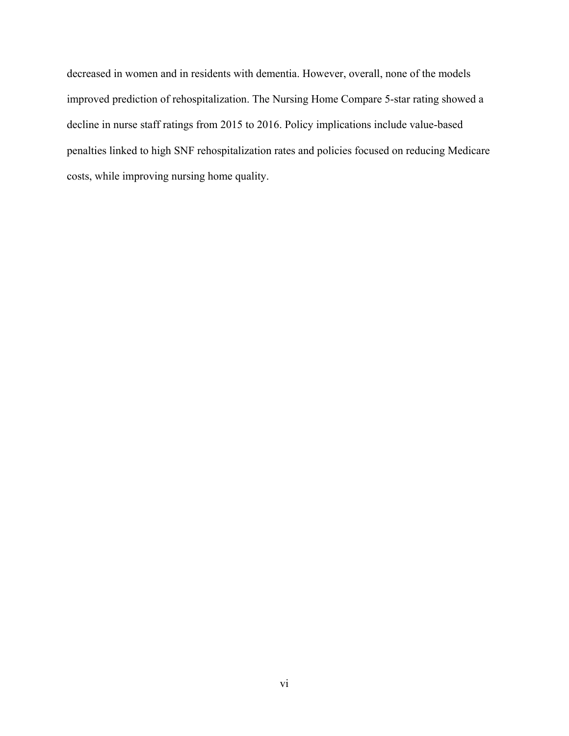decreased in women and in residents with dementia. However, overall, none of the models improved prediction of rehospitalization. The Nursing Home Compare 5-star rating showed a decline in nurse staff ratings from 2015 to 2016. Policy implications include value-based penalties linked to high SNF rehospitalization rates and policies focused on reducing Medicare costs, while improving nursing home quality.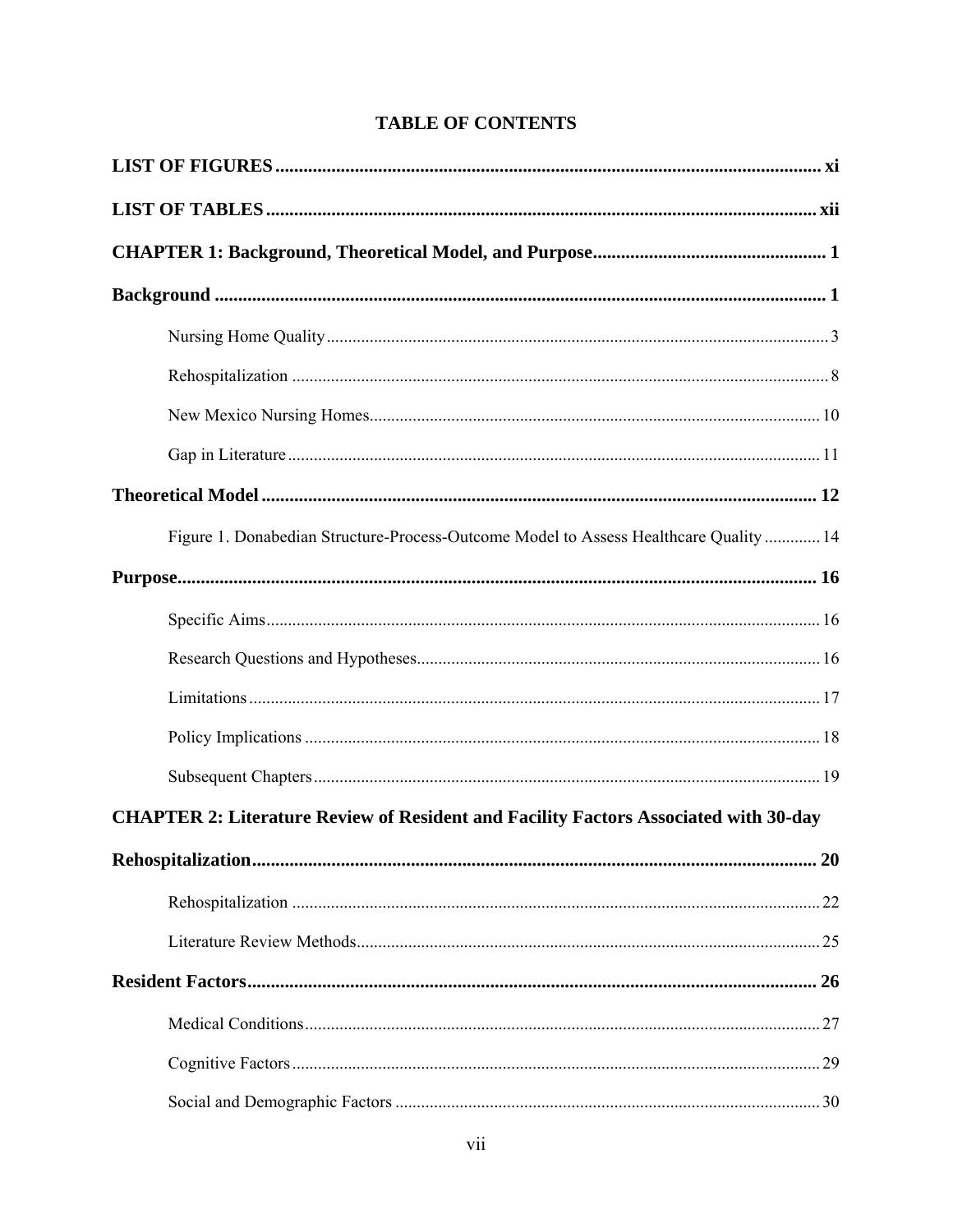# TABLE OF CONTENTS

**LIST OF FIGURES** ..... xi

**LIST OF TABLES** ..... xii

**CHAPTER 1: Background, Theoretical Model, and Purpose** ..... 1

**Background** ..... 1

- Nursing Home Quality ..... 3
- Rehospitalization ..... 8
- New Mexico Nursing Homes ..... 10
- Gap in Literature ..... 11

**Theoretical Model** ..... 12

- Figure 1. Donabedian Structure-Process-Outcome Model to Assess Healthcare Quality ..... 14

**Purpose** ..... 16

- Specific Aims ..... 16
- Research Questions and Hypotheses ..... 16
- Limitations ..... 17
- Policy Implications ..... 18
- Subsequent Chapters ..... 19

**CHAPTER 2: Literature Review of Resident and Facility Factors Associated with 30-day Rehospitalization** ..... 20

- Rehospitalization ..... 22
- Literature Review Methods ..... 25

**Resident Factors** ..... 26

- Medical Conditions ..... 27
- Cognitive Factors ..... 29
- Social and Demographic Factors ..... 30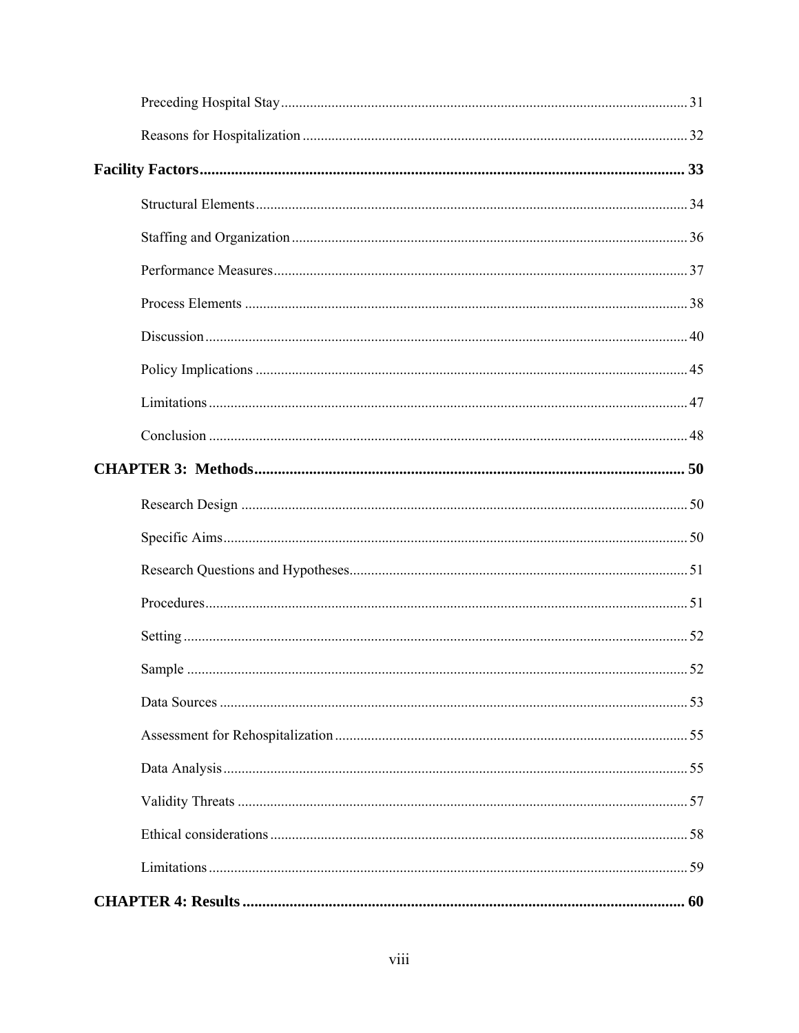Preceding Hospital Stay ................................................................................................ 31

Reasons for Hospitalization ........................................................................................ 32

**Facility Factors** ................................................................................................................ **33**

Structural Elements ..................................................................................................... 34

Staffing and Organization ........................................................................................... 36

Performance Measures ................................................................................................ 37

Process Elements ........................................................................................................ 38

Discussion ................................................................................................................... 40

Policy Implications ..................................................................................................... 45

Limitations .................................................................................................................. 47

Conclusion .................................................................................................................. 48

**CHAPTER 3: Methods** ...................................................................................................... **50**

Research Design ......................................................................................................... 50

Specific Aims .............................................................................................................. 50

Research Questions and Hypotheses ........................................................................... 51

Procedures ................................................................................................................... 51

Setting ......................................................................................................................... 52

Sample ........................................................................................................................ 52

Data Sources ............................................................................................................... 53

Assessment for Rehospitalization ................................................................................ 55

Data Analysis .............................................................................................................. 55

Validity Threats ........................................................................................................... 57

Ethical considerations .................................................................................................. 58

Limitations .................................................................................................................. 59

**CHAPTER 4: Results** ........................................................................................................ **60**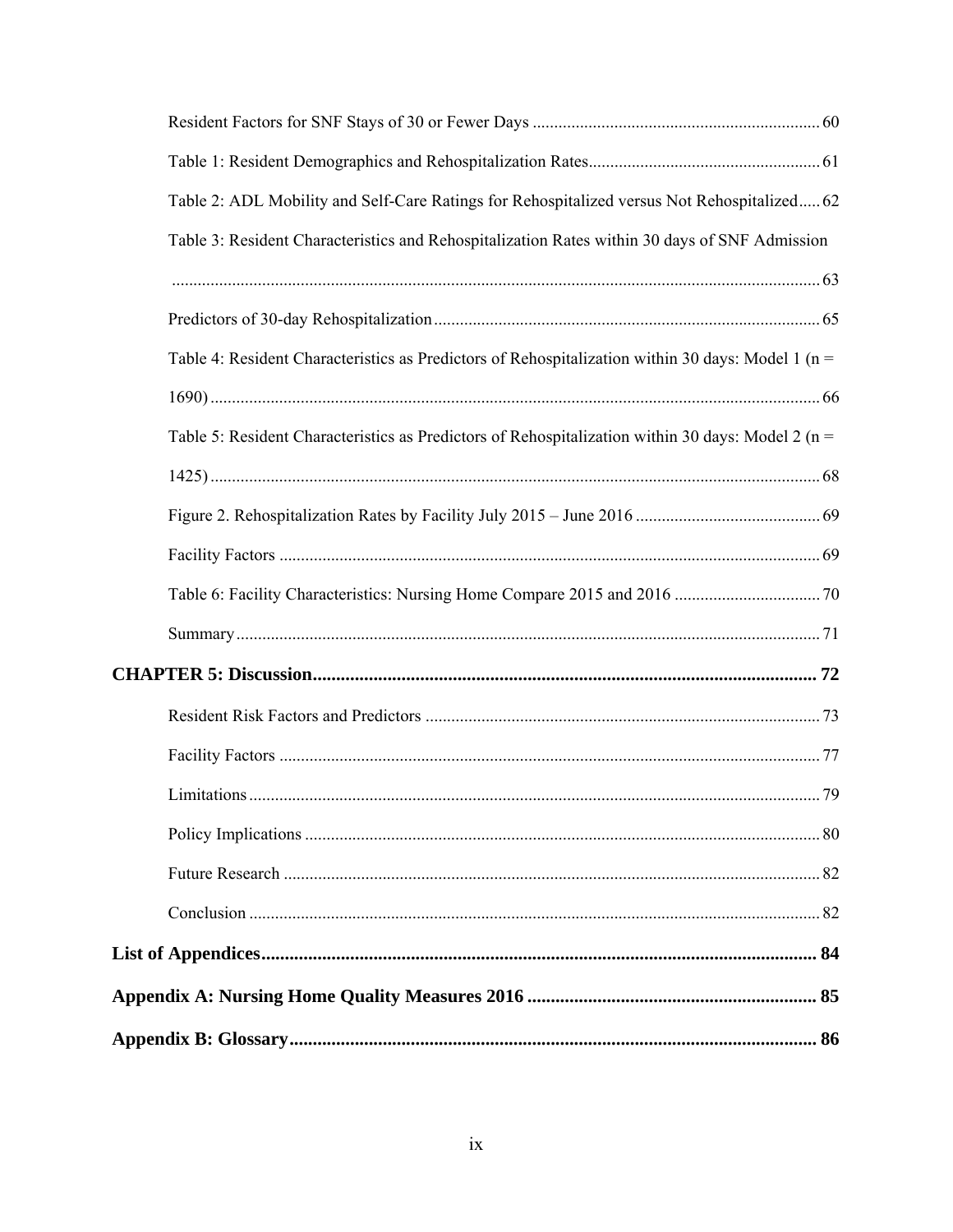Resident Factors for SNF Stays of 30 or Fewer Days ..... 60

Table 1: Resident Demographics and Rehospitalization Rates..... 61

Table 2: ADL Mobility and Self-Care Ratings for Rehospitalized versus Not Rehospitalized..... 62

Table 3: Resident Characteristics and Rehospitalization Rates within 30 days of SNF Admission ..... 63

Predictors of 30-day Rehospitalization..... 65

Table 4: Resident Characteristics as Predictors of Rehospitalization within 30 days: Model 1 (n = 1690)..... 66

Table 5: Resident Characteristics as Predictors of Rehospitalization within 30 days: Model 2 (n = 1425)..... 68

Figure 2. Rehospitalization Rates by Facility July 2015 – June 2016 ..... 69

Facility Factors ..... 69

Table 6: Facility Characteristics: Nursing Home Compare 2015 and 2016 ..... 70

Summary..... 71

**CHAPTER 5: Discussion..... 72**

Resident Risk Factors and Predictors ..... 73

Facility Factors ..... 77

Limitations..... 79

Policy Implications ..... 80

Future Research ..... 82

Conclusion ..... 82

**List of Appendices..... 84**

**Appendix A: Nursing Home Quality Measures 2016 ..... 85**

**Appendix B: Glossary..... 86**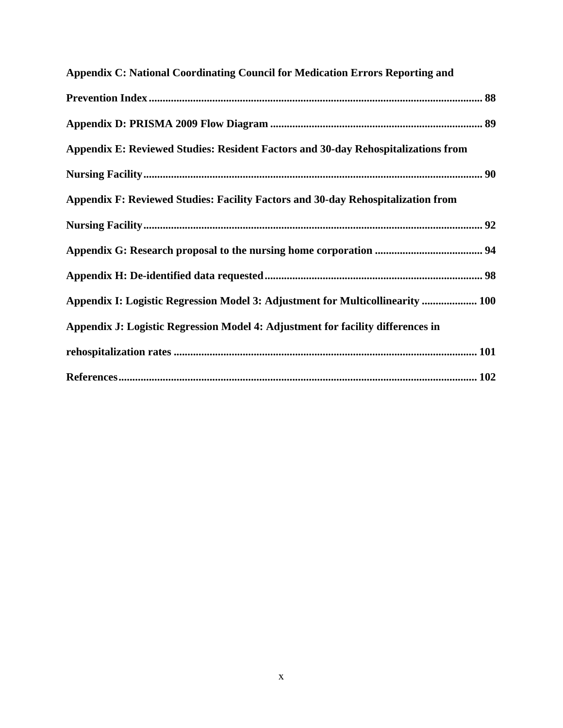**Appendix C: National Coordinating Council for Medication Errors Reporting and Prevention Index** ........................................................................................................................ **88**

**Appendix D: PRISMA 2009 Flow Diagram** ............................................................................ **89**

**Appendix E: Reviewed Studies: Resident Factors and 30-day Rehospitalizations from Nursing Facility** .......................................................................................................................... **90**

**Appendix F: Reviewed Studies: Facility Factors and 30-day Rehospitalization from Nursing Facility** .......................................................................................................................... **92**

**Appendix G: Research proposal to the nursing home corporation** ...................................... **94**

**Appendix H: De-identified data requested** .............................................................................. **98**

**Appendix I: Logistic Regression Model 3: Adjustment for Multicollinearity** .................... **100**

**Appendix J: Logistic Regression Model 4: Adjustment for facility differences in rehospitalization rates** ............................................................................................................ **101**

**References** ................................................................................................................................. **102**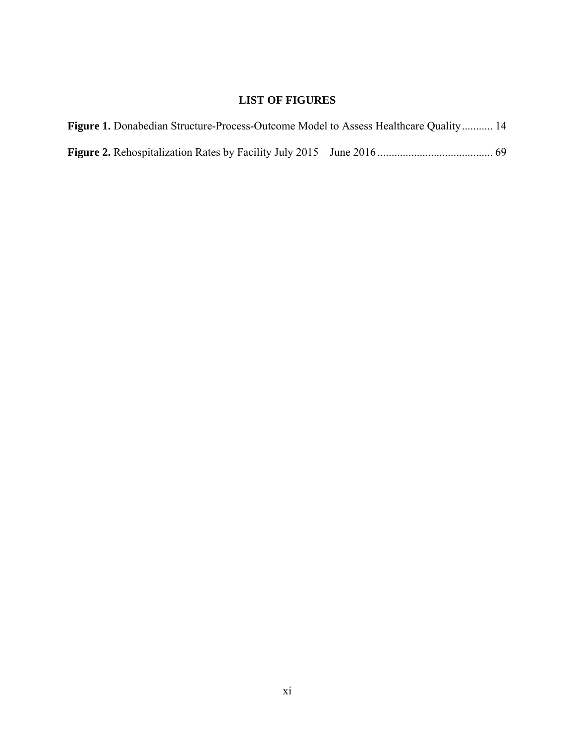## LIST OF FIGURES

**Figure 1.** Donabedian Structure-Process-Outcome Model to Assess Healthcare Quality........... 14

**Figure 2.** Rehospitalization Rates by Facility July 2015 – June 2016 ......................................... 69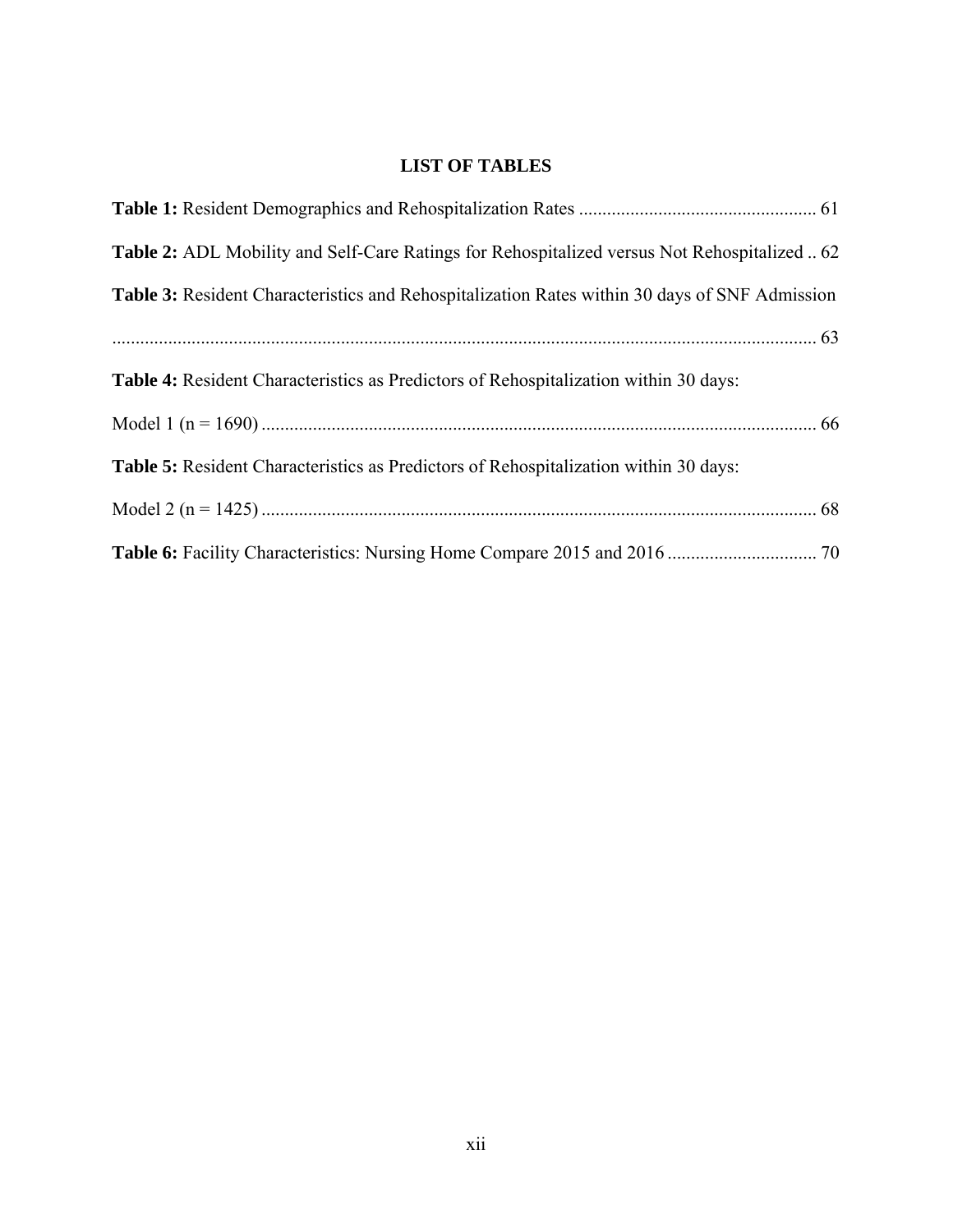## LIST OF TABLES

**Table 1:** Resident Demographics and Rehospitalization Rates .................................................. 61

**Table 2:** ADL Mobility and Self-Care Ratings for Rehospitalized versus Not Rehospitalized .. 62

**Table 3:** Resident Characteristics and Rehospitalization Rates within 30 days of SNF Admission ...................................................................................................................................... 63

**Table 4:** Resident Characteristics as Predictors of Rehospitalization within 30 days: Model 1 (n = 1690) ...................................................................................................................... 66

**Table 5:** Resident Characteristics as Predictors of Rehospitalization within 30 days: Model 2 (n = 1425) ...................................................................................................................... 68

**Table 6:** Facility Characteristics: Nursing Home Compare 2015 and 2016 ................................ 70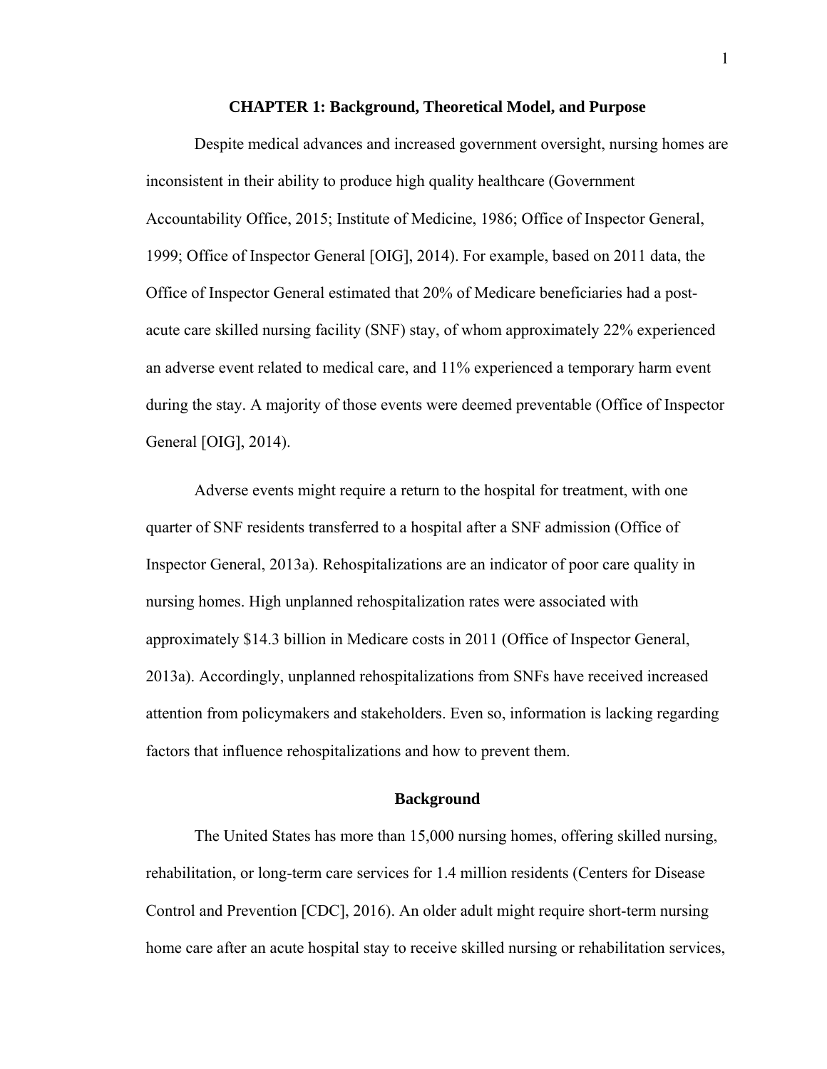# CHAPTER 1: Background, Theoretical Model, and Purpose

Despite medical advances and increased government oversight, nursing homes are inconsistent in their ability to produce high quality healthcare (Government Accountability Office, 2015; Institute of Medicine, 1986; Office of Inspector General, 1999; Office of Inspector General [OIG], 2014). For example, based on 2011 data, the Office of Inspector General estimated that 20% of Medicare beneficiaries had a post-acute care skilled nursing facility (SNF) stay, of whom approximately 22% experienced an adverse event related to medical care, and 11% experienced a temporary harm event during the stay. A majority of those events were deemed preventable (Office of Inspector General [OIG], 2014).

Adverse events might require a return to the hospital for treatment, with one quarter of SNF residents transferred to a hospital after a SNF admission (Office of Inspector General, 2013a). Rehospitalizations are an indicator of poor care quality in nursing homes. High unplanned rehospitalization rates were associated with approximately $14.3 billion in Medicare costs in 2011 (Office of Inspector General, 2013a). Accordingly, unplanned rehospitalizations from SNFs have received increased attention from policymakers and stakeholders. Even so, information is lacking regarding factors that influence rehospitalizations and how to prevent them.

## Background

The United States has more than 15,000 nursing homes, offering skilled nursing, rehabilitation, or long-term care services for 1.4 million residents (Centers for Disease Control and Prevention [CDC], 2016). An older adult might require short-term nursing home care after an acute hospital stay to receive skilled nursing or rehabilitation services,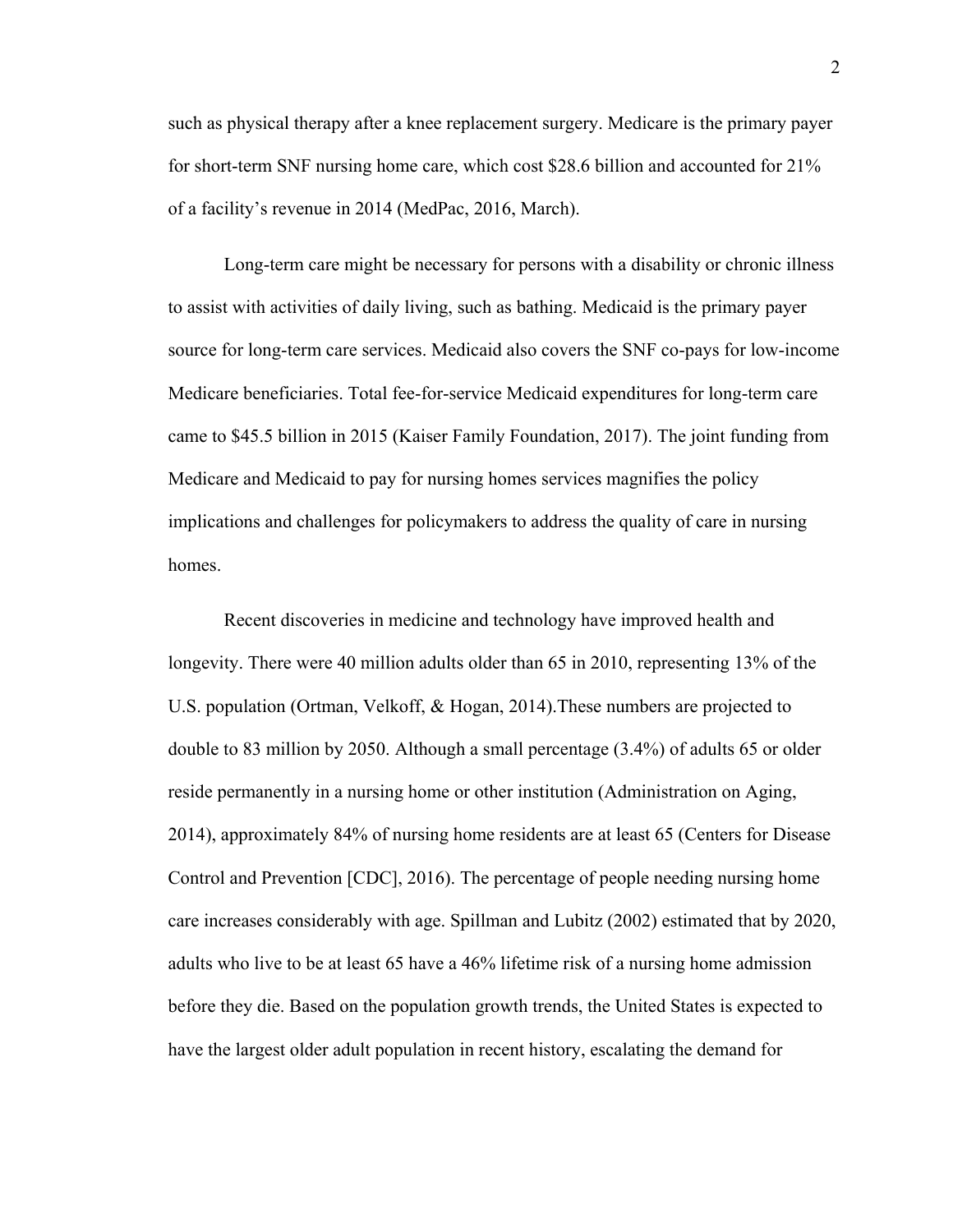such as physical therapy after a knee replacement surgery. Medicare is the primary payer for short-term SNF nursing home care, which cost $28.6 billion and accounted for 21% of a facility's revenue in 2014 (MedPac, 2016, March).

Long-term care might be necessary for persons with a disability or chronic illness to assist with activities of daily living, such as bathing. Medicaid is the primary payer source for long-term care services. Medicaid also covers the SNF co-pays for low-income Medicare beneficiaries. Total fee-for-service Medicaid expenditures for long-term care came to $45.5 billion in 2015 (Kaiser Family Foundation, 2017). The joint funding from Medicare and Medicaid to pay for nursing homes services magnifies the policy implications and challenges for policymakers to address the quality of care in nursing homes.

Recent discoveries in medicine and technology have improved health and longevity. There were 40 million adults older than 65 in 2010, representing 13% of the U.S. population (Ortman, Velkoff, & Hogan, 2014).These numbers are projected to double to 83 million by 2050. Although a small percentage (3.4%) of adults 65 or older reside permanently in a nursing home or other institution (Administration on Aging, 2014), approximately 84% of nursing home residents are at least 65 (Centers for Disease Control and Prevention [CDC], 2016). The percentage of people needing nursing home care increases considerably with age. Spillman and Lubitz (2002) estimated that by 2020, adults who live to be at least 65 have a 46% lifetime risk of a nursing home admission before they die. Based on the population growth trends, the United States is expected to have the largest older adult population in recent history, escalating the demand for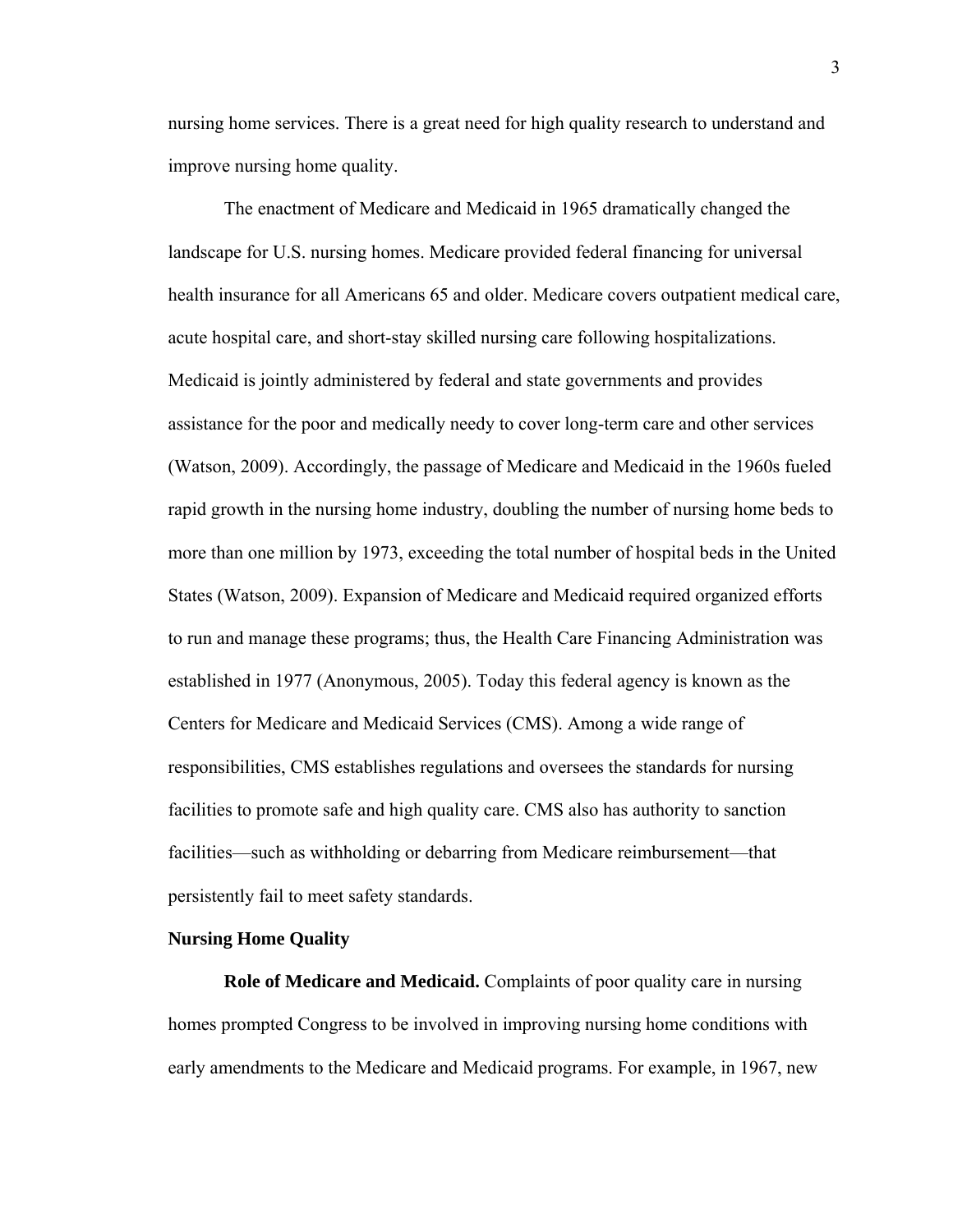nursing home services. There is a great need for high quality research to understand and improve nursing home quality.

The enactment of Medicare and Medicaid in 1965 dramatically changed the landscape for U.S. nursing homes. Medicare provided federal financing for universal health insurance for all Americans 65 and older. Medicare covers outpatient medical care, acute hospital care, and short-stay skilled nursing care following hospitalizations. Medicaid is jointly administered by federal and state governments and provides assistance for the poor and medically needy to cover long-term care and other services (Watson, 2009). Accordingly, the passage of Medicare and Medicaid in the 1960s fueled rapid growth in the nursing home industry, doubling the number of nursing home beds to more than one million by 1973, exceeding the total number of hospital beds in the United States (Watson, 2009). Expansion of Medicare and Medicaid required organized efforts to run and manage these programs; thus, the Health Care Financing Administration was established in 1977 (Anonymous, 2005). Today this federal agency is known as the Centers for Medicare and Medicaid Services (CMS). Among a wide range of responsibilities, CMS establishes regulations and oversees the standards for nursing facilities to promote safe and high quality care. CMS also has authority to sanction facilities—such as withholding or debarring from Medicare reimbursement—that persistently fail to meet safety standards.

## Nursing Home Quality

**Role of Medicare and Medicaid.** Complaints of poor quality care in nursing homes prompted Congress to be involved in improving nursing home conditions with early amendments to the Medicare and Medicaid programs. For example, in 1967, new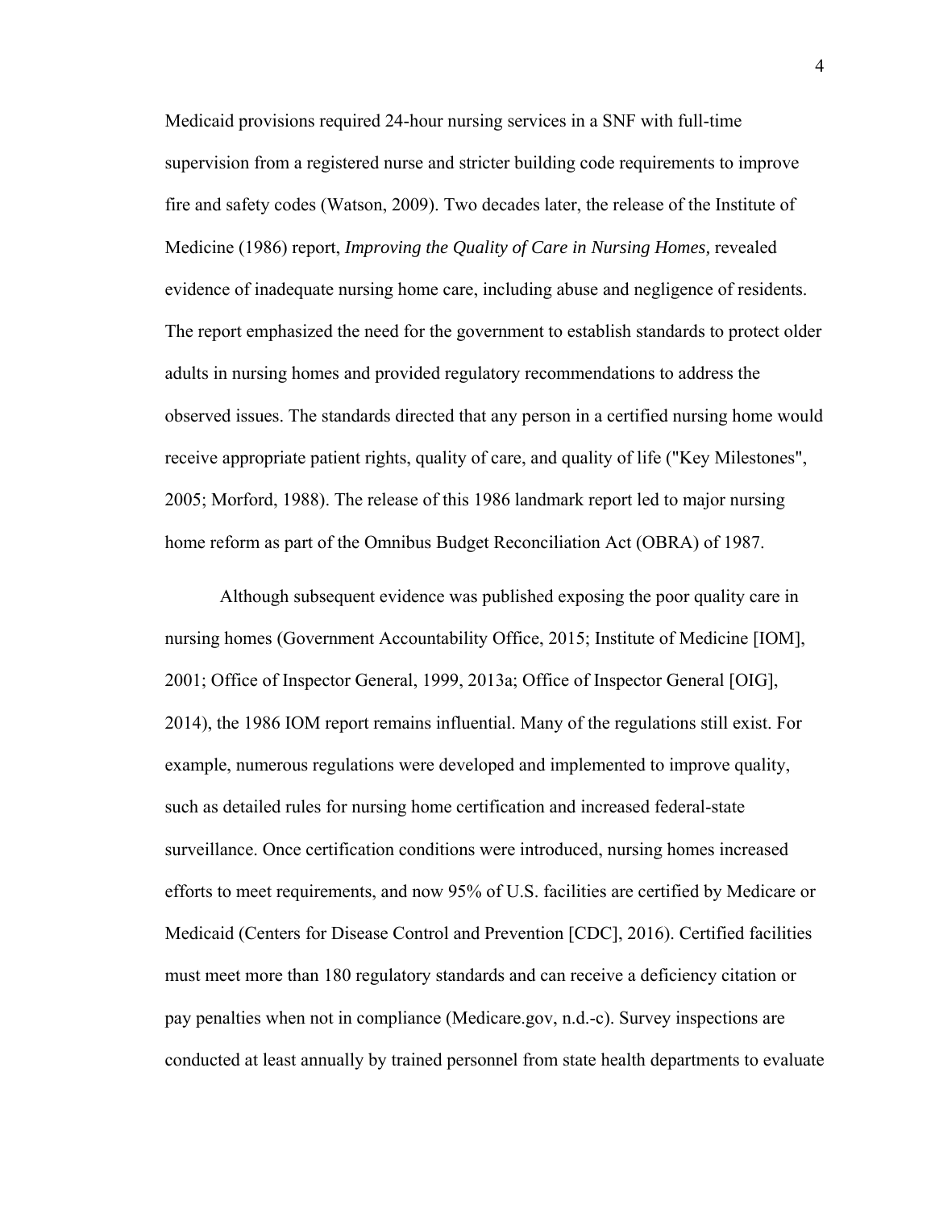Medicaid provisions required 24-hour nursing services in a SNF with full-time supervision from a registered nurse and stricter building code requirements to improve fire and safety codes (Watson, 2009). Two decades later, the release of the Institute of Medicine (1986) report, *Improving the Quality of Care in Nursing Homes,* revealed evidence of inadequate nursing home care, including abuse and negligence of residents. The report emphasized the need for the government to establish standards to protect older adults in nursing homes and provided regulatory recommendations to address the observed issues. The standards directed that any person in a certified nursing home would receive appropriate patient rights, quality of care, and quality of life ("Key Milestones", 2005; Morford, 1988). The release of this 1986 landmark report led to major nursing home reform as part of the Omnibus Budget Reconciliation Act (OBRA) of 1987.

Although subsequent evidence was published exposing the poor quality care in nursing homes (Government Accountability Office, 2015; Institute of Medicine [IOM], 2001; Office of Inspector General, 1999, 2013a; Office of Inspector General [OIG], 2014), the 1986 IOM report remains influential. Many of the regulations still exist. For example, numerous regulations were developed and implemented to improve quality, such as detailed rules for nursing home certification and increased federal-state surveillance. Once certification conditions were introduced, nursing homes increased efforts to meet requirements, and now 95% of U.S. facilities are certified by Medicare or Medicaid (Centers for Disease Control and Prevention [CDC], 2016). Certified facilities must meet more than 180 regulatory standards and can receive a deficiency citation or pay penalties when not in compliance (Medicare.gov, n.d.-c). Survey inspections are conducted at least annually by trained personnel from state health departments to evaluate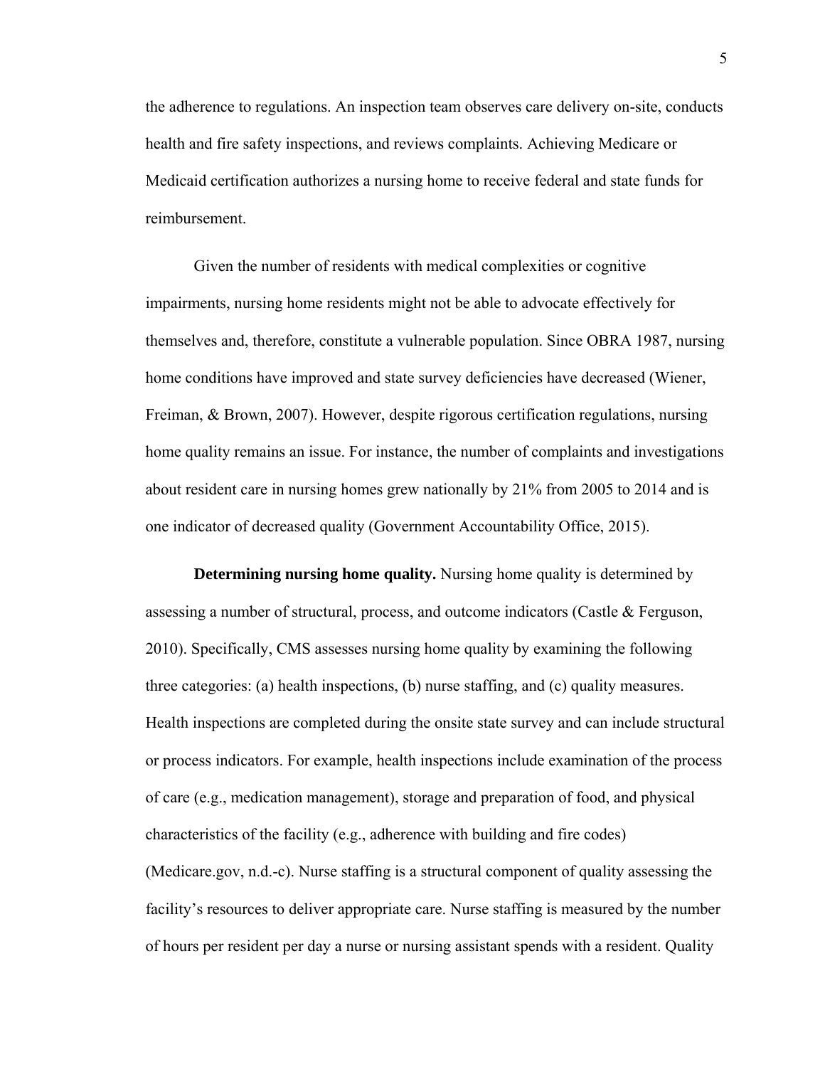the adherence to regulations. An inspection team observes care delivery on-site, conducts health and fire safety inspections, and reviews complaints. Achieving Medicare or Medicaid certification authorizes a nursing home to receive federal and state funds for reimbursement.

Given the number of residents with medical complexities or cognitive impairments, nursing home residents might not be able to advocate effectively for themselves and, therefore, constitute a vulnerable population. Since OBRA 1987, nursing home conditions have improved and state survey deficiencies have decreased (Wiener, Freiman, & Brown, 2007). However, despite rigorous certification regulations, nursing home quality remains an issue. For instance, the number of complaints and investigations about resident care in nursing homes grew nationally by 21% from 2005 to 2014 and is one indicator of decreased quality (Government Accountability Office, 2015).

**Determining nursing home quality.** Nursing home quality is determined by assessing a number of structural, process, and outcome indicators (Castle & Ferguson, 2010). Specifically, CMS assesses nursing home quality by examining the following three categories: (a) health inspections, (b) nurse staffing, and (c) quality measures. Health inspections are completed during the onsite state survey and can include structural or process indicators. For example, health inspections include examination of the process of care (e.g., medication management), storage and preparation of food, and physical characteristics of the facility (e.g., adherence with building and fire codes) (Medicare.gov, n.d.-c). Nurse staffing is a structural component of quality assessing the facility's resources to deliver appropriate care. Nurse staffing is measured by the number of hours per resident per day a nurse or nursing assistant spends with a resident. Quality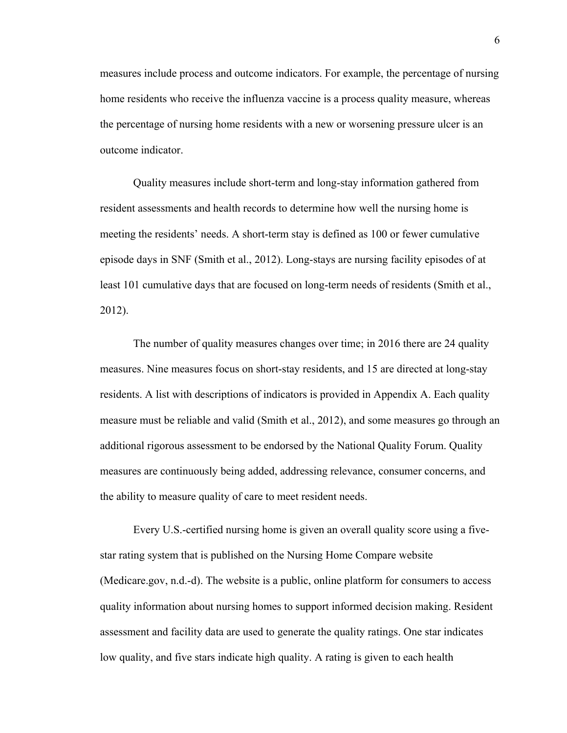measures include process and outcome indicators. For example, the percentage of nursing home residents who receive the influenza vaccine is a process quality measure, whereas the percentage of nursing home residents with a new or worsening pressure ulcer is an outcome indicator.

Quality measures include short-term and long-stay information gathered from resident assessments and health records to determine how well the nursing home is meeting the residents' needs. A short-term stay is defined as 100 or fewer cumulative episode days in SNF (Smith et al., 2012). Long-stays are nursing facility episodes of at least 101 cumulative days that are focused on long-term needs of residents (Smith et al., 2012).

The number of quality measures changes over time; in 2016 there are 24 quality measures. Nine measures focus on short-stay residents, and 15 are directed at long-stay residents. A list with descriptions of indicators is provided in Appendix A. Each quality measure must be reliable and valid (Smith et al., 2012), and some measures go through an additional rigorous assessment to be endorsed by the National Quality Forum. Quality measures are continuously being added, addressing relevance, consumer concerns, and the ability to measure quality of care to meet resident needs.

Every U.S.-certified nursing home is given an overall quality score using a five-star rating system that is published on the Nursing Home Compare website (Medicare.gov, n.d.-d). The website is a public, online platform for consumers to access quality information about nursing homes to support informed decision making. Resident assessment and facility data are used to generate the quality ratings. One star indicates low quality, and five stars indicate high quality. A rating is given to each health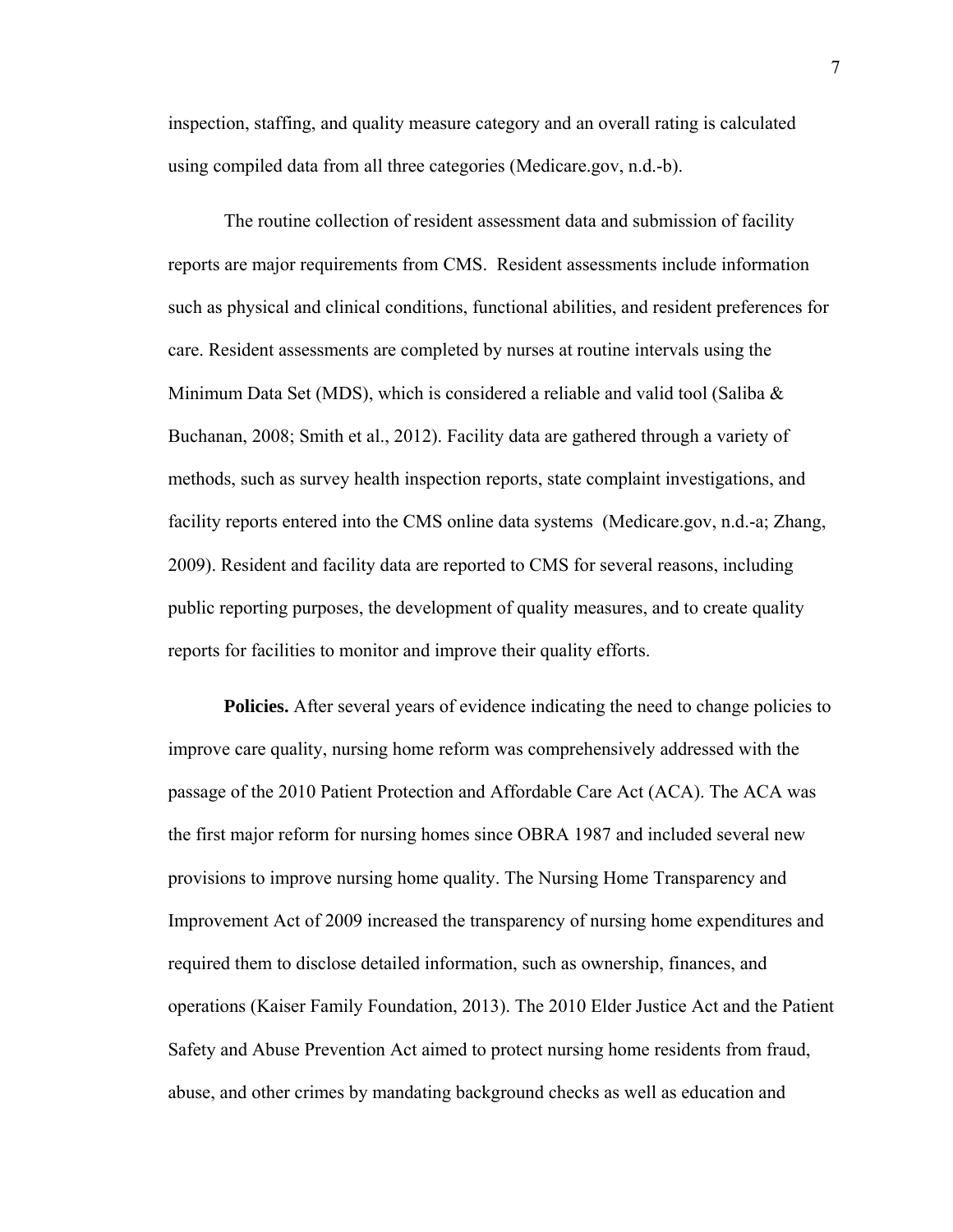inspection, staffing, and quality measure category and an overall rating is calculated using compiled data from all three categories (Medicare.gov, n.d.-b).

The routine collection of resident assessment data and submission of facility reports are major requirements from CMS. Resident assessments include information such as physical and clinical conditions, functional abilities, and resident preferences for care. Resident assessments are completed by nurses at routine intervals using the Minimum Data Set (MDS), which is considered a reliable and valid tool (Saliba & Buchanan, 2008; Smith et al., 2012). Facility data are gathered through a variety of methods, such as survey health inspection reports, state complaint investigations, and facility reports entered into the CMS online data systems (Medicare.gov, n.d.-a; Zhang, 2009). Resident and facility data are reported to CMS for several reasons, including public reporting purposes, the development of quality measures, and to create quality reports for facilities to monitor and improve their quality efforts.

**Policies.** After several years of evidence indicating the need to change policies to improve care quality, nursing home reform was comprehensively addressed with the passage of the 2010 Patient Protection and Affordable Care Act (ACA). The ACA was the first major reform for nursing homes since OBRA 1987 and included several new provisions to improve nursing home quality. The Nursing Home Transparency and Improvement Act of 2009 increased the transparency of nursing home expenditures and required them to disclose detailed information, such as ownership, finances, and operations (Kaiser Family Foundation, 2013). The 2010 Elder Justice Act and the Patient Safety and Abuse Prevention Act aimed to protect nursing home residents from fraud, abuse, and other crimes by mandating background checks as well as education and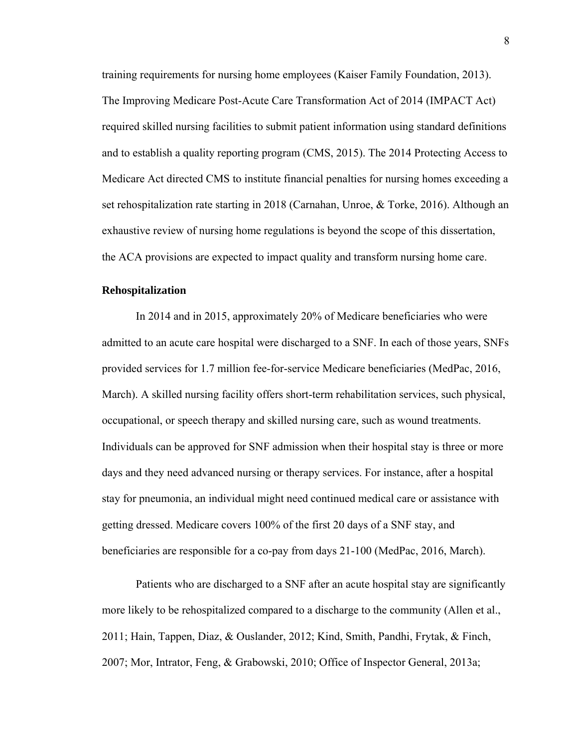training requirements for nursing home employees (Kaiser Family Foundation, 2013). The Improving Medicare Post-Acute Care Transformation Act of 2014 (IMPACT Act) required skilled nursing facilities to submit patient information using standard definitions and to establish a quality reporting program (CMS, 2015). The 2014 Protecting Access to Medicare Act directed CMS to institute financial penalties for nursing homes exceeding a set rehospitalization rate starting in 2018 (Carnahan, Unroe, & Torke, 2016). Although an exhaustive review of nursing home regulations is beyond the scope of this dissertation, the ACA provisions are expected to impact quality and transform nursing home care.

**Rehospitalization**

In 2014 and in 2015, approximately 20% of Medicare beneficiaries who were admitted to an acute care hospital were discharged to a SNF. In each of those years, SNFs provided services for 1.7 million fee-for-service Medicare beneficiaries (MedPac, 2016, March). A skilled nursing facility offers short-term rehabilitation services, such physical, occupational, or speech therapy and skilled nursing care, such as wound treatments. Individuals can be approved for SNF admission when their hospital stay is three or more days and they need advanced nursing or therapy services. For instance, after a hospital stay for pneumonia, an individual might need continued medical care or assistance with getting dressed. Medicare covers 100% of the first 20 days of a SNF stay, and beneficiaries are responsible for a co-pay from days 21-100 (MedPac, 2016, March).

Patients who are discharged to a SNF after an acute hospital stay are significantly more likely to be rehospitalized compared to a discharge to the community (Allen et al., 2011; Hain, Tappen, Diaz, & Ouslander, 2012; Kind, Smith, Pandhi, Frytak, & Finch, 2007; Mor, Intrator, Feng, & Grabowski, 2010; Office of Inspector General, 2013a;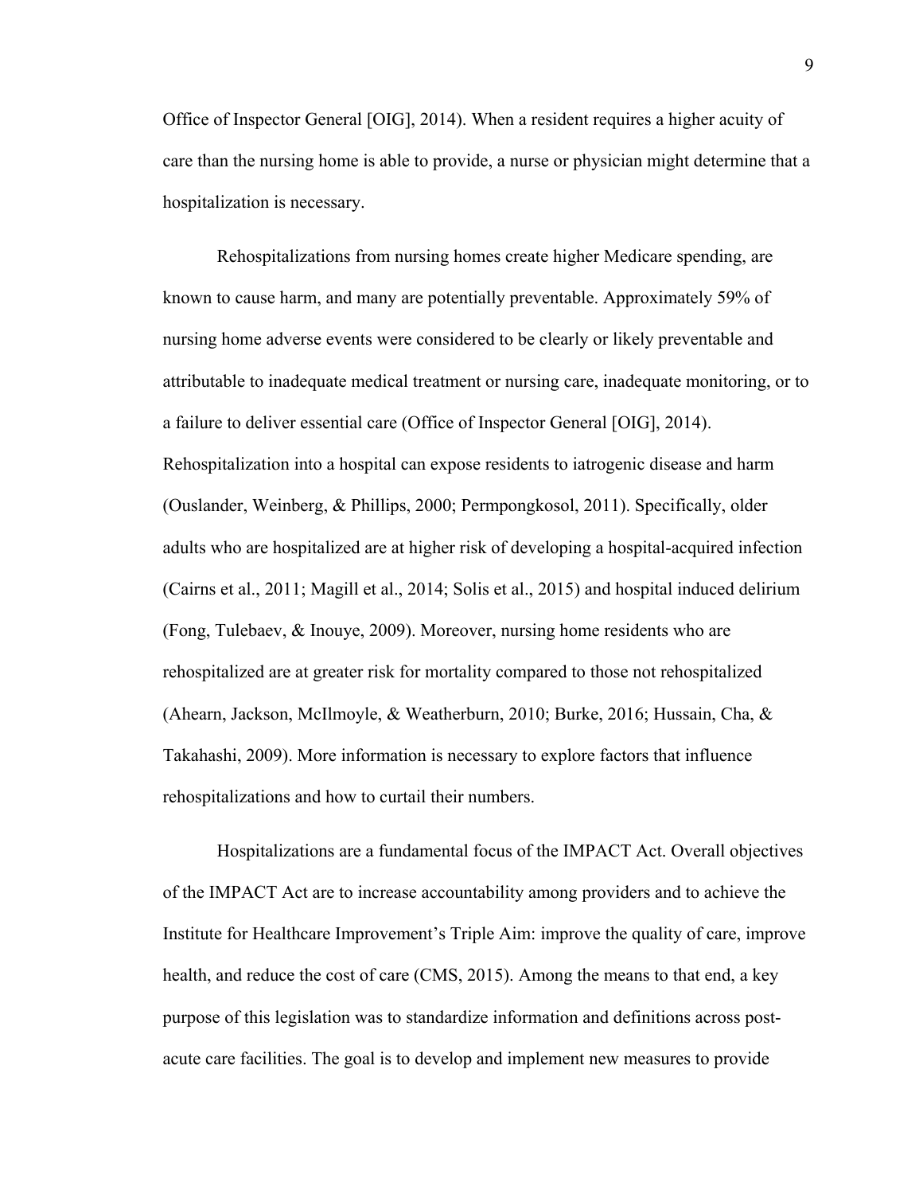Office of Inspector General [OIG], 2014). When a resident requires a higher acuity of care than the nursing home is able to provide, a nurse or physician might determine that a hospitalization is necessary.

Rehospitalizations from nursing homes create higher Medicare spending, are known to cause harm, and many are potentially preventable. Approximately 59% of nursing home adverse events were considered to be clearly or likely preventable and attributable to inadequate medical treatment or nursing care, inadequate monitoring, or to a failure to deliver essential care (Office of Inspector General [OIG], 2014). Rehospitalization into a hospital can expose residents to iatrogenic disease and harm (Ouslander, Weinberg, & Phillips, 2000; Permpongkosol, 2011). Specifically, older adults who are hospitalized are at higher risk of developing a hospital-acquired infection (Cairns et al., 2011; Magill et al., 2014; Solis et al., 2015) and hospital induced delirium (Fong, Tulebaev, & Inouye, 2009). Moreover, nursing home residents who are rehospitalized are at greater risk for mortality compared to those not rehospitalized (Ahearn, Jackson, McIlmoyle, & Weatherburn, 2010; Burke, 2016; Hussain, Cha, & Takahashi, 2009). More information is necessary to explore factors that influence rehospitalizations and how to curtail their numbers.

Hospitalizations are a fundamental focus of the IMPACT Act. Overall objectives of the IMPACT Act are to increase accountability among providers and to achieve the Institute for Healthcare Improvement's Triple Aim: improve the quality of care, improve health, and reduce the cost of care (CMS, 2015). Among the means to that end, a key purpose of this legislation was to standardize information and definitions across post-acute care facilities. The goal is to develop and implement new measures to provide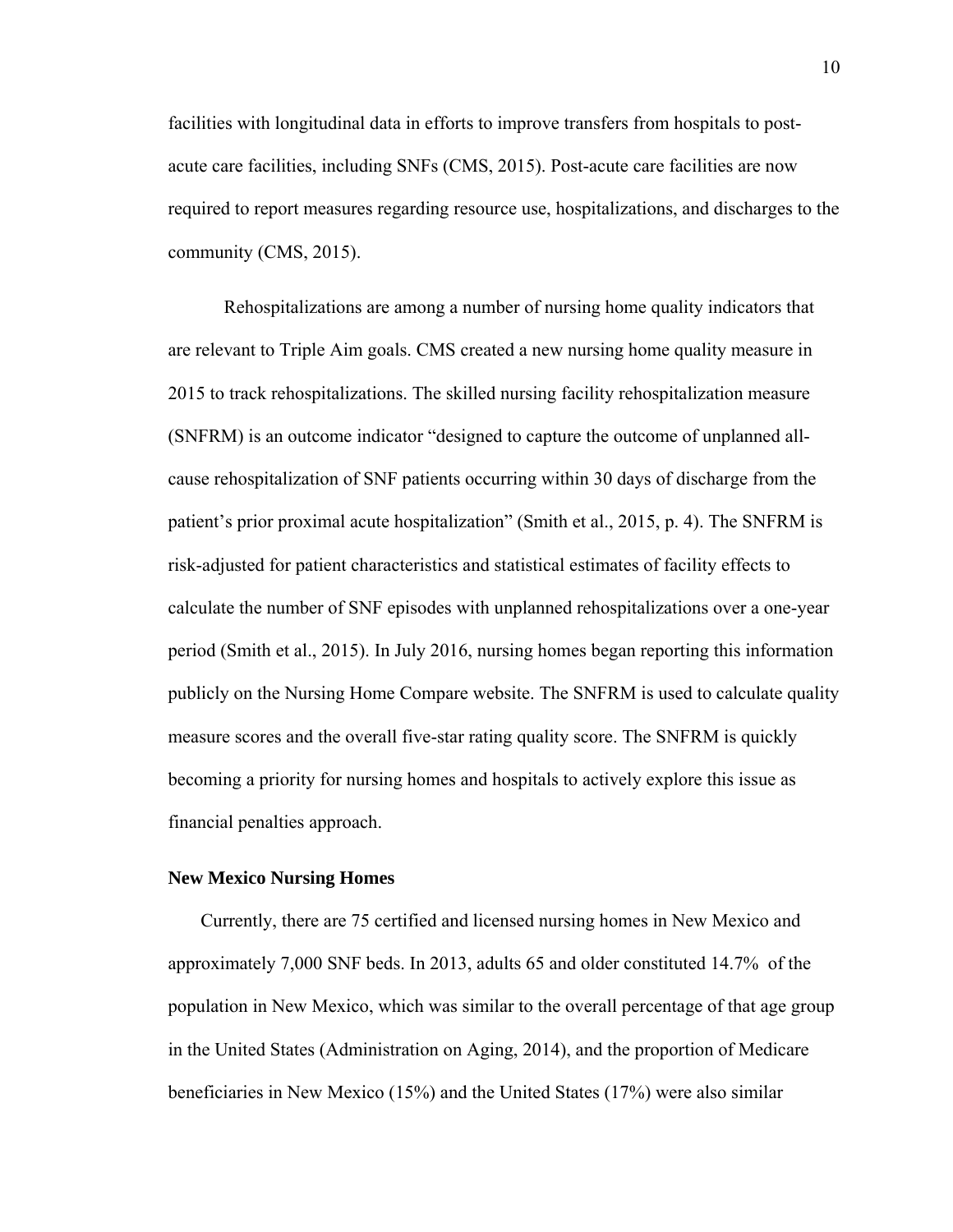facilities with longitudinal data in efforts to improve transfers from hospitals to post-acute care facilities, including SNFs (CMS, 2015). Post-acute care facilities are now required to report measures regarding resource use, hospitalizations, and discharges to the community (CMS, 2015).

Rehospitalizations are among a number of nursing home quality indicators that are relevant to Triple Aim goals. CMS created a new nursing home quality measure in 2015 to track rehospitalizations. The skilled nursing facility rehospitalization measure (SNFRM) is an outcome indicator "designed to capture the outcome of unplanned all-cause rehospitalization of SNF patients occurring within 30 days of discharge from the patient's prior proximal acute hospitalization" (Smith et al., 2015, p. 4). The SNFRM is risk-adjusted for patient characteristics and statistical estimates of facility effects to calculate the number of SNF episodes with unplanned rehospitalizations over a one-year period (Smith et al., 2015). In July 2016, nursing homes began reporting this information publicly on the Nursing Home Compare website. The SNFRM is used to calculate quality measure scores and the overall five-star rating quality score. The SNFRM is quickly becoming a priority for nursing homes and hospitals to actively explore this issue as financial penalties approach.

**New Mexico Nursing Homes**

Currently, there are 75 certified and licensed nursing homes in New Mexico and approximately 7,000 SNF beds. In 2013, adults 65 and older constituted 14.7% of the population in New Mexico, which was similar to the overall percentage of that age group in the United States (Administration on Aging, 2014), and the proportion of Medicare beneficiaries in New Mexico (15%) and the United States (17%) were also similar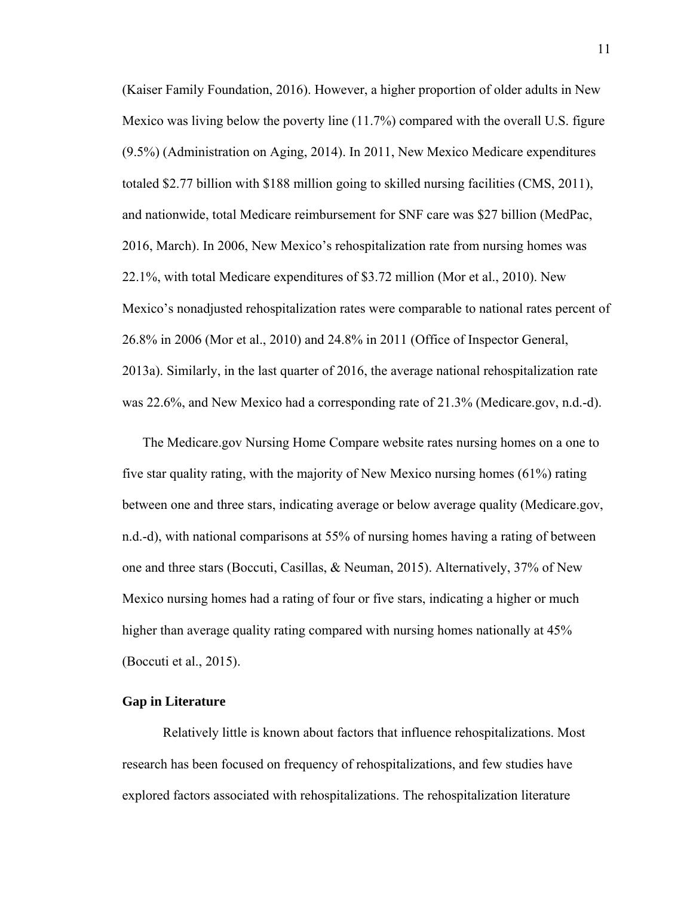(Kaiser Family Foundation, 2016). However, a higher proportion of older adults in New Mexico was living below the poverty line (11.7%) compared with the overall U.S. figure (9.5%) (Administration on Aging, 2014). In 2011, New Mexico Medicare expenditures totaled $2.77 billion with $188 million going to skilled nursing facilities (CMS, 2011), and nationwide, total Medicare reimbursement for SNF care was $27 billion (MedPac, 2016, March). In 2006, New Mexico's rehospitalization rate from nursing homes was 22.1%, with total Medicare expenditures of $3.72 million (Mor et al., 2010). New Mexico's nonadjusted rehospitalization rates were comparable to national rates percent of 26.8% in 2006 (Mor et al., 2010) and 24.8% in 2011 (Office of Inspector General, 2013a). Similarly, in the last quarter of 2016, the average national rehospitalization rate was 22.6%, and New Mexico had a corresponding rate of 21.3% (Medicare.gov, n.d.-d).

The Medicare.gov Nursing Home Compare website rates nursing homes on a one to five star quality rating, with the majority of New Mexico nursing homes (61%) rating between one and three stars, indicating average or below average quality (Medicare.gov, n.d.-d), with national comparisons at 55% of nursing homes having a rating of between one and three stars (Boccuti, Casillas, & Neuman, 2015). Alternatively, 37% of New Mexico nursing homes had a rating of four or five stars, indicating a higher or much higher than average quality rating compared with nursing homes nationally at 45% (Boccuti et al., 2015).

### Gap in Literature

Relatively little is known about factors that influence rehospitalizations. Most research has been focused on frequency of rehospitalizations, and few studies have explored factors associated with rehospitalizations. The rehospitalization literature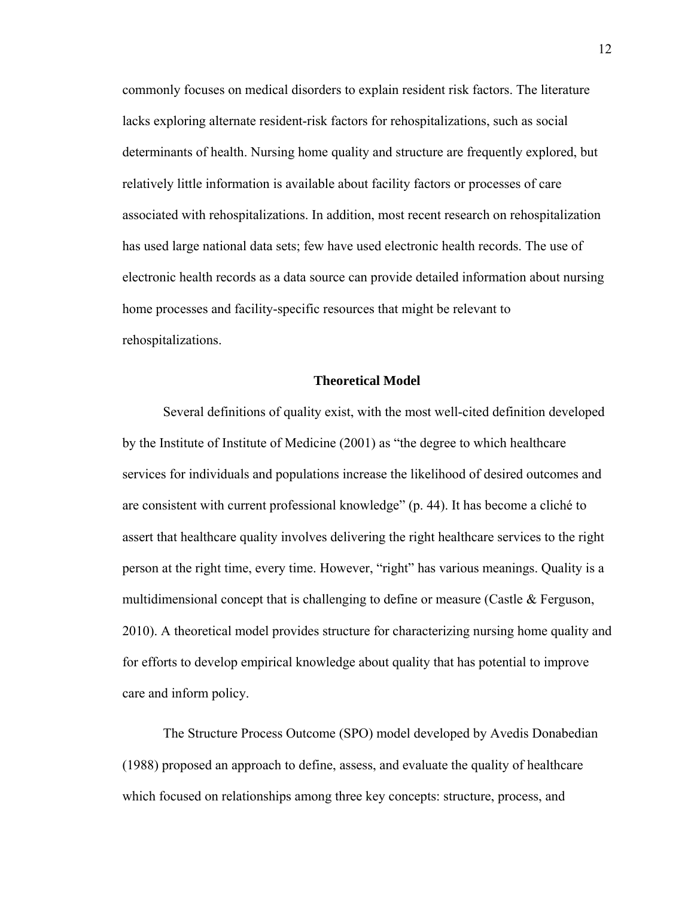commonly focuses on medical disorders to explain resident risk factors. The literature lacks exploring alternate resident-risk factors for rehospitalizations, such as social determinants of health. Nursing home quality and structure are frequently explored, but relatively little information is available about facility factors or processes of care associated with rehospitalizations. In addition, most recent research on rehospitalization has used large national data sets; few have used electronic health records. The use of electronic health records as a data source can provide detailed information about nursing home processes and facility-specific resources that might be relevant to rehospitalizations.

## Theoretical Model

Several definitions of quality exist, with the most well-cited definition developed by the Institute of Institute of Medicine (2001) as “the degree to which healthcare services for individuals and populations increase the likelihood of desired outcomes and are consistent with current professional knowledge” (p. 44). It has become a cliché to assert that healthcare quality involves delivering the right healthcare services to the right person at the right time, every time. However, “right” has various meanings. Quality is a multidimensional concept that is challenging to define or measure (Castle & Ferguson, 2010). A theoretical model provides structure for characterizing nursing home quality and for efforts to develop empirical knowledge about quality that has potential to improve care and inform policy.

The Structure Process Outcome (SPO) model developed by Avedis Donabedian (1988) proposed an approach to define, assess, and evaluate the quality of healthcare which focused on relationships among three key concepts: structure, process, and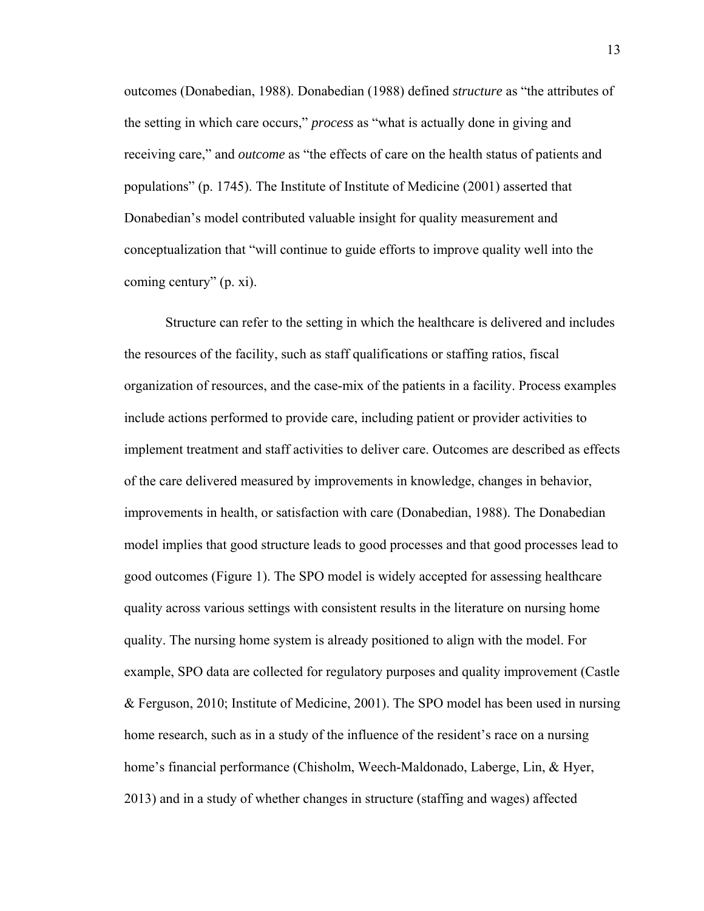outcomes (Donabedian, 1988). Donabedian (1988) defined *structure* as "the attributes of the setting in which care occurs," *process* as "what is actually done in giving and receiving care," and *outcome* as "the effects of care on the health status of patients and populations" (p. 1745). The Institute of Institute of Medicine (2001) asserted that Donabedian's model contributed valuable insight for quality measurement and conceptualization that "will continue to guide efforts to improve quality well into the coming century" (p. xi).

Structure can refer to the setting in which the healthcare is delivered and includes the resources of the facility, such as staff qualifications or staffing ratios, fiscal organization of resources, and the case-mix of the patients in a facility. Process examples include actions performed to provide care, including patient or provider activities to implement treatment and staff activities to deliver care. Outcomes are described as effects of the care delivered measured by improvements in knowledge, changes in behavior, improvements in health, or satisfaction with care (Donabedian, 1988). The Donabedian model implies that good structure leads to good processes and that good processes lead to good outcomes (Figure 1). The SPO model is widely accepted for assessing healthcare quality across various settings with consistent results in the literature on nursing home quality. The nursing home system is already positioned to align with the model. For example, SPO data are collected for regulatory purposes and quality improvement (Castle & Ferguson, 2010; Institute of Medicine, 2001). The SPO model has been used in nursing home research, such as in a study of the influence of the resident's race on a nursing home's financial performance (Chisholm, Weech-Maldonado, Laberge, Lin, & Hyer, 2013) and in a study of whether changes in structure (staffing and wages) affected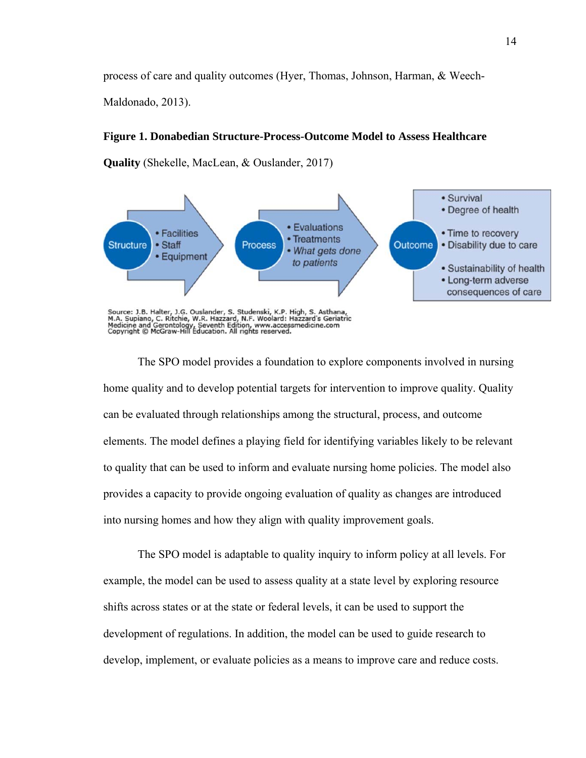process of care and quality outcomes (Hyer, Thomas, Johnson, Harman, & Weech-Maldonado, 2013).

**Figure 1. Donabedian Structure-Process-Outcome Model to Assess Healthcare Quality** (Shekelle, MacLean, & Ouslander, 2017)

Structure
- Facilities
- Staff
- Equipment

Process
- Evaluations
- Treatments
- *What gets done to patients*

Outcome
- Survival
- Degree of health
- Time to recovery
- Disability due to care
- Sustainability of health
- Long-term adverse consequences of care

Source: J.B. Halter, J.G. Ouslander, S. Studenski, K.P. High, S. Asthana, M.A. Supiano, C. Ritchie, W.R. Hazzard, N.F. Woolard: Hazzard's Geriatric Medicine and Gerontology, Seventh Edition, www.accessmedicine.com Copyright © McGraw-Hill Education. All rights reserved.

The SPO model provides a foundation to explore components involved in nursing home quality and to develop potential targets for intervention to improve quality. Quality can be evaluated through relationships among the structural, process, and outcome elements. The model defines a playing field for identifying variables likely to be relevant to quality that can be used to inform and evaluate nursing home policies. The model also provides a capacity to provide ongoing evaluation of quality as changes are introduced into nursing homes and how they align with quality improvement goals.

The SPO model is adaptable to quality inquiry to inform policy at all levels. For example, the model can be used to assess quality at a state level by exploring resource shifts across states or at the state or federal levels, it can be used to support the development of regulations. In addition, the model can be used to guide research to develop, implement, or evaluate policies as a means to improve care and reduce costs.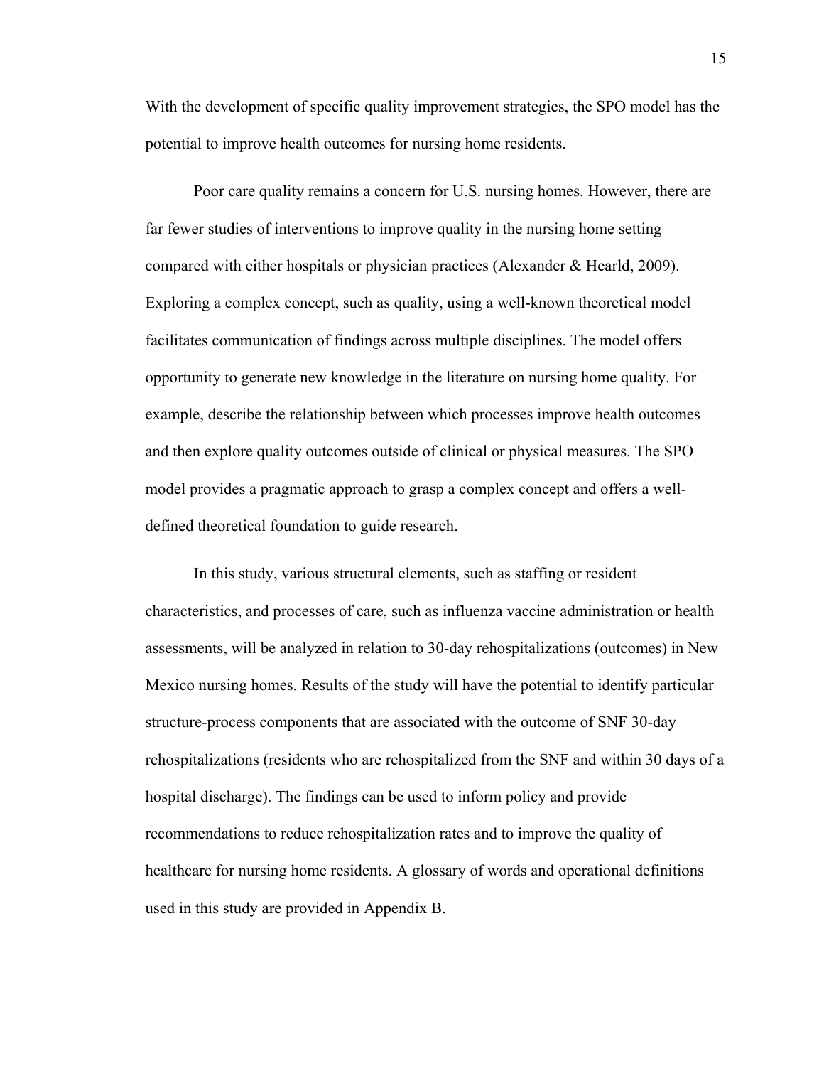With the development of specific quality improvement strategies, the SPO model has the potential to improve health outcomes for nursing home residents.

Poor care quality remains a concern for U.S. nursing homes. However, there are far fewer studies of interventions to improve quality in the nursing home setting compared with either hospitals or physician practices (Alexander & Hearld, 2009). Exploring a complex concept, such as quality, using a well-known theoretical model facilitates communication of findings across multiple disciplines. The model offers opportunity to generate new knowledge in the literature on nursing home quality. For example, describe the relationship between which processes improve health outcomes and then explore quality outcomes outside of clinical or physical measures. The SPO model provides a pragmatic approach to grasp a complex concept and offers a well-defined theoretical foundation to guide research.

In this study, various structural elements, such as staffing or resident characteristics, and processes of care, such as influenza vaccine administration or health assessments, will be analyzed in relation to 30-day rehospitalizations (outcomes) in New Mexico nursing homes. Results of the study will have the potential to identify particular structure-process components that are associated with the outcome of SNF 30-day rehospitalizations (residents who are rehospitalized from the SNF and within 30 days of a hospital discharge). The findings can be used to inform policy and provide recommendations to reduce rehospitalization rates and to improve the quality of healthcare for nursing home residents. A glossary of words and operational definitions used in this study are provided in Appendix B.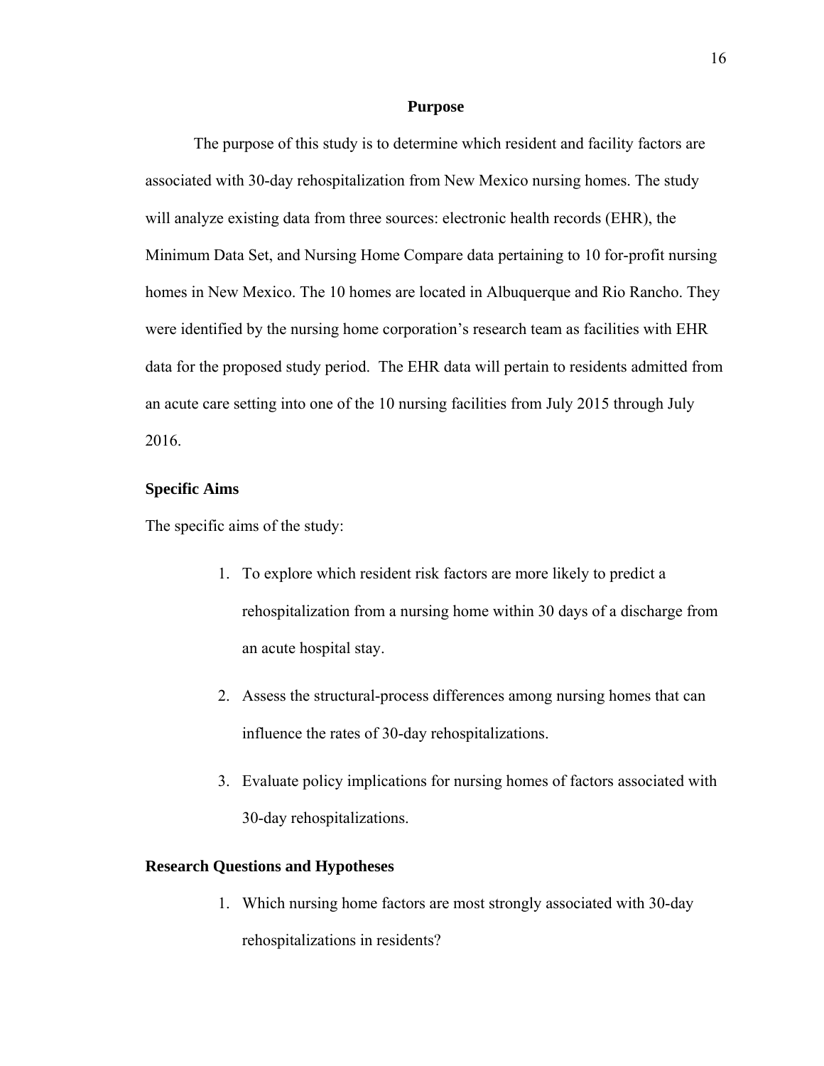## Purpose

The purpose of this study is to determine which resident and facility factors are associated with 30-day rehospitalization from New Mexico nursing homes. The study will analyze existing data from three sources: electronic health records (EHR), the Minimum Data Set, and Nursing Home Compare data pertaining to 10 for-profit nursing homes in New Mexico. The 10 homes are located in Albuquerque and Rio Rancho. They were identified by the nursing home corporation's research team as facilities with EHR data for the proposed study period. The EHR data will pertain to residents admitted from an acute care setting into one of the 10 nursing facilities from July 2015 through July 2016.

### Specific Aims

The specific aims of the study:

1. To explore which resident risk factors are more likely to predict a rehospitalization from a nursing home within 30 days of a discharge from an acute hospital stay.
2. Assess the structural-process differences among nursing homes that can influence the rates of 30-day rehospitalizations.
3. Evaluate policy implications for nursing homes of factors associated with 30-day rehospitalizations.

### Research Questions and Hypotheses

1. Which nursing home factors are most strongly associated with 30-day rehospitalizations in residents?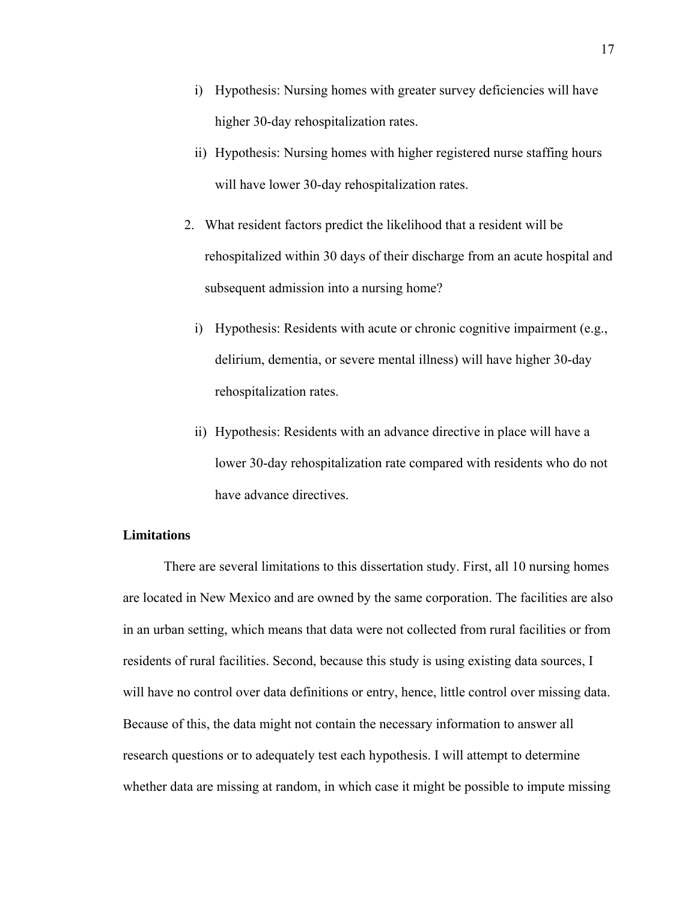i) Hypothesis: Nursing homes with greater survey deficiencies will have higher 30-day rehospitalization rates.

ii) Hypothesis: Nursing homes with higher registered nurse staffing hours will have lower 30-day rehospitalization rates.

2. What resident factors predict the likelihood that a resident will be rehospitalized within 30 days of their discharge from an acute hospital and subsequent admission into a nursing home?

i) Hypothesis: Residents with acute or chronic cognitive impairment (e.g., delirium, dementia, or severe mental illness) will have higher 30-day rehospitalization rates.

ii) Hypothesis: Residents with an advance directive in place will have a lower 30-day rehospitalization rate compared with residents who do not have advance directives.

**Limitations**

There are several limitations to this dissertation study. First, all 10 nursing homes are located in New Mexico and are owned by the same corporation. The facilities are also in an urban setting, which means that data were not collected from rural facilities or from residents of rural facilities. Second, because this study is using existing data sources, I will have no control over data definitions or entry, hence, little control over missing data. Because of this, the data might not contain the necessary information to answer all research questions or to adequately test each hypothesis. I will attempt to determine whether data are missing at random, in which case it might be possible to impute missing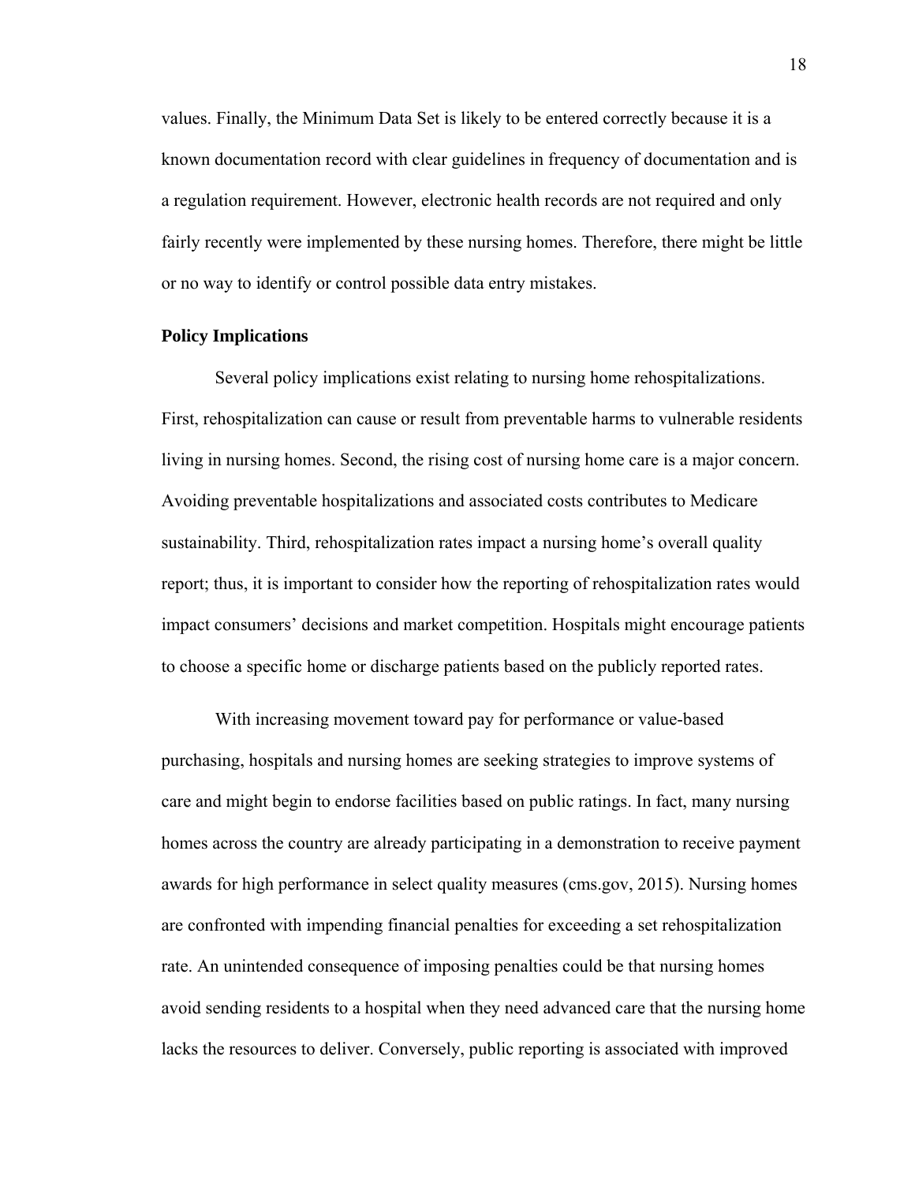values. Finally, the Minimum Data Set is likely to be entered correctly because it is a known documentation record with clear guidelines in frequency of documentation and is a regulation requirement. However, electronic health records are not required and only fairly recently were implemented by these nursing homes. Therefore, there might be little or no way to identify or control possible data entry mistakes.

## Policy Implications

Several policy implications exist relating to nursing home rehospitalizations. First, rehospitalization can cause or result from preventable harms to vulnerable residents living in nursing homes. Second, the rising cost of nursing home care is a major concern. Avoiding preventable hospitalizations and associated costs contributes to Medicare sustainability. Third, rehospitalization rates impact a nursing home's overall quality report; thus, it is important to consider how the reporting of rehospitalization rates would impact consumers' decisions and market competition. Hospitals might encourage patients to choose a specific home or discharge patients based on the publicly reported rates.

With increasing movement toward pay for performance or value-based purchasing, hospitals and nursing homes are seeking strategies to improve systems of care and might begin to endorse facilities based on public ratings. In fact, many nursing homes across the country are already participating in a demonstration to receive payment awards for high performance in select quality measures (cms.gov, 2015). Nursing homes are confronted with impending financial penalties for exceeding a set rehospitalization rate. An unintended consequence of imposing penalties could be that nursing homes avoid sending residents to a hospital when they need advanced care that the nursing home lacks the resources to deliver. Conversely, public reporting is associated with improved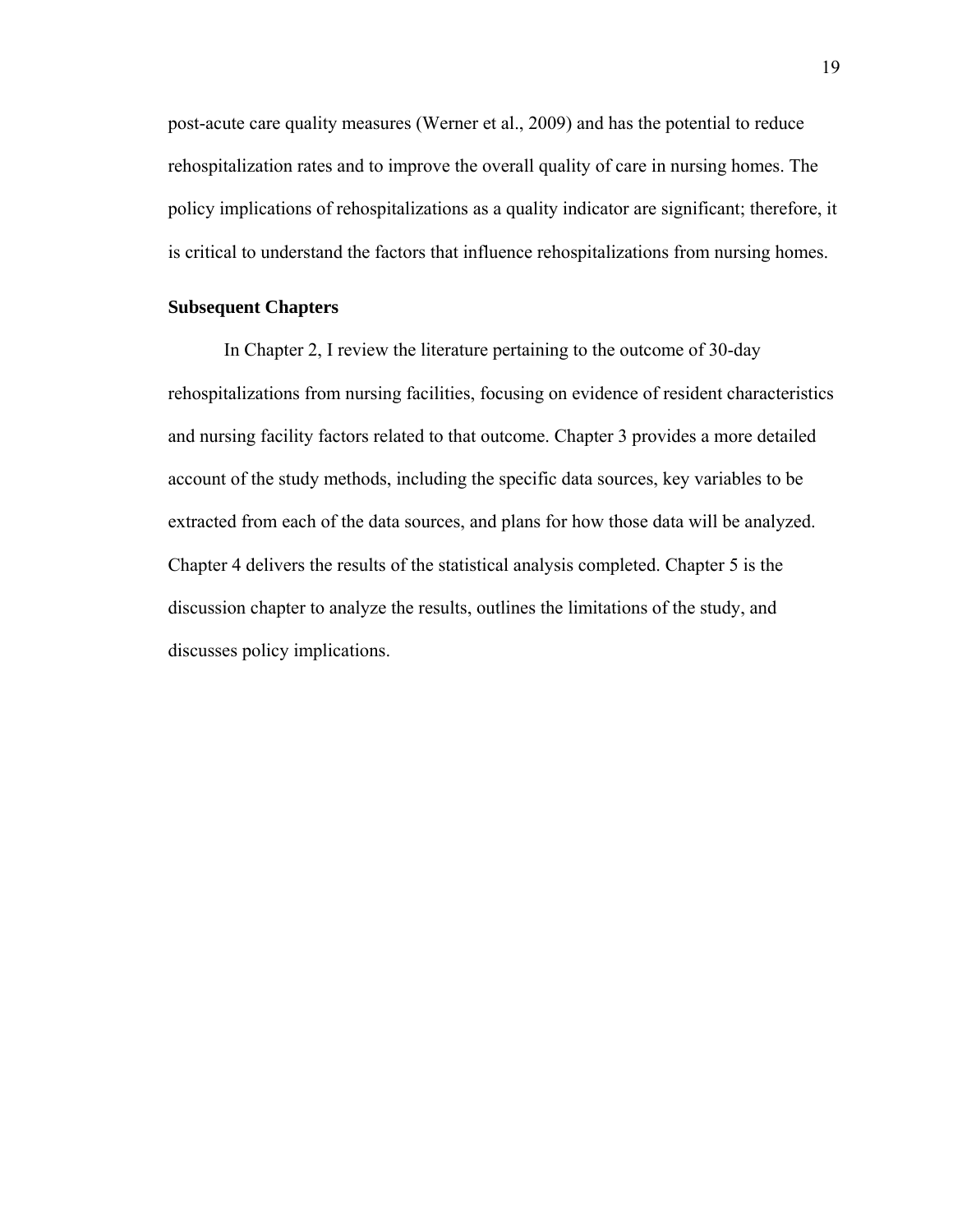post-acute care quality measures (Werner et al., 2009) and has the potential to reduce rehospitalization rates and to improve the overall quality of care in nursing homes. The policy implications of rehospitalizations as a quality indicator are significant; therefore, it is critical to understand the factors that influence rehospitalizations from nursing homes.

### Subsequent Chapters

In Chapter 2, I review the literature pertaining to the outcome of 30-day rehospitalizations from nursing facilities, focusing on evidence of resident characteristics and nursing facility factors related to that outcome. Chapter 3 provides a more detailed account of the study methods, including the specific data sources, key variables to be extracted from each of the data sources, and plans for how those data will be analyzed. Chapter 4 delivers the results of the statistical analysis completed. Chapter 5 is the discussion chapter to analyze the results, outlines the limitations of the study, and discusses policy implications.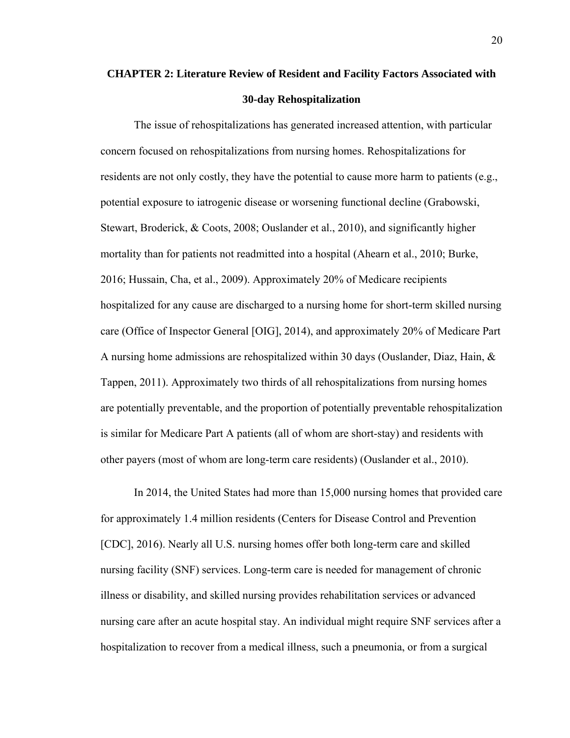# CHAPTER 2: Literature Review of Resident and Facility Factors Associated with 30-day Rehospitalization

The issue of rehospitalizations has generated increased attention, with particular concern focused on rehospitalizations from nursing homes. Rehospitalizations for residents are not only costly, they have the potential to cause more harm to patients (e.g., potential exposure to iatrogenic disease or worsening functional decline (Grabowski, Stewart, Broderick, & Coots, 2008; Ouslander et al., 2010), and significantly higher mortality than for patients not readmitted into a hospital (Ahearn et al., 2010; Burke, 2016; Hussain, Cha, et al., 2009). Approximately 20% of Medicare recipients hospitalized for any cause are discharged to a nursing home for short-term skilled nursing care (Office of Inspector General [OIG], 2014), and approximately 20% of Medicare Part A nursing home admissions are rehospitalized within 30 days (Ouslander, Diaz, Hain, & Tappen, 2011). Approximately two thirds of all rehospitalizations from nursing homes are potentially preventable, and the proportion of potentially preventable rehospitalization is similar for Medicare Part A patients (all of whom are short-stay) and residents with other payers (most of whom are long-term care residents) (Ouslander et al., 2010).

In 2014, the United States had more than 15,000 nursing homes that provided care for approximately 1.4 million residents (Centers for Disease Control and Prevention [CDC], 2016). Nearly all U.S. nursing homes offer both long-term care and skilled nursing facility (SNF) services. Long-term care is needed for management of chronic illness or disability, and skilled nursing provides rehabilitation services or advanced nursing care after an acute hospital stay. An individual might require SNF services after a hospitalization to recover from a medical illness, such a pneumonia, or from a surgical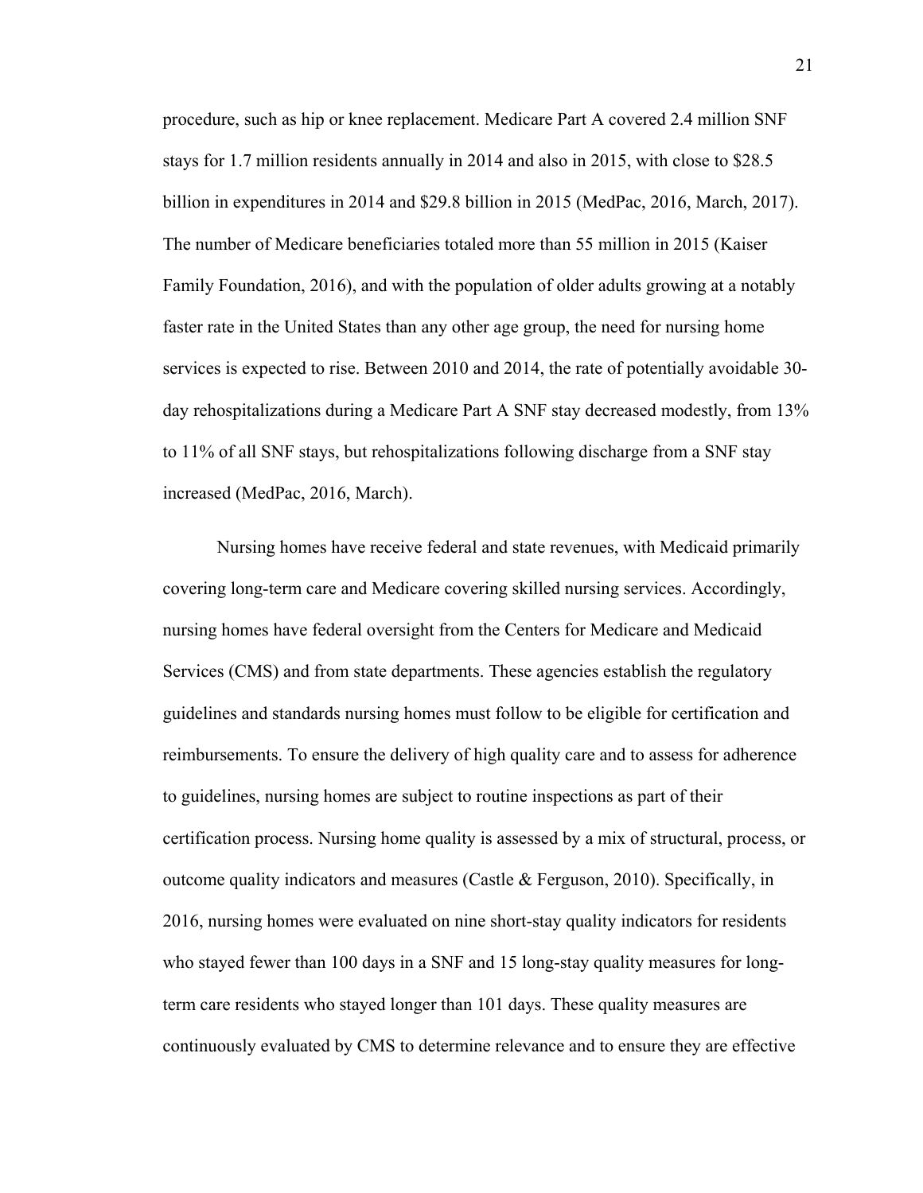procedure, such as hip or knee replacement. Medicare Part A covered 2.4 million SNF stays for 1.7 million residents annually in 2014 and also in 2015, with close to $28.5 billion in expenditures in 2014 and $29.8 billion in 2015 (MedPac, 2016, March, 2017). The number of Medicare beneficiaries totaled more than 55 million in 2015 (Kaiser Family Foundation, 2016), and with the population of older adults growing at a notably faster rate in the United States than any other age group, the need for nursing home services is expected to rise. Between 2010 and 2014, the rate of potentially avoidable 30-day rehospitalizations during a Medicare Part A SNF stay decreased modestly, from 13% to 11% of all SNF stays, but rehospitalizations following discharge from a SNF stay increased (MedPac, 2016, March).

Nursing homes have receive federal and state revenues, with Medicaid primarily covering long-term care and Medicare covering skilled nursing services. Accordingly, nursing homes have federal oversight from the Centers for Medicare and Medicaid Services (CMS) and from state departments. These agencies establish the regulatory guidelines and standards nursing homes must follow to be eligible for certification and reimbursements. To ensure the delivery of high quality care and to assess for adherence to guidelines, nursing homes are subject to routine inspections as part of their certification process. Nursing home quality is assessed by a mix of structural, process, or outcome quality indicators and measures (Castle & Ferguson, 2010). Specifically, in 2016, nursing homes were evaluated on nine short-stay quality indicators for residents who stayed fewer than 100 days in a SNF and 15 long-stay quality measures for long-term care residents who stayed longer than 101 days. These quality measures are continuously evaluated by CMS to determine relevance and to ensure they are effective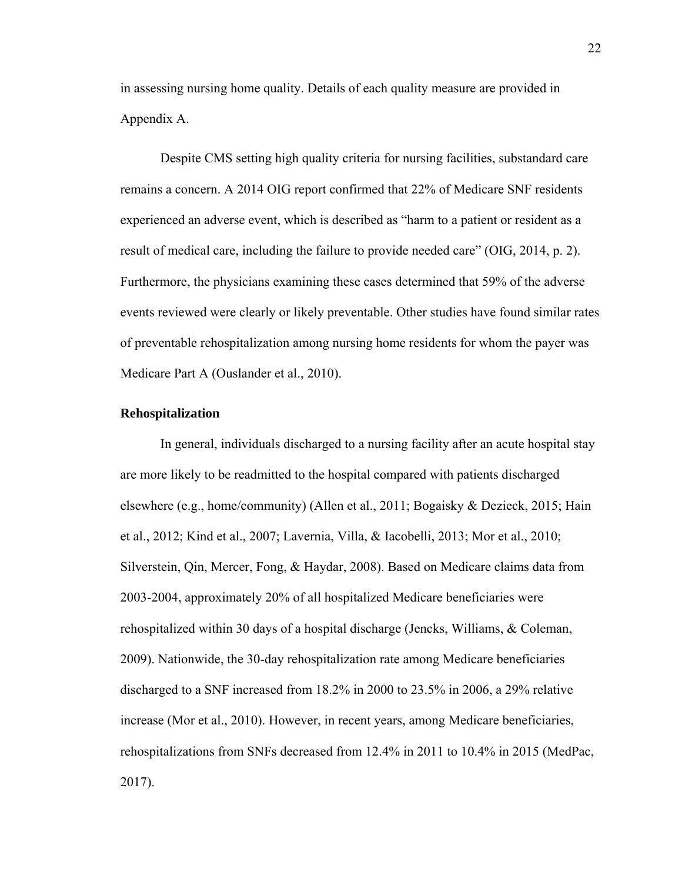in assessing nursing home quality. Details of each quality measure are provided in Appendix A.

Despite CMS setting high quality criteria for nursing facilities, substandard care remains a concern. A 2014 OIG report confirmed that 22% of Medicare SNF residents experienced an adverse event, which is described as "harm to a patient or resident as a result of medical care, including the failure to provide needed care" (OIG, 2014, p. 2). Furthermore, the physicians examining these cases determined that 59% of the adverse events reviewed were clearly or likely preventable. Other studies have found similar rates of preventable rehospitalization among nursing home residents for whom the payer was Medicare Part A (Ouslander et al., 2010).

### Rehospitalization

In general, individuals discharged to a nursing facility after an acute hospital stay are more likely to be readmitted to the hospital compared with patients discharged elsewhere (e.g., home/community) (Allen et al., 2011; Bogaisky & Dezieck, 2015; Hain et al., 2012; Kind et al., 2007; Lavernia, Villa, & Iacobelli, 2013; Mor et al., 2010; Silverstein, Qin, Mercer, Fong, & Haydar, 2008). Based on Medicare claims data from 2003-2004, approximately 20% of all hospitalized Medicare beneficiaries were rehospitalized within 30 days of a hospital discharge (Jencks, Williams, & Coleman, 2009). Nationwide, the 30-day rehospitalization rate among Medicare beneficiaries discharged to a SNF increased from 18.2% in 2000 to 23.5% in 2006, a 29% relative increase (Mor et al., 2010). However, in recent years, among Medicare beneficiaries, rehospitalizations from SNFs decreased from 12.4% in 2011 to 10.4% in 2015 (MedPac, 2017).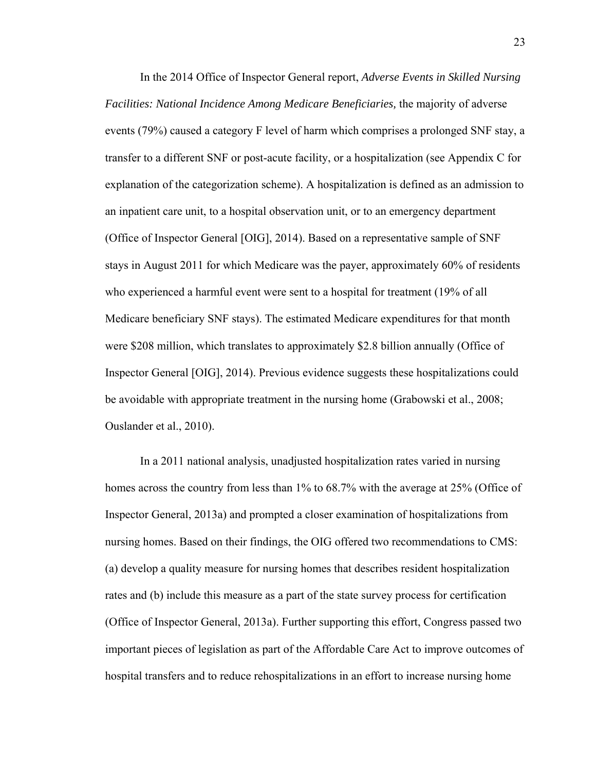In the 2014 Office of Inspector General report, *Adverse Events in Skilled Nursing Facilities: National Incidence Among Medicare Beneficiaries,* the majority of adverse events (79%) caused a category F level of harm which comprises a prolonged SNF stay, a transfer to a different SNF or post-acute facility, or a hospitalization (see Appendix C for explanation of the categorization scheme). A hospitalization is defined as an admission to an inpatient care unit, to a hospital observation unit, or to an emergency department (Office of Inspector General [OIG], 2014). Based on a representative sample of SNF stays in August 2011 for which Medicare was the payer, approximately 60% of residents who experienced a harmful event were sent to a hospital for treatment (19% of all Medicare beneficiary SNF stays). The estimated Medicare expenditures for that month were $208 million, which translates to approximately $2.8 billion annually (Office of Inspector General [OIG], 2014). Previous evidence suggests these hospitalizations could be avoidable with appropriate treatment in the nursing home (Grabowski et al., 2008; Ouslander et al., 2010).

In a 2011 national analysis, unadjusted hospitalization rates varied in nursing homes across the country from less than 1% to 68.7% with the average at 25% (Office of Inspector General, 2013a) and prompted a closer examination of hospitalizations from nursing homes. Based on their findings, the OIG offered two recommendations to CMS: (a) develop a quality measure for nursing homes that describes resident hospitalization rates and (b) include this measure as a part of the state survey process for certification (Office of Inspector General, 2013a). Further supporting this effort, Congress passed two important pieces of legislation as part of the Affordable Care Act to improve outcomes of hospital transfers and to reduce rehospitalizations in an effort to increase nursing home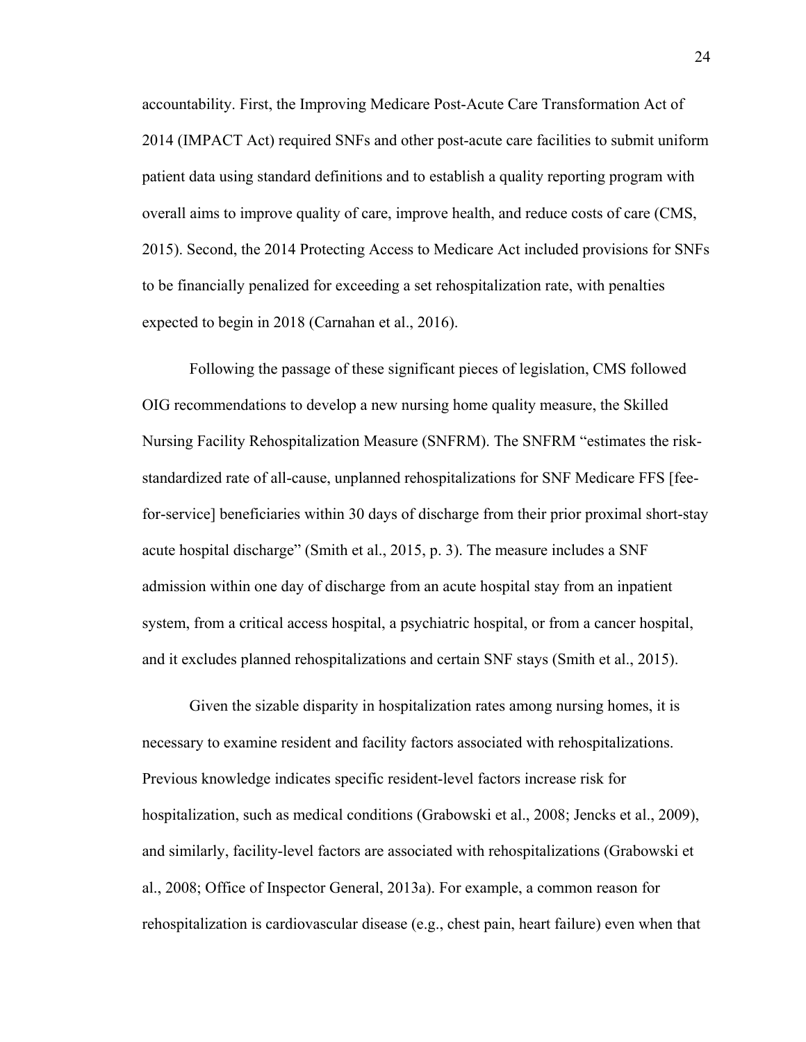accountability. First, the Improving Medicare Post-Acute Care Transformation Act of 2014 (IMPACT Act) required SNFs and other post-acute care facilities to submit uniform patient data using standard definitions and to establish a quality reporting program with overall aims to improve quality of care, improve health, and reduce costs of care (CMS, 2015). Second, the 2014 Protecting Access to Medicare Act included provisions for SNFs to be financially penalized for exceeding a set rehospitalization rate, with penalties expected to begin in 2018 (Carnahan et al., 2016).

Following the passage of these significant pieces of legislation, CMS followed OIG recommendations to develop a new nursing home quality measure, the Skilled Nursing Facility Rehospitalization Measure (SNFRM). The SNFRM "estimates the risk-standardized rate of all-cause, unplanned rehospitalizations for SNF Medicare FFS [fee-for-service] beneficiaries within 30 days of discharge from their prior proximal short-stay acute hospital discharge" (Smith et al., 2015, p. 3). The measure includes a SNF admission within one day of discharge from an acute hospital stay from an inpatient system, from a critical access hospital, a psychiatric hospital, or from a cancer hospital, and it excludes planned rehospitalizations and certain SNF stays (Smith et al., 2015).

Given the sizable disparity in hospitalization rates among nursing homes, it is necessary to examine resident and facility factors associated with rehospitalizations. Previous knowledge indicates specific resident-level factors increase risk for hospitalization, such as medical conditions (Grabowski et al., 2008; Jencks et al., 2009), and similarly, facility-level factors are associated with rehospitalizations (Grabowski et al., 2008; Office of Inspector General, 2013a). For example, a common reason for rehospitalization is cardiovascular disease (e.g., chest pain, heart failure) even when that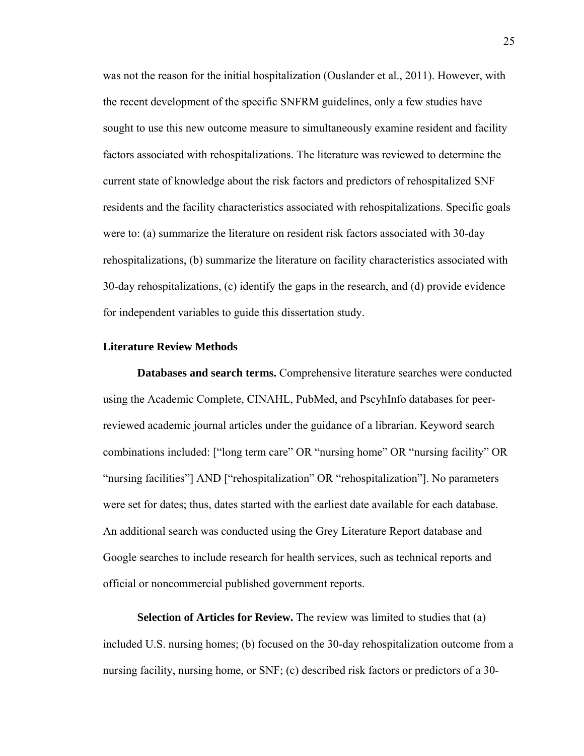was not the reason for the initial hospitalization (Ouslander et al., 2011). However, with the recent development of the specific SNFRM guidelines, only a few studies have sought to use this new outcome measure to simultaneously examine resident and facility factors associated with rehospitalizations. The literature was reviewed to determine the current state of knowledge about the risk factors and predictors of rehospitalized SNF residents and the facility characteristics associated with rehospitalizations. Specific goals were to: (a) summarize the literature on resident risk factors associated with 30-day rehospitalizations, (b) summarize the literature on facility characteristics associated with 30-day rehospitalizations, (c) identify the gaps in the research, and (d) provide evidence for independent variables to guide this dissertation study.

## Literature Review Methods

**Databases and search terms.** Comprehensive literature searches were conducted using the Academic Complete, CINAHL, PubMed, and PscyhInfo databases for peer-reviewed academic journal articles under the guidance of a librarian. Keyword search combinations included: [“long term care” OR “nursing home” OR “nursing facility” OR “nursing facilities”] AND [“rehospitalization” OR “rehospitalization”]. No parameters were set for dates; thus, dates started with the earliest date available for each database. An additional search was conducted using the Grey Literature Report database and Google searches to include research for health services, such as technical reports and official or noncommercial published government reports.

**Selection of Articles for Review.** The review was limited to studies that (a) included U.S. nursing homes; (b) focused on the 30-day rehospitalization outcome from a nursing facility, nursing home, or SNF; (c) described risk factors or predictors of a 30-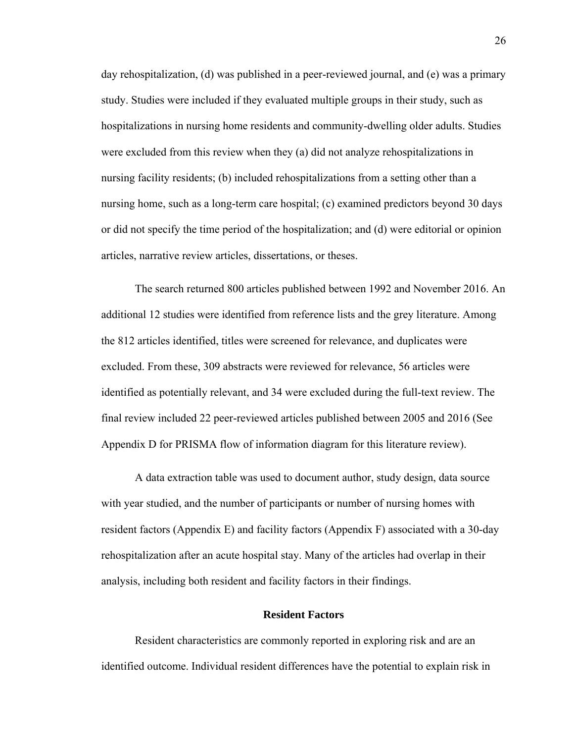day rehospitalization, (d) was published in a peer-reviewed journal, and (e) was a primary study. Studies were included if they evaluated multiple groups in their study, such as hospitalizations in nursing home residents and community-dwelling older adults. Studies were excluded from this review when they (a) did not analyze rehospitalizations in nursing facility residents; (b) included rehospitalizations from a setting other than a nursing home, such as a long-term care hospital; (c) examined predictors beyond 30 days or did not specify the time period of the hospitalization; and (d) were editorial or opinion articles, narrative review articles, dissertations, or theses.

The search returned 800 articles published between 1992 and November 2016. An additional 12 studies were identified from reference lists and the grey literature. Among the 812 articles identified, titles were screened for relevance, and duplicates were excluded. From these, 309 abstracts were reviewed for relevance, 56 articles were identified as potentially relevant, and 34 were excluded during the full-text review. The final review included 22 peer-reviewed articles published between 2005 and 2016 (See Appendix D for PRISMA flow of information diagram for this literature review).

A data extraction table was used to document author, study design, data source with year studied, and the number of participants or number of nursing homes with resident factors (Appendix E) and facility factors (Appendix F) associated with a 30-day rehospitalization after an acute hospital stay. Many of the articles had overlap in their analysis, including both resident and facility factors in their findings.

## Resident Factors

Resident characteristics are commonly reported in exploring risk and are an identified outcome. Individual resident differences have the potential to explain risk in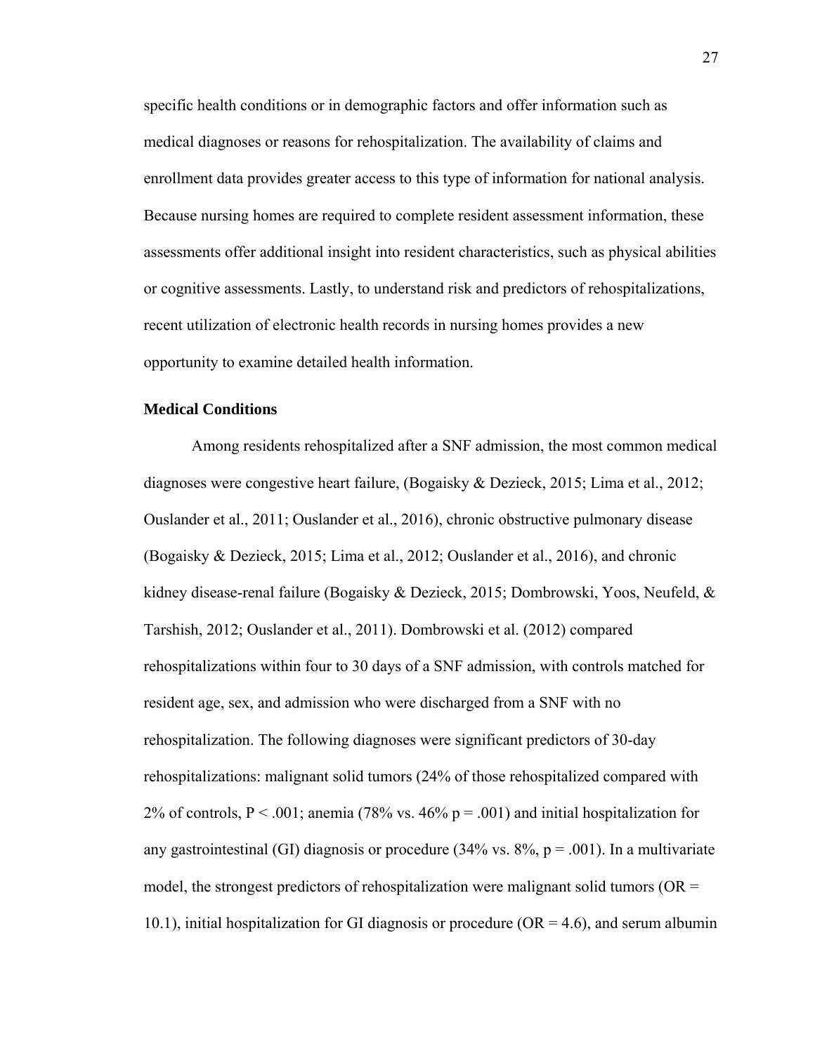specific health conditions or in demographic factors and offer information such as medical diagnoses or reasons for rehospitalization. The availability of claims and enrollment data provides greater access to this type of information for national analysis. Because nursing homes are required to complete resident assessment information, these assessments offer additional insight into resident characteristics, such as physical abilities or cognitive assessments. Lastly, to understand risk and predictors of rehospitalizations, recent utilization of electronic health records in nursing homes provides a new opportunity to examine detailed health information.

**Medical Conditions**

Among residents rehospitalized after a SNF admission, the most common medical diagnoses were congestive heart failure, (Bogaisky & Dezieck, 2015; Lima et al., 2012; Ouslander et al., 2011; Ouslander et al., 2016), chronic obstructive pulmonary disease (Bogaisky & Dezieck, 2015; Lima et al., 2012; Ouslander et al., 2016), and chronic kidney disease-renal failure (Bogaisky & Dezieck, 2015; Dombrowski, Yoos, Neufeld, & Tarshish, 2012; Ouslander et al., 2011). Dombrowski et al. (2012) compared rehospitalizations within four to 30 days of a SNF admission, with controls matched for resident age, sex, and admission who were discharged from a SNF with no rehospitalization. The following diagnoses were significant predictors of 30-day rehospitalizations: malignant solid tumors (24% of those rehospitalized compared with 2% of controls, $P < .001$; anemia (78% vs. 46% $p = .001$) and initial hospitalization for any gastrointestinal (GI) diagnosis or procedure (34% vs. 8%, $p = .001$). In a multivariate model, the strongest predictors of rehospitalization were malignant solid tumors ($OR = 10.1$), initial hospitalization for GI diagnosis or procedure ($OR = 4.6$), and serum albumin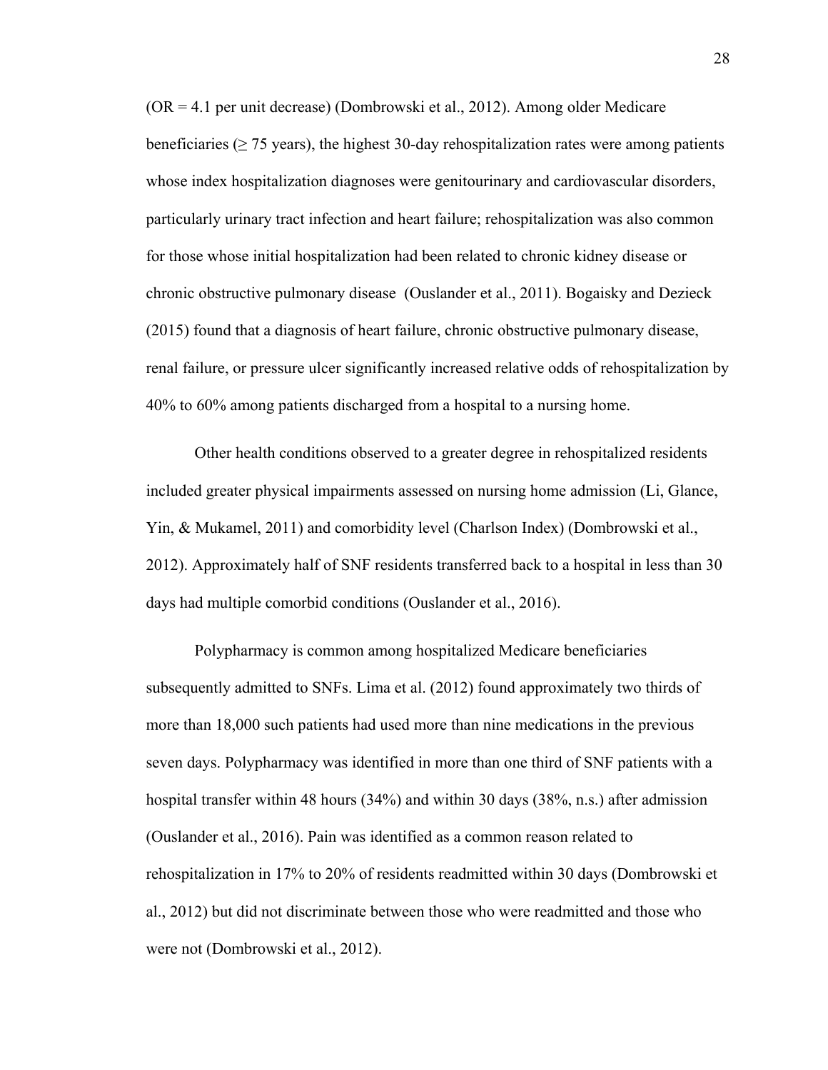(OR = 4.1 per unit decrease) (Dombrowski et al., 2012). Among older Medicare beneficiaries (≥ 75 years), the highest 30-day rehospitalization rates were among patients whose index hospitalization diagnoses were genitourinary and cardiovascular disorders, particularly urinary tract infection and heart failure; rehospitalization was also common for those whose initial hospitalization had been related to chronic kidney disease or chronic obstructive pulmonary disease (Ouslander et al., 2011). Bogaisky and Dezieck (2015) found that a diagnosis of heart failure, chronic obstructive pulmonary disease, renal failure, or pressure ulcer significantly increased relative odds of rehospitalization by 40% to 60% among patients discharged from a hospital to a nursing home.

Other health conditions observed to a greater degree in rehospitalized residents included greater physical impairments assessed on nursing home admission (Li, Glance, Yin, & Mukamel, 2011) and comorbidity level (Charlson Index) (Dombrowski et al., 2012). Approximately half of SNF residents transferred back to a hospital in less than 30 days had multiple comorbid conditions (Ouslander et al., 2016).

Polypharmacy is common among hospitalized Medicare beneficiaries subsequently admitted to SNFs. Lima et al. (2012) found approximately two thirds of more than 18,000 such patients had used more than nine medications in the previous seven days. Polypharmacy was identified in more than one third of SNF patients with a hospital transfer within 48 hours (34%) and within 30 days (38%, n.s.) after admission (Ouslander et al., 2016). Pain was identified as a common reason related to rehospitalization in 17% to 20% of residents readmitted within 30 days (Dombrowski et al., 2012) but did not discriminate between those who were readmitted and those who were not (Dombrowski et al., 2012).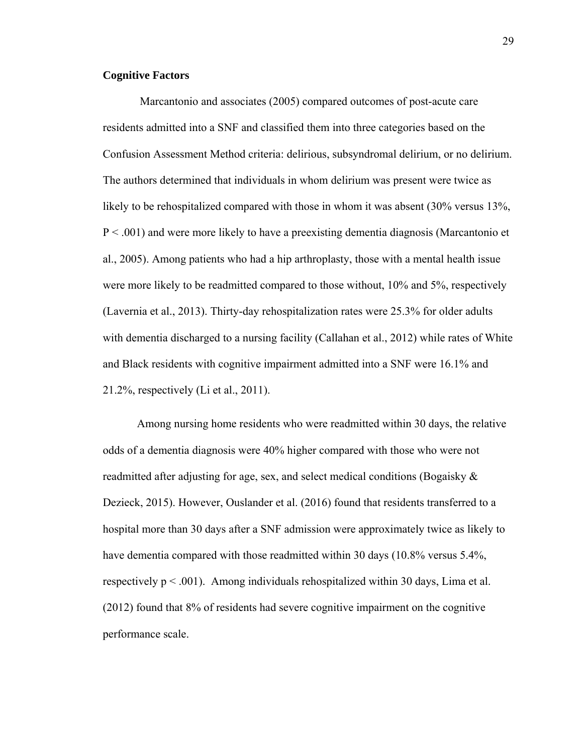**Cognitive Factors**

Marcantonio and associates (2005) compared outcomes of post-acute care residents admitted into a SNF and classified them into three categories based on the Confusion Assessment Method criteria: delirious, subsyndromal delirium, or no delirium. The authors determined that individuals in whom delirium was present were twice as likely to be rehospitalized compared with those in whom it was absent (30% versus 13%, $P < .001$) and were more likely to have a preexisting dementia diagnosis (Marcantonio et al., 2005). Among patients who had a hip arthroplasty, those with a mental health issue were more likely to be readmitted compared to those without, 10% and 5%, respectively (Lavernia et al., 2013). Thirty-day rehospitalization rates were 25.3% for older adults with dementia discharged to a nursing facility (Callahan et al., 2012) while rates of White and Black residents with cognitive impairment admitted into a SNF were 16.1% and 21.2%, respectively (Li et al., 2011).

Among nursing home residents who were readmitted within 30 days, the relative odds of a dementia diagnosis were 40% higher compared with those who were not readmitted after adjusting for age, sex, and select medical conditions (Bogaisky & Dezieck, 2015). However, Ouslander et al. (2016) found that residents transferred to a hospital more than 30 days after a SNF admission were approximately twice as likely to have dementia compared with those readmitted within 30 days (10.8% versus 5.4%, respectively $p < .001$). Among individuals rehospitalized within 30 days, Lima et al. (2012) found that 8% of residents had severe cognitive impairment on the cognitive performance scale.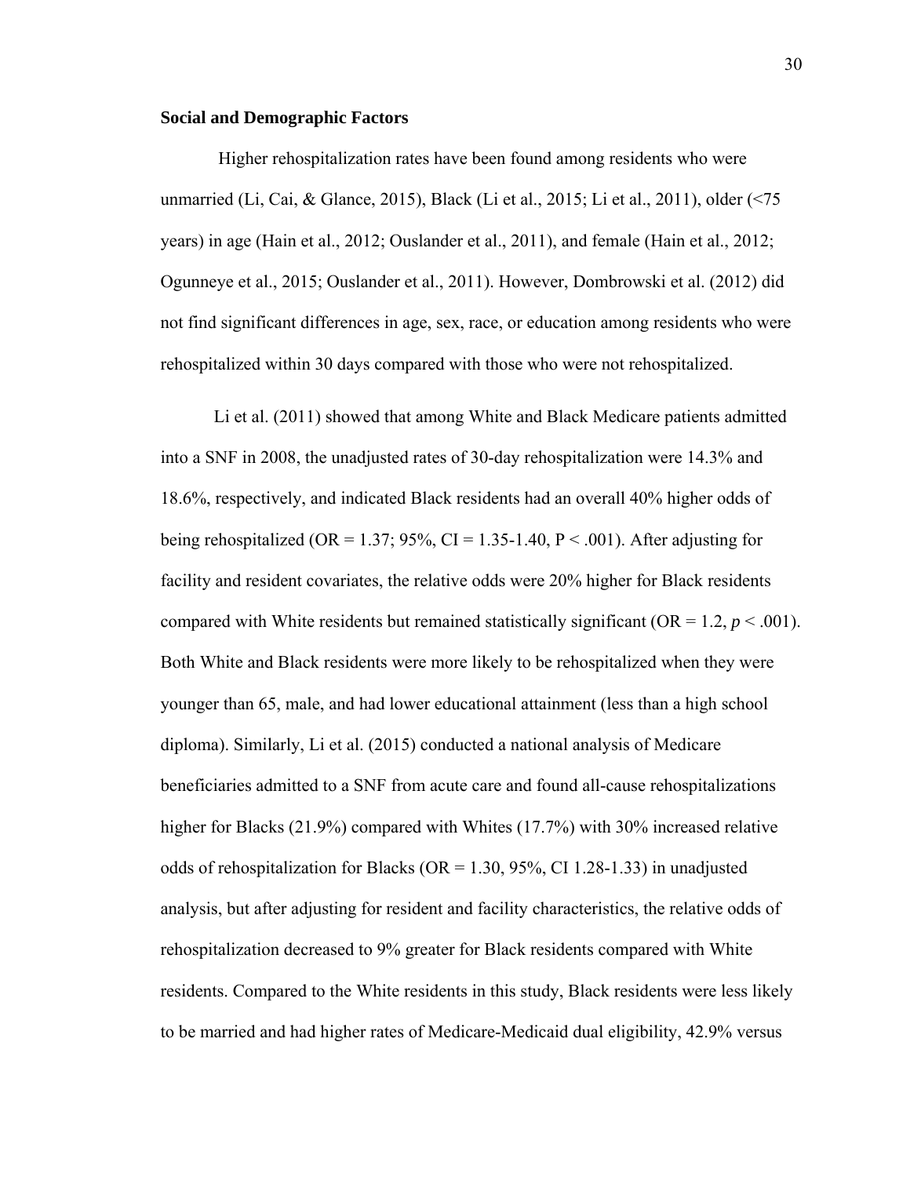**Social and Demographic Factors**

Higher rehospitalization rates have been found among residents who were unmarried (Li, Cai, & Glance, 2015), Black (Li et al., 2015; Li et al., 2011), older (<75 years) in age (Hain et al., 2012; Ouslander et al., 2011), and female (Hain et al., 2012; Ogunneye et al., 2015; Ouslander et al., 2011). However, Dombrowski et al. (2012) did not find significant differences in age, sex, race, or education among residents who were rehospitalized within 30 days compared with those who were not rehospitalized.

Li et al. (2011) showed that among White and Black Medicare patients admitted into a SNF in 2008, the unadjusted rates of 30-day rehospitalization were 14.3% and 18.6%, respectively, and indicated Black residents had an overall 40% higher odds of being rehospitalized (OR = 1.37; 95%, CI = 1.35-1.40, P < .001). After adjusting for facility and resident covariates, the relative odds were 20% higher for Black residents compared with White residents but remained statistically significant (OR = 1.2, $p < .001$). Both White and Black residents were more likely to be rehospitalized when they were younger than 65, male, and had lower educational attainment (less than a high school diploma). Similarly, Li et al. (2015) conducted a national analysis of Medicare beneficiaries admitted to a SNF from acute care and found all-cause rehospitalizations higher for Blacks (21.9%) compared with Whites (17.7%) with 30% increased relative odds of rehospitalization for Blacks (OR = 1.30, 95%, CI 1.28-1.33) in unadjusted analysis, but after adjusting for resident and facility characteristics, the relative odds of rehospitalization decreased to 9% greater for Black residents compared with White residents. Compared to the White residents in this study, Black residents were less likely to be married and had higher rates of Medicare-Medicaid dual eligibility, 42.9% versus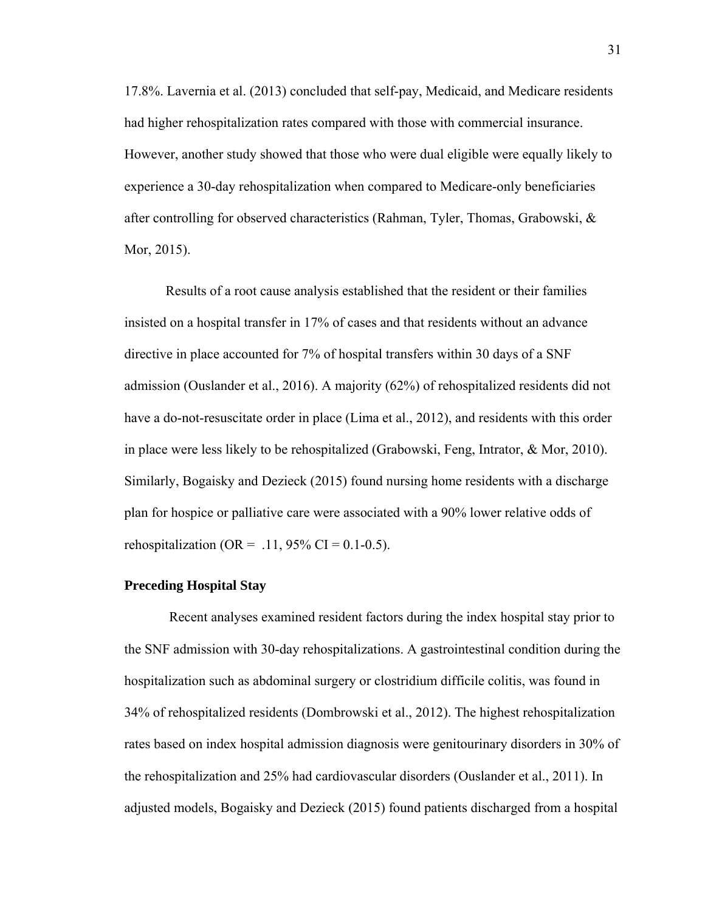17.8%. Lavernia et al. (2013) concluded that self-pay, Medicaid, and Medicare residents had higher rehospitalization rates compared with those with commercial insurance. However, another study showed that those who were dual eligible were equally likely to experience a 30-day rehospitalization when compared to Medicare-only beneficiaries after controlling for observed characteristics (Rahman, Tyler, Thomas, Grabowski, & Mor, 2015).

Results of a root cause analysis established that the resident or their families insisted on a hospital transfer in 17% of cases and that residents without an advance directive in place accounted for 7% of hospital transfers within 30 days of a SNF admission (Ouslander et al., 2016). A majority (62%) of rehospitalized residents did not have a do-not-resuscitate order in place (Lima et al., 2012), and residents with this order in place were less likely to be rehospitalized (Grabowski, Feng, Intrator, & Mor, 2010). Similarly, Bogaisky and Dezieck (2015) found nursing home residents with a discharge plan for hospice or palliative care were associated with a 90% lower relative odds of rehospitalization (OR = .11, 95% CI = 0.1-0.5).

**Preceding Hospital Stay**

Recent analyses examined resident factors during the index hospital stay prior to the SNF admission with 30-day rehospitalizations. A gastrointestinal condition during the hospitalization such as abdominal surgery or clostridium difficile colitis, was found in 34% of rehospitalized residents (Dombrowski et al., 2012). The highest rehospitalization rates based on index hospital admission diagnosis were genitourinary disorders in 30% of the rehospitalization and 25% had cardiovascular disorders (Ouslander et al., 2011). In adjusted models, Bogaisky and Dezieck (2015) found patients discharged from a hospital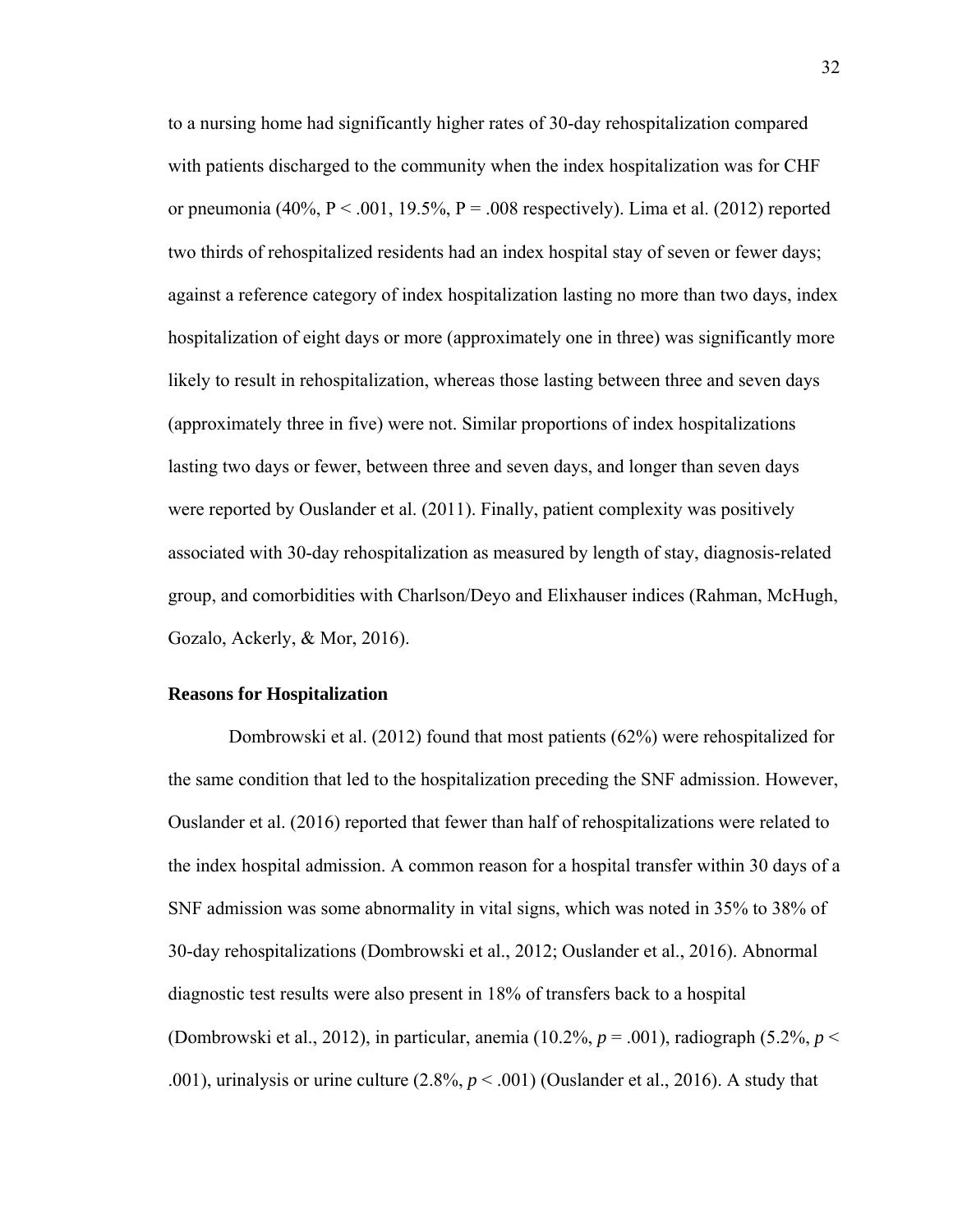to a nursing home had significantly higher rates of 30-day rehospitalization compared with patients discharged to the community when the index hospitalization was for CHF or pneumonia (40%, $P < .001$, 19.5%, $P = .008$ respectively). Lima et al. (2012) reported two thirds of rehospitalized residents had an index hospital stay of seven or fewer days; against a reference category of index hospitalization lasting no more than two days, index hospitalization of eight days or more (approximately one in three) was significantly more likely to result in rehospitalization, whereas those lasting between three and seven days (approximately three in five) were not. Similar proportions of index hospitalizations lasting two days or fewer, between three and seven days, and longer than seven days were reported by Ouslander et al. (2011). Finally, patient complexity was positively associated with 30-day rehospitalization as measured by length of stay, diagnosis-related group, and comorbidities with Charlson/Deyo and Elixhauser indices (Rahman, McHugh, Gozalo, Ackerly, & Mor, 2016).

### Reasons for Hospitalization

Dombrowski et al. (2012) found that most patients (62%) were rehospitalized for the same condition that led to the hospitalization preceding the SNF admission. However, Ouslander et al. (2016) reported that fewer than half of rehospitalizations were related to the index hospital admission. A common reason for a hospital transfer within 30 days of a SNF admission was some abnormality in vital signs, which was noted in 35% to 38% of 30-day rehospitalizations (Dombrowski et al., 2012; Ouslander et al., 2016). Abnormal diagnostic test results were also present in 18% of transfers back to a hospital (Dombrowski et al., 2012), in particular, anemia (10.2%, $p = .001$), radiograph (5.2%, $p < .001$), urinalysis or urine culture (2.8%, $p < .001$) (Ouslander et al., 2016). A study that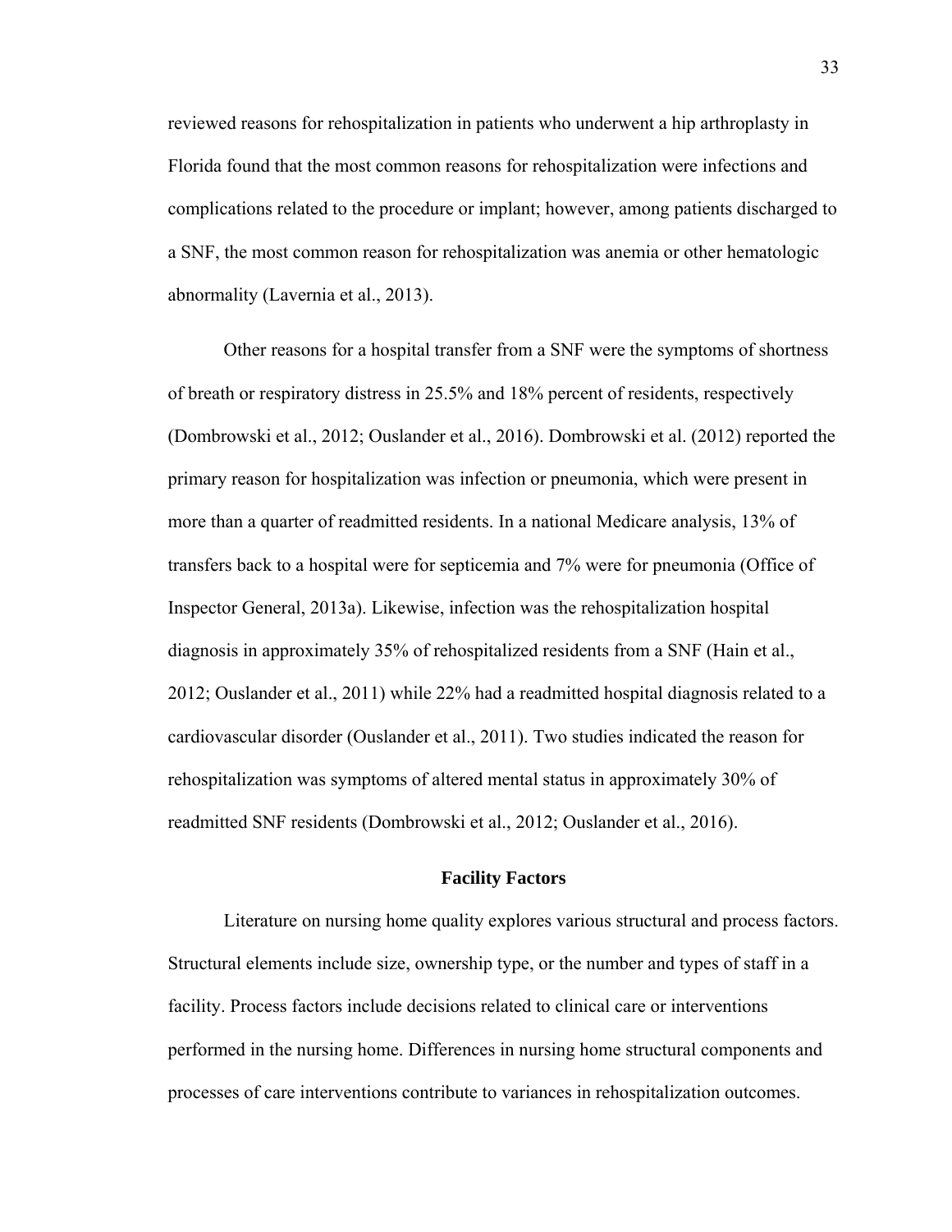reviewed reasons for rehospitalization in patients who underwent a hip arthroplasty in Florida found that the most common reasons for rehospitalization were infections and complications related to the procedure or implant; however, among patients discharged to a SNF, the most common reason for rehospitalization was anemia or other hematologic abnormality (Lavernia et al., 2013).

Other reasons for a hospital transfer from a SNF were the symptoms of shortness of breath or respiratory distress in 25.5% and 18% percent of residents, respectively (Dombrowski et al., 2012; Ouslander et al., 2016). Dombrowski et al. (2012) reported the primary reason for hospitalization was infection or pneumonia, which were present in more than a quarter of readmitted residents. In a national Medicare analysis, 13% of transfers back to a hospital were for septicemia and 7% were for pneumonia (Office of Inspector General, 2013a). Likewise, infection was the rehospitalization hospital diagnosis in approximately 35% of rehospitalized residents from a SNF (Hain et al., 2012; Ouslander et al., 2011) while 22% had a readmitted hospital diagnosis related to a cardiovascular disorder (Ouslander et al., 2011). Two studies indicated the reason for rehospitalization was symptoms of altered mental status in approximately 30% of readmitted SNF residents (Dombrowski et al., 2012; Ouslander et al., 2016).

## Facility Factors

Literature on nursing home quality explores various structural and process factors. Structural elements include size, ownership type, or the number and types of staff in a facility. Process factors include decisions related to clinical care or interventions performed in the nursing home. Differences in nursing home structural components and processes of care interventions contribute to variances in rehospitalization outcomes.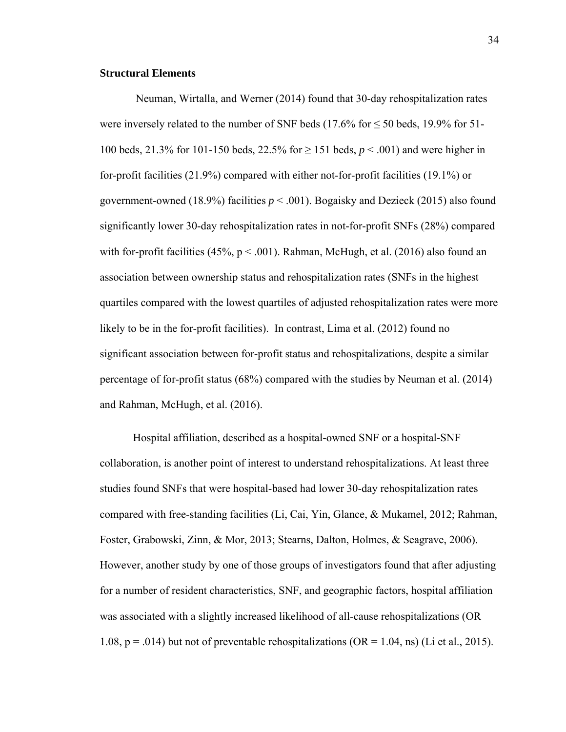**Structural Elements**

Neuman, Wirtalla, and Werner (2014) found that 30-day rehospitalization rates were inversely related to the number of SNF beds (17.6% for ≤ 50 beds, 19.9% for 51-100 beds, 21.3% for 101-150 beds, 22.5% for ≥ 151 beds, $p < .001$) and were higher in for-profit facilities (21.9%) compared with either not-for-profit facilities (19.1%) or government-owned (18.9%) facilities $p < .001$). Bogaisky and Dezieck (2015) also found significantly lower 30-day rehospitalization rates in not-for-profit SNFs (28%) compared with for-profit facilities (45%, $p < .001$). Rahman, McHugh, et al. (2016) also found an association between ownership status and rehospitalization rates (SNFs in the highest quartiles compared with the lowest quartiles of adjusted rehospitalization rates were more likely to be in the for-profit facilities). In contrast, Lima et al. (2012) found no significant association between for-profit status and rehospitalizations, despite a similar percentage of for-profit status (68%) compared with the studies by Neuman et al. (2014) and Rahman, McHugh, et al. (2016).

Hospital affiliation, described as a hospital-owned SNF or a hospital-SNF collaboration, is another point of interest to understand rehospitalizations. At least three studies found SNFs that were hospital-based had lower 30-day rehospitalization rates compared with free-standing facilities (Li, Cai, Yin, Glance, & Mukamel, 2012; Rahman, Foster, Grabowski, Zinn, & Mor, 2013; Stearns, Dalton, Holmes, & Seagrave, 2006). However, another study by one of those groups of investigators found that after adjusting for a number of resident characteristics, SNF, and geographic factors, hospital affiliation was associated with a slightly increased likelihood of all-cause rehospitalizations (OR 1.08, $p = .014$) but not of preventable rehospitalizations (OR = 1.04, ns) (Li et al., 2015).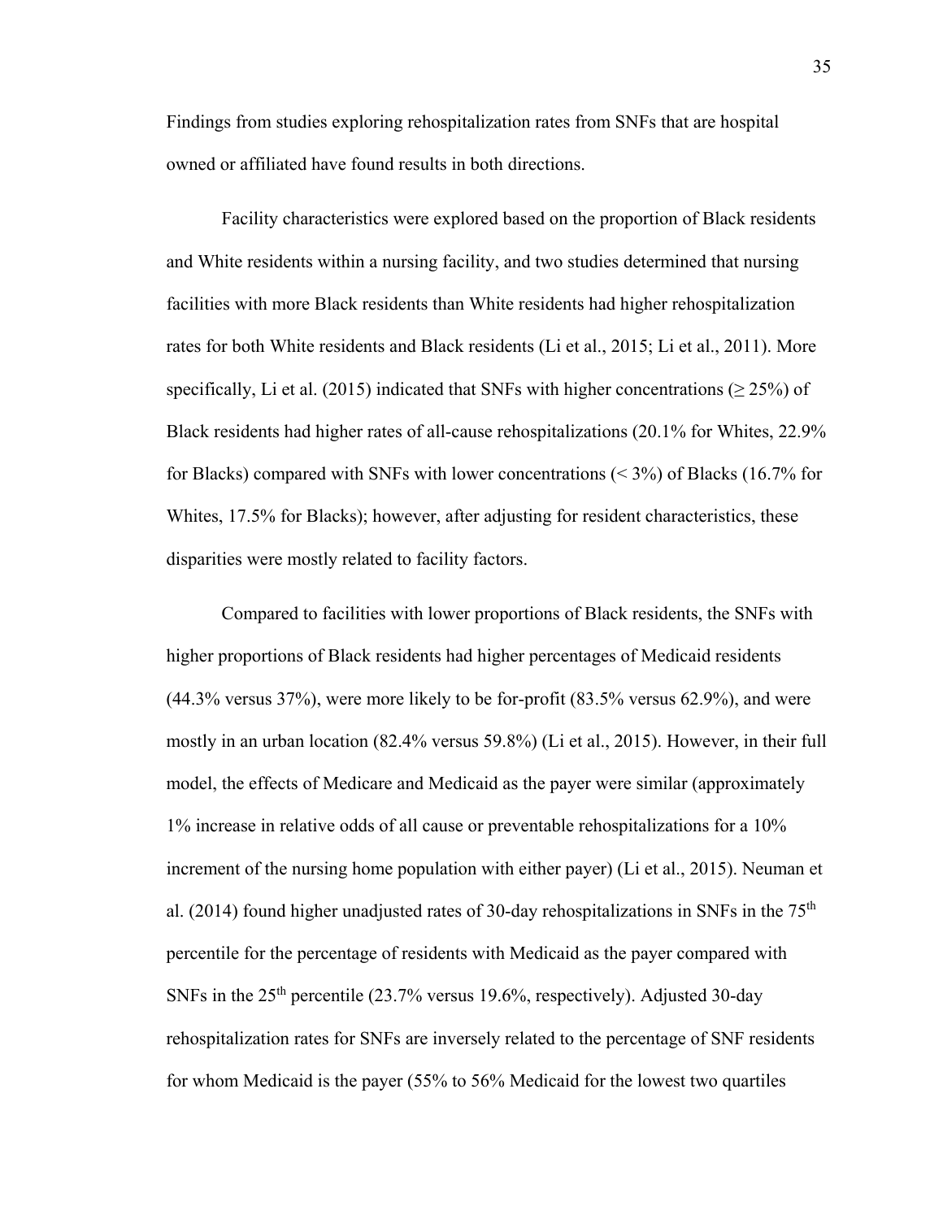Findings from studies exploring rehospitalization rates from SNFs that are hospital owned or affiliated have found results in both directions.

Facility characteristics were explored based on the proportion of Black residents and White residents within a nursing facility, and two studies determined that nursing facilities with more Black residents than White residents had higher rehospitalization rates for both White residents and Black residents (Li et al., 2015; Li et al., 2011). More specifically, Li et al. (2015) indicated that SNFs with higher concentrations (≥ 25%) of Black residents had higher rates of all-cause rehospitalizations (20.1% for Whites, 22.9% for Blacks) compared with SNFs with lower concentrations (< 3%) of Blacks (16.7% for Whites, 17.5% for Blacks); however, after adjusting for resident characteristics, these disparities were mostly related to facility factors.

Compared to facilities with lower proportions of Black residents, the SNFs with higher proportions of Black residents had higher percentages of Medicaid residents (44.3% versus 37%), were more likely to be for-profit (83.5% versus 62.9%), and were mostly in an urban location (82.4% versus 59.8%) (Li et al., 2015). However, in their full model, the effects of Medicare and Medicaid as the payer were similar (approximately 1% increase in relative odds of all cause or preventable rehospitalizations for a 10% increment of the nursing home population with either payer) (Li et al., 2015). Neuman et al. (2014) found higher unadjusted rates of 30-day rehospitalizations in SNFs in the 75th percentile for the percentage of residents with Medicaid as the payer compared with SNFs in the 25th percentile (23.7% versus 19.6%, respectively). Adjusted 30-day rehospitalization rates for SNFs are inversely related to the percentage of SNF residents for whom Medicaid is the payer (55% to 56% Medicaid for the lowest two quartiles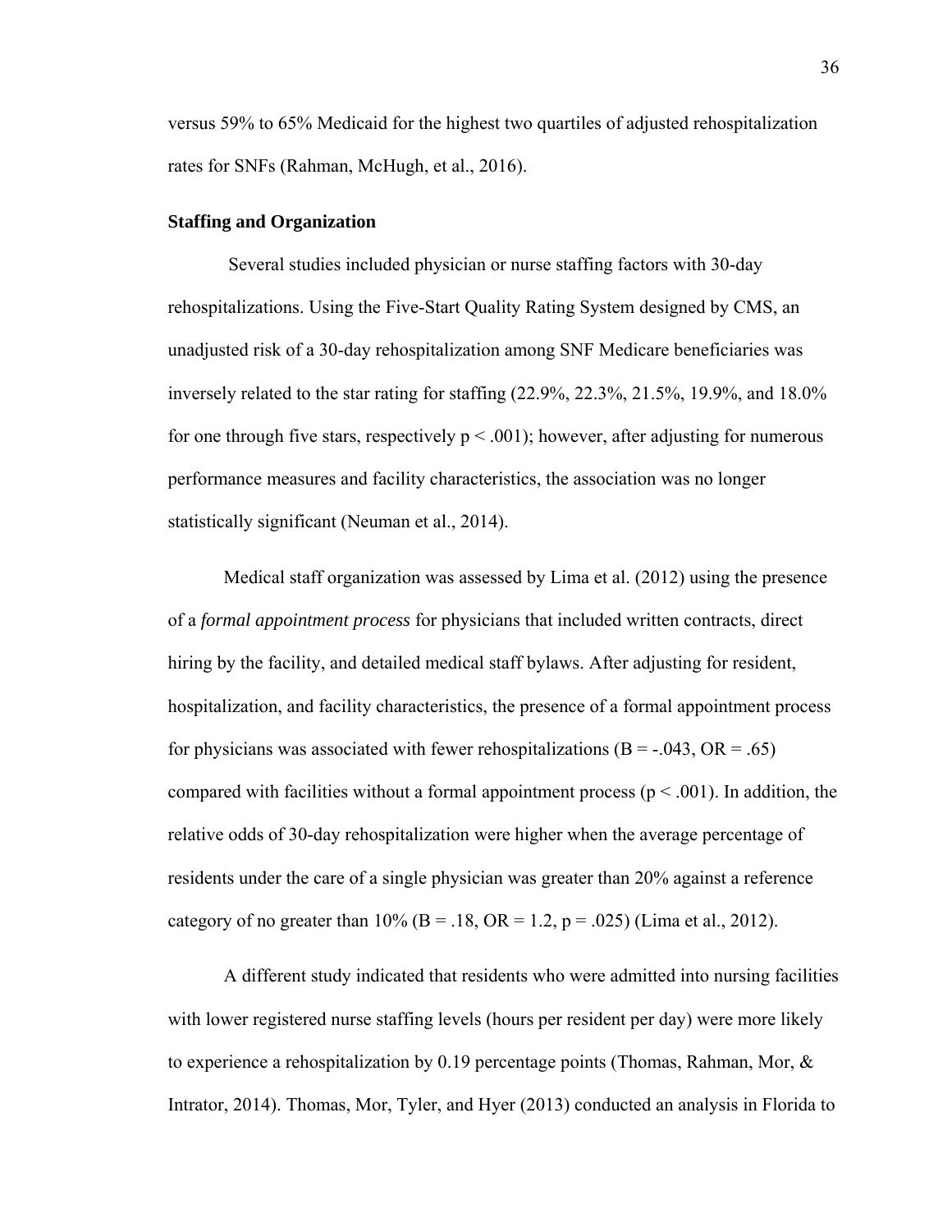versus 59% to 65% Medicaid for the highest two quartiles of adjusted rehospitalization rates for SNFs (Rahman, McHugh, et al., 2016).

**Staffing and Organization**

Several studies included physician or nurse staffing factors with 30-day rehospitalizations. Using the Five-Start Quality Rating System designed by CMS, an unadjusted risk of a 30-day rehospitalization among SNF Medicare beneficiaries was inversely related to the star rating for staffing (22.9%, 22.3%, 21.5%, 19.9%, and 18.0% for one through five stars, respectively $p < .001$); however, after adjusting for numerous performance measures and facility characteristics, the association was no longer statistically significant (Neuman et al., 2014).

Medical staff organization was assessed by Lima et al. (2012) using the presence of a *formal appointment process* for physicians that included written contracts, direct hiring by the facility, and detailed medical staff bylaws. After adjusting for resident, hospitalization, and facility characteristics, the presence of a formal appointment process for physicians was associated with fewer rehospitalizations ($B = -.043$, $OR = .65$) compared with facilities without a formal appointment process ($p < .001$). In addition, the relative odds of 30-day rehospitalization were higher when the average percentage of residents under the care of a single physician was greater than 20% against a reference category of no greater than 10% ($B = .18$, $OR = 1.2$, $p = .025$) (Lima et al., 2012).

A different study indicated that residents who were admitted into nursing facilities with lower registered nurse staffing levels (hours per resident per day) were more likely to experience a rehospitalization by 0.19 percentage points (Thomas, Rahman, Mor, & Intrator, 2014). Thomas, Mor, Tyler, and Hyer (2013) conducted an analysis in Florida to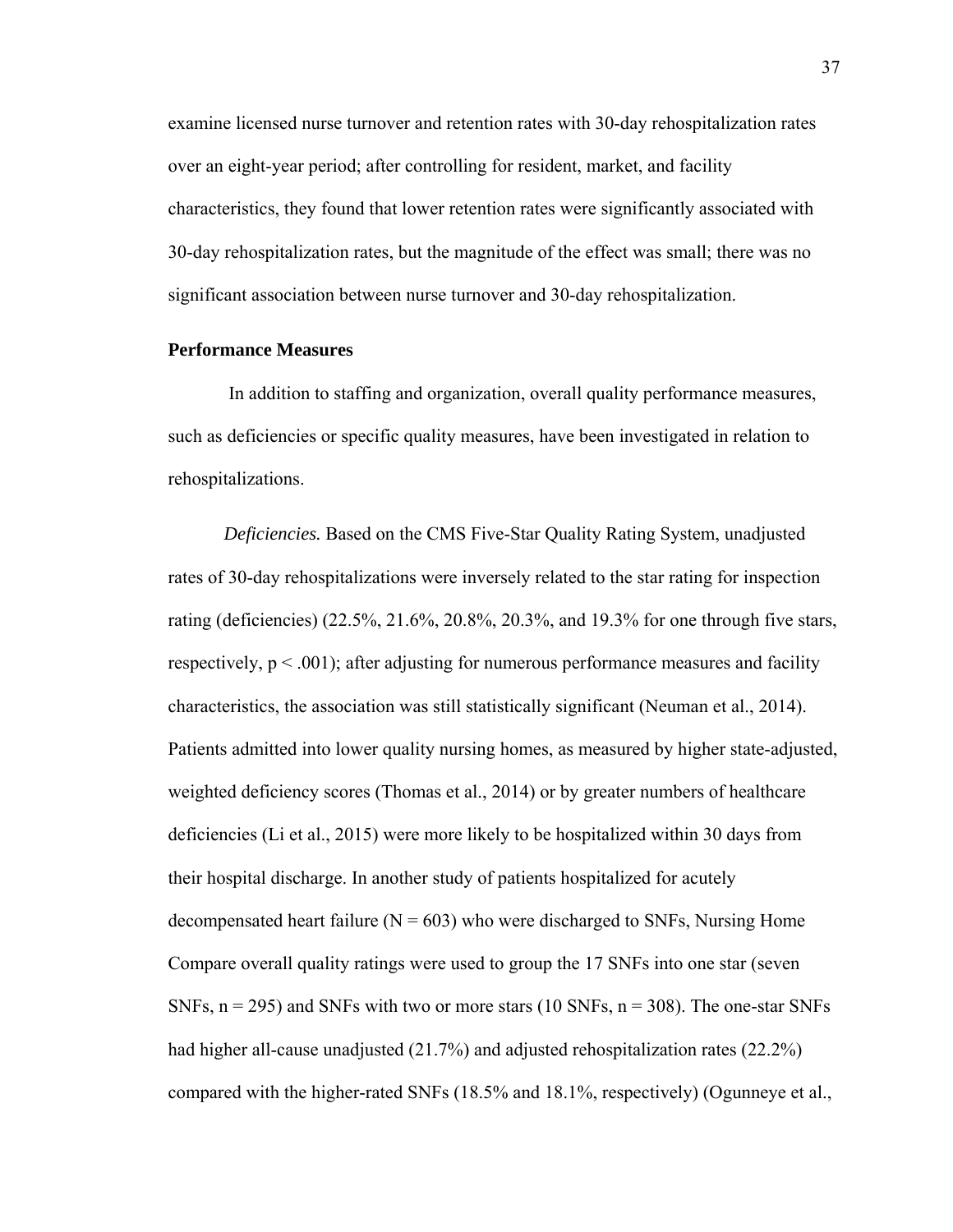examine licensed nurse turnover and retention rates with 30-day rehospitalization rates over an eight-year period; after controlling for resident, market, and facility characteristics, they found that lower retention rates were significantly associated with 30-day rehospitalization rates, but the magnitude of the effect was small; there was no significant association between nurse turnover and 30-day rehospitalization.

**Performance Measures**

In addition to staffing and organization, overall quality performance measures, such as deficiencies or specific quality measures, have been investigated in relation to rehospitalizations.

*Deficiencies.* Based on the CMS Five-Star Quality Rating System, unadjusted rates of 30-day rehospitalizations were inversely related to the star rating for inspection rating (deficiencies) (22.5%, 21.6%, 20.8%, 20.3%, and 19.3% for one through five stars, respectively, $p < .001$); after adjusting for numerous performance measures and facility characteristics, the association was still statistically significant (Neuman et al., 2014). Patients admitted into lower quality nursing homes, as measured by higher state-adjusted, weighted deficiency scores (Thomas et al., 2014) or by greater numbers of healthcare deficiencies (Li et al., 2015) were more likely to be hospitalized within 30 days from their hospital discharge. In another study of patients hospitalized for acutely decompensated heart failure ($N = 603$) who were discharged to SNFs, Nursing Home Compare overall quality ratings were used to group the 17 SNFs into one star (seven SNFs, $n = 295$) and SNFs with two or more stars (10 SNFs, $n = 308$). The one-star SNFs had higher all-cause unadjusted (21.7%) and adjusted rehospitalization rates (22.2%) compared with the higher-rated SNFs (18.5% and 18.1%, respectively) (Ogunneye et al.,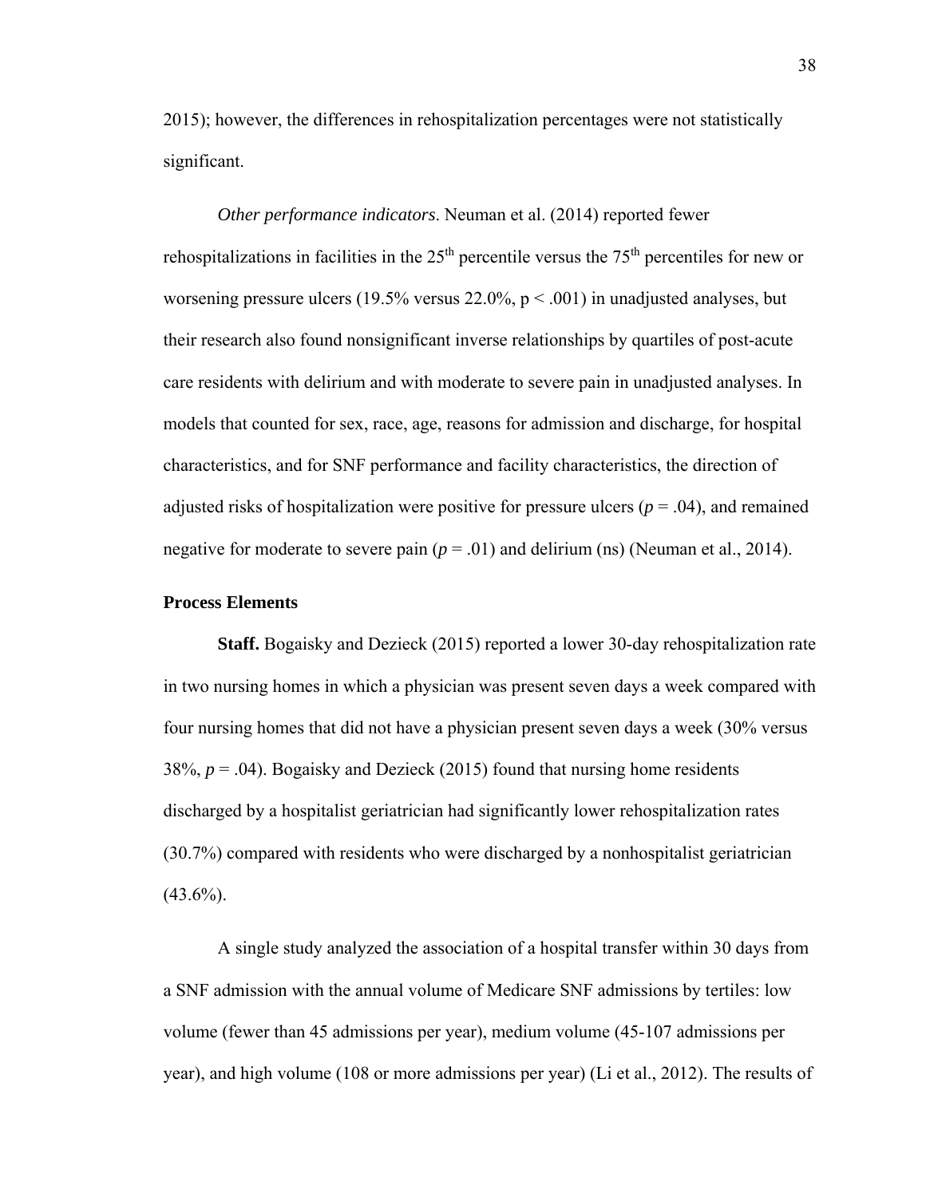2015); however, the differences in rehospitalization percentages were not statistically significant.

*Other performance indicators*. Neuman et al. (2014) reported fewer rehospitalizations in facilities in the 25th percentile versus the 75th percentiles for new or worsening pressure ulcers (19.5% versus 22.0%, $p < .001$) in unadjusted analyses, but their research also found nonsignificant inverse relationships by quartiles of post-acute care residents with delirium and with moderate to severe pain in unadjusted analyses. In models that counted for sex, race, age, reasons for admission and discharge, for hospital characteristics, and for SNF performance and facility characteristics, the direction of adjusted risks of hospitalization were positive for pressure ulcers ($p = .04$), and remained negative for moderate to severe pain ($p = .01$) and delirium (ns) (Neuman et al., 2014).

## Process Elements

**Staff.** Bogaisky and Dezieck (2015) reported a lower 30-day rehospitalization rate in two nursing homes in which a physician was present seven days a week compared with four nursing homes that did not have a physician present seven days a week (30% versus 38%, $p = .04$). Bogaisky and Dezieck (2015) found that nursing home residents discharged by a hospitalist geriatrician had significantly lower rehospitalization rates (30.7%) compared with residents who were discharged by a nonhospitalist geriatrician (43.6%).

A single study analyzed the association of a hospital transfer within 30 days from a SNF admission with the annual volume of Medicare SNF admissions by tertiles: low volume (fewer than 45 admissions per year), medium volume (45-107 admissions per year), and high volume (108 or more admissions per year) (Li et al., 2012). The results of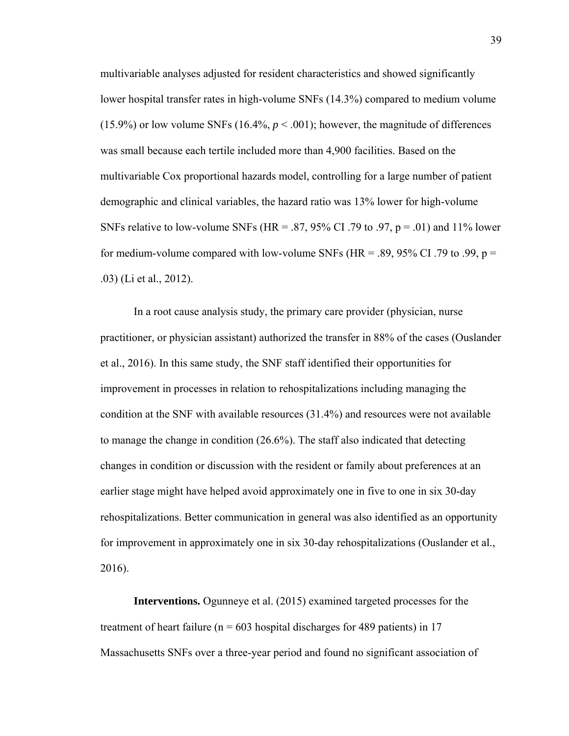multivariable analyses adjusted for resident characteristics and showed significantly lower hospital transfer rates in high-volume SNFs (14.3%) compared to medium volume (15.9%) or low volume SNFs (16.4%, $p < .001$); however, the magnitude of differences was small because each tertile included more than 4,900 facilities. Based on the multivariable Cox proportional hazards model, controlling for a large number of patient demographic and clinical variables, the hazard ratio was 13% lower for high-volume SNFs relative to low-volume SNFs (HR = .87, 95% CI .79 to .97, p = .01) and 11% lower for medium-volume compared with low-volume SNFs (HR = .89, 95% CI .79 to .99, p = .03) (Li et al., 2012).

In a root cause analysis study, the primary care provider (physician, nurse practitioner, or physician assistant) authorized the transfer in 88% of the cases (Ouslander et al., 2016). In this same study, the SNF staff identified their opportunities for improvement in processes in relation to rehospitalizations including managing the condition at the SNF with available resources (31.4%) and resources were not available to manage the change in condition (26.6%). The staff also indicated that detecting changes in condition or discussion with the resident or family about preferences at an earlier stage might have helped avoid approximately one in five to one in six 30-day rehospitalizations. Better communication in general was also identified as an opportunity for improvement in approximately one in six 30-day rehospitalizations (Ouslander et al., 2016).

**Interventions.** Ogunneye et al. (2015) examined targeted processes for the treatment of heart failure (n = 603 hospital discharges for 489 patients) in 17 Massachusetts SNFs over a three-year period and found no significant association of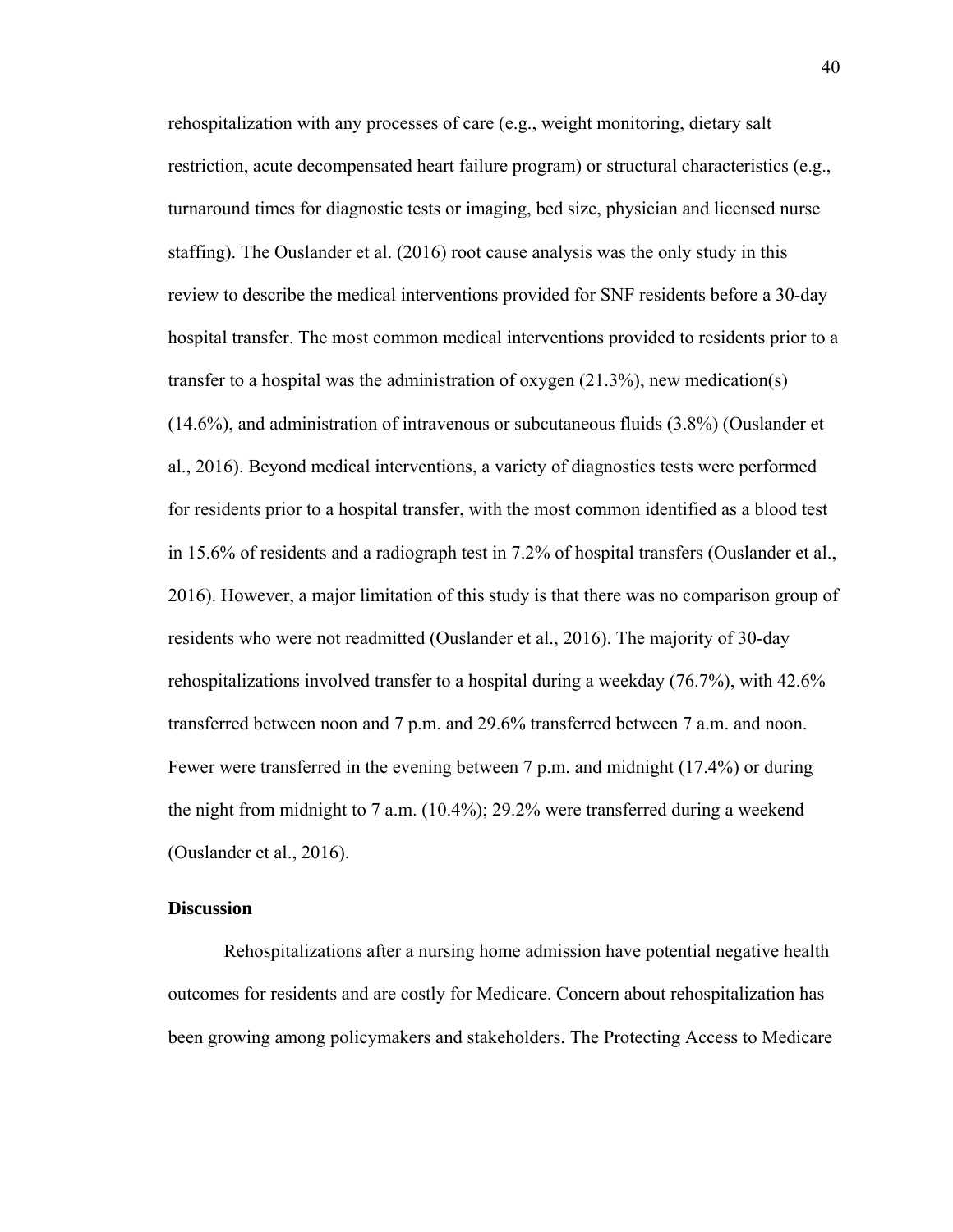rehospitalization with any processes of care (e.g., weight monitoring, dietary salt restriction, acute decompensated heart failure program) or structural characteristics (e.g., turnaround times for diagnostic tests or imaging, bed size, physician and licensed nurse staffing). The Ouslander et al. (2016) root cause analysis was the only study in this review to describe the medical interventions provided for SNF residents before a 30-day hospital transfer. The most common medical interventions provided to residents prior to a transfer to a hospital was the administration of oxygen (21.3%), new medication(s) (14.6%), and administration of intravenous or subcutaneous fluids (3.8%) (Ouslander et al., 2016). Beyond medical interventions, a variety of diagnostics tests were performed for residents prior to a hospital transfer, with the most common identified as a blood test in 15.6% of residents and a radiograph test in 7.2% of hospital transfers (Ouslander et al., 2016). However, a major limitation of this study is that there was no comparison group of residents who were not readmitted (Ouslander et al., 2016). The majority of 30-day rehospitalizations involved transfer to a hospital during a weekday (76.7%), with 42.6% transferred between noon and 7 p.m. and 29.6% transferred between 7 a.m. and noon. Fewer were transferred in the evening between 7 p.m. and midnight (17.4%) or during the night from midnight to 7 a.m. (10.4%); 29.2% were transferred during a weekend (Ouslander et al., 2016).

### Discussion

Rehospitalizations after a nursing home admission have potential negative health outcomes for residents and are costly for Medicare. Concern about rehospitalization has been growing among policymakers and stakeholders. The Protecting Access to Medicare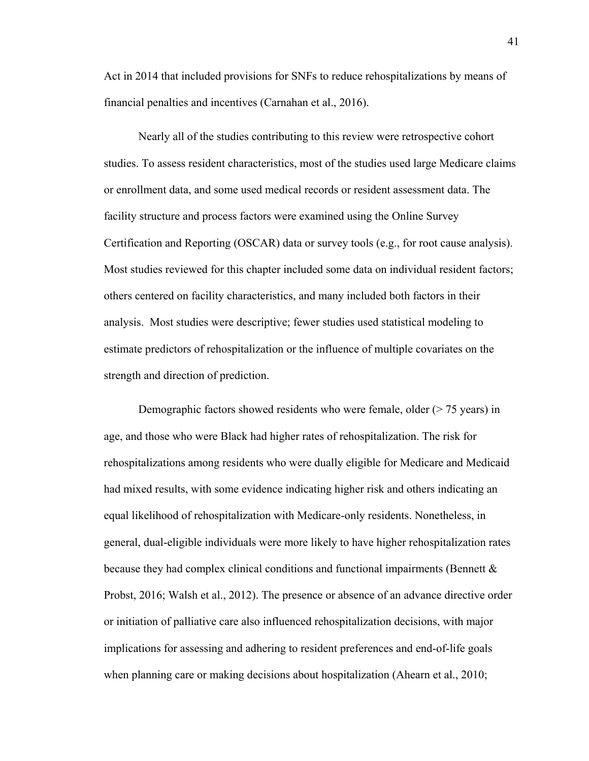Act in 2014 that included provisions for SNFs to reduce rehospitalizations by means of financial penalties and incentives (Carnahan et al., 2016).

Nearly all of the studies contributing to this review were retrospective cohort studies. To assess resident characteristics, most of the studies used large Medicare claims or enrollment data, and some used medical records or resident assessment data. The facility structure and process factors were examined using the Online Survey Certification and Reporting (OSCAR) data or survey tools (e.g., for root cause analysis). Most studies reviewed for this chapter included some data on individual resident factors; others centered on facility characteristics, and many included both factors in their analysis. Most studies were descriptive; fewer studies used statistical modeling to estimate predictors of rehospitalization or the influence of multiple covariates on the strength and direction of prediction.

Demographic factors showed residents who were female, older (> 75 years) in age, and those who were Black had higher rates of rehospitalization. The risk for rehospitalizations among residents who were dually eligible for Medicare and Medicaid had mixed results, with some evidence indicating higher risk and others indicating an equal likelihood of rehospitalization with Medicare-only residents. Nonetheless, in general, dual-eligible individuals were more likely to have higher rehospitalization rates because they had complex clinical conditions and functional impairments (Bennett & Probst, 2016; Walsh et al., 2012). The presence or absence of an advance directive order or initiation of palliative care also influenced rehospitalization decisions, with major implications for assessing and adhering to resident preferences and end-of-life goals when planning care or making decisions about hospitalization (Ahearn et al., 2010;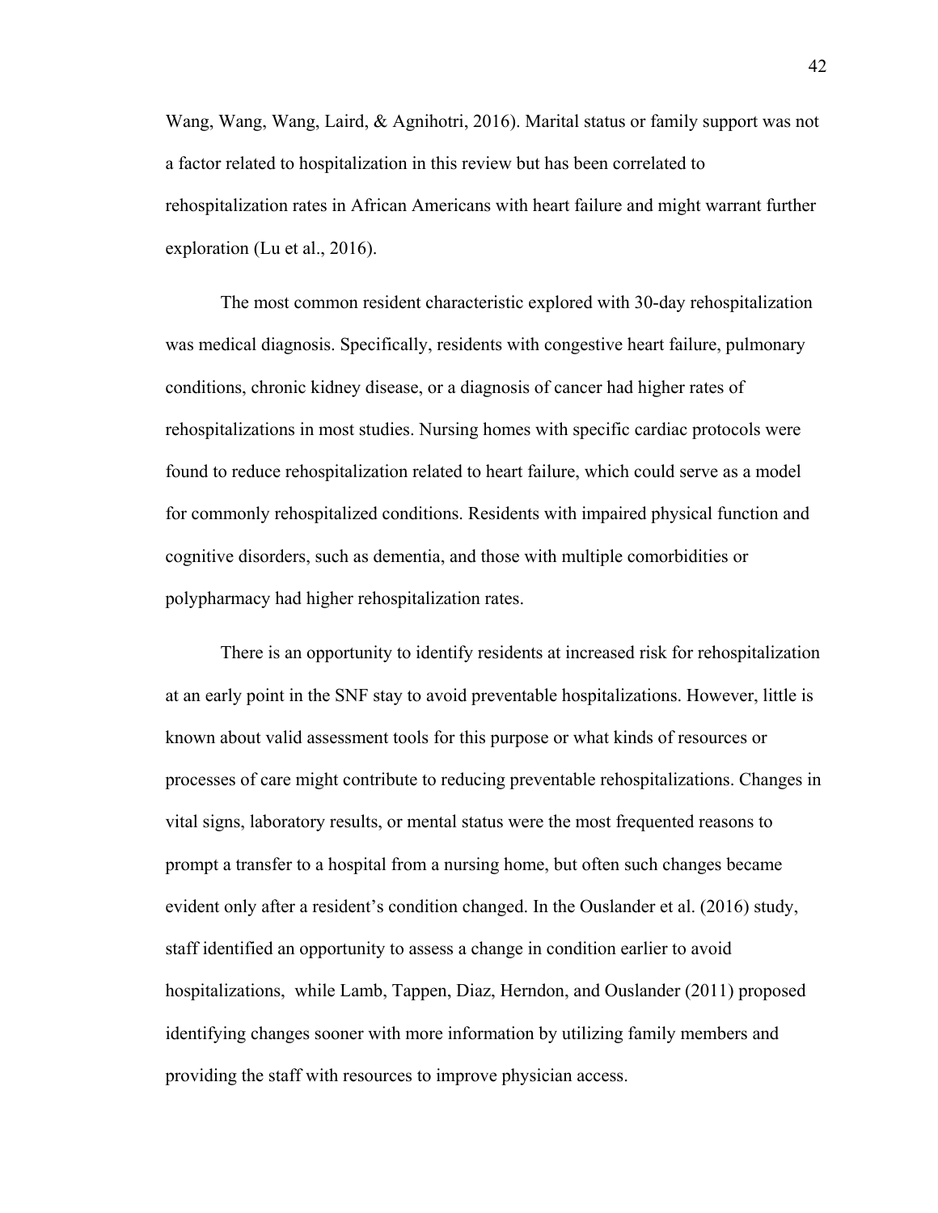Wang, Wang, Wang, Laird, & Agnihotri, 2016). Marital status or family support was not a factor related to hospitalization in this review but has been correlated to rehospitalization rates in African Americans with heart failure and might warrant further exploration (Lu et al., 2016).

The most common resident characteristic explored with 30-day rehospitalization was medical diagnosis. Specifically, residents with congestive heart failure, pulmonary conditions, chronic kidney disease, or a diagnosis of cancer had higher rates of rehospitalizations in most studies. Nursing homes with specific cardiac protocols were found to reduce rehospitalization related to heart failure, which could serve as a model for commonly rehospitalized conditions. Residents with impaired physical function and cognitive disorders, such as dementia, and those with multiple comorbidities or polypharmacy had higher rehospitalization rates.

There is an opportunity to identify residents at increased risk for rehospitalization at an early point in the SNF stay to avoid preventable hospitalizations. However, little is known about valid assessment tools for this purpose or what kinds of resources or processes of care might contribute to reducing preventable rehospitalizations. Changes in vital signs, laboratory results, or mental status were the most frequented reasons to prompt a transfer to a hospital from a nursing home, but often such changes became evident only after a resident's condition changed. In the Ouslander et al. (2016) study, staff identified an opportunity to assess a change in condition earlier to avoid hospitalizations, while Lamb, Tappen, Diaz, Herndon, and Ouslander (2011) proposed identifying changes sooner with more information by utilizing family members and providing the staff with resources to improve physician access.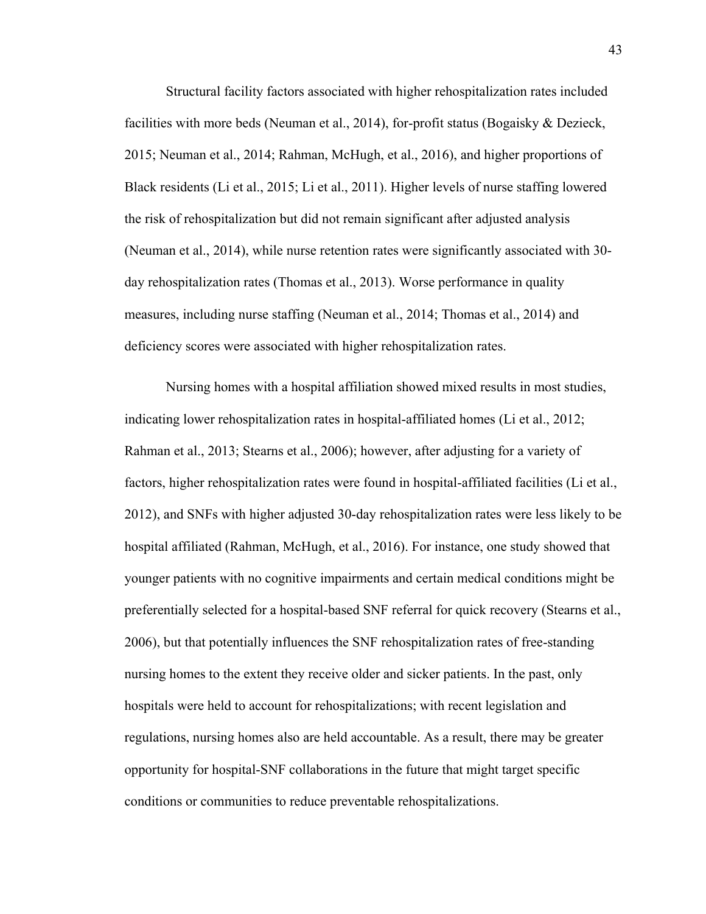Structural facility factors associated with higher rehospitalization rates included facilities with more beds (Neuman et al., 2014), for-profit status (Bogaisky & Dezieck, 2015; Neuman et al., 2014; Rahman, McHugh, et al., 2016), and higher proportions of Black residents (Li et al., 2015; Li et al., 2011). Higher levels of nurse staffing lowered the risk of rehospitalization but did not remain significant after adjusted analysis (Neuman et al., 2014), while nurse retention rates were significantly associated with 30-day rehospitalization rates (Thomas et al., 2013). Worse performance in quality measures, including nurse staffing (Neuman et al., 2014; Thomas et al., 2014) and deficiency scores were associated with higher rehospitalization rates.

Nursing homes with a hospital affiliation showed mixed results in most studies, indicating lower rehospitalization rates in hospital-affiliated homes (Li et al., 2012; Rahman et al., 2013; Stearns et al., 2006); however, after adjusting for a variety of factors, higher rehospitalization rates were found in hospital-affiliated facilities (Li et al., 2012), and SNFs with higher adjusted 30-day rehospitalization rates were less likely to be hospital affiliated (Rahman, McHugh, et al., 2016). For instance, one study showed that younger patients with no cognitive impairments and certain medical conditions might be preferentially selected for a hospital-based SNF referral for quick recovery (Stearns et al., 2006), but that potentially influences the SNF rehospitalization rates of free-standing nursing homes to the extent they receive older and sicker patients. In the past, only hospitals were held to account for rehospitalizations; with recent legislation and regulations, nursing homes also are held accountable. As a result, there may be greater opportunity for hospital-SNF collaborations in the future that might target specific conditions or communities to reduce preventable rehospitalizations.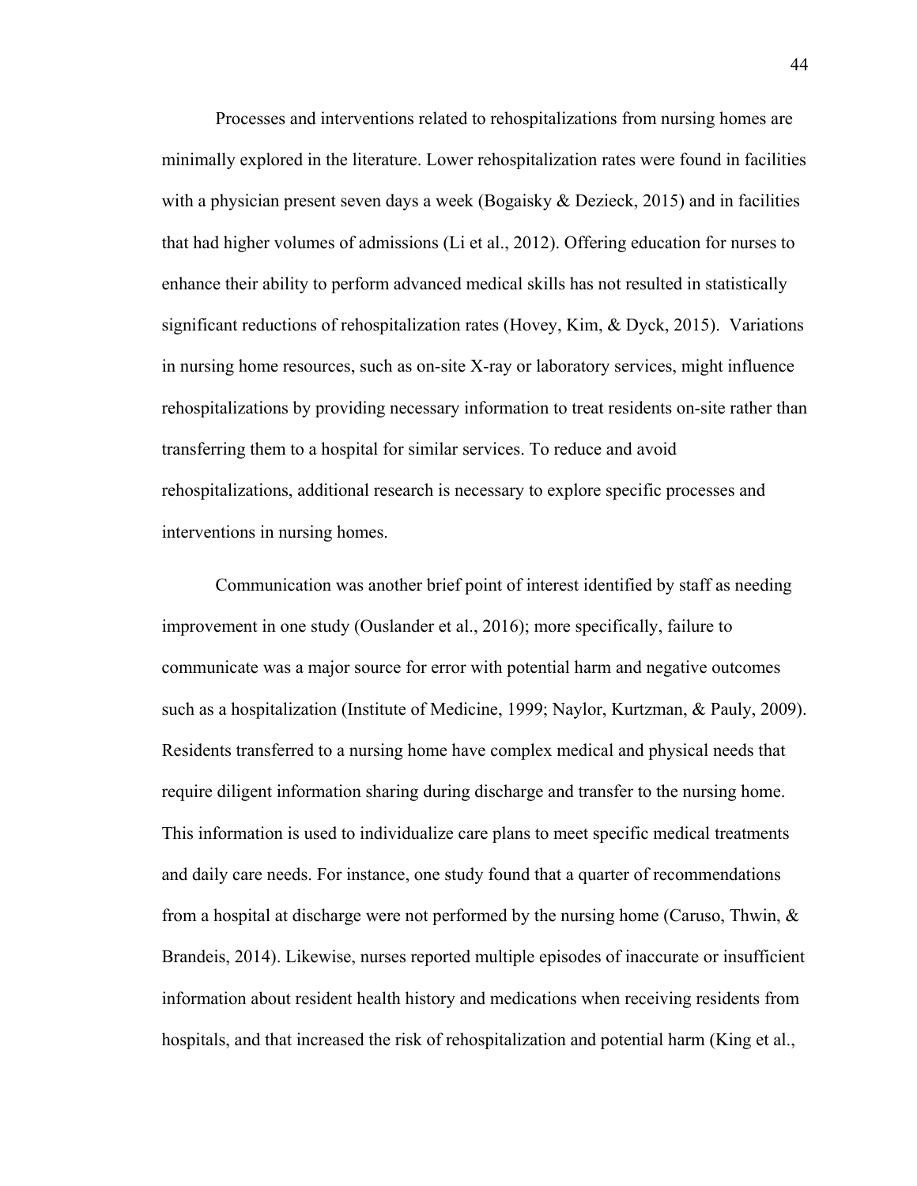Processes and interventions related to rehospitalizations from nursing homes are minimally explored in the literature. Lower rehospitalization rates were found in facilities with a physician present seven days a week (Bogaisky & Dezieck, 2015) and in facilities that had higher volumes of admissions (Li et al., 2012). Offering education for nurses to enhance their ability to perform advanced medical skills has not resulted in statistically significant reductions of rehospitalization rates (Hovey, Kim, & Dyck, 2015). Variations in nursing home resources, such as on-site X-ray or laboratory services, might influence rehospitalizations by providing necessary information to treat residents on-site rather than transferring them to a hospital for similar services. To reduce and avoid rehospitalizations, additional research is necessary to explore specific processes and interventions in nursing homes.

Communication was another brief point of interest identified by staff as needing improvement in one study (Ouslander et al., 2016); more specifically, failure to communicate was a major source for error with potential harm and negative outcomes such as a hospitalization (Institute of Medicine, 1999; Naylor, Kurtzman, & Pauly, 2009). Residents transferred to a nursing home have complex medical and physical needs that require diligent information sharing during discharge and transfer to the nursing home. This information is used to individualize care plans to meet specific medical treatments and daily care needs. For instance, one study found that a quarter of recommendations from a hospital at discharge were not performed by the nursing home (Caruso, Thwin, & Brandeis, 2014). Likewise, nurses reported multiple episodes of inaccurate or insufficient information about resident health history and medications when receiving residents from hospitals, and that increased the risk of rehospitalization and potential harm (King et al.,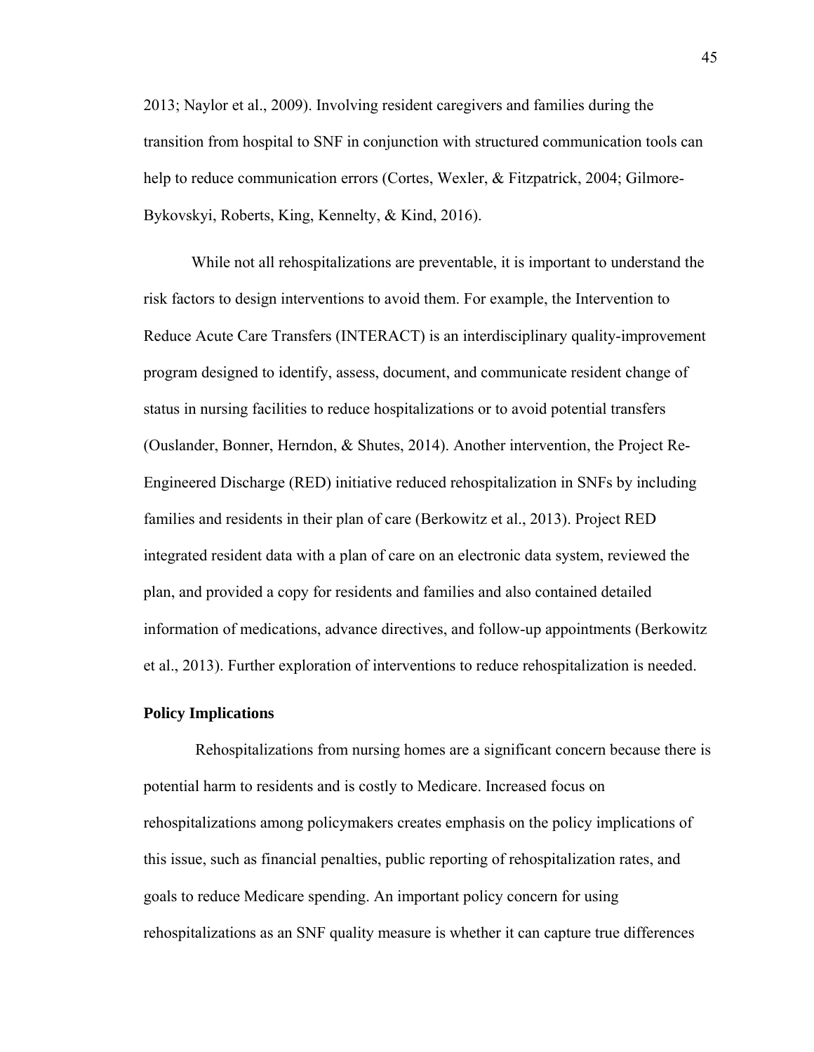2013; Naylor et al., 2009). Involving resident caregivers and families during the transition from hospital to SNF in conjunction with structured communication tools can help to reduce communication errors (Cortes, Wexler, & Fitzpatrick, 2004; Gilmore-Bykovskyi, Roberts, King, Kennelty, & Kind, 2016).

While not all rehospitalizations are preventable, it is important to understand the risk factors to design interventions to avoid them. For example, the Intervention to Reduce Acute Care Transfers (INTERACT) is an interdisciplinary quality-improvement program designed to identify, assess, document, and communicate resident change of status in nursing facilities to reduce hospitalizations or to avoid potential transfers (Ouslander, Bonner, Herndon, & Shutes, 2014). Another intervention, the Project Re-Engineered Discharge (RED) initiative reduced rehospitalization in SNFs by including families and residents in their plan of care (Berkowitz et al., 2013). Project RED integrated resident data with a plan of care on an electronic data system, reviewed the plan, and provided a copy for residents and families and also contained detailed information of medications, advance directives, and follow-up appointments (Berkowitz et al., 2013). Further exploration of interventions to reduce rehospitalization is needed.

**Policy Implications**

Rehospitalizations from nursing homes are a significant concern because there is potential harm to residents and is costly to Medicare. Increased focus on rehospitalizations among policymakers creates emphasis on the policy implications of this issue, such as financial penalties, public reporting of rehospitalization rates, and goals to reduce Medicare spending. An important policy concern for using rehospitalizations as an SNF quality measure is whether it can capture true differences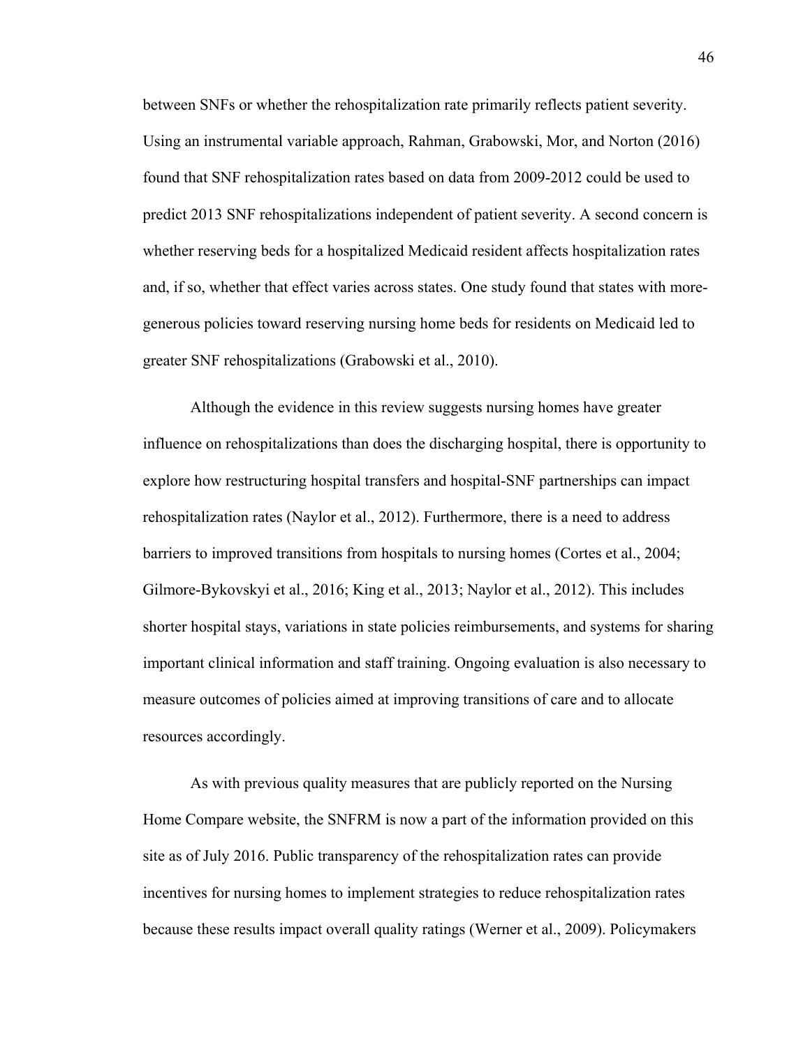between SNFs or whether the rehospitalization rate primarily reflects patient severity. Using an instrumental variable approach, Rahman, Grabowski, Mor, and Norton (2016) found that SNF rehospitalization rates based on data from 2009-2012 could be used to predict 2013 SNF rehospitalizations independent of patient severity. A second concern is whether reserving beds for a hospitalized Medicaid resident affects hospitalization rates and, if so, whether that effect varies across states. One study found that states with more-generous policies toward reserving nursing home beds for residents on Medicaid led to greater SNF rehospitalizations (Grabowski et al., 2010).

Although the evidence in this review suggests nursing homes have greater influence on rehospitalizations than does the discharging hospital, there is opportunity to explore how restructuring hospital transfers and hospital-SNF partnerships can impact rehospitalization rates (Naylor et al., 2012). Furthermore, there is a need to address barriers to improved transitions from hospitals to nursing homes (Cortes et al., 2004; Gilmore-Bykovskyi et al., 2016; King et al., 2013; Naylor et al., 2012). This includes shorter hospital stays, variations in state policies reimbursements, and systems for sharing important clinical information and staff training. Ongoing evaluation is also necessary to measure outcomes of policies aimed at improving transitions of care and to allocate resources accordingly.

As with previous quality measures that are publicly reported on the Nursing Home Compare website, the SNFRM is now a part of the information provided on this site as of July 2016. Public transparency of the rehospitalization rates can provide incentives for nursing homes to implement strategies to reduce rehospitalization rates because these results impact overall quality ratings (Werner et al., 2009). Policymakers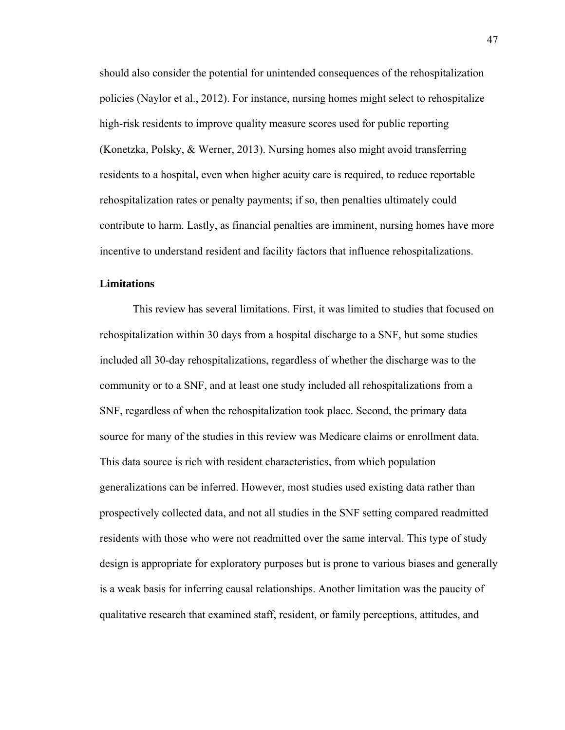should also consider the potential for unintended consequences of the rehospitalization policies (Naylor et al., 2012). For instance, nursing homes might select to rehospitalize high-risk residents to improve quality measure scores used for public reporting (Konetzka, Polsky, & Werner, 2013). Nursing homes also might avoid transferring residents to a hospital, even when higher acuity care is required, to reduce reportable rehospitalization rates or penalty payments; if so, then penalties ultimately could contribute to harm. Lastly, as financial penalties are imminent, nursing homes have more incentive to understand resident and facility factors that influence rehospitalizations.

**Limitations**

This review has several limitations. First, it was limited to studies that focused on rehospitalization within 30 days from a hospital discharge to a SNF, but some studies included all 30-day rehospitalizations, regardless of whether the discharge was to the community or to a SNF, and at least one study included all rehospitalizations from a SNF, regardless of when the rehospitalization took place. Second, the primary data source for many of the studies in this review was Medicare claims or enrollment data. This data source is rich with resident characteristics, from which population generalizations can be inferred. However, most studies used existing data rather than prospectively collected data, and not all studies in the SNF setting compared readmitted residents with those who were not readmitted over the same interval. This type of study design is appropriate for exploratory purposes but is prone to various biases and generally is a weak basis for inferring causal relationships. Another limitation was the paucity of qualitative research that examined staff, resident, or family perceptions, attitudes, and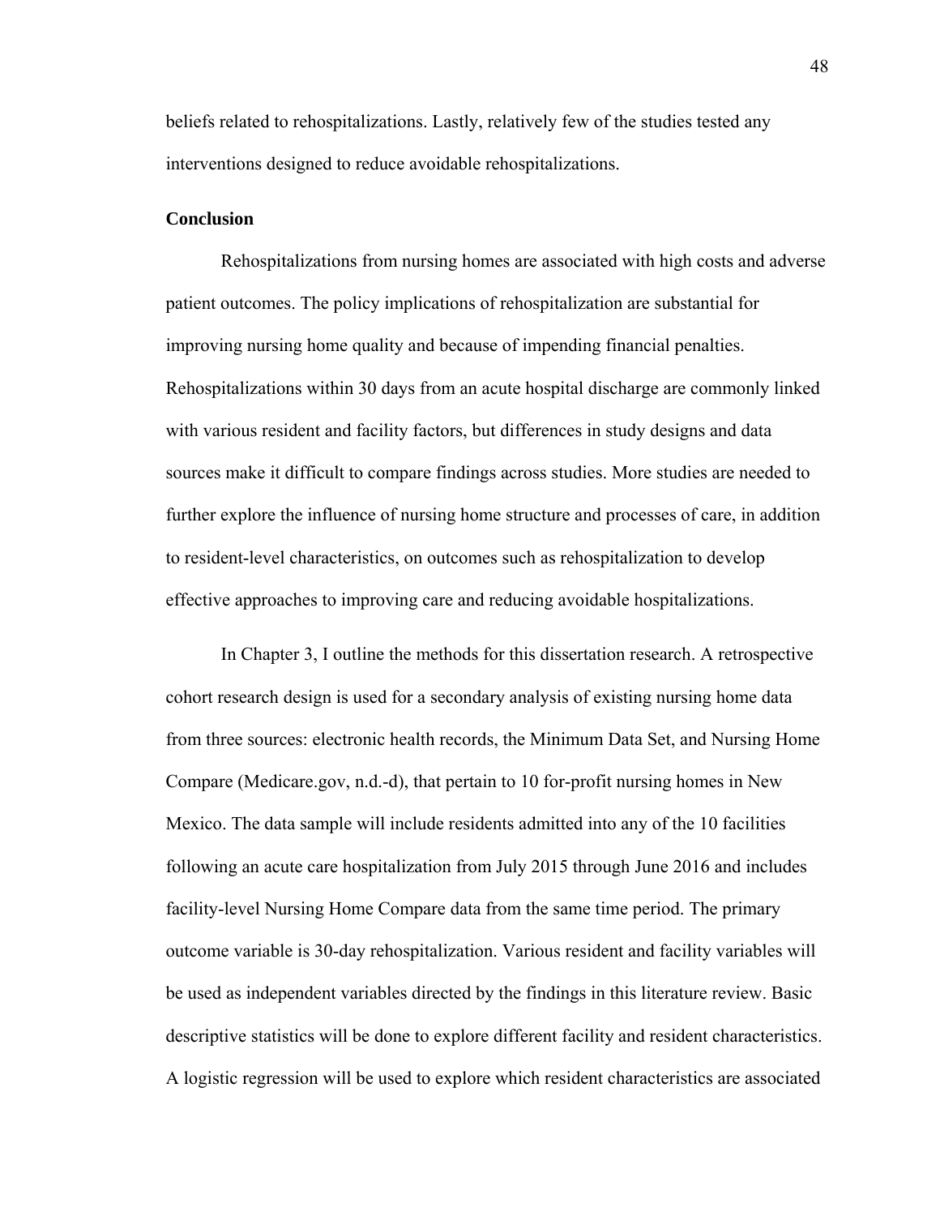beliefs related to rehospitalizations. Lastly, relatively few of the studies tested any interventions designed to reduce avoidable rehospitalizations.

### Conclusion

Rehospitalizations from nursing homes are associated with high costs and adverse patient outcomes. The policy implications of rehospitalization are substantial for improving nursing home quality and because of impending financial penalties. Rehospitalizations within 30 days from an acute hospital discharge are commonly linked with various resident and facility factors, but differences in study designs and data sources make it difficult to compare findings across studies. More studies are needed to further explore the influence of nursing home structure and processes of care, in addition to resident-level characteristics, on outcomes such as rehospitalization to develop effective approaches to improving care and reducing avoidable hospitalizations.

In Chapter 3, I outline the methods for this dissertation research. A retrospective cohort research design is used for a secondary analysis of existing nursing home data from three sources: electronic health records, the Minimum Data Set, and Nursing Home Compare (Medicare.gov, n.d.-d), that pertain to 10 for-profit nursing homes in New Mexico. The data sample will include residents admitted into any of the 10 facilities following an acute care hospitalization from July 2015 through June 2016 and includes facility-level Nursing Home Compare data from the same time period. The primary outcome variable is 30-day rehospitalization. Various resident and facility variables will be used as independent variables directed by the findings in this literature review. Basic descriptive statistics will be done to explore different facility and resident characteristics. A logistic regression will be used to explore which resident characteristics are associated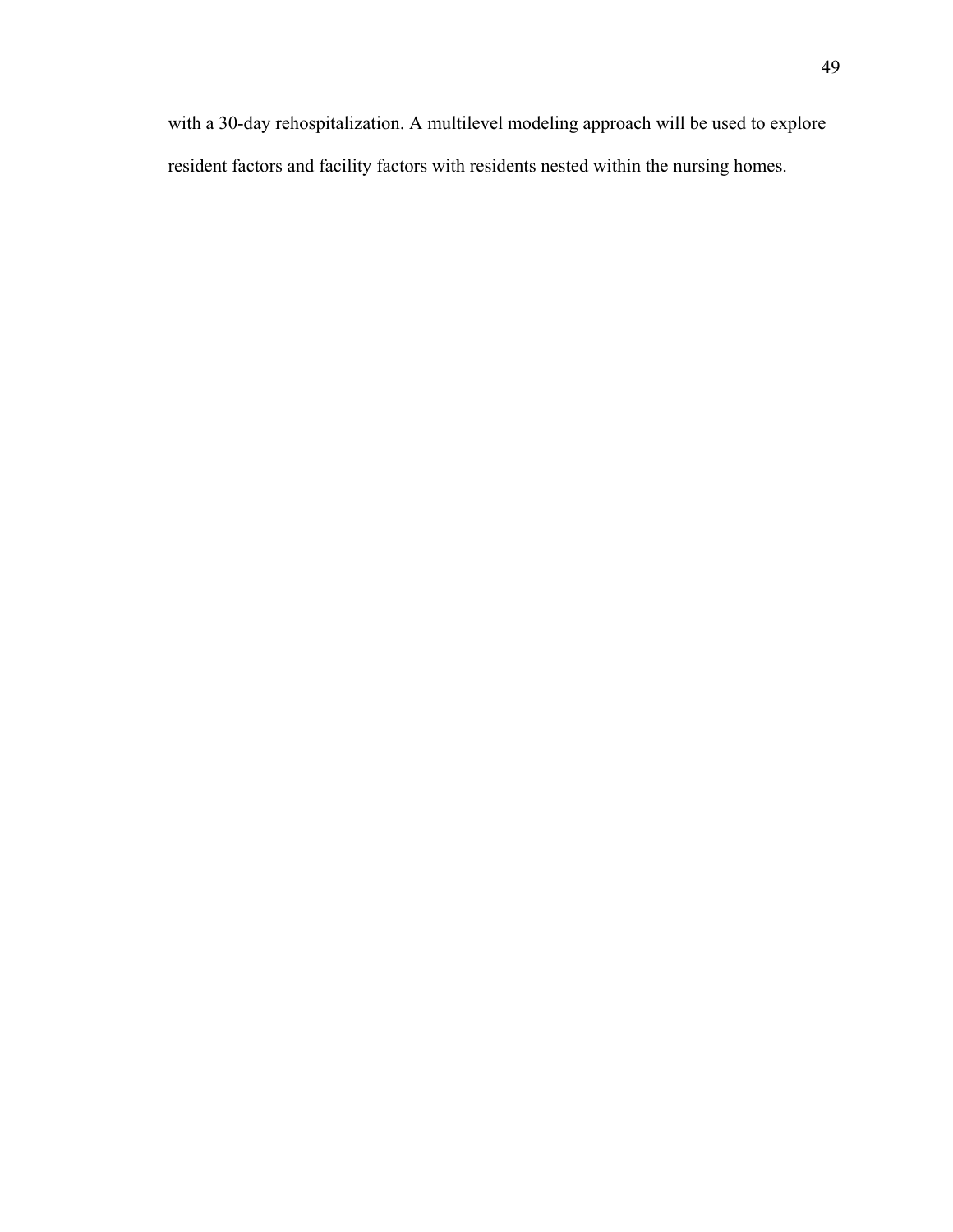with a 30-day rehospitalization. A multilevel modeling approach will be used to explore resident factors and facility factors with residents nested within the nursing homes.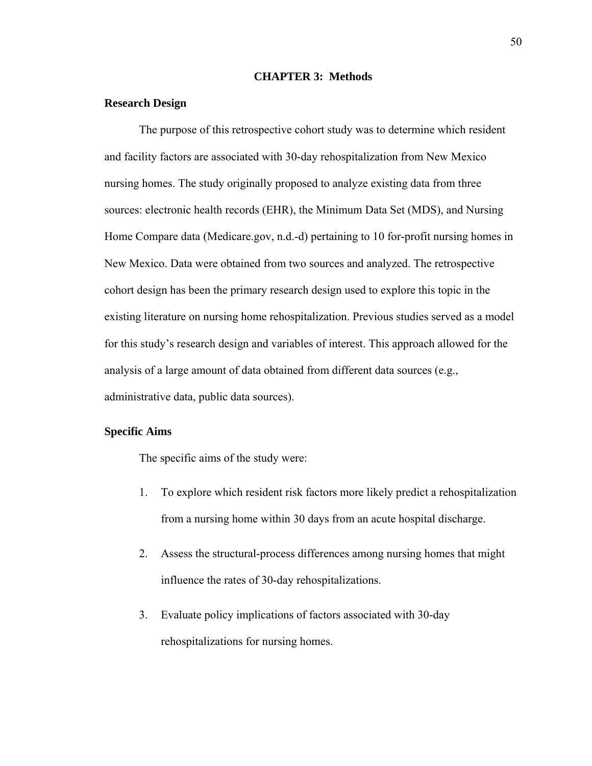# CHAPTER 3: Methods

## Research Design

The purpose of this retrospective cohort study was to determine which resident and facility factors are associated with 30-day rehospitalization from New Mexico nursing homes. The study originally proposed to analyze existing data from three sources: electronic health records (EHR), the Minimum Data Set (MDS), and Nursing Home Compare data (Medicare.gov, n.d.-d) pertaining to 10 for-profit nursing homes in New Mexico. Data were obtained from two sources and analyzed. The retrospective cohort design has been the primary research design used to explore this topic in the existing literature on nursing home rehospitalization. Previous studies served as a model for this study's research design and variables of interest. This approach allowed for the analysis of a large amount of data obtained from different data sources (e.g., administrative data, public data sources).

## Specific Aims

The specific aims of the study were:

1. To explore which resident risk factors more likely predict a rehospitalization from a nursing home within 30 days from an acute hospital discharge.
2. Assess the structural-process differences among nursing homes that might influence the rates of 30-day rehospitalizations.
3. Evaluate policy implications of factors associated with 30-day rehospitalizations for nursing homes.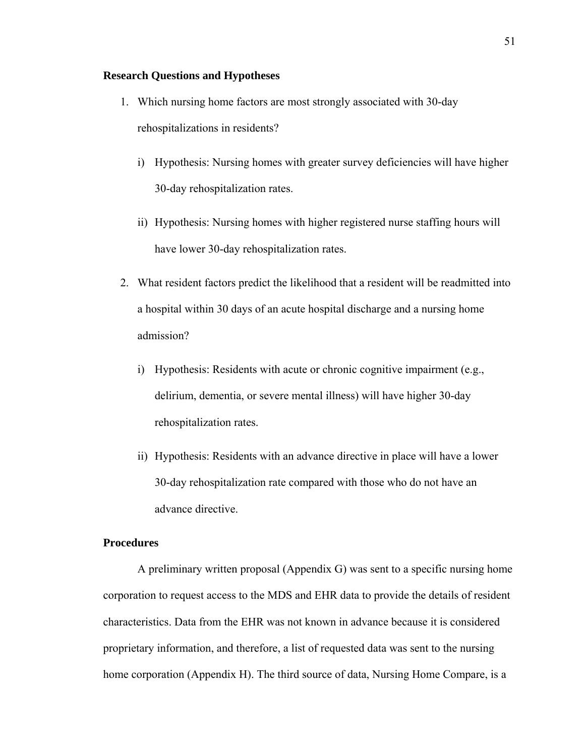**Research Questions and Hypotheses**

1. Which nursing home factors are most strongly associated with 30-day rehospitalizations in residents?

   i) Hypothesis: Nursing homes with greater survey deficiencies will have higher 30-day rehospitalization rates.

   ii) Hypothesis: Nursing homes with higher registered nurse staffing hours will have lower 30-day rehospitalization rates.

2. What resident factors predict the likelihood that a resident will be readmitted into a hospital within 30 days of an acute hospital discharge and a nursing home admission?

   i) Hypothesis: Residents with acute or chronic cognitive impairment (e.g., delirium, dementia, or severe mental illness) will have higher 30-day rehospitalization rates.

   ii) Hypothesis: Residents with an advance directive in place will have a lower 30-day rehospitalization rate compared with those who do not have an advance directive.

**Procedures**

A preliminary written proposal (Appendix G) was sent to a specific nursing home corporation to request access to the MDS and EHR data to provide the details of resident characteristics. Data from the EHR was not known in advance because it is considered proprietary information, and therefore, a list of requested data was sent to the nursing home corporation (Appendix H). The third source of data, Nursing Home Compare, is a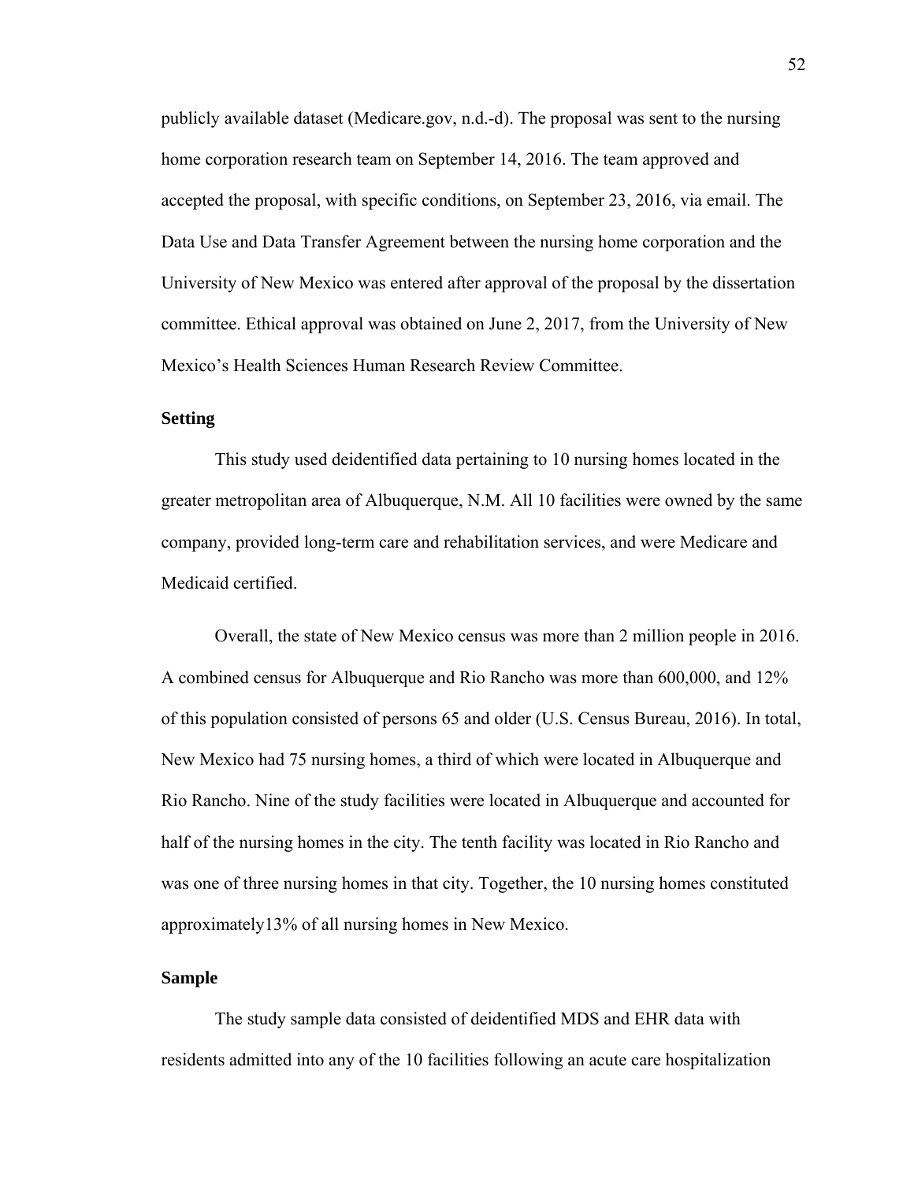publicly available dataset (Medicare.gov, n.d.-d). The proposal was sent to the nursing home corporation research team on September 14, 2016. The team approved and accepted the proposal, with specific conditions, on September 23, 2016, via email. The Data Use and Data Transfer Agreement between the nursing home corporation and the University of New Mexico was entered after approval of the proposal by the dissertation committee. Ethical approval was obtained on June 2, 2017, from the University of New Mexico's Health Sciences Human Research Review Committee.

### Setting

This study used deidentified data pertaining to 10 nursing homes located in the greater metropolitan area of Albuquerque, N.M. All 10 facilities were owned by the same company, provided long-term care and rehabilitation services, and were Medicare and Medicaid certified.

Overall, the state of New Mexico census was more than 2 million people in 2016. A combined census for Albuquerque and Rio Rancho was more than 600,000, and 12% of this population consisted of persons 65 and older (U.S. Census Bureau, 2016). In total, New Mexico had 75 nursing homes, a third of which were located in Albuquerque and Rio Rancho. Nine of the study facilities were located in Albuquerque and accounted for half of the nursing homes in the city. The tenth facility was located in Rio Rancho and was one of three nursing homes in that city. Together, the 10 nursing homes constituted approximately13% of all nursing homes in New Mexico.

### Sample

The study sample data consisted of deidentified MDS and EHR data with residents admitted into any of the 10 facilities following an acute care hospitalization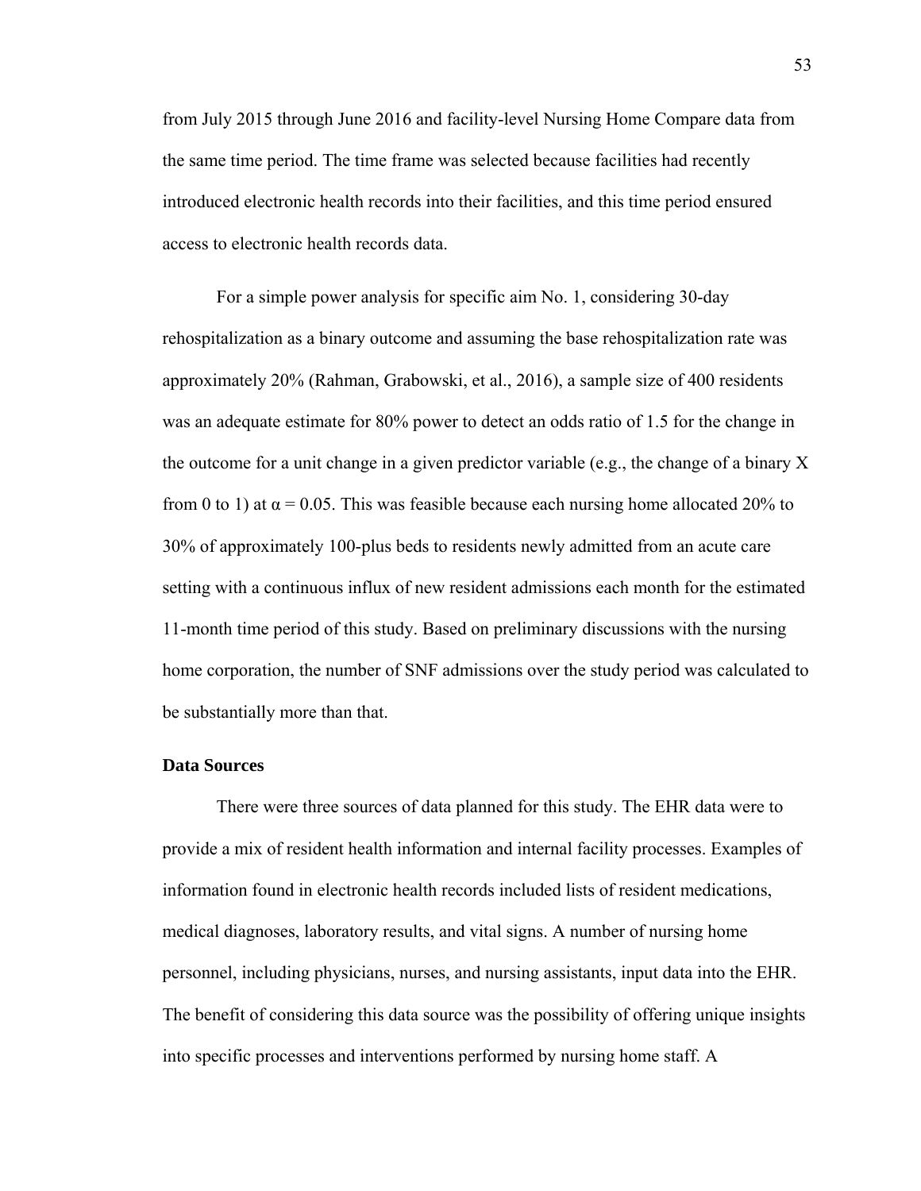from July 2015 through June 2016 and facility-level Nursing Home Compare data from the same time period. The time frame was selected because facilities had recently introduced electronic health records into their facilities, and this time period ensured access to electronic health records data.

For a simple power analysis for specific aim No. 1, considering 30-day rehospitalization as a binary outcome and assuming the base rehospitalization rate was approximately 20% (Rahman, Grabowski, et al., 2016), a sample size of 400 residents was an adequate estimate for 80% power to detect an odds ratio of 1.5 for the change in the outcome for a unit change in a given predictor variable (e.g., the change of a binary X from 0 to 1) at $\alpha = 0.05$. This was feasible because each nursing home allocated 20% to 30% of approximately 100-plus beds to residents newly admitted from an acute care setting with a continuous influx of new resident admissions each month for the estimated 11-month time period of this study. Based on preliminary discussions with the nursing home corporation, the number of SNF admissions over the study period was calculated to be substantially more than that.

### Data Sources

There were three sources of data planned for this study. The EHR data were to provide a mix of resident health information and internal facility processes. Examples of information found in electronic health records included lists of resident medications, medical diagnoses, laboratory results, and vital signs. A number of nursing home personnel, including physicians, nurses, and nursing assistants, input data into the EHR. The benefit of considering this data source was the possibility of offering unique insights into specific processes and interventions performed by nursing home staff. A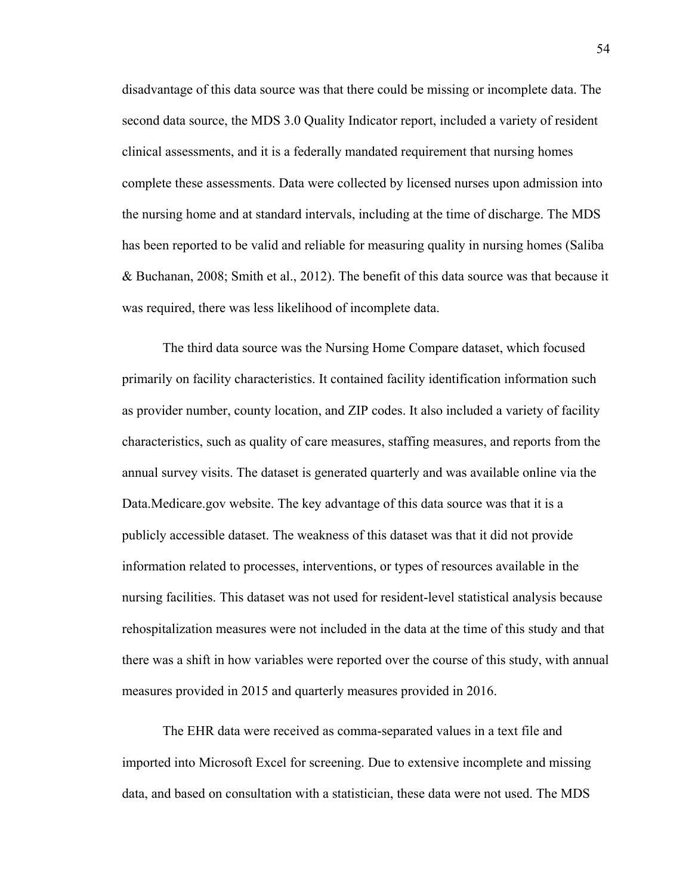disadvantage of this data source was that there could be missing or incomplete data. The second data source, the MDS 3.0 Quality Indicator report, included a variety of resident clinical assessments, and it is a federally mandated requirement that nursing homes complete these assessments. Data were collected by licensed nurses upon admission into the nursing home and at standard intervals, including at the time of discharge. The MDS has been reported to be valid and reliable for measuring quality in nursing homes (Saliba & Buchanan, 2008; Smith et al., 2012). The benefit of this data source was that because it was required, there was less likelihood of incomplete data.

The third data source was the Nursing Home Compare dataset, which focused primarily on facility characteristics. It contained facility identification information such as provider number, county location, and ZIP codes. It also included a variety of facility characteristics, such as quality of care measures, staffing measures, and reports from the annual survey visits. The dataset is generated quarterly and was available online via the Data.Medicare.gov website. The key advantage of this data source was that it is a publicly accessible dataset. The weakness of this dataset was that it did not provide information related to processes, interventions, or types of resources available in the nursing facilities. This dataset was not used for resident-level statistical analysis because rehospitalization measures were not included in the data at the time of this study and that there was a shift in how variables were reported over the course of this study, with annual measures provided in 2015 and quarterly measures provided in 2016.

The EHR data were received as comma-separated values in a text file and imported into Microsoft Excel for screening. Due to extensive incomplete and missing data, and based on consultation with a statistician, these data were not used. The MDS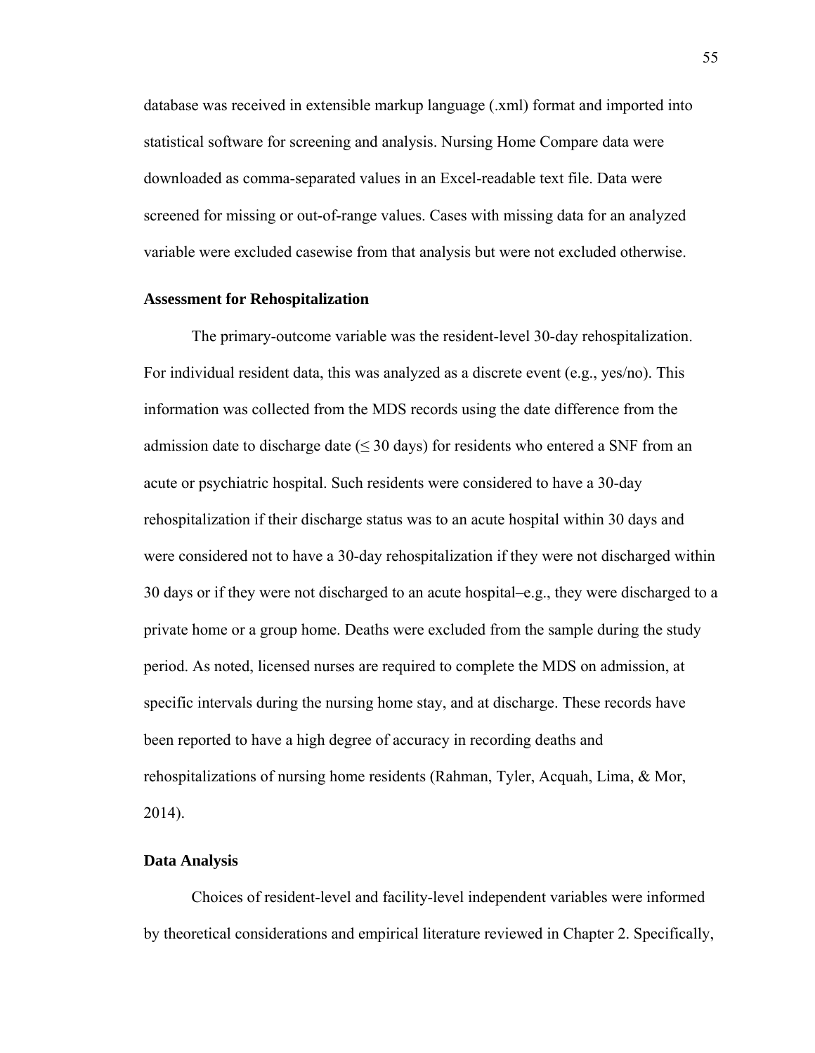database was received in extensible markup language (.xml) format and imported into statistical software for screening and analysis. Nursing Home Compare data were downloaded as comma-separated values in an Excel-readable text file. Data were screened for missing or out-of-range values. Cases with missing data for an analyzed variable were excluded casewise from that analysis but were not excluded otherwise.

### Assessment for Rehospitalization

The primary-outcome variable was the resident-level 30-day rehospitalization. For individual resident data, this was analyzed as a discrete event (e.g., yes/no). This information was collected from the MDS records using the date difference from the admission date to discharge date (≤ 30 days) for residents who entered a SNF from an acute or psychiatric hospital. Such residents were considered to have a 30-day rehospitalization if their discharge status was to an acute hospital within 30 days and were considered not to have a 30-day rehospitalization if they were not discharged within 30 days or if they were not discharged to an acute hospital–e.g., they were discharged to a private home or a group home. Deaths were excluded from the sample during the study period. As noted, licensed nurses are required to complete the MDS on admission, at specific intervals during the nursing home stay, and at discharge. These records have been reported to have a high degree of accuracy in recording deaths and rehospitalizations of nursing home residents (Rahman, Tyler, Acquah, Lima, & Mor, 2014).

### Data Analysis

Choices of resident-level and facility-level independent variables were informed by theoretical considerations and empirical literature reviewed in Chapter 2. Specifically,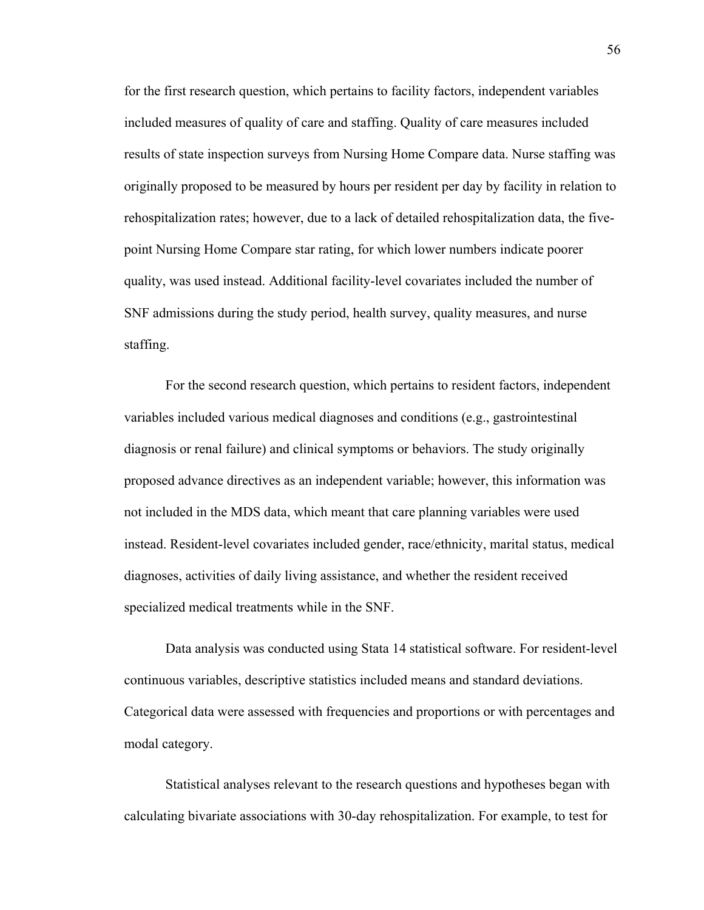for the first research question, which pertains to facility factors, independent variables included measures of quality of care and staffing. Quality of care measures included results of state inspection surveys from Nursing Home Compare data. Nurse staffing was originally proposed to be measured by hours per resident per day by facility in relation to rehospitalization rates; however, due to a lack of detailed rehospitalization data, the five-point Nursing Home Compare star rating, for which lower numbers indicate poorer quality, was used instead. Additional facility-level covariates included the number of SNF admissions during the study period, health survey, quality measures, and nurse staffing.

For the second research question, which pertains to resident factors, independent variables included various medical diagnoses and conditions (e.g., gastrointestinal diagnosis or renal failure) and clinical symptoms or behaviors. The study originally proposed advance directives as an independent variable; however, this information was not included in the MDS data, which meant that care planning variables were used instead. Resident-level covariates included gender, race/ethnicity, marital status, medical diagnoses, activities of daily living assistance, and whether the resident received specialized medical treatments while in the SNF.

Data analysis was conducted using Stata 14 statistical software. For resident-level continuous variables, descriptive statistics included means and standard deviations. Categorical data were assessed with frequencies and proportions or with percentages and modal category.

Statistical analyses relevant to the research questions and hypotheses began with calculating bivariate associations with 30-day rehospitalization. For example, to test for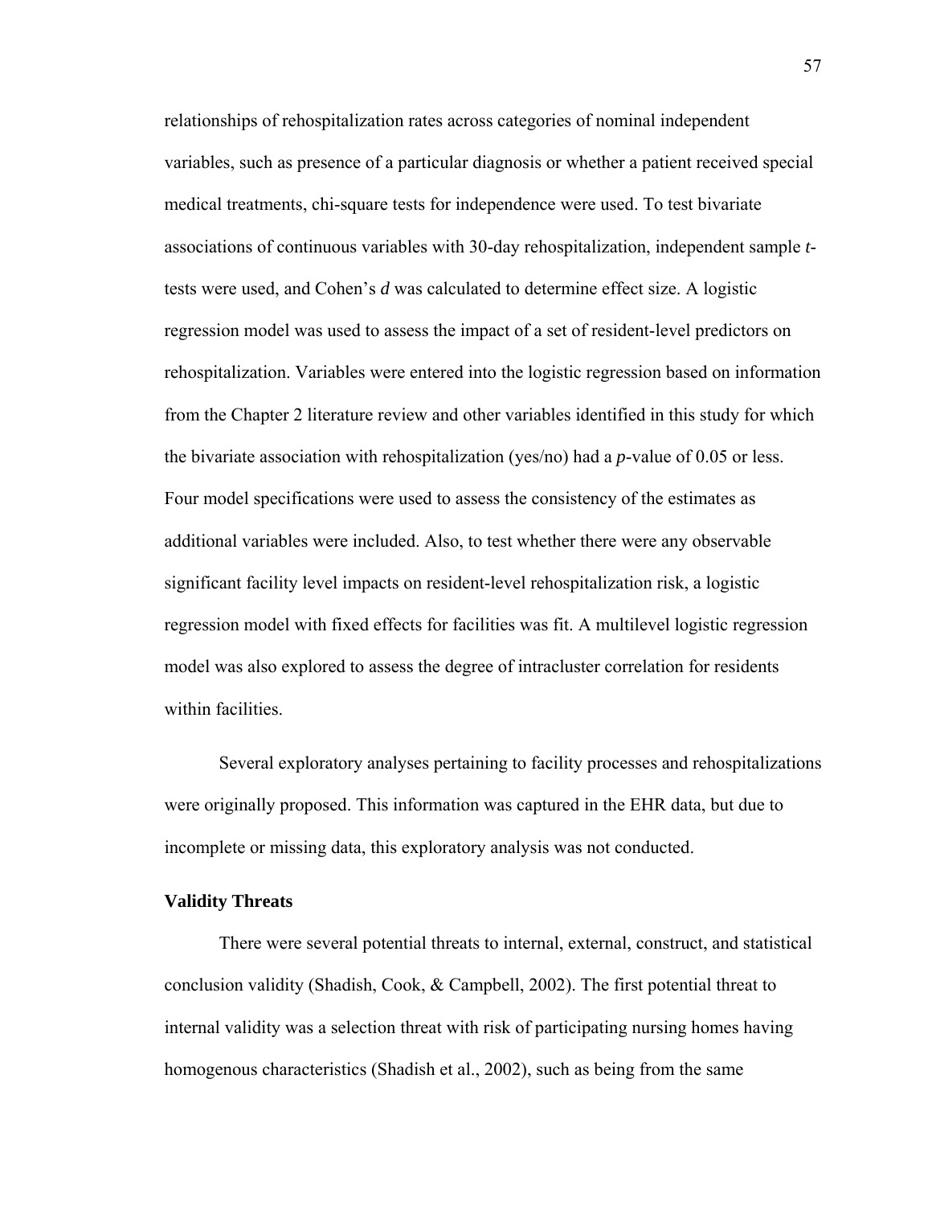relationships of rehospitalization rates across categories of nominal independent variables, such as presence of a particular diagnosis or whether a patient received special medical treatments, chi-square tests for independence were used. To test bivariate associations of continuous variables with 30-day rehospitalization, independent sample *t*-tests were used, and Cohen's *d* was calculated to determine effect size. A logistic regression model was used to assess the impact of a set of resident-level predictors on rehospitalization. Variables were entered into the logistic regression based on information from the Chapter 2 literature review and other variables identified in this study for which the bivariate association with rehospitalization (yes/no) had a *p*-value of 0.05 or less. Four model specifications were used to assess the consistency of the estimates as additional variables were included. Also, to test whether there were any observable significant facility level impacts on resident-level rehospitalization risk, a logistic regression model with fixed effects for facilities was fit. A multilevel logistic regression model was also explored to assess the degree of intracluster correlation for residents within facilities.

Several exploratory analyses pertaining to facility processes and rehospitalizations were originally proposed. This information was captured in the EHR data, but due to incomplete or missing data, this exploratory analysis was not conducted.

### Validity Threats

There were several potential threats to internal, external, construct, and statistical conclusion validity (Shadish, Cook, & Campbell, 2002). The first potential threat to internal validity was a selection threat with risk of participating nursing homes having homogenous characteristics (Shadish et al., 2002), such as being from the same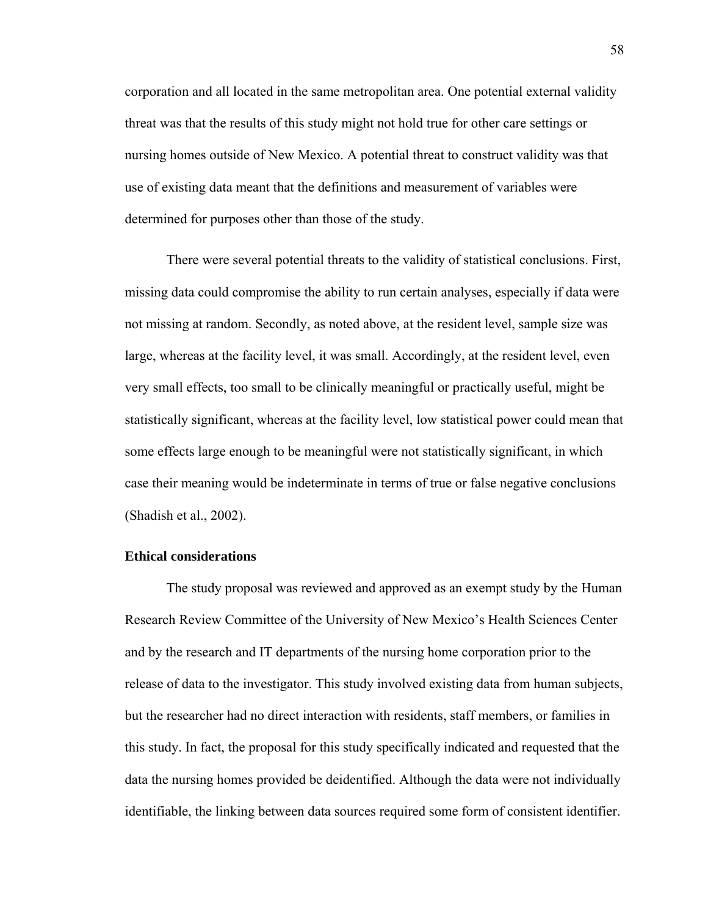corporation and all located in the same metropolitan area. One potential external validity threat was that the results of this study might not hold true for other care settings or nursing homes outside of New Mexico. A potential threat to construct validity was that use of existing data meant that the definitions and measurement of variables were determined for purposes other than those of the study.

There were several potential threats to the validity of statistical conclusions. First, missing data could compromise the ability to run certain analyses, especially if data were not missing at random. Secondly, as noted above, at the resident level, sample size was large, whereas at the facility level, it was small. Accordingly, at the resident level, even very small effects, too small to be clinically meaningful or practically useful, might be statistically significant, whereas at the facility level, low statistical power could mean that some effects large enough to be meaningful were not statistically significant, in which case their meaning would be indeterminate in terms of true or false negative conclusions (Shadish et al., 2002).

### Ethical considerations

The study proposal was reviewed and approved as an exempt study by the Human Research Review Committee of the University of New Mexico's Health Sciences Center and by the research and IT departments of the nursing home corporation prior to the release of data to the investigator. This study involved existing data from human subjects, but the researcher had no direct interaction with residents, staff members, or families in this study. In fact, the proposal for this study specifically indicated and requested that the data the nursing homes provided be deidentified. Although the data were not individually identifiable, the linking between data sources required some form of consistent identifier.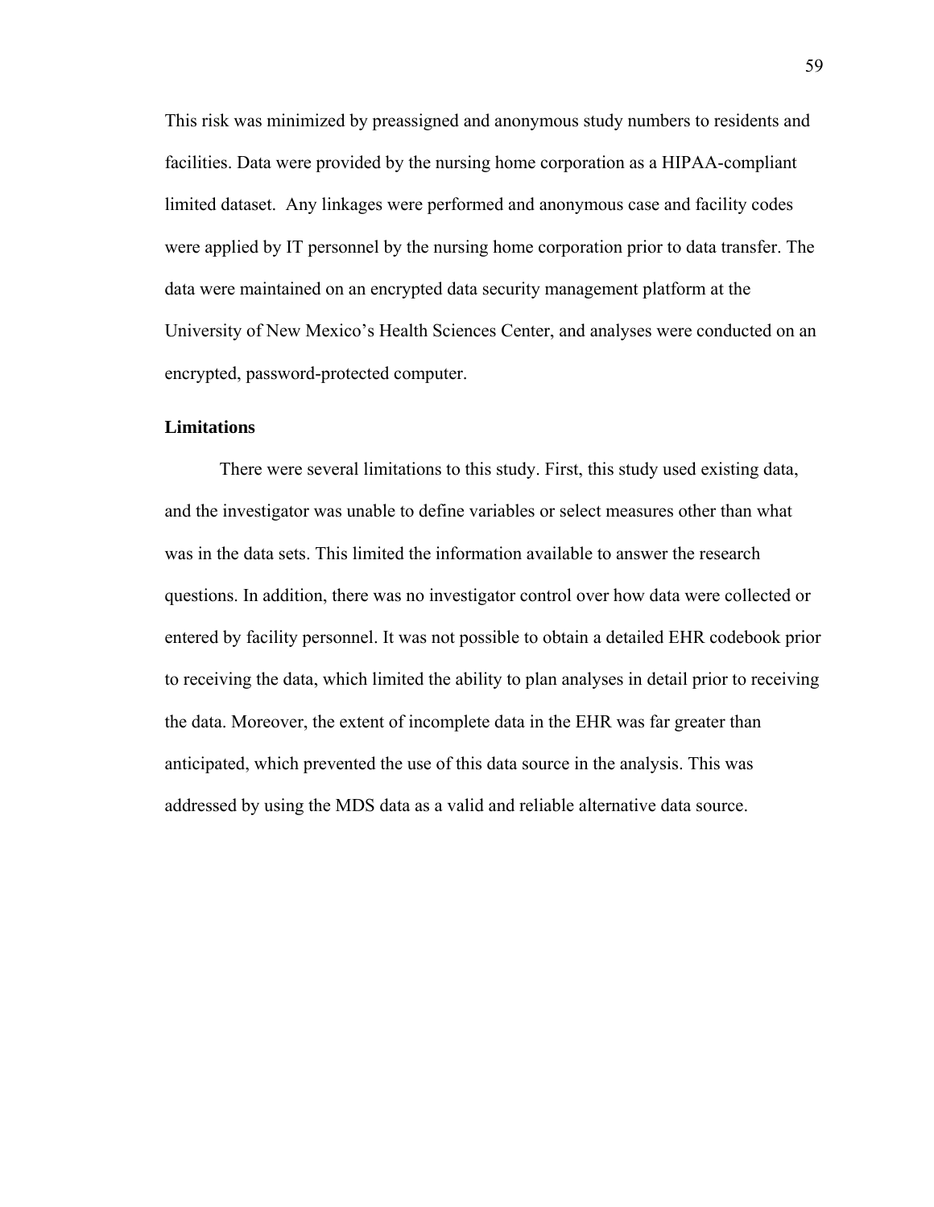This risk was minimized by preassigned and anonymous study numbers to residents and facilities. Data were provided by the nursing home corporation as a HIPAA-compliant limited dataset. Any linkages were performed and anonymous case and facility codes were applied by IT personnel by the nursing home corporation prior to data transfer. The data were maintained on an encrypted data security management platform at the University of New Mexico's Health Sciences Center, and analyses were conducted on an encrypted, password-protected computer.

### Limitations

There were several limitations to this study. First, this study used existing data, and the investigator was unable to define variables or select measures other than what was in the data sets. This limited the information available to answer the research questions. In addition, there was no investigator control over how data were collected or entered by facility personnel. It was not possible to obtain a detailed EHR codebook prior to receiving the data, which limited the ability to plan analyses in detail prior to receiving the data. Moreover, the extent of incomplete data in the EHR was far greater than anticipated, which prevented the use of this data source in the analysis. This was addressed by using the MDS data as a valid and reliable alternative data source.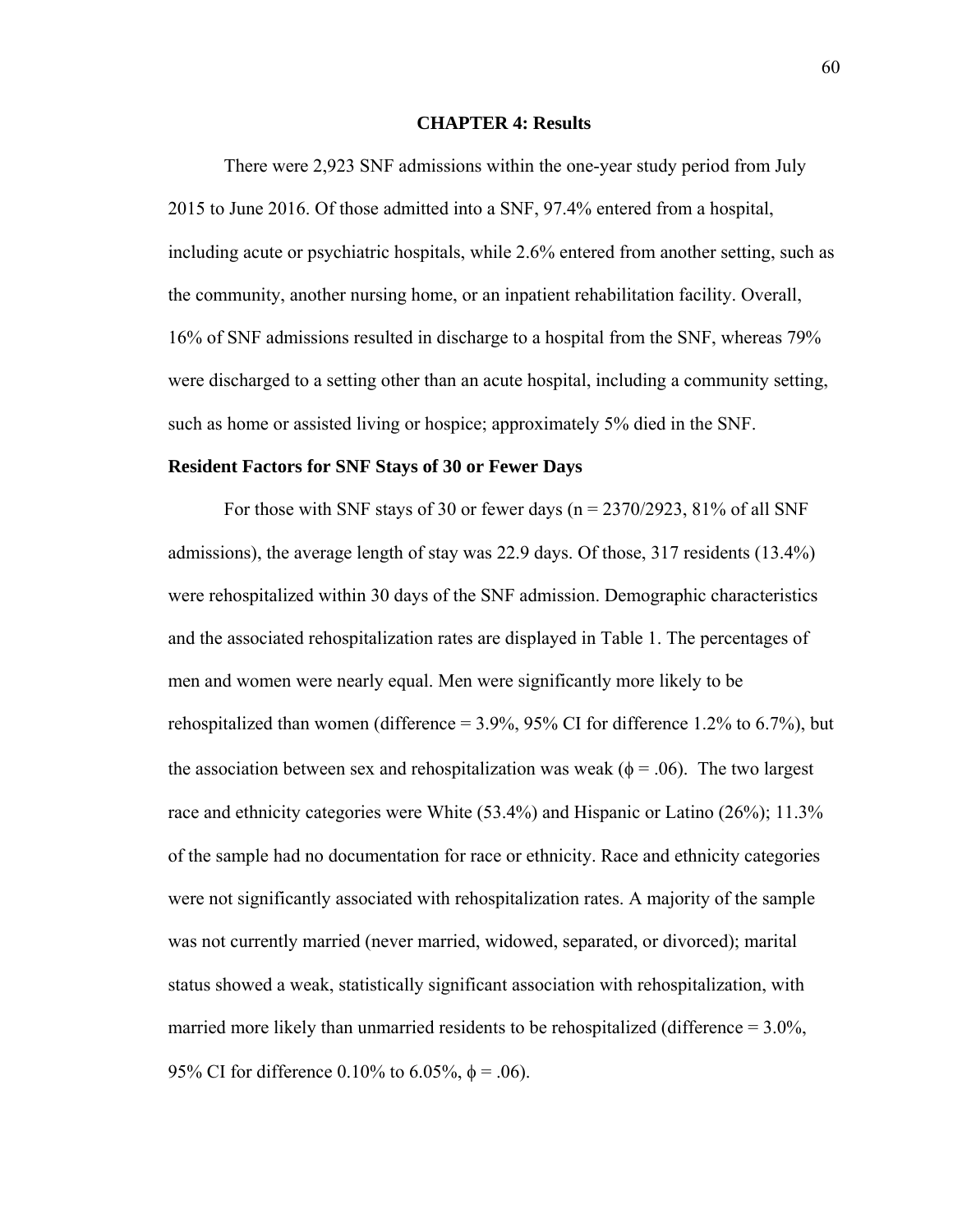# CHAPTER 4: Results

There were 2,923 SNF admissions within the one-year study period from July 2015 to June 2016. Of those admitted into a SNF, 97.4% entered from a hospital, including acute or psychiatric hospitals, while 2.6% entered from another setting, such as the community, another nursing home, or an inpatient rehabilitation facility. Overall, 16% of SNF admissions resulted in discharge to a hospital from the SNF, whereas 79% were discharged to a setting other than an acute hospital, including a community setting, such as home or assisted living or hospice; approximately 5% died in the SNF.

## Resident Factors for SNF Stays of 30 or Fewer Days

For those with SNF stays of 30 or fewer days (n = 2370/2923, 81% of all SNF admissions), the average length of stay was 22.9 days. Of those, 317 residents (13.4%) were rehospitalized within 30 days of the SNF admission. Demographic characteristics and the associated rehospitalization rates are displayed in Table 1. The percentages of men and women were nearly equal. Men were significantly more likely to be rehospitalized than women (difference = 3.9%, 95% CI for difference 1.2% to 6.7%), but the association between sex and rehospitalization was weak ($\phi = .06$). The two largest race and ethnicity categories were White (53.4%) and Hispanic or Latino (26%); 11.3% of the sample had no documentation for race or ethnicity. Race and ethnicity categories were not significantly associated with rehospitalization rates. A majority of the sample was not currently married (never married, widowed, separated, or divorced); marital status showed a weak, statistically significant association with rehospitalization, with married more likely than unmarried residents to be rehospitalized (difference = 3.0%, 95% CI for difference 0.10% to 6.05%, $\phi = .06$).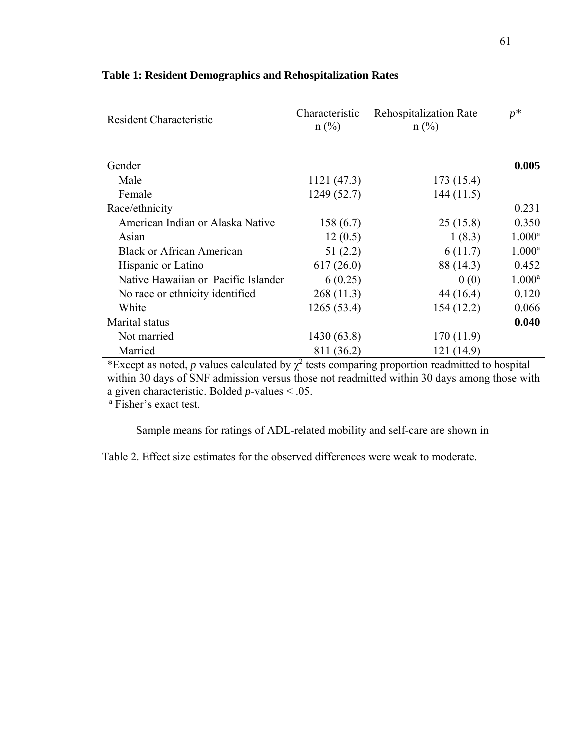**Table 1: Resident Demographics and Rehospitalization Rates**

| Resident Characteristic | Characteristic n (%) | Rehospitalization Rate n (%) | *p** |
|---|---|---|---|
| Gender | | | **0.005** |
| Male | 1121 (47.3) | 173 (15.4) | |
| Female | 1249 (52.7) | 144 (11.5) | |
| Race/ethnicity | | | 0.231 |
| American Indian or Alaska Native | 158 (6.7) | 25 (15.8) | 0.350 |
| Asian | 12 (0.5) | 1 (8.3) | 1.000[a] |
| Black or African American | 51 (2.2) | 6 (11.7) | 1.000[a] |
| Hispanic or Latino | 617 (26.0) | 88 (14.3) | 0.452 |
| Native Hawaiian or Pacific Islander | 6 (0.25) | 0 (0) | 1.000[a] |
| No race or ethnicity identified | 268 (11.3) | 44 (16.4) | 0.120 |
| White | 1265 (53.4) | 154 (12.2) | 0.066 |
| Marital status | | | **0.040** |
| Not married | 1430 (63.8) | 170 (11.9) | |
| Married | 811 (36.2) | 121 (14.9) | |

*Except as noted, *p* values calculated by $\chi^2$ tests comparing proportion readmitted to hospital within 30 days of SNF admission versus those not readmitted within 30 days among those with a given characteristic. Bolded *p*-values < .05.

[a] Fisher's exact test.

Sample means for ratings of ADL-related mobility and self-care are shown in Table 2. Effect size estimates for the observed differences were weak to moderate.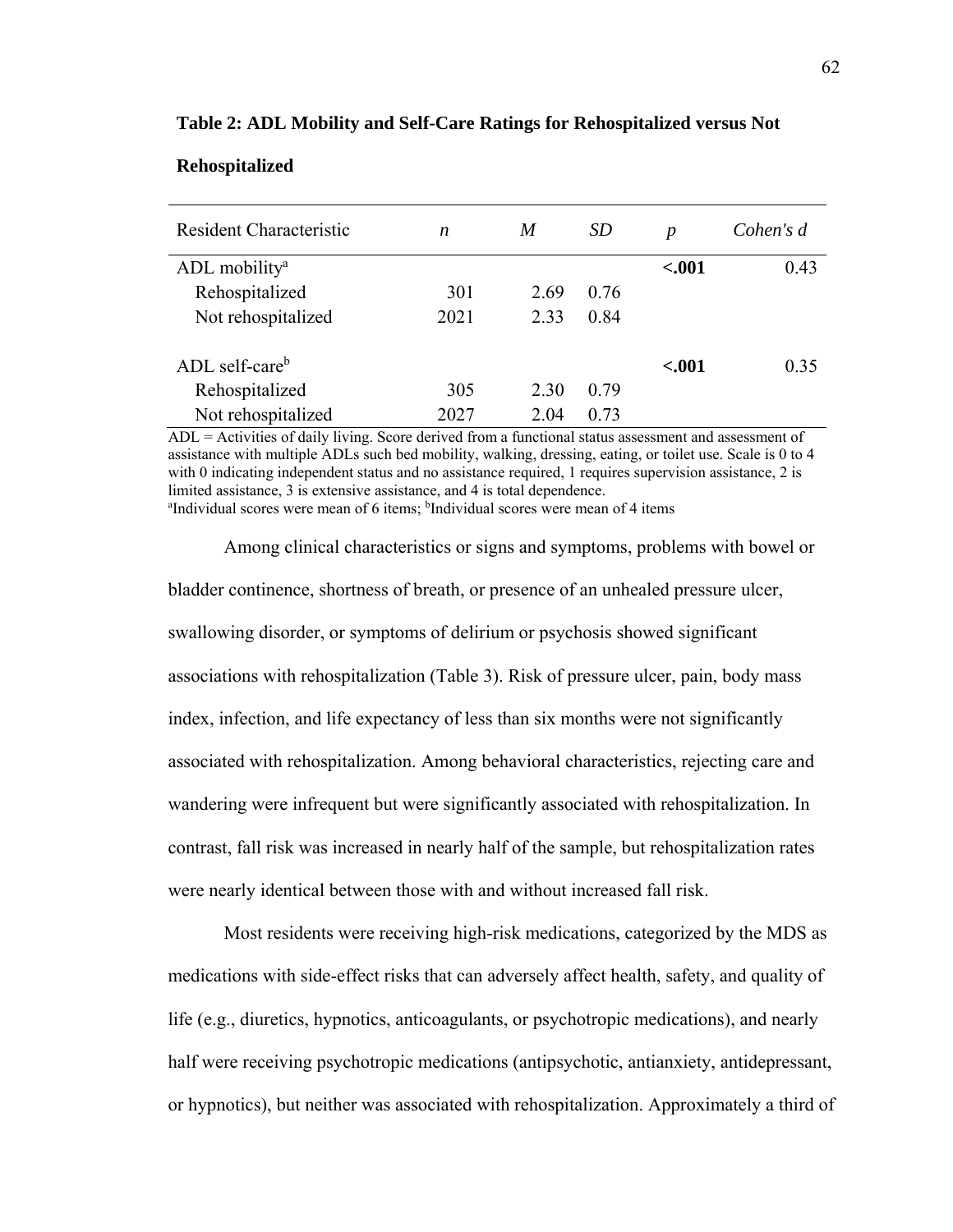**Table 2: ADL Mobility and Self-Care Ratings for Rehospitalized versus Not Rehospitalized**

| Resident Characteristic | *n* | *M* | *SD* | *p* | *Cohen's d* |
|---|---|---|---|---|---|
| ADL mobility[a] | | | | **<.001** | 0.43 |
| Rehospitalized | 301 | 2.69 | 0.76 | | |
| Not rehospitalized | 2021 | 2.33 | 0.84 | | |
| ADL self-care[b] | | | | **<.001** | 0.35 |
| Rehospitalized | 305 | 2.30 | 0.79 | | |
| Not rehospitalized | 2027 | 2.04 | 0.73 | | |

ADL = Activities of daily living. Score derived from a functional status assessment and assessment of assistance with multiple ADLs such bed mobility, walking, dressing, eating, or toilet use. Scale is 0 to 4 with 0 indicating independent status and no assistance required, 1 requires supervision assistance, 2 is limited assistance, 3 is extensive assistance, and 4 is total dependence.
[a]Individual scores were mean of 6 items; [b]Individual scores were mean of 4 items

Among clinical characteristics or signs and symptoms, problems with bowel or bladder continence, shortness of breath, or presence of an unhealed pressure ulcer, swallowing disorder, or symptoms of delirium or psychosis showed significant associations with rehospitalization (Table 3). Risk of pressure ulcer, pain, body mass index, infection, and life expectancy of less than six months were not significantly associated with rehospitalization. Among behavioral characteristics, rejecting care and wandering were infrequent but were significantly associated with rehospitalization. In contrast, fall risk was increased in nearly half of the sample, but rehospitalization rates were nearly identical between those with and without increased fall risk.

Most residents were receiving high-risk medications, categorized by the MDS as medications with side-effect risks that can adversely affect health, safety, and quality of life (e.g., diuretics, hypnotics, anticoagulants, or psychotropic medications), and nearly half were receiving psychotropic medications (antipsychotic, antianxiety, antidepressant, or hypnotics), but neither was associated with rehospitalization. Approximately a third of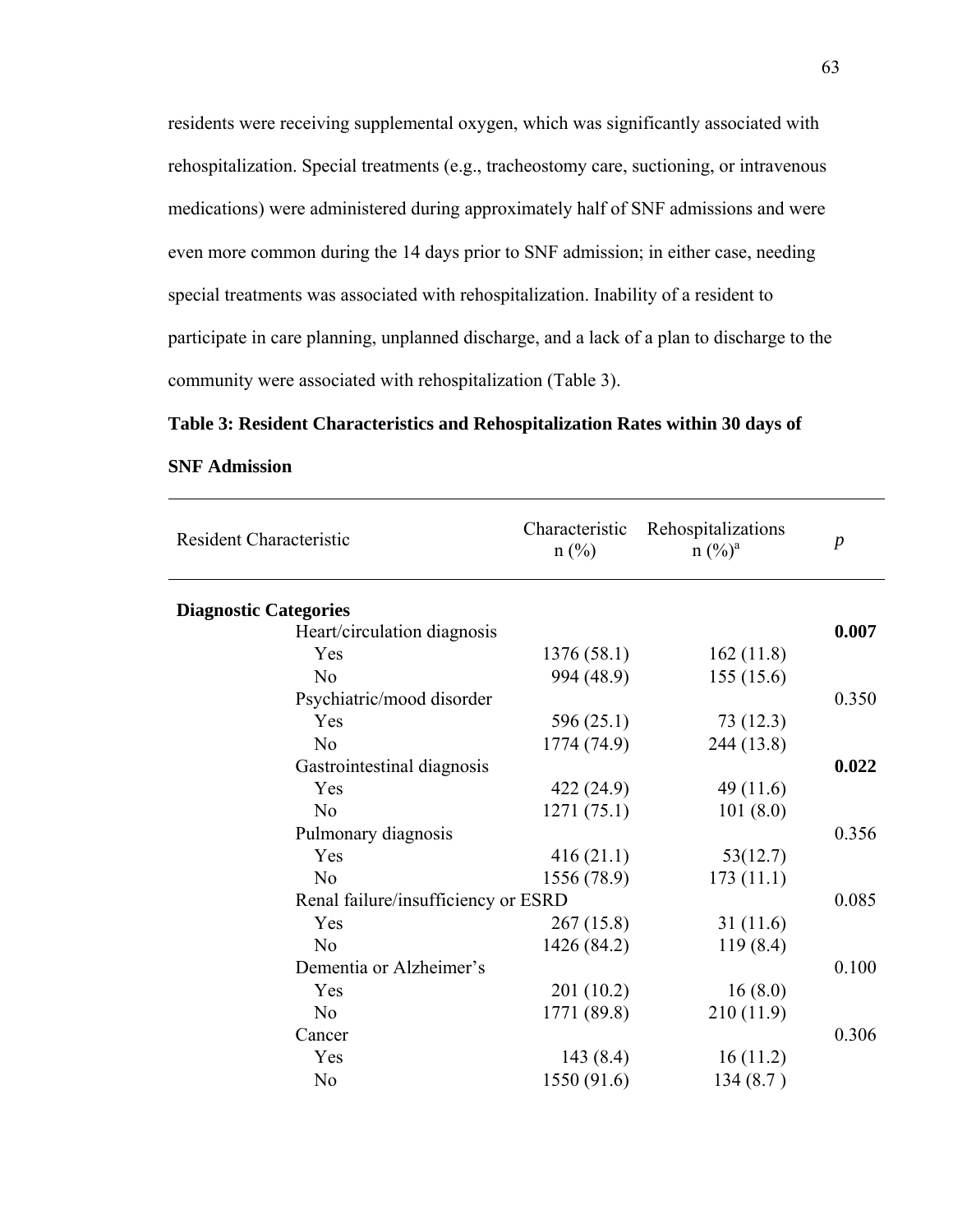residents were receiving supplemental oxygen, which was significantly associated with rehospitalization. Special treatments (e.g., tracheostomy care, suctioning, or intravenous medications) were administered during approximately half of SNF admissions and were even more common during the 14 days prior to SNF admission; in either case, needing special treatments was associated with rehospitalization. Inability of a resident to participate in care planning, unplanned discharge, and a lack of a plan to discharge to the community were associated with rehospitalization (Table 3).

**Table 3: Resident Characteristics and Rehospitalization Rates within 30 days of SNF Admission**

| Resident Characteristic | Characteristic n (%) | Rehospitalizations n (%)[a] | *p* |
|---|---|---|---|
| **Diagnostic Categories** | | | |
| Heart/circulation diagnosis | | | **0.007** |
| Yes | 1376 (58.1) | 162 (11.8) | |
| No | 994 (48.9) | 155 (15.6) | |
| Psychiatric/mood disorder | | | 0.350 |
| Yes | 596 (25.1) | 73 (12.3) | |
| No | 1774 (74.9) | 244 (13.8) | |
| Gastrointestinal diagnosis | | | **0.022** |
| Yes | 422 (24.9) | 49 (11.6) | |
| No | 1271 (75.1) | 101 (8.0) | |
| Pulmonary diagnosis | | | 0.356 |
| Yes | 416 (21.1) | 53(12.7) | |
| No | 1556 (78.9) | 173 (11.1) | |
| Renal failure/insufficiency or ESRD | | | 0.085 |
| Yes | 267 (15.8) | 31 (11.6) | |
| No | 1426 (84.2) | 119 (8.4) | |
| Dementia or Alzheimer’s | | | 0.100 |
| Yes | 201 (10.2) | 16 (8.0) | |
| No | 1771 (89.8) | 210 (11.9) | |
| Cancer | | | 0.306 |
| Yes | 143 (8.4) | 16 (11.2) | |
| No | 1550 (91.6) | 134 (8.7 ) | |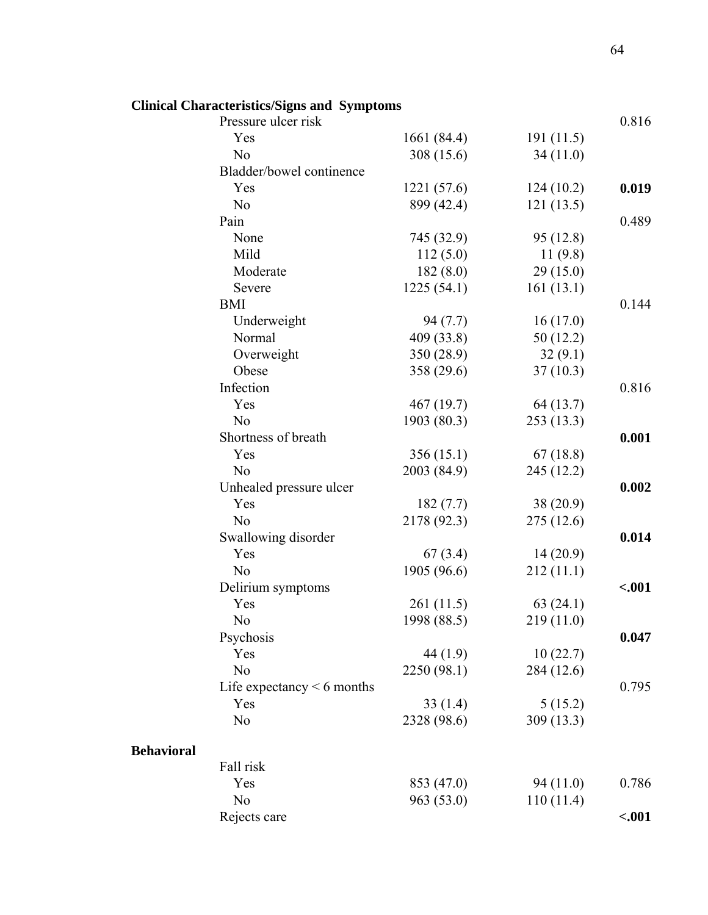| | | | | |
|---|---|---|---|---|
| **Clinical Characteristics/Signs and Symptoms** | | | | |
| | Pressure ulcer risk | | | 0.816 |
| | Yes | 1661 (84.4) | 191 (11.5) | |
| | No | 308 (15.6) | 34 (11.0) | |
| | Bladder/bowel continence | | | |
| | Yes | 1221 (57.6) | 124 (10.2) | **0.019** |
| | No | 899 (42.4) | 121 (13.5) | |
| | Pain | | | 0.489 |
| | None | 745 (32.9) | 95 (12.8) | |
| | Mild | 112 (5.0) | 11 (9.8) | |
| | Moderate | 182 (8.0) | 29 (15.0) | |
| | Severe | 1225 (54.1) | 161 (13.1) | |
| | BMI | | | 0.144 |
| | Underweight | 94 (7.7) | 16 (17.0) | |
| | Normal | 409 (33.8) | 50 (12.2) | |
| | Overweight | 350 (28.9) | 32 (9.1) | |
| | Obese | 358 (29.6) | 37 (10.3) | |
| | Infection | | | 0.816 |
| | Yes | 467 (19.7) | 64 (13.7) | |
| | No | 1903 (80.3) | 253 (13.3) | |
| | Shortness of breath | | | **0.001** |
| | Yes | 356 (15.1) | 67 (18.8) | |
| | No | 2003 (84.9) | 245 (12.2) | |
| | Unhealed pressure ulcer | | | **0.002** |
| | Yes | 182 (7.7) | 38 (20.9) | |
| | No | 2178 (92.3) | 275 (12.6) | |
| | Swallowing disorder | | | **0.014** |
| | Yes | 67 (3.4) | 14 (20.9) | |
| | No | 1905 (96.6) | 212 (11.1) | |
| | Delirium symptoms | | | **<.001** |
| | Yes | 261 (11.5) | 63 (24.1) | |
| | No | 1998 (88.5) | 219 (11.0) | |
| | Psychosis | | | **0.047** |
| | Yes | 44 (1.9) | 10 (22.7) | |
| | No | 2250 (98.1) | 284 (12.6) | |
| | Life expectancy < 6 months | | | 0.795 |
| | Yes | 33 (1.4) | 5 (15.2) | |
| | No | 2328 (98.6) | 309 (13.3) | |
| **Behavioral** | | | | |
| | Fall risk | | | |
| | Yes | 853 (47.0) | 94 (11.0) | 0.786 |
| | No | 963 (53.0) | 110 (11.4) | |
| | Rejects care | | | **<.001** |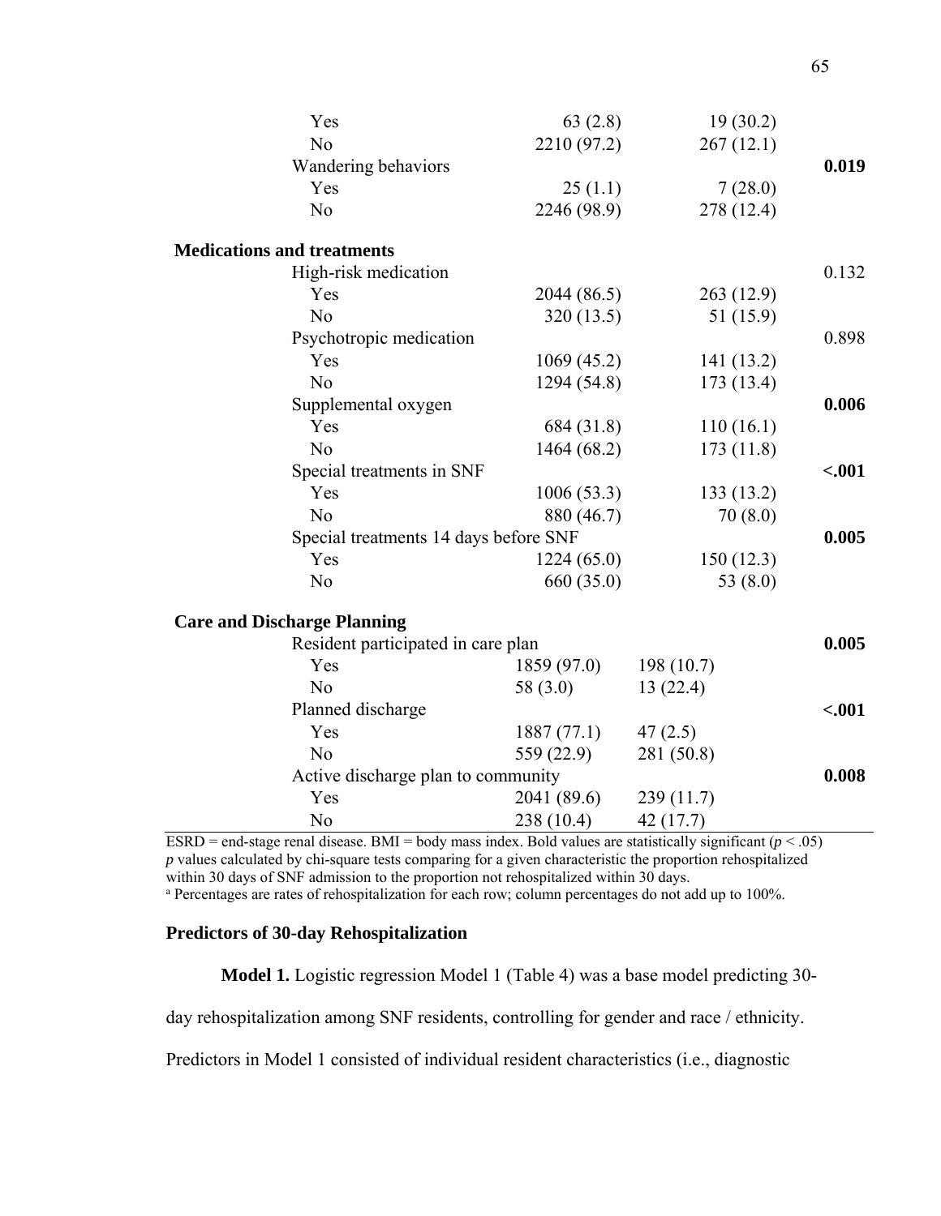| Characteristic | n (%) | Rehospitalized[a] n (%) | p |
|---|---|---|---|
| Yes | 63 (2.8) | 19 (30.2) | |
| No | 2210 (97.2) | 267 (12.1) | |
| Wandering behaviors | | | **0.019** |
| Yes | 25 (1.1) | 7 (28.0) | |
| No | 2246 (98.9) | 278 (12.4) | |
| **Medications and treatments** | | | |
| High-risk medication | | | 0.132 |
| Yes | 2044 (86.5) | 263 (12.9) | |
| No | 320 (13.5) | 51 (15.9) | |
| Psychotropic medication | | | 0.898 |
| Yes | 1069 (45.2) | 141 (13.2) | |
| No | 1294 (54.8) | 173 (13.4) | |
| Supplemental oxygen | | | **0.006** |
| Yes | 684 (31.8) | 110 (16.1) | |
| No | 1464 (68.2) | 173 (11.8) | |
| Special treatments in SNF | | | **<.001** |
| Yes | 1006 (53.3) | 133 (13.2) | |
| No | 880 (46.7) | 70 (8.0) | |
| Special treatments 14 days before SNF | | | **0.005** |
| Yes | 1224 (65.0) | 150 (12.3) | |
| No | 660 (35.0) | 53 (8.0) | |
| **Care and Discharge Planning** | | | |
| Resident participated in care plan | | | **0.005** |
| Yes | 1859 (97.0) | 198 (10.7) | |
| No | 58 (3.0) | 13 (22.4) | |
| Planned discharge | | | **<.001** |
| Yes | 1887 (77.1) | 47 (2.5) | |
| No | 559 (22.9) | 281 (50.8) | |
| Active discharge plan to community | | | **0.008** |
| Yes | 2041 (89.6) | 239 (11.7) | |
| No | 238 (10.4) | 42 (17.7) | |

ESRD = end-stage renal disease. BMI = body mass index. Bold values are statistically significant ($p < .05$)
*p* values calculated by chi-square tests comparing for a given characteristic the proportion rehospitalized within 30 days of SNF admission to the proportion not rehospitalized within 30 days.
[a] Percentages are rates of rehospitalization for each row; column percentages do not add up to 100%.

## Predictors of 30-day Rehospitalization

**Model 1.** Logistic regression Model 1 (Table 4) was a base model predicting 30-day rehospitalization among SNF residents, controlling for gender and race / ethnicity. Predictors in Model 1 consisted of individual resident characteristics (i.e., diagnostic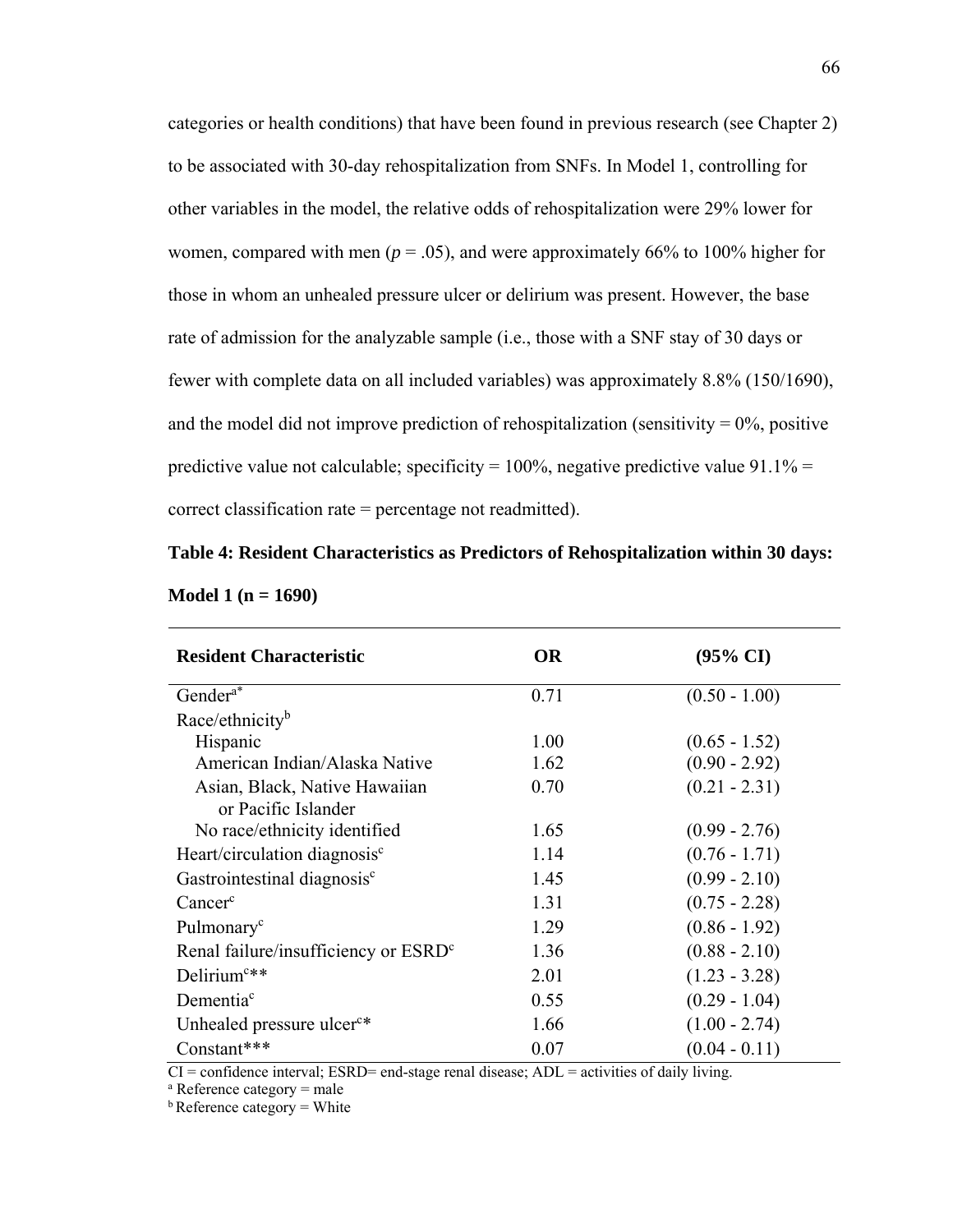categories or health conditions) that have been found in previous research (see Chapter 2) to be associated with 30-day rehospitalization from SNFs. In Model 1, controlling for other variables in the model, the relative odds of rehospitalization were 29% lower for women, compared with men ($p = .05$), and were approximately 66% to 100% higher for those in whom an unhealed pressure ulcer or delirium was present. However, the base rate of admission for the analyzable sample (i.e., those with a SNF stay of 30 days or fewer with complete data on all included variables) was approximately 8.8% (150/1690), and the model did not improve prediction of rehospitalization (sensitivity = 0%, positive predictive value not calculable; specificity = 100%, negative predictive value 91.1% = correct classification rate = percentage not readmitted).

**Table 4: Resident Characteristics as Predictors of Rehospitalization within 30 days: Model 1 (n = 1690)**

| Resident Characteristic | OR | (95% CI) |
|---|---|---|
| Gender[a*] | 0.71 | (0.50 - 1.00) |
| Race/ethnicity[b] | | |
| Hispanic | 1.00 | (0.65 - 1.52) |
| American Indian/Alaska Native | 1.62 | (0.90 - 2.92) |
| Asian, Black, Native Hawaiian or Pacific Islander | 0.70 | (0.21 - 2.31) |
| No race/ethnicity identified | 1.65 | (0.99 - 2.76) |
| Heart/circulation diagnosis[c] | 1.14 | (0.76 - 1.71) |
| Gastrointestinal diagnosis[c] | 1.45 | (0.99 - 2.10) |
| Cancer[c] | 1.31 | (0.75 - 2.28) |
| Pulmonary[c] | 1.29 | (0.86 - 1.92) |
| Renal failure/insufficiency or ESRD[c] | 1.36 | (0.88 - 2.10) |
| Delirium[c]** | 2.01 | (1.23 - 3.28) |
| Dementia[c] | 0.55 | (0.29 - 1.04) |
| Unhealed pressure ulcer[c]* | 1.66 | (1.00 - 2.74) |
| Constant*** | 0.07 | (0.04 - 0.11) |

CI = confidence interval; ESRD= end-stage renal disease; ADL = activities of daily living.
[a] Reference category = male
[b] Reference category = White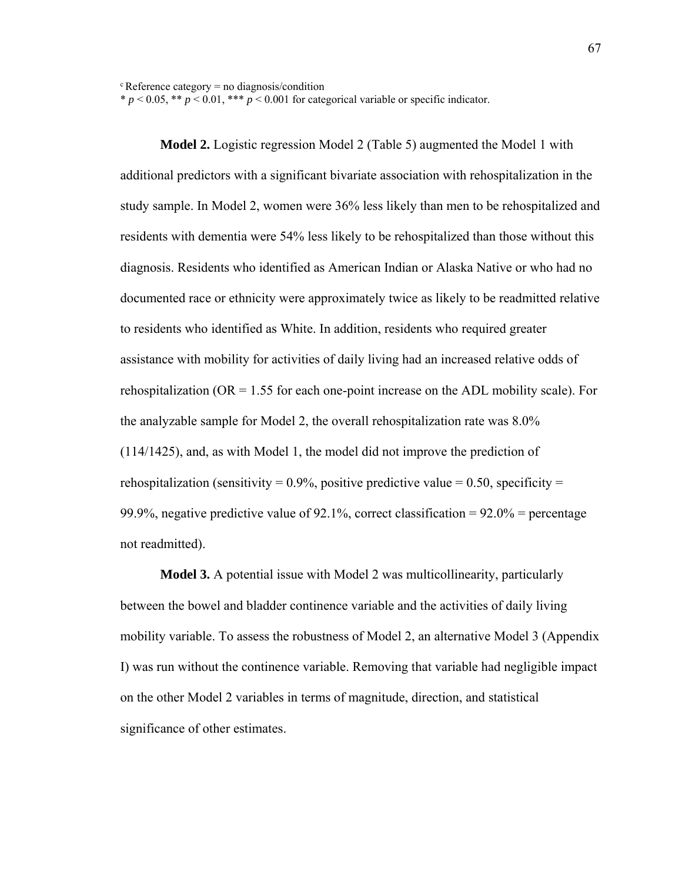[c] Reference category = no diagnosis/condition
\* $p < 0.05$, \*\* $p < 0.01$, \*\*\* $p < 0.001$ for categorical variable or specific indicator.

**Model 2.** Logistic regression Model 2 (Table 5) augmented the Model 1 with additional predictors with a significant bivariate association with rehospitalization in the study sample. In Model 2, women were 36% less likely than men to be rehospitalized and residents with dementia were 54% less likely to be rehospitalized than those without this diagnosis. Residents who identified as American Indian or Alaska Native or who had no documented race or ethnicity were approximately twice as likely to be readmitted relative to residents who identified as White. In addition, residents who required greater assistance with mobility for activities of daily living had an increased relative odds of rehospitalization (OR = 1.55 for each one-point increase on the ADL mobility scale). For the analyzable sample for Model 2, the overall rehospitalization rate was 8.0% (114/1425), and, as with Model 1, the model did not improve the prediction of rehospitalization (sensitivity = 0.9%, positive predictive value = 0.50, specificity = 99.9%, negative predictive value of 92.1%, correct classification = 92.0% = percentage not readmitted).

**Model 3.** A potential issue with Model 2 was multicollinearity, particularly between the bowel and bladder continence variable and the activities of daily living mobility variable. To assess the robustness of Model 2, an alternative Model 3 (Appendix I) was run without the continence variable. Removing that variable had negligible impact on the other Model 2 variables in terms of magnitude, direction, and statistical significance of other estimates.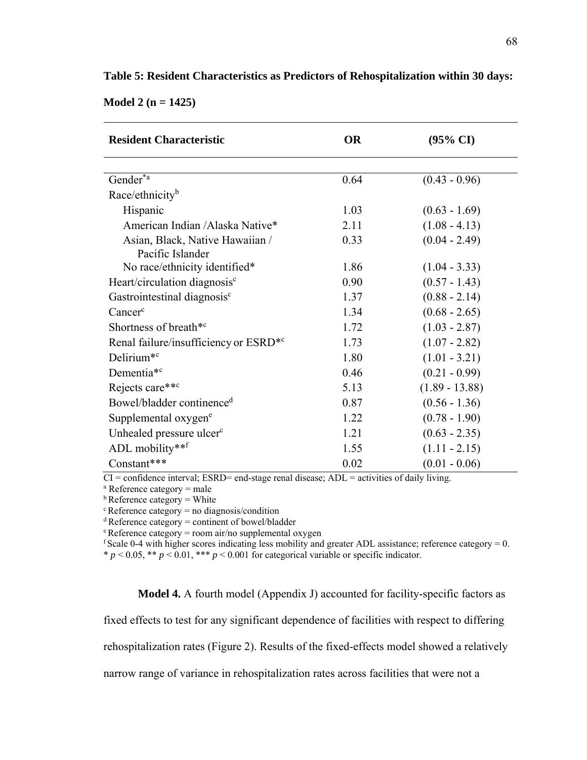**Table 5: Resident Characteristics as Predictors of Rehospitalization within 30 days: Model 2 (n = 1425)**

| Resident Characteristic | OR | (95% CI) |
|---|---|---|
| Gender*[a] | 0.64 | (0.43 - 0.96) |
| Race/ethnicity[b] | | |
| Hispanic | 1.03 | (0.63 - 1.69) |
| American Indian /Alaska Native* | 2.11 | (1.08 - 4.13) |
| Asian, Black, Native Hawaiian / Pacific Islander | 0.33 | (0.04 - 2.49) |
| No race/ethnicity identified* | 1.86 | (1.04 - 3.33) |
| Heart/circulation diagnosis[c] | 0.90 | (0.57 - 1.43) |
| Gastrointestinal diagnosis[c] | 1.37 | (0.88 - 2.14) |
| Cancer[c] | 1.34 | (0.68 - 2.65) |
| Shortness of breath*[c] | 1.72 | (1.03 - 2.87) |
| Renal failure/insufficiency or ESRD*[c] | 1.73 | (1.07 - 2.82) |
| Delirium*[c] | 1.80 | (1.01 - 3.21) |
| Dementia*[c] | 0.46 | (0.21 - 0.99) |
| Rejects care**[c] | 5.13 | (1.89 - 13.88) |
| Bowel/bladder continence[d] | 0.87 | (0.56 - 1.36) |
| Supplemental oxygen[e] | 1.22 | (0.78 - 1.90) |
| Unhealed pressure ulcer[c] | 1.21 | (0.63 - 2.35) |
| ADL mobility**[f] | 1.55 | (1.11 - 2.15) |
| Constant*** | 0.02 | (0.01 - 0.06) |

CI = confidence interval; ESRD= end-stage renal disease; ADL = activities of daily living.
[a] Reference category = male
[b] Reference category = White
[c] Reference category = no diagnosis/condition
[d] Reference category = continent of bowel/bladder
[e] Reference category = room air/no supplemental oxygen
[f] Scale 0-4 with higher scores indicating less mobility and greater ADL assistance; reference category = 0.
* $p < 0.05$, ** $p < 0.01$, *** $p < 0.001$ for categorical variable or specific indicator.

**Model 4.** A fourth model (Appendix J) accounted for facility-specific factors as fixed effects to test for any significant dependence of facilities with respect to differing rehospitalization rates (Figure 2). Results of the fixed-effects model showed a relatively narrow range of variance in rehospitalization rates across facilities that were not a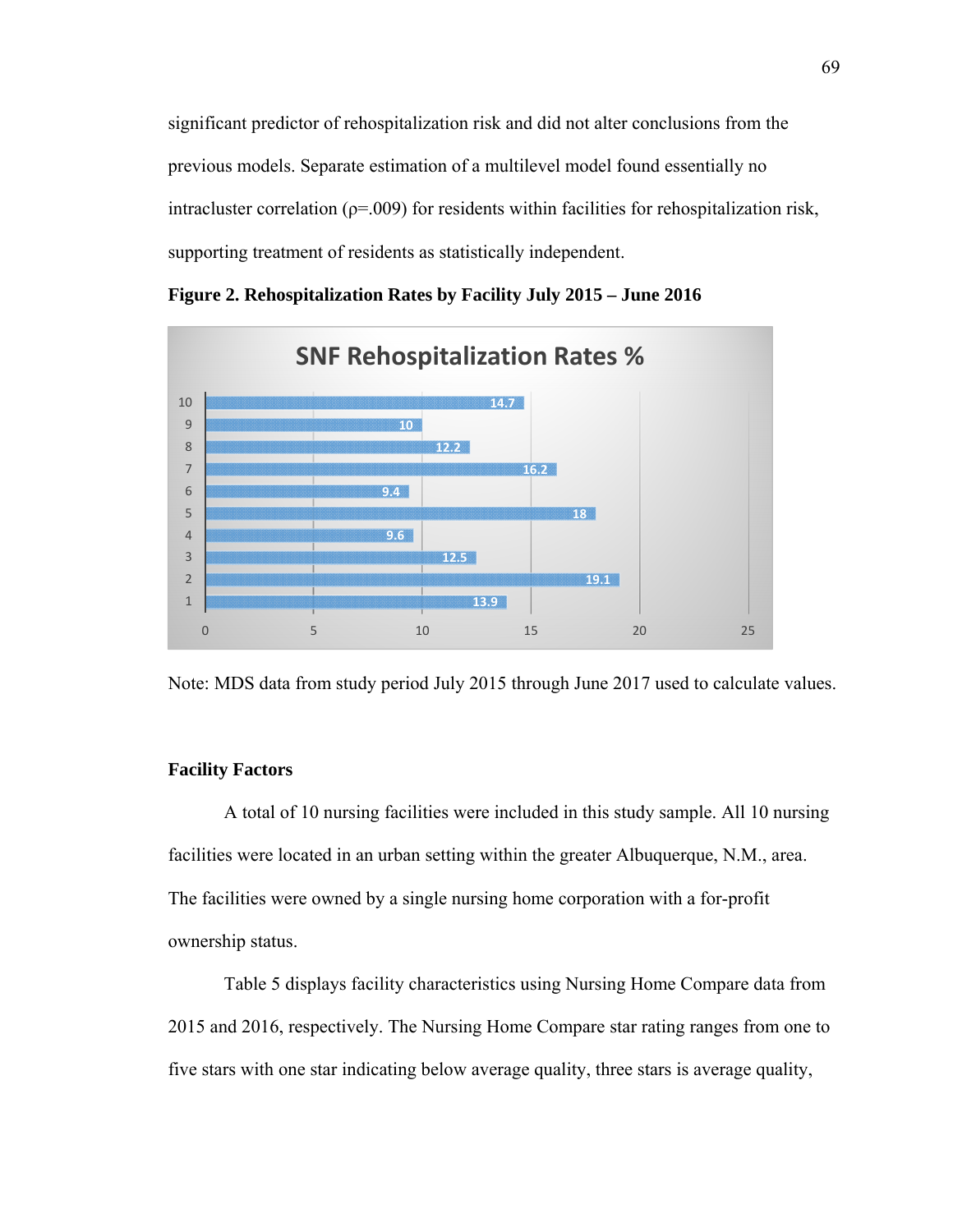significant predictor of rehospitalization risk and did not alter conclusions from the previous models. Separate estimation of a multilevel model found essentially no intracluster correlation ($\rho$=.009) for residents within facilities for rehospitalization risk, supporting treatment of residents as statistically independent.

**Figure 2. Rehospitalization Rates by Facility July 2015 – June 2016**

Note: MDS data from study period July 2015 through June 2017 used to calculate values.

### Facility Factors

A total of 10 nursing facilities were included in this study sample. All 10 nursing facilities were located in an urban setting within the greater Albuquerque, N.M., area. The facilities were owned by a single nursing home corporation with a for-profit ownership status.

Table 5 displays facility characteristics using Nursing Home Compare data from 2015 and 2016, respectively. The Nursing Home Compare star rating ranges from one to five stars with one star indicating below average quality, three stars is average quality,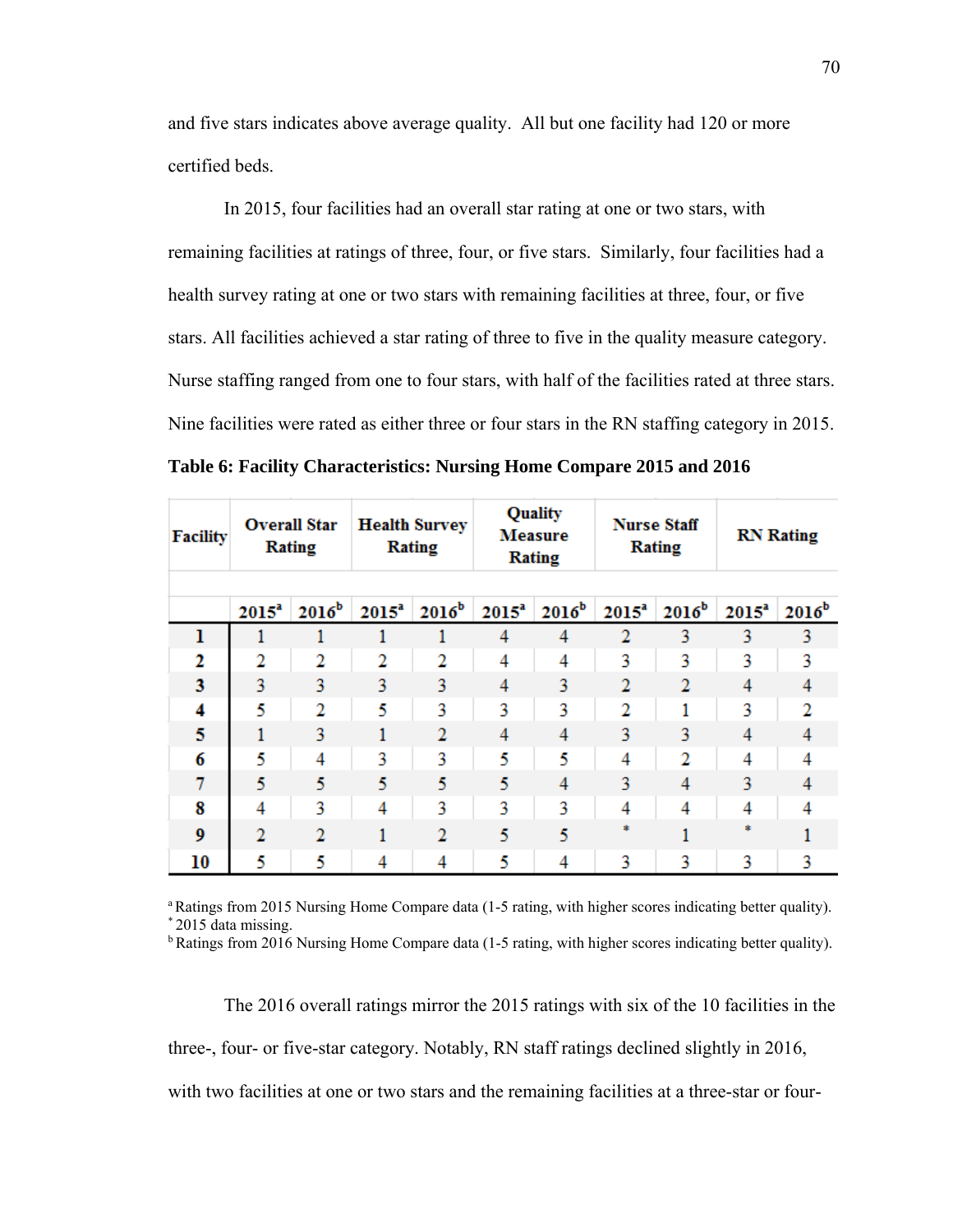and five stars indicates above average quality. All but one facility had 120 or more certified beds.

In 2015, four facilities had an overall star rating at one or two stars, with remaining facilities at ratings of three, four, or five stars. Similarly, four facilities had a health survey rating at one or two stars with remaining facilities at three, four, or five stars. All facilities achieved a star rating of three to five in the quality measure category. Nurse staffing ranged from one to four stars, with half of the facilities rated at three stars. Nine facilities were rated as either three or four stars in the RN staffing category in 2015.

**Table 6: Facility Characteristics: Nursing Home Compare 2015 and 2016**

| Facility | Overall Star Rating | | Health Survey Rating | | Quality Measure Rating | | Nurse Staff Rating | | RN Rating | |
|---|---|---|---|---|---|---|---|---|---|---|
| | 2015[a] | 2016[b] | 2015[a] | 2016[b] | 2015[a] | 2016[b] | 2015[a] | 2016[b] | 2015[a] | 2016[b] |
| **1** | 1 | 1 | 1 | 1 | 4 | 4 | 2 | 3 | 3 | 3 |
| **2** | 2 | 2 | 2 | 2 | 4 | 4 | 3 | 3 | 3 | 3 |
| **3** | 3 | 3 | 3 | 3 | 4 | 3 | 2 | 2 | 4 | 4 |
| **4** | 5 | 2 | 5 | 3 | 3 | 3 | 2 | 1 | 3 | 2 |
| **5** | 1 | 3 | 1 | 2 | 4 | 4 | 3 | 3 | 4 | 4 |
| **6** | 5 | 4 | 3 | 3 | 5 | 5 | 4 | 2 | 4 | 4 |
| **7** | 5 | 5 | 5 | 5 | 5 | 4 | 3 | 4 | 3 | 4 |
| **8** | 4 | 3 | 4 | 3 | 3 | 3 | 4 | 4 | 4 | 4 |
| **9** | 2 | 2 | 1 | 2 | 5 | 5 | * | 1 | * | 1 |
| **10** | 5 | 5 | 4 | 4 | 5 | 4 | 3 | 3 | 3 | 3 |

[a] Ratings from 2015 Nursing Home Compare data (1-5 rating, with higher scores indicating better quality).
[*] 2015 data missing.
[b] Ratings from 2016 Nursing Home Compare data (1-5 rating, with higher scores indicating better quality).

The 2016 overall ratings mirror the 2015 ratings with six of the 10 facilities in the three-, four- or five-star category. Notably, RN staff ratings declined slightly in 2016, with two facilities at one or two stars and the remaining facilities at a three-star or four-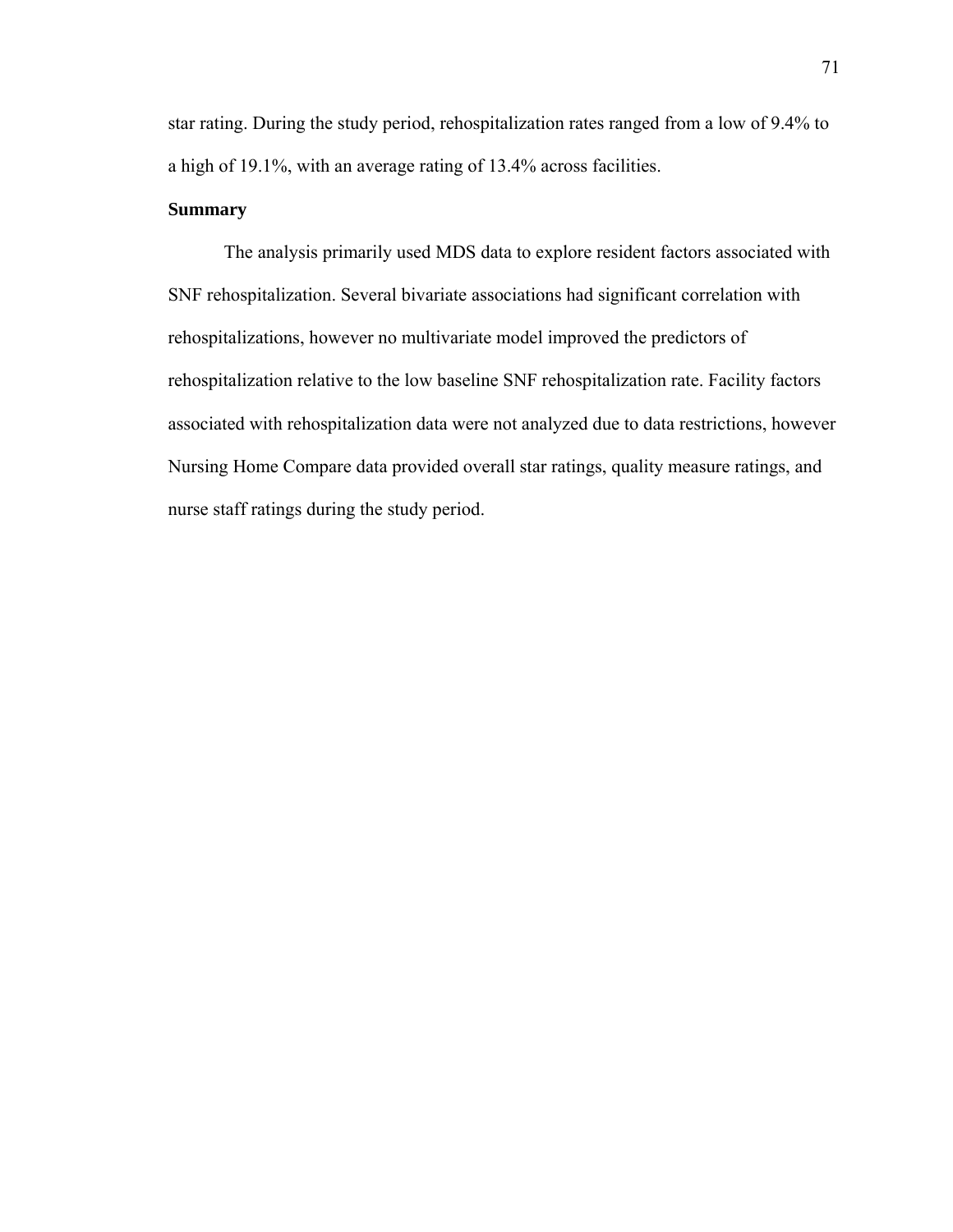star rating. During the study period, rehospitalization rates ranged from a low of 9.4% to a high of 19.1%, with an average rating of 13.4% across facilities.

**Summary**

The analysis primarily used MDS data to explore resident factors associated with SNF rehospitalization. Several bivariate associations had significant correlation with rehospitalizations, however no multivariate model improved the predictors of rehospitalization relative to the low baseline SNF rehospitalization rate. Facility factors associated with rehospitalization data were not analyzed due to data restrictions, however Nursing Home Compare data provided overall star ratings, quality measure ratings, and nurse staff ratings during the study period.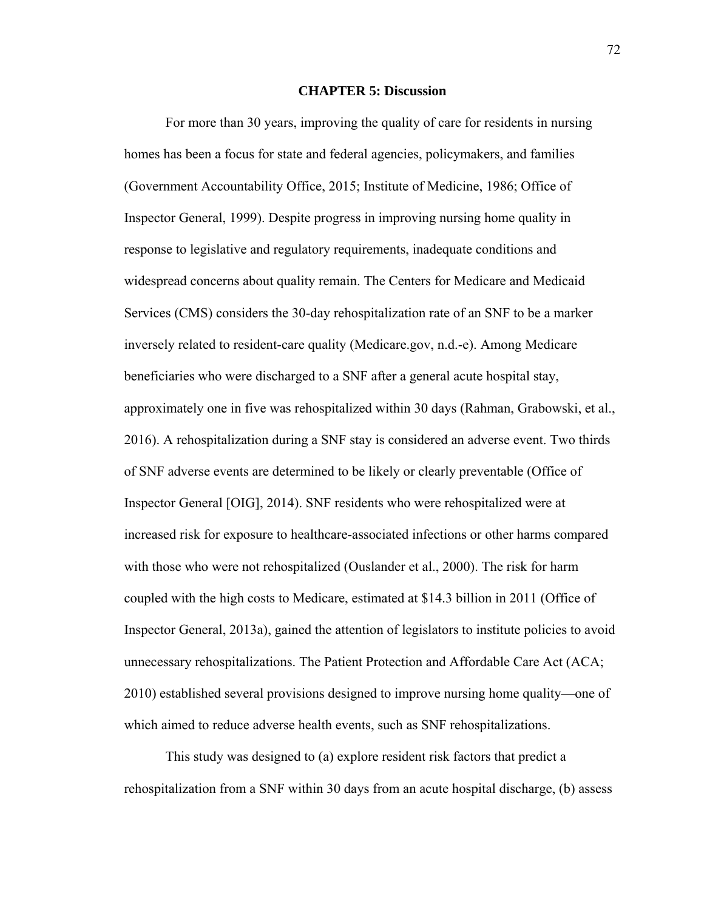# CHAPTER 5: Discussion

For more than 30 years, improving the quality of care for residents in nursing homes has been a focus for state and federal agencies, policymakers, and families (Government Accountability Office, 2015; Institute of Medicine, 1986; Office of Inspector General, 1999). Despite progress in improving nursing home quality in response to legislative and regulatory requirements, inadequate conditions and widespread concerns about quality remain. The Centers for Medicare and Medicaid Services (CMS) considers the 30-day rehospitalization rate of an SNF to be a marker inversely related to resident-care quality (Medicare.gov, n.d.-e). Among Medicare beneficiaries who were discharged to a SNF after a general acute hospital stay, approximately one in five was rehospitalized within 30 days (Rahman, Grabowski, et al., 2016). A rehospitalization during a SNF stay is considered an adverse event. Two thirds of SNF adverse events are determined to be likely or clearly preventable (Office of Inspector General [OIG], 2014). SNF residents who were rehospitalized were at increased risk for exposure to healthcare-associated infections or other harms compared with those who were not rehospitalized (Ouslander et al., 2000). The risk for harm coupled with the high costs to Medicare, estimated at $14.3 billion in 2011 (Office of Inspector General, 2013a), gained the attention of legislators to institute policies to avoid unnecessary rehospitalizations. The Patient Protection and Affordable Care Act (ACA; 2010) established several provisions designed to improve nursing home quality—one of which aimed to reduce adverse health events, such as SNF rehospitalizations.

This study was designed to (a) explore resident risk factors that predict a rehospitalization from a SNF within 30 days from an acute hospital discharge, (b) assess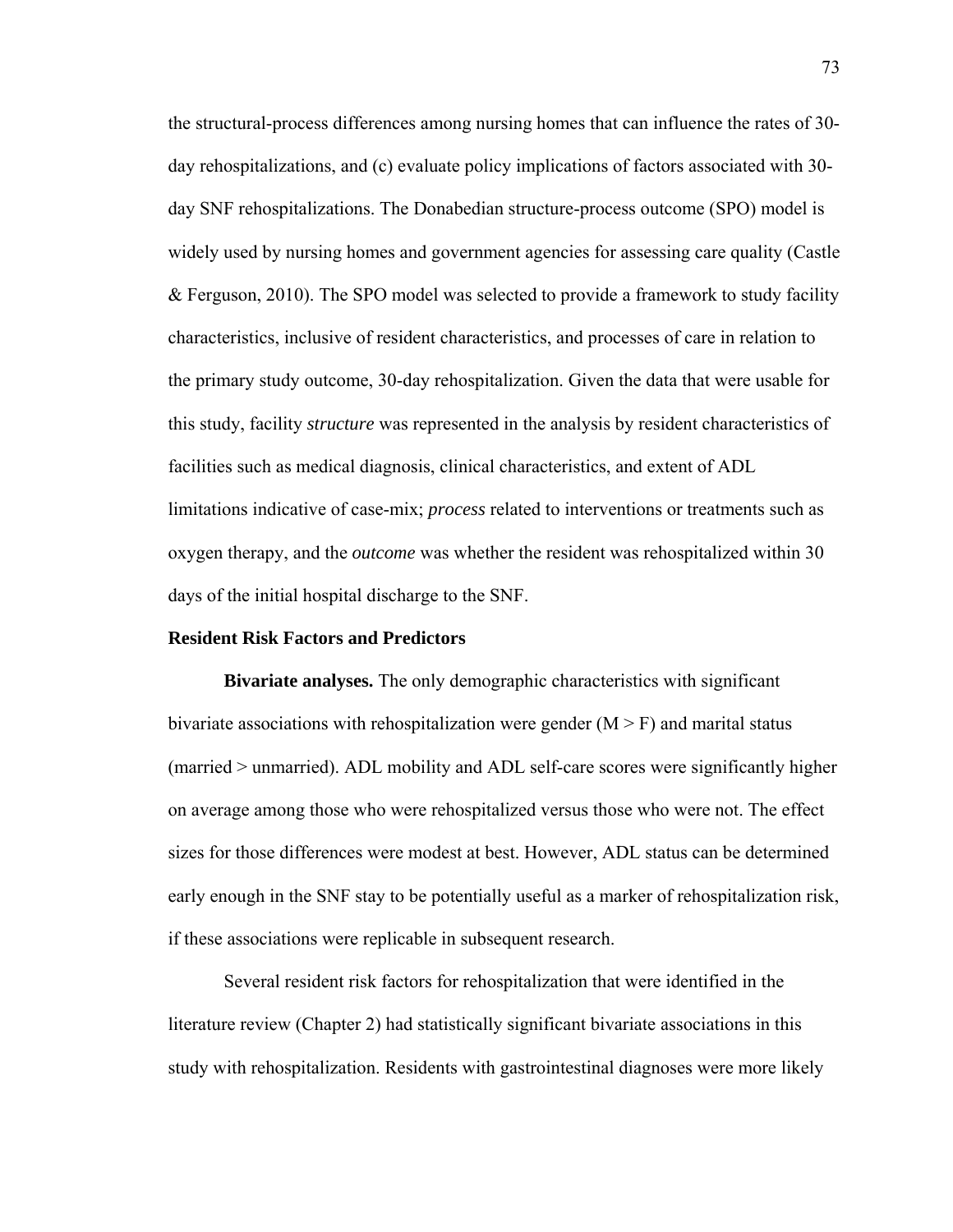the structural-process differences among nursing homes that can influence the rates of 30-day rehospitalizations, and (c) evaluate policy implications of factors associated with 30-day SNF rehospitalizations. The Donabedian structure-process outcome (SPO) model is widely used by nursing homes and government agencies for assessing care quality (Castle & Ferguson, 2010). The SPO model was selected to provide a framework to study facility characteristics, inclusive of resident characteristics, and processes of care in relation to the primary study outcome, 30-day rehospitalization. Given the data that were usable for this study, facility *structure* was represented in the analysis by resident characteristics of facilities such as medical diagnosis, clinical characteristics, and extent of ADL limitations indicative of case-mix; *process* related to interventions or treatments such as oxygen therapy, and the *outcome* was whether the resident was rehospitalized within 30 days of the initial hospital discharge to the SNF.

### Resident Risk Factors and Predictors

**Bivariate analyses.** The only demographic characteristics with significant bivariate associations with rehospitalization were gender (M > F) and marital status (married > unmarried). ADL mobility and ADL self-care scores were significantly higher on average among those who were rehospitalized versus those who were not. The effect sizes for those differences were modest at best. However, ADL status can be determined early enough in the SNF stay to be potentially useful as a marker of rehospitalization risk, if these associations were replicable in subsequent research.

Several resident risk factors for rehospitalization that were identified in the literature review (Chapter 2) had statistically significant bivariate associations in this study with rehospitalization. Residents with gastrointestinal diagnoses were more likely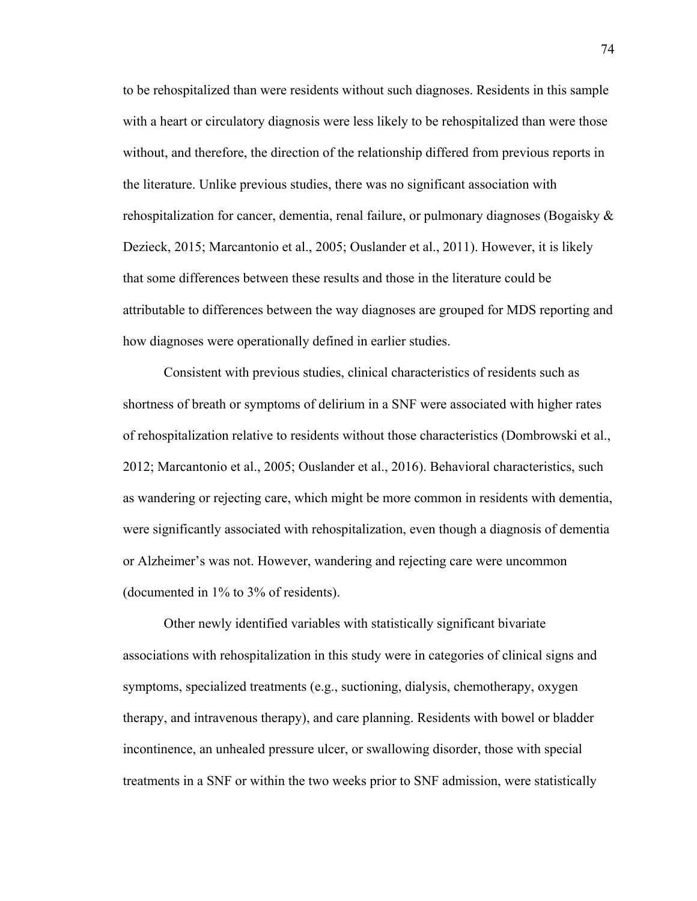to be rehospitalized than were residents without such diagnoses. Residents in this sample with a heart or circulatory diagnosis were less likely to be rehospitalized than were those without, and therefore, the direction of the relationship differed from previous reports in the literature. Unlike previous studies, there was no significant association with rehospitalization for cancer, dementia, renal failure, or pulmonary diagnoses (Bogaisky & Dezieck, 2015; Marcantonio et al., 2005; Ouslander et al., 2011). However, it is likely that some differences between these results and those in the literature could be attributable to differences between the way diagnoses are grouped for MDS reporting and how diagnoses were operationally defined in earlier studies.

Consistent with previous studies, clinical characteristics of residents such as shortness of breath or symptoms of delirium in a SNF were associated with higher rates of rehospitalization relative to residents without those characteristics (Dombrowski et al., 2012; Marcantonio et al., 2005; Ouslander et al., 2016). Behavioral characteristics, such as wandering or rejecting care, which might be more common in residents with dementia, were significantly associated with rehospitalization, even though a diagnosis of dementia or Alzheimer's was not. However, wandering and rejecting care were uncommon (documented in 1% to 3% of residents).

Other newly identified variables with statistically significant bivariate associations with rehospitalization in this study were in categories of clinical signs and symptoms, specialized treatments (e.g., suctioning, dialysis, chemotherapy, oxygen therapy, and intravenous therapy), and care planning. Residents with bowel or bladder incontinence, an unhealed pressure ulcer, or swallowing disorder, those with special treatments in a SNF or within the two weeks prior to SNF admission, were statistically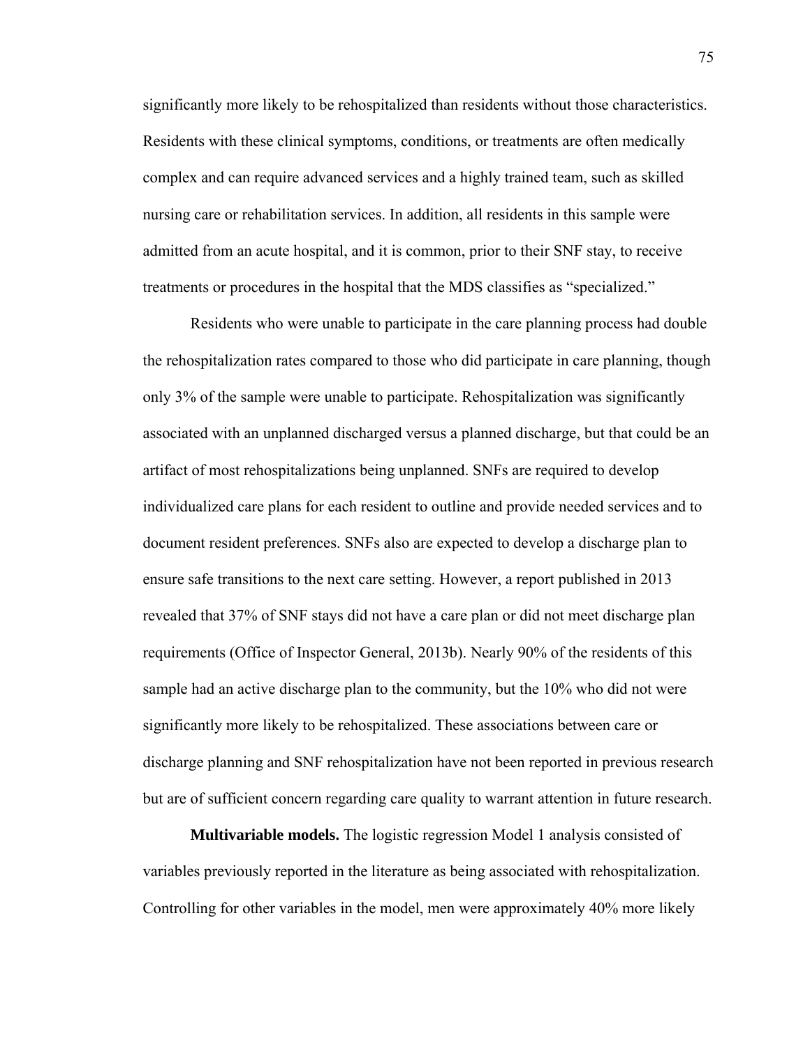significantly more likely to be rehospitalized than residents without those characteristics. Residents with these clinical symptoms, conditions, or treatments are often medically complex and can require advanced services and a highly trained team, such as skilled nursing care or rehabilitation services. In addition, all residents in this sample were admitted from an acute hospital, and it is common, prior to their SNF stay, to receive treatments or procedures in the hospital that the MDS classifies as "specialized."

Residents who were unable to participate in the care planning process had double the rehospitalization rates compared to those who did participate in care planning, though only 3% of the sample were unable to participate. Rehospitalization was significantly associated with an unplanned discharged versus a planned discharge, but that could be an artifact of most rehospitalizations being unplanned. SNFs are required to develop individualized care plans for each resident to outline and provide needed services and to document resident preferences. SNFs also are expected to develop a discharge plan to ensure safe transitions to the next care setting. However, a report published in 2013 revealed that 37% of SNF stays did not have a care plan or did not meet discharge plan requirements (Office of Inspector General, 2013b). Nearly 90% of the residents of this sample had an active discharge plan to the community, but the 10% who did not were significantly more likely to be rehospitalized. These associations between care or discharge planning and SNF rehospitalization have not been reported in previous research but are of sufficient concern regarding care quality to warrant attention in future research.

**Multivariable models.** The logistic regression Model 1 analysis consisted of variables previously reported in the literature as being associated with rehospitalization. Controlling for other variables in the model, men were approximately 40% more likely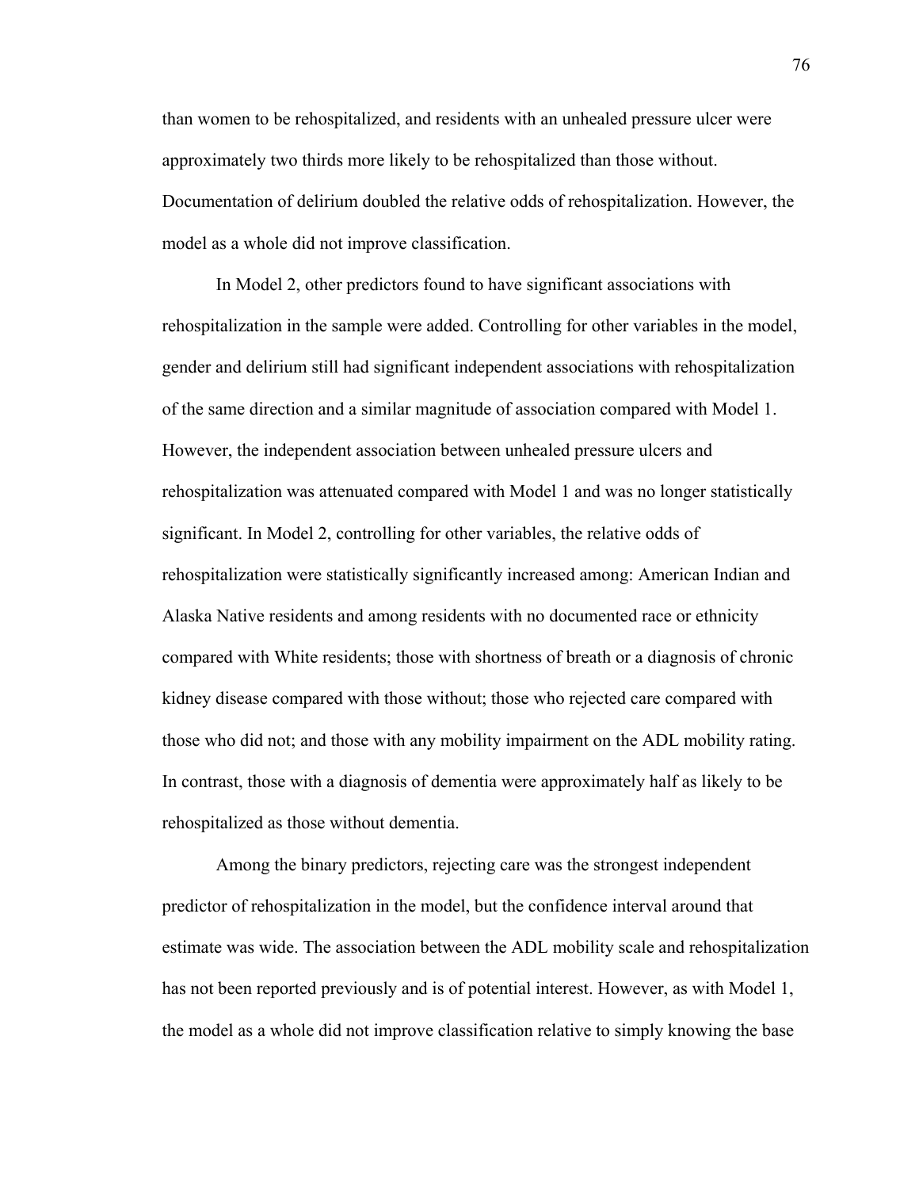than women to be rehospitalized, and residents with an unhealed pressure ulcer were approximately two thirds more likely to be rehospitalized than those without. Documentation of delirium doubled the relative odds of rehospitalization. However, the model as a whole did not improve classification.

In Model 2, other predictors found to have significant associations with rehospitalization in the sample were added. Controlling for other variables in the model, gender and delirium still had significant independent associations with rehospitalization of the same direction and a similar magnitude of association compared with Model 1. However, the independent association between unhealed pressure ulcers and rehospitalization was attenuated compared with Model 1 and was no longer statistically significant. In Model 2, controlling for other variables, the relative odds of rehospitalization were statistically significantly increased among: American Indian and Alaska Native residents and among residents with no documented race or ethnicity compared with White residents; those with shortness of breath or a diagnosis of chronic kidney disease compared with those without; those who rejected care compared with those who did not; and those with any mobility impairment on the ADL mobility rating. In contrast, those with a diagnosis of dementia were approximately half as likely to be rehospitalized as those without dementia.

Among the binary predictors, rejecting care was the strongest independent predictor of rehospitalization in the model, but the confidence interval around that estimate was wide. The association between the ADL mobility scale and rehospitalization has not been reported previously and is of potential interest. However, as with Model 1, the model as a whole did not improve classification relative to simply knowing the base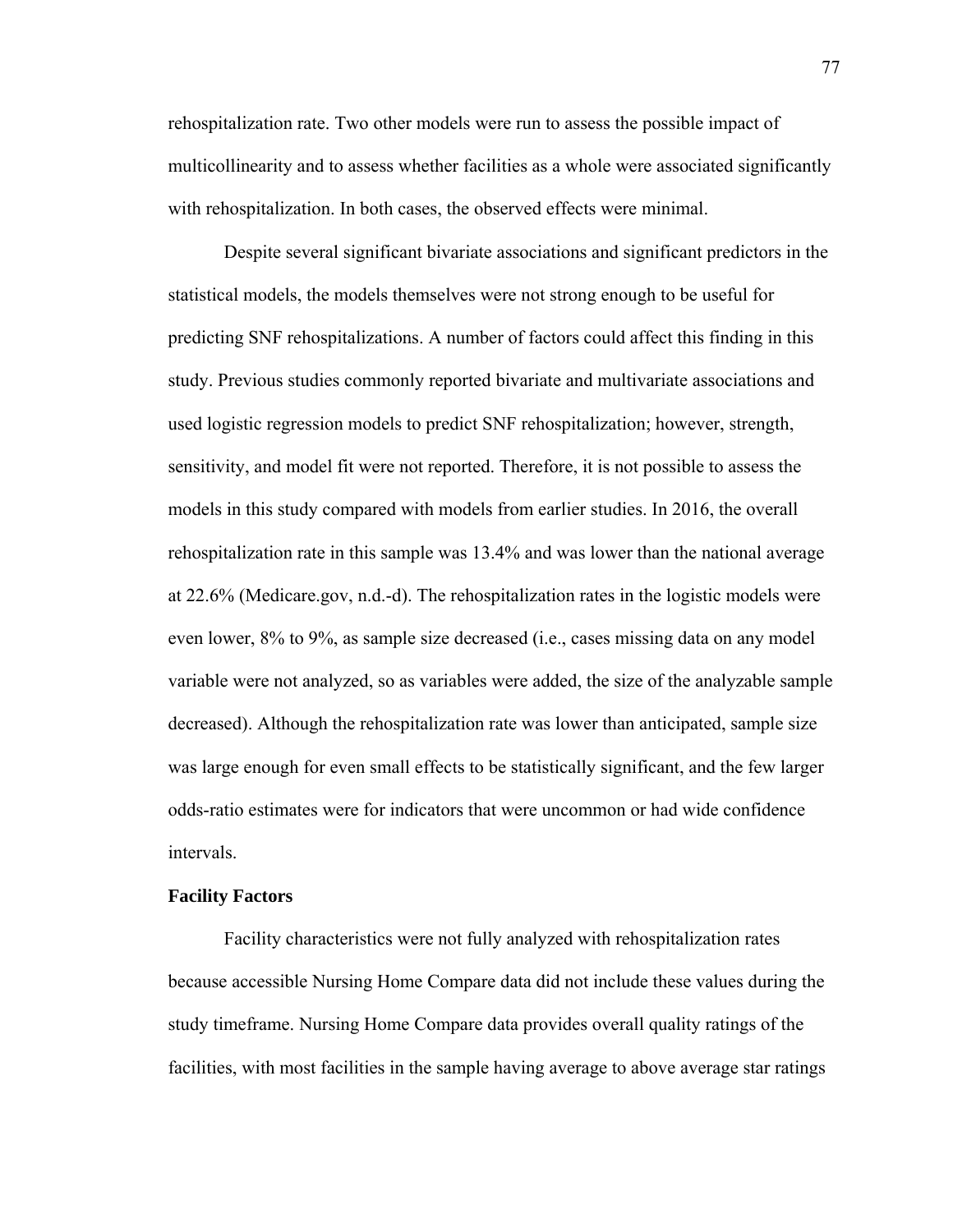rehospitalization rate. Two other models were run to assess the possible impact of multicollinearity and to assess whether facilities as a whole were associated significantly with rehospitalization. In both cases, the observed effects were minimal.

Despite several significant bivariate associations and significant predictors in the statistical models, the models themselves were not strong enough to be useful for predicting SNF rehospitalizations. A number of factors could affect this finding in this study. Previous studies commonly reported bivariate and multivariate associations and used logistic regression models to predict SNF rehospitalization; however, strength, sensitivity, and model fit were not reported. Therefore, it is not possible to assess the models in this study compared with models from earlier studies. In 2016, the overall rehospitalization rate in this sample was 13.4% and was lower than the national average at 22.6% (Medicare.gov, n.d.-d). The rehospitalization rates in the logistic models were even lower, 8% to 9%, as sample size decreased (i.e., cases missing data on any model variable were not analyzed, so as variables were added, the size of the analyzable sample decreased). Although the rehospitalization rate was lower than anticipated, sample size was large enough for even small effects to be statistically significant, and the few larger odds-ratio estimates were for indicators that were uncommon or had wide confidence intervals.

### Facility Factors

Facility characteristics were not fully analyzed with rehospitalization rates because accessible Nursing Home Compare data did not include these values during the study timeframe. Nursing Home Compare data provides overall quality ratings of the facilities, with most facilities in the sample having average to above average star ratings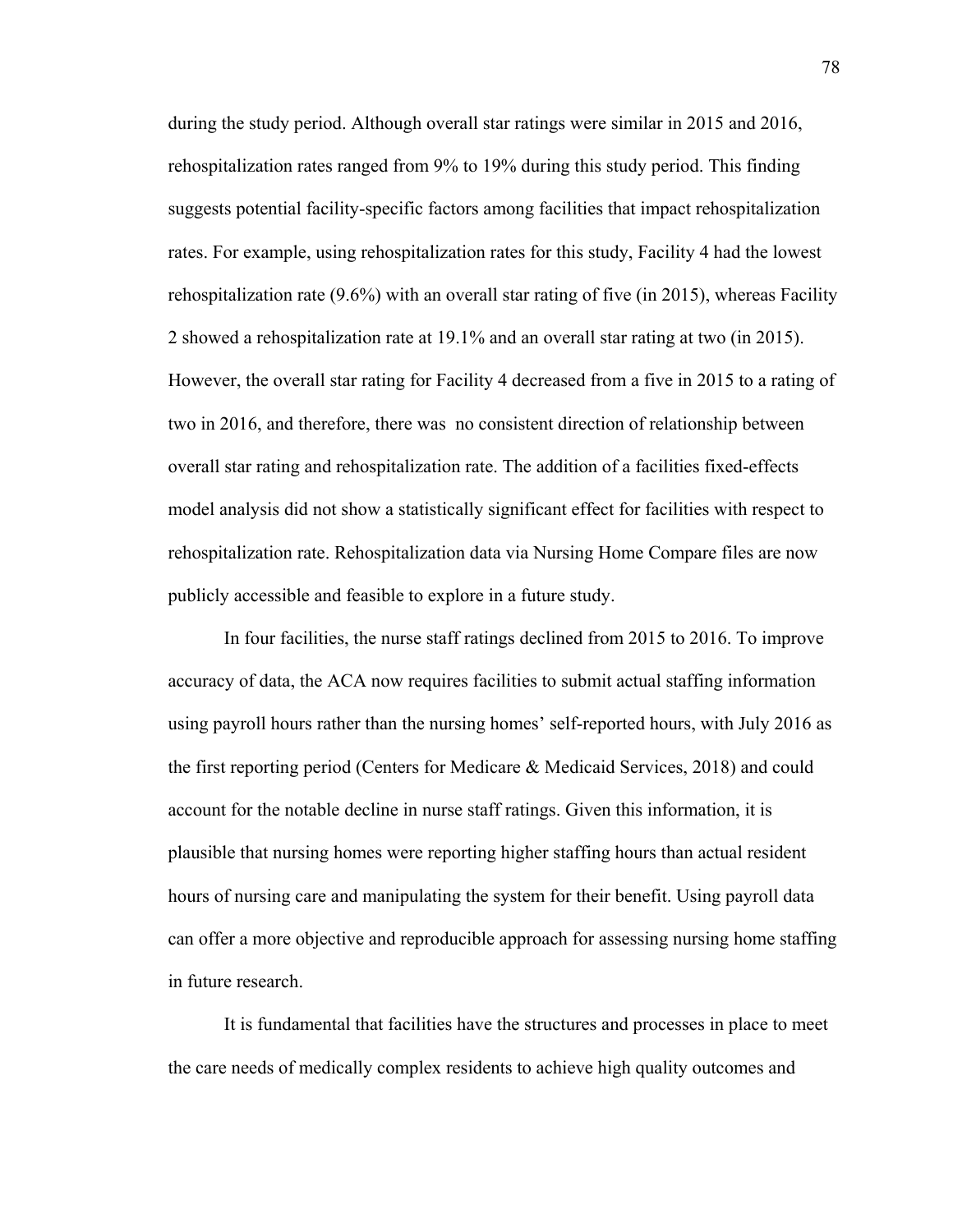during the study period. Although overall star ratings were similar in 2015 and 2016, rehospitalization rates ranged from 9% to 19% during this study period. This finding suggests potential facility-specific factors among facilities that impact rehospitalization rates. For example, using rehospitalization rates for this study, Facility 4 had the lowest rehospitalization rate (9.6%) with an overall star rating of five (in 2015), whereas Facility 2 showed a rehospitalization rate at 19.1% and an overall star rating at two (in 2015). However, the overall star rating for Facility 4 decreased from a five in 2015 to a rating of two in 2016, and therefore, there was no consistent direction of relationship between overall star rating and rehospitalization rate. The addition of a facilities fixed-effects model analysis did not show a statistically significant effect for facilities with respect to rehospitalization rate. Rehospitalization data via Nursing Home Compare files are now publicly accessible and feasible to explore in a future study.

In four facilities, the nurse staff ratings declined from 2015 to 2016. To improve accuracy of data, the ACA now requires facilities to submit actual staffing information using payroll hours rather than the nursing homes' self-reported hours, with July 2016 as the first reporting period (Centers for Medicare & Medicaid Services, 2018) and could account for the notable decline in nurse staff ratings. Given this information, it is plausible that nursing homes were reporting higher staffing hours than actual resident hours of nursing care and manipulating the system for their benefit. Using payroll data can offer a more objective and reproducible approach for assessing nursing home staffing in future research.

It is fundamental that facilities have the structures and processes in place to meet the care needs of medically complex residents to achieve high quality outcomes and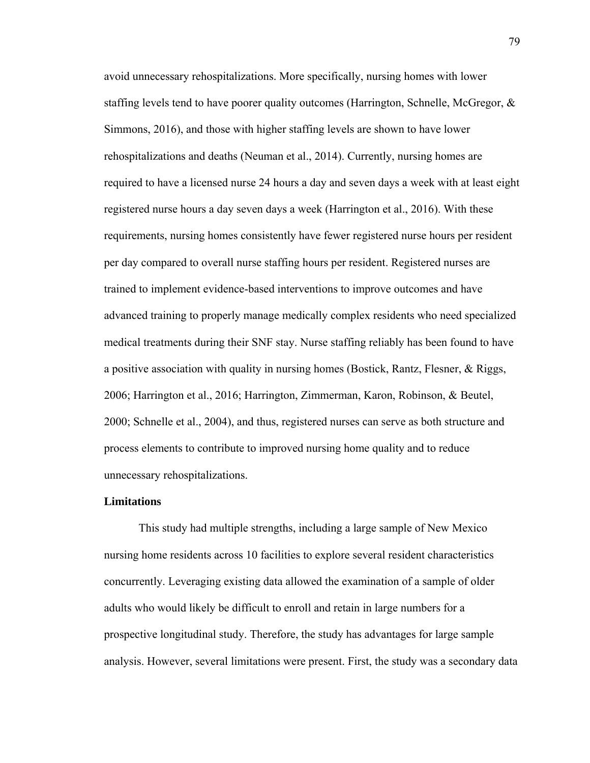avoid unnecessary rehospitalizations. More specifically, nursing homes with lower staffing levels tend to have poorer quality outcomes (Harrington, Schnelle, McGregor, & Simmons, 2016), and those with higher staffing levels are shown to have lower rehospitalizations and deaths (Neuman et al., 2014). Currently, nursing homes are required to have a licensed nurse 24 hours a day and seven days a week with at least eight registered nurse hours a day seven days a week (Harrington et al., 2016). With these requirements, nursing homes consistently have fewer registered nurse hours per resident per day compared to overall nurse staffing hours per resident. Registered nurses are trained to implement evidence-based interventions to improve outcomes and have advanced training to properly manage medically complex residents who need specialized medical treatments during their SNF stay. Nurse staffing reliably has been found to have a positive association with quality in nursing homes (Bostick, Rantz, Flesner, & Riggs, 2006; Harrington et al., 2016; Harrington, Zimmerman, Karon, Robinson, & Beutel, 2000; Schnelle et al., 2004), and thus, registered nurses can serve as both structure and process elements to contribute to improved nursing home quality and to reduce unnecessary rehospitalizations.

**Limitations**

This study had multiple strengths, including a large sample of New Mexico nursing home residents across 10 facilities to explore several resident characteristics concurrently. Leveraging existing data allowed the examination of a sample of older adults who would likely be difficult to enroll and retain in large numbers for a prospective longitudinal study. Therefore, the study has advantages for large sample analysis. However, several limitations were present. First, the study was a secondary data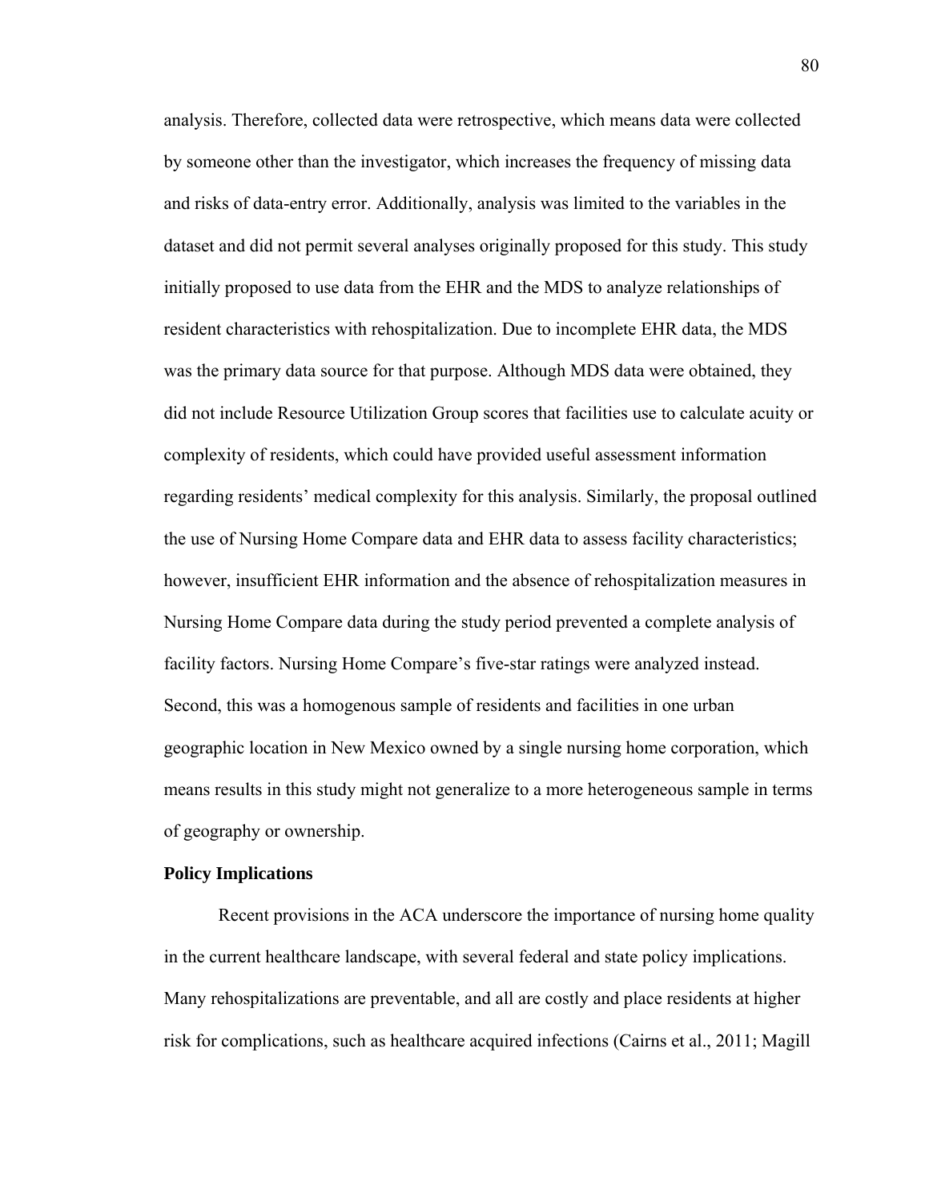analysis. Therefore, collected data were retrospective, which means data were collected by someone other than the investigator, which increases the frequency of missing data and risks of data-entry error. Additionally, analysis was limited to the variables in the dataset and did not permit several analyses originally proposed for this study. This study initially proposed to use data from the EHR and the MDS to analyze relationships of resident characteristics with rehospitalization. Due to incomplete EHR data, the MDS was the primary data source for that purpose. Although MDS data were obtained, they did not include Resource Utilization Group scores that facilities use to calculate acuity or complexity of residents, which could have provided useful assessment information regarding residents' medical complexity for this analysis. Similarly, the proposal outlined the use of Nursing Home Compare data and EHR data to assess facility characteristics; however, insufficient EHR information and the absence of rehospitalization measures in Nursing Home Compare data during the study period prevented a complete analysis of facility factors. Nursing Home Compare's five-star ratings were analyzed instead. Second, this was a homogenous sample of residents and facilities in one urban geographic location in New Mexico owned by a single nursing home corporation, which means results in this study might not generalize to a more heterogeneous sample in terms of geography or ownership.

**Policy Implications**

Recent provisions in the ACA underscore the importance of nursing home quality in the current healthcare landscape, with several federal and state policy implications. Many rehospitalizations are preventable, and all are costly and place residents at higher risk for complications, such as healthcare acquired infections (Cairns et al., 2011; Magill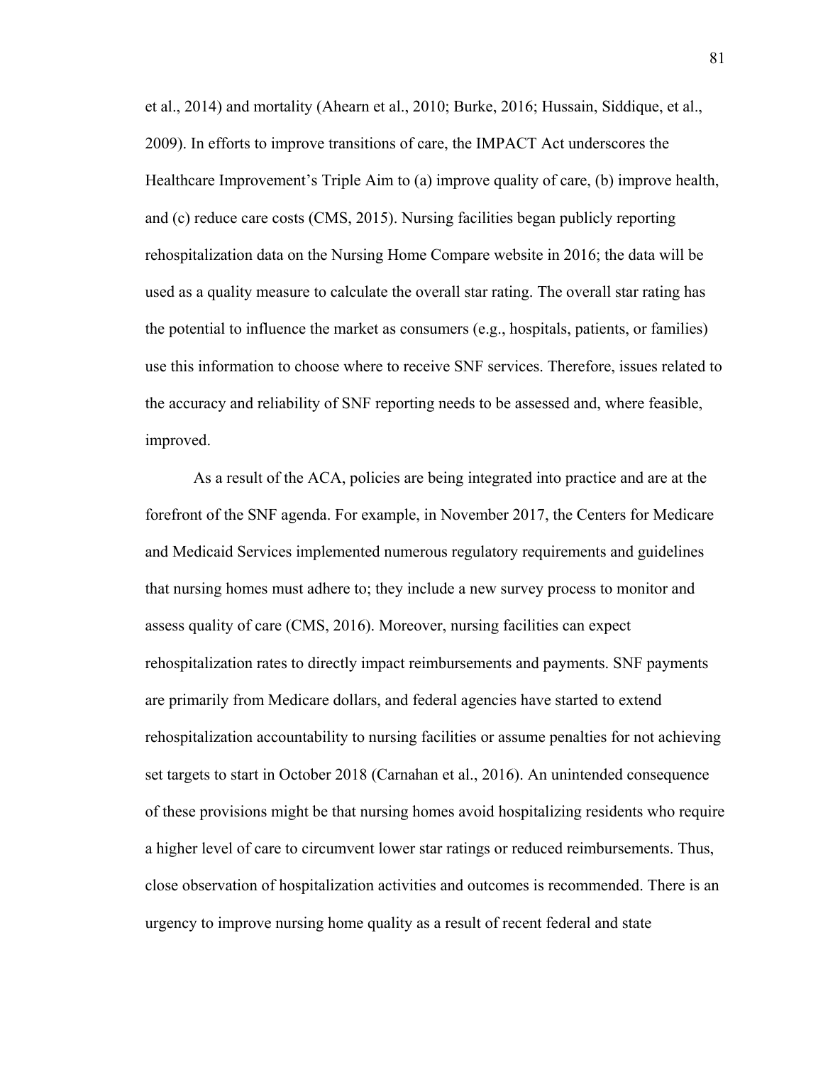et al., 2014) and mortality (Ahearn et al., 2010; Burke, 2016; Hussain, Siddique, et al., 2009). In efforts to improve transitions of care, the IMPACT Act underscores the Healthcare Improvement's Triple Aim to (a) improve quality of care, (b) improve health, and (c) reduce care costs (CMS, 2015). Nursing facilities began publicly reporting rehospitalization data on the Nursing Home Compare website in 2016; the data will be used as a quality measure to calculate the overall star rating. The overall star rating has the potential to influence the market as consumers (e.g., hospitals, patients, or families) use this information to choose where to receive SNF services. Therefore, issues related to the accuracy and reliability of SNF reporting needs to be assessed and, where feasible, improved.

As a result of the ACA, policies are being integrated into practice and are at the forefront of the SNF agenda. For example, in November 2017, the Centers for Medicare and Medicaid Services implemented numerous regulatory requirements and guidelines that nursing homes must adhere to; they include a new survey process to monitor and assess quality of care (CMS, 2016). Moreover, nursing facilities can expect rehospitalization rates to directly impact reimbursements and payments. SNF payments are primarily from Medicare dollars, and federal agencies have started to extend rehospitalization accountability to nursing facilities or assume penalties for not achieving set targets to start in October 2018 (Carnahan et al., 2016). An unintended consequence of these provisions might be that nursing homes avoid hospitalizing residents who require a higher level of care to circumvent lower star ratings or reduced reimbursements. Thus, close observation of hospitalization activities and outcomes is recommended. There is an urgency to improve nursing home quality as a result of recent federal and state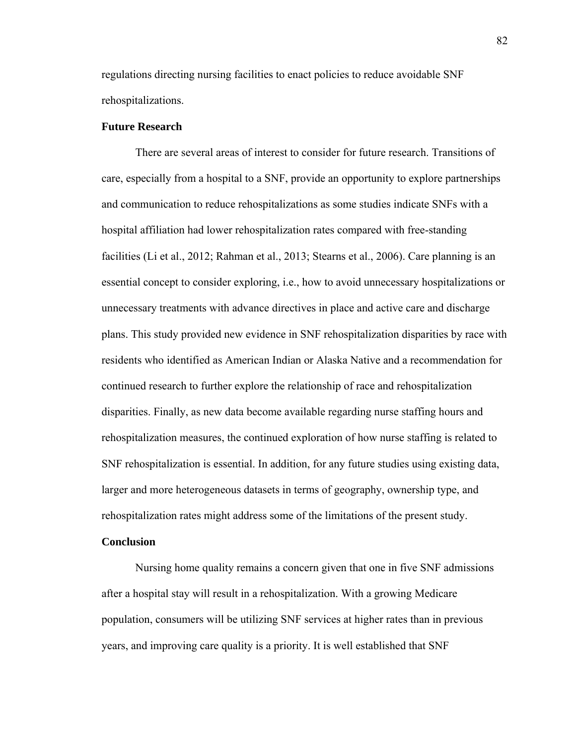regulations directing nursing facilities to enact policies to reduce avoidable SNF rehospitalizations.

## Future Research

There are several areas of interest to consider for future research. Transitions of care, especially from a hospital to a SNF, provide an opportunity to explore partnerships and communication to reduce rehospitalizations as some studies indicate SNFs with a hospital affiliation had lower rehospitalization rates compared with free-standing facilities (Li et al., 2012; Rahman et al., 2013; Stearns et al., 2006). Care planning is an essential concept to consider exploring, i.e., how to avoid unnecessary hospitalizations or unnecessary treatments with advance directives in place and active care and discharge plans. This study provided new evidence in SNF rehospitalization disparities by race with residents who identified as American Indian or Alaska Native and a recommendation for continued research to further explore the relationship of race and rehospitalization disparities. Finally, as new data become available regarding nurse staffing hours and rehospitalization measures, the continued exploration of how nurse staffing is related to SNF rehospitalization is essential. In addition, for any future studies using existing data, larger and more heterogeneous datasets in terms of geography, ownership type, and rehospitalization rates might address some of the limitations of the present study.

## Conclusion

Nursing home quality remains a concern given that one in five SNF admissions after a hospital stay will result in a rehospitalization. With a growing Medicare population, consumers will be utilizing SNF services at higher rates than in previous years, and improving care quality is a priority. It is well established that SNF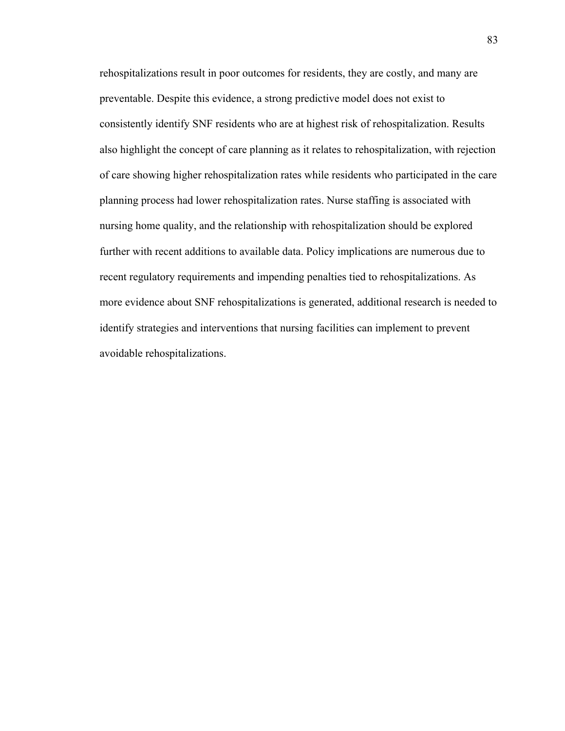rehospitalizations result in poor outcomes for residents, they are costly, and many are preventable. Despite this evidence, a strong predictive model does not exist to consistently identify SNF residents who are at highest risk of rehospitalization. Results also highlight the concept of care planning as it relates to rehospitalization, with rejection of care showing higher rehospitalization rates while residents who participated in the care planning process had lower rehospitalization rates. Nurse staffing is associated with nursing home quality, and the relationship with rehospitalization should be explored further with recent additions to available data. Policy implications are numerous due to recent regulatory requirements and impending penalties tied to rehospitalizations. As more evidence about SNF rehospitalizations is generated, additional research is needed to identify strategies and interventions that nursing facilities can implement to prevent avoidable rehospitalizations.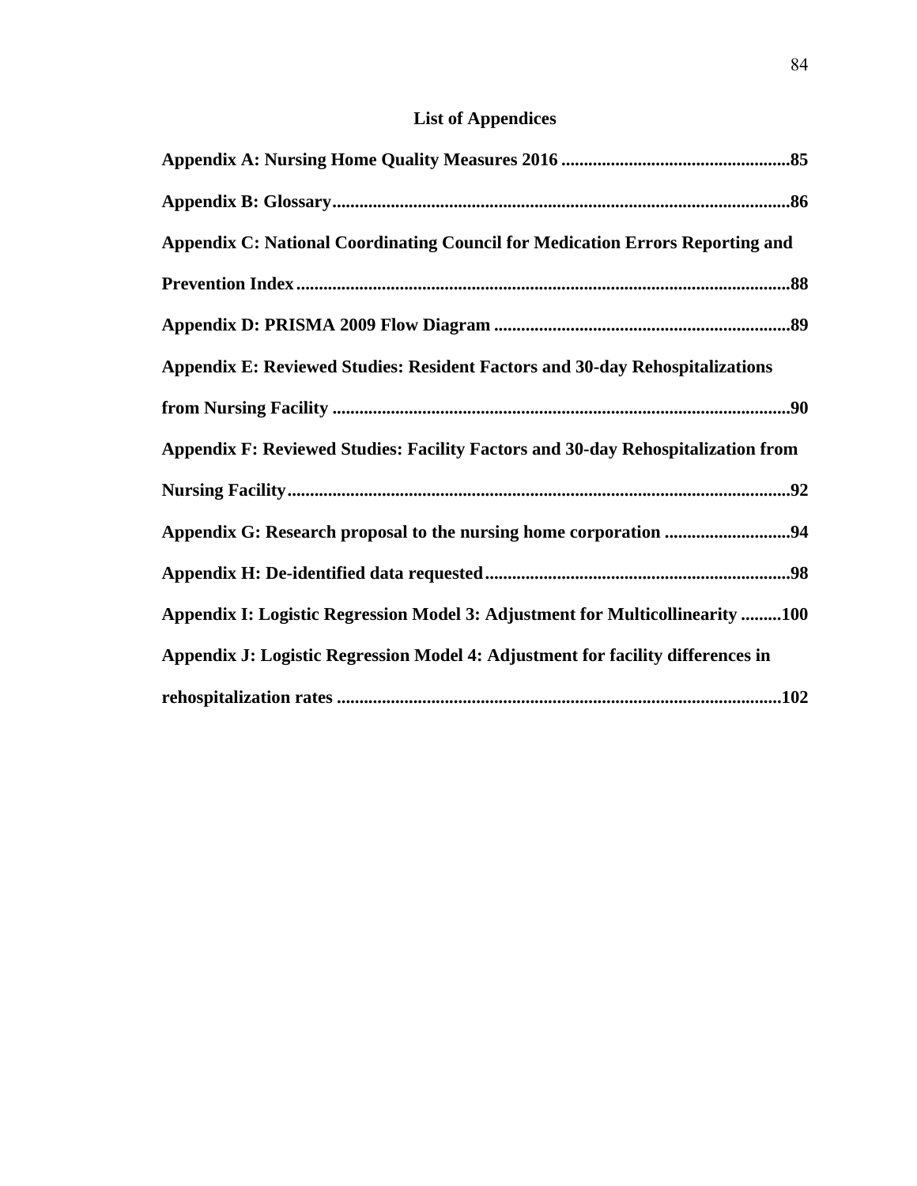# List of Appendices

**Appendix A: Nursing Home Quality Measures 2016** ..................................................85

**Appendix B: Glossary**.....................................................................................................86

**Appendix C: National Coordinating Council for Medication Errors Reporting and Prevention Index**.............................................................................................................88

**Appendix D: PRISMA 2009 Flow Diagram** .................................................................89

**Appendix E: Reviewed Studies: Resident Factors and 30-day Rehospitalizations from Nursing Facility** ...................................................................................................90

**Appendix F: Reviewed Studies: Facility Factors and 30-day Rehospitalization from Nursing Facility**...............................................................................................................92

**Appendix G: Research proposal to the nursing home corporation** ...........................94

**Appendix H: De-identified data requested**...................................................................98

**Appendix I: Logistic Regression Model 3: Adjustment for Multicollinearity** .........100

**Appendix J: Logistic Regression Model 4: Adjustment for facility differences in rehospitalization rates** .................................................................................................102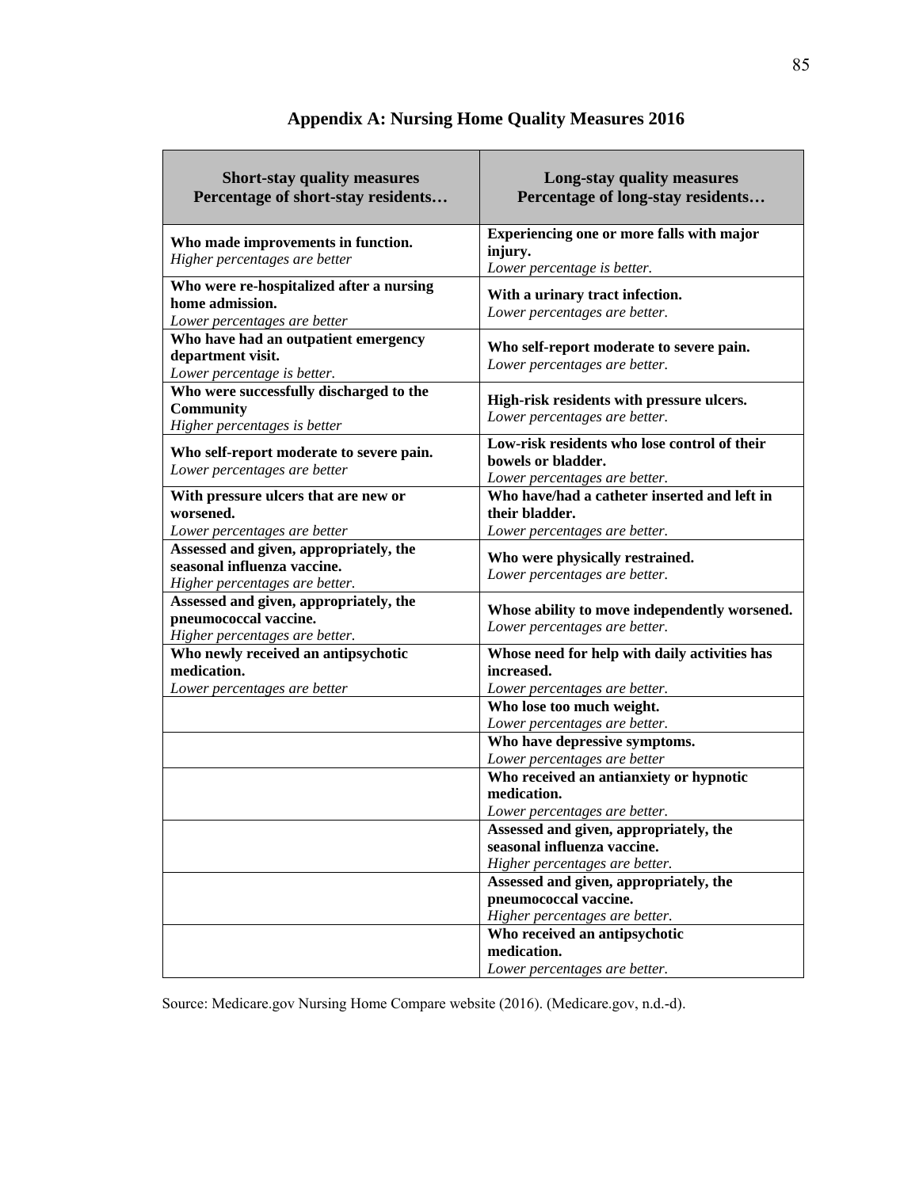# Appendix A: Nursing Home Quality Measures 2016

| Short-stay quality measures<br>Percentage of short-stay residents… | Long-stay quality measures<br>Percentage of long-stay residents… |
|---|---|
| **Who made improvements in function.**<br>*Higher percentages are better* | **Experiencing one or more falls with major injury.**<br>*Lower percentage is better.* |
| **Who were re-hospitalized after a nursing home admission.**<br>*Lower percentages are better* | **With a urinary tract infection.**<br>*Lower percentages are better.* |
| **Who have had an outpatient emergency department visit.**<br>*Lower percentage is better.* | **Who self-report moderate to severe pain.**<br>*Lower percentages are better.* |
| **Who were successfully discharged to the Community**<br>*Higher percentages is better* | **High-risk residents with pressure ulcers.**<br>*Lower percentages are better.* |
| **Who self-report moderate to severe pain.**<br>*Lower percentages are better* | **Low-risk residents who lose control of their bowels or bladder.**<br>*Lower percentages are better.* |
| **With pressure ulcers that are new or worsened.**<br>*Lower percentages are better* | **Who have/had a catheter inserted and left in their bladder.**<br>*Lower percentages are better.* |
| **Assessed and given, appropriately, the seasonal influenza vaccine.**<br>*Higher percentages are better.* | **Who were physically restrained.**<br>*Lower percentages are better.* |
| **Assessed and given, appropriately, the pneumococcal vaccine.**<br>*Higher percentages are better.* | **Whose ability to move independently worsened.**<br>*Lower percentages are better.* |
| **Who newly received an antipsychotic medication.**<br>*Lower percentages are better* | **Whose need for help with daily activities has increased.**<br>*Lower percentages are better.* |
| | **Who lose too much weight.**<br>*Lower percentages are better.* |
| | **Who have depressive symptoms.**<br>*Lower percentages are better* |
| | **Who received an antianxiety or hypnotic medication.**<br>*Lower percentages are better.* |
| | **Assessed and given, appropriately, the seasonal influenza vaccine.**<br>*Higher percentages are better.* |
| | **Assessed and given, appropriately, the pneumococcal vaccine.**<br>*Higher percentages are better.* |
| | **Who received an antipsychotic medication.**<br>*Lower percentages are better.* |

Source: Medicare.gov Nursing Home Compare website (2016). (Medicare.gov, n.d.-d).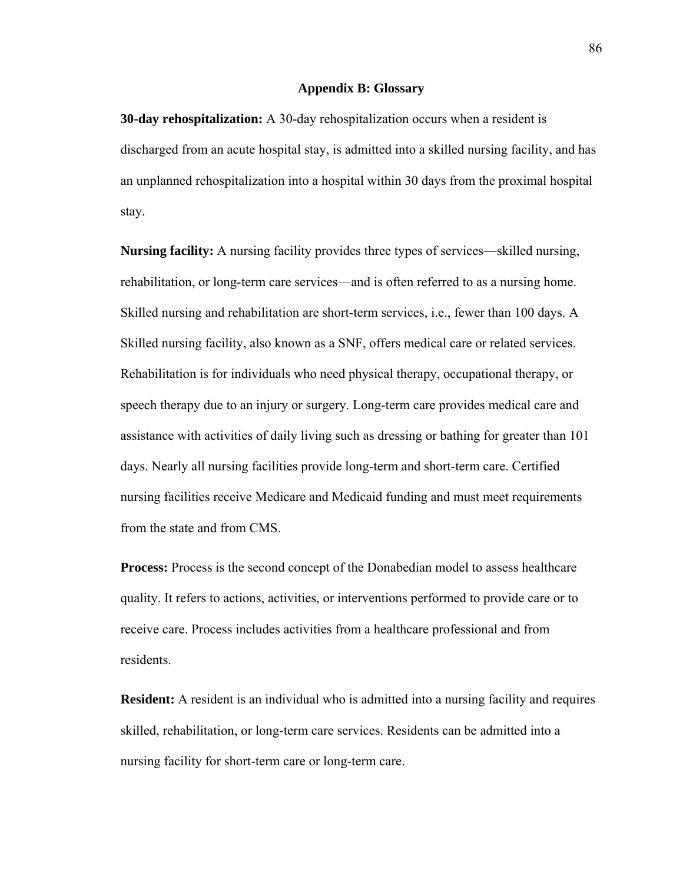## Appendix B: Glossary

**30-day rehospitalization:** A 30-day rehospitalization occurs when a resident is discharged from an acute hospital stay, is admitted into a skilled nursing facility, and has an unplanned rehospitalization into a hospital within 30 days from the proximal hospital stay.

**Nursing facility:** A nursing facility provides three types of services—skilled nursing, rehabilitation, or long-term care services—and is often referred to as a nursing home. Skilled nursing and rehabilitation are short-term services, i.e., fewer than 100 days. A Skilled nursing facility, also known as a SNF, offers medical care or related services. Rehabilitation is for individuals who need physical therapy, occupational therapy, or speech therapy due to an injury or surgery. Long-term care provides medical care and assistance with activities of daily living such as dressing or bathing for greater than 101 days. Nearly all nursing facilities provide long-term and short-term care. Certified nursing facilities receive Medicare and Medicaid funding and must meet requirements from the state and from CMS.

**Process:** Process is the second concept of the Donabedian model to assess healthcare quality. It refers to actions, activities, or interventions performed to provide care or to receive care. Process includes activities from a healthcare professional and from residents.

**Resident:** A resident is an individual who is admitted into a nursing facility and requires skilled, rehabilitation, or long-term care services. Residents can be admitted into a nursing facility for short-term care or long-term care.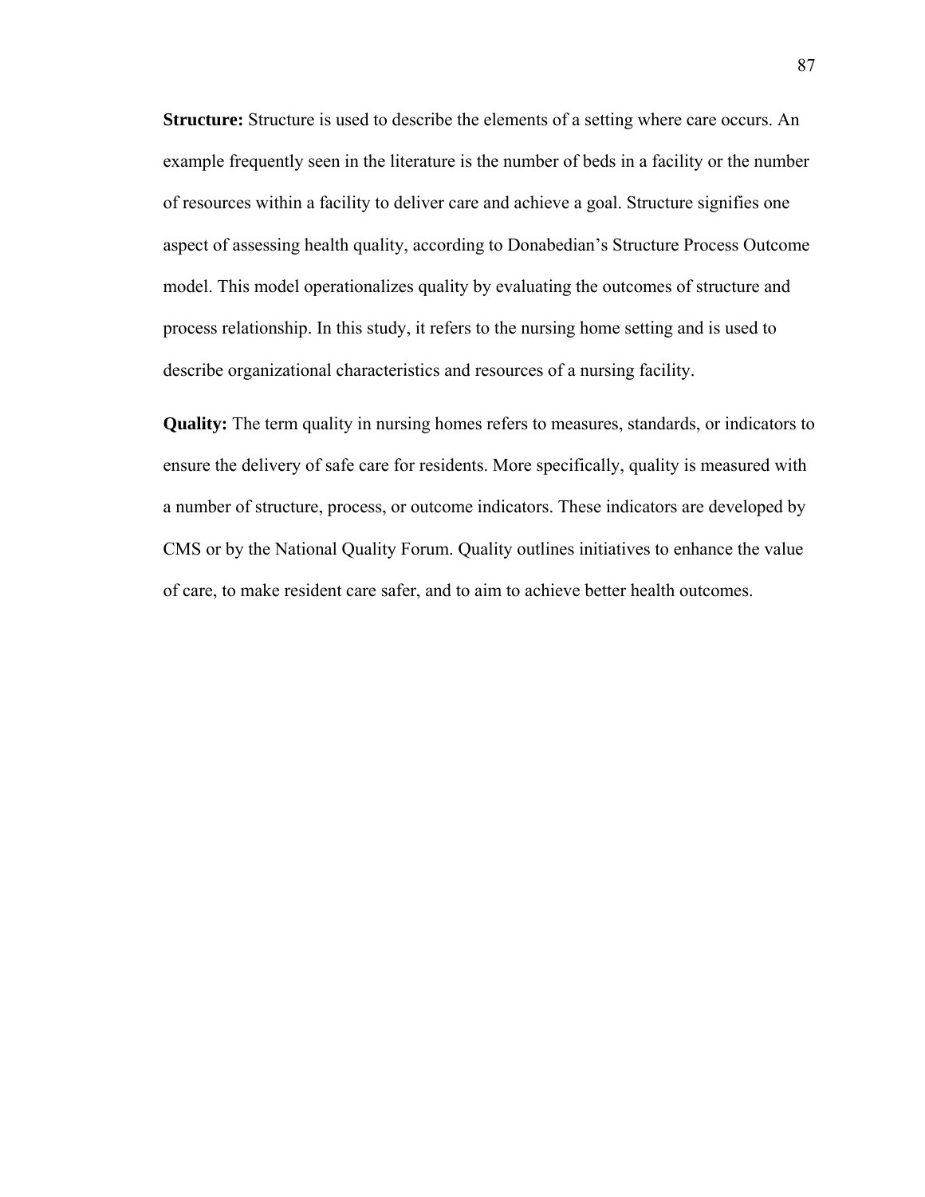**Structure:** Structure is used to describe the elements of a setting where care occurs. An example frequently seen in the literature is the number of beds in a facility or the number of resources within a facility to deliver care and achieve a goal. Structure signifies one aspect of assessing health quality, according to Donabedian's Structure Process Outcome model. This model operationalizes quality by evaluating the outcomes of structure and process relationship. In this study, it refers to the nursing home setting and is used to describe organizational characteristics and resources of a nursing facility.

**Quality:** The term quality in nursing homes refers to measures, standards, or indicators to ensure the delivery of safe care for residents. More specifically, quality is measured with a number of structure, process, or outcome indicators. These indicators are developed by CMS or by the National Quality Forum. Quality outlines initiatives to enhance the value of care, to make resident care safer, and to aim to achieve better health outcomes.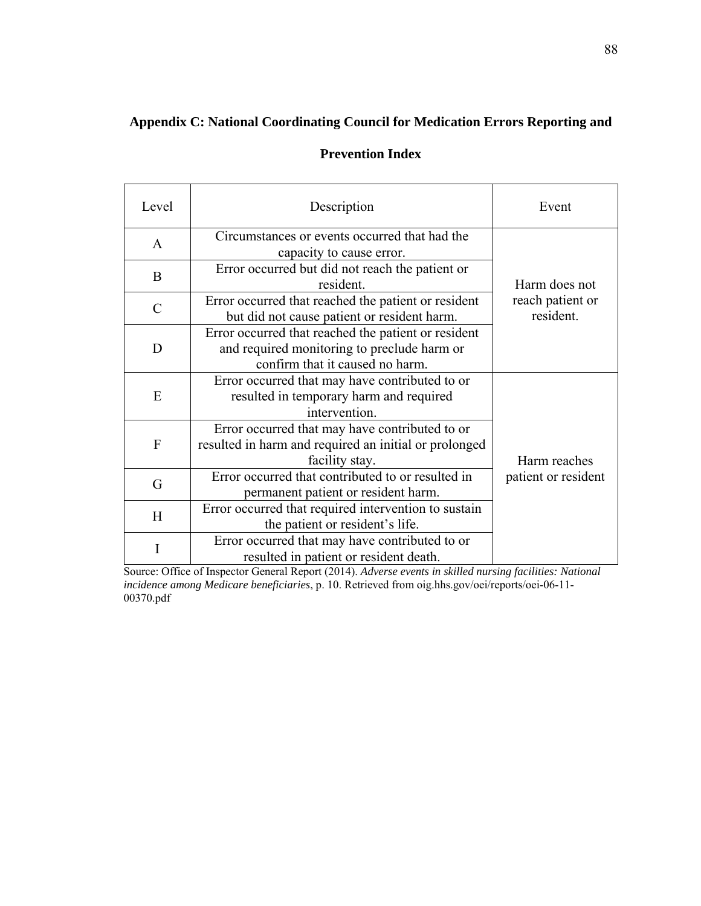## Appendix C: National Coordinating Council for Medication Errors Reporting and Prevention Index

| Level | Description | Event |
|---|---|---|
| A | Circumstances or events occurred that had the capacity to cause error. | Harm does not reach patient or resident. |
| B | Error occurred but did not reach the patient or resident. | |
| C | Error occurred that reached the patient or resident but did not cause patient or resident harm. | |
| D | Error occurred that reached the patient or resident and required monitoring to preclude harm or confirm that it caused no harm. | |
| E | Error occurred that may have contributed to or resulted in temporary harm and required intervention. | Harm reaches patient or resident |
| F | Error occurred that may have contributed to or resulted in harm and required an initial or prolonged facility stay. | |
| G | Error occurred that contributed to or resulted in permanent patient or resident harm. | |
| H | Error occurred that required intervention to sustain the patient or resident's life. | |
| I | Error occurred that may have contributed to or resulted in patient or resident death. | |

Source: Office of Inspector General Report (2014). *Adverse events in skilled nursing facilities: National incidence among Medicare beneficiaries*, p. 10. Retrieved from oig.hhs.gov/oei/reports/oei-06-11-00370.pdf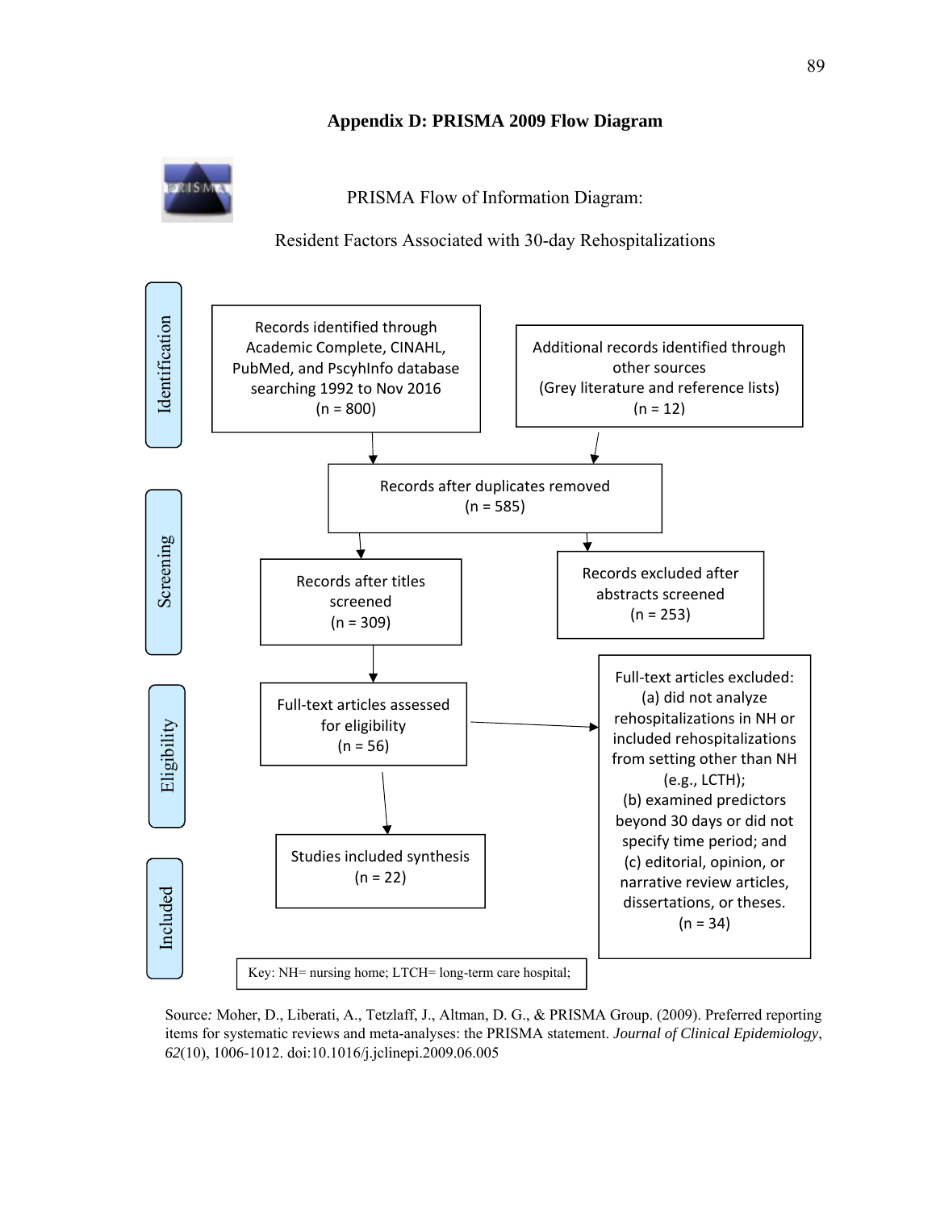## Appendix D: PRISMA 2009 Flow Diagram

PRISMA Flow of Information Diagram:

Resident Factors Associated with 30-day Rehospitalizations

**Identification**

Records identified through Academic Complete, CINAHL, PubMed, and PscyhInfo database searching 1992 to Nov 2016
(n = 800)

Additional records identified through other sources
(Grey literature and reference lists)
(n = 12)

**Screening**

Records after duplicates removed
(n = 585)

Records after titles screened
(n = 309)

Records excluded after abstracts screened
(n = 253)

**Eligibility**

Full-text articles assessed for eligibility
(n = 56)

Full-text articles excluded:
(a) did not analyze rehospitalizations in NH or included rehospitalizations from setting other than NH (e.g., LCTH);
(b) examined predictors beyond 30 days or did not specify time period; and
(c) editorial, opinion, or narrative review articles, dissertations, or theses.
(n = 34)

**Included**

Studies included synthesis
(n = 22)

Key: NH= nursing home; LTCH= long-term care hospital;

Source*:* Moher, D., Liberati, A., Tetzlaff, J., Altman, D. G., & PRISMA Group. (2009). Preferred reporting items for systematic reviews and meta-analyses: the PRISMA statement. *Journal of Clinical Epidemiology*, *62*(10), 1006-1012. doi:10.1016/j.jclinepi.2009.06.005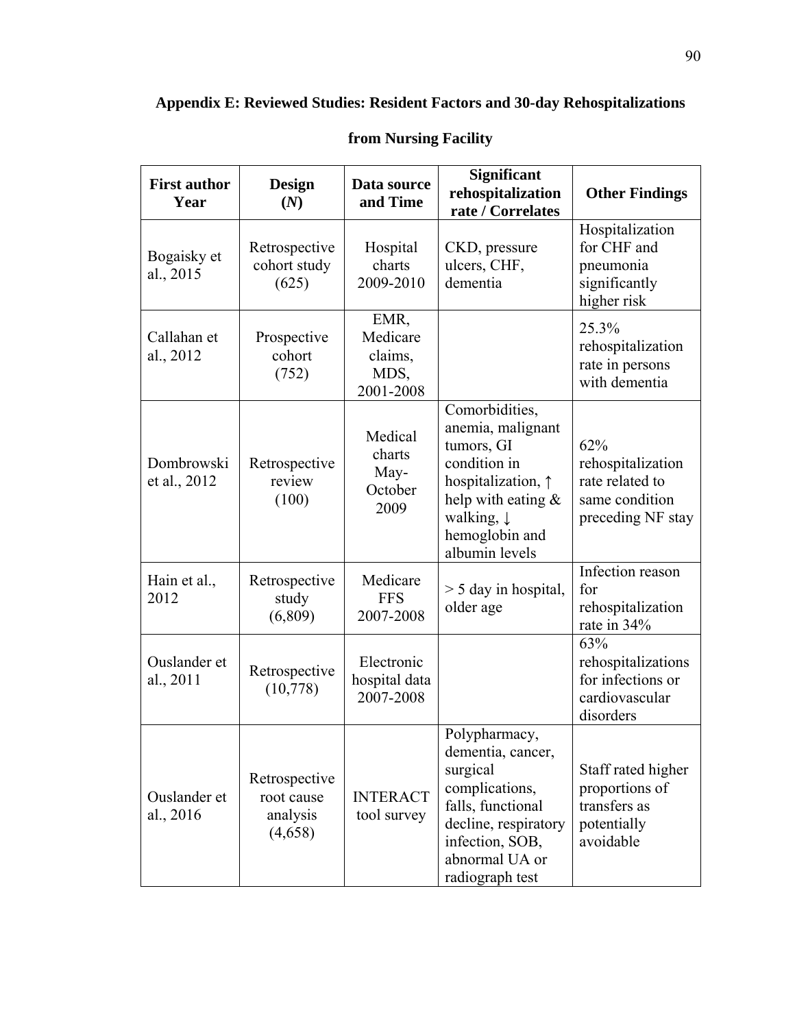## Appendix E: Reviewed Studies: Resident Factors and 30-day Rehospitalizations from Nursing Facility

| First author Year | Design (*N*) | Data source and Time | Significant rehospitalization rate / Correlates | Other Findings |
|---|---|---|---|---|
| Bogaisky et al., 2015 | Retrospective cohort study (625) | Hospital charts 2009-2010 | CKD, pressure ulcers, CHF, dementia | Hospitalization for CHF and pneumonia significantly higher risk |
| Callahan et al., 2012 | Prospective cohort (752) | EMR, Medicare claims, MDS, 2001-2008 | | 25.3% rehospitalization rate in persons with dementia |
| Dombrowski et al., 2012 | Retrospective review (100) | Medical charts May-October 2009 | Comorbidities, anemia, malignant tumors, GI condition in hospitalization, ↑ help with eating & walking, ↓ hemoglobin and albumin levels | 62% rehospitalization rate related to same condition preceding NF stay |
| Hain et al., 2012 | Retrospective study (6,809) | Medicare FFS 2007-2008 | > 5 day in hospital, older age | Infection reason for rehospitalization rate in 34% |
| Ouslander et al., 2011 | Retrospective (10,778) | Electronic hospital data 2007-2008 | | 63% rehospitalizations for infections or cardiovascular disorders |
| Ouslander et al., 2016 | Retrospective root cause analysis (4,658) | INTERACT tool survey | Polypharmacy, dementia, cancer, surgical complications, falls, functional decline, respiratory infection, SOB, abnormal UA or radiograph test | Staff rated higher proportions of transfers as potentially avoidable |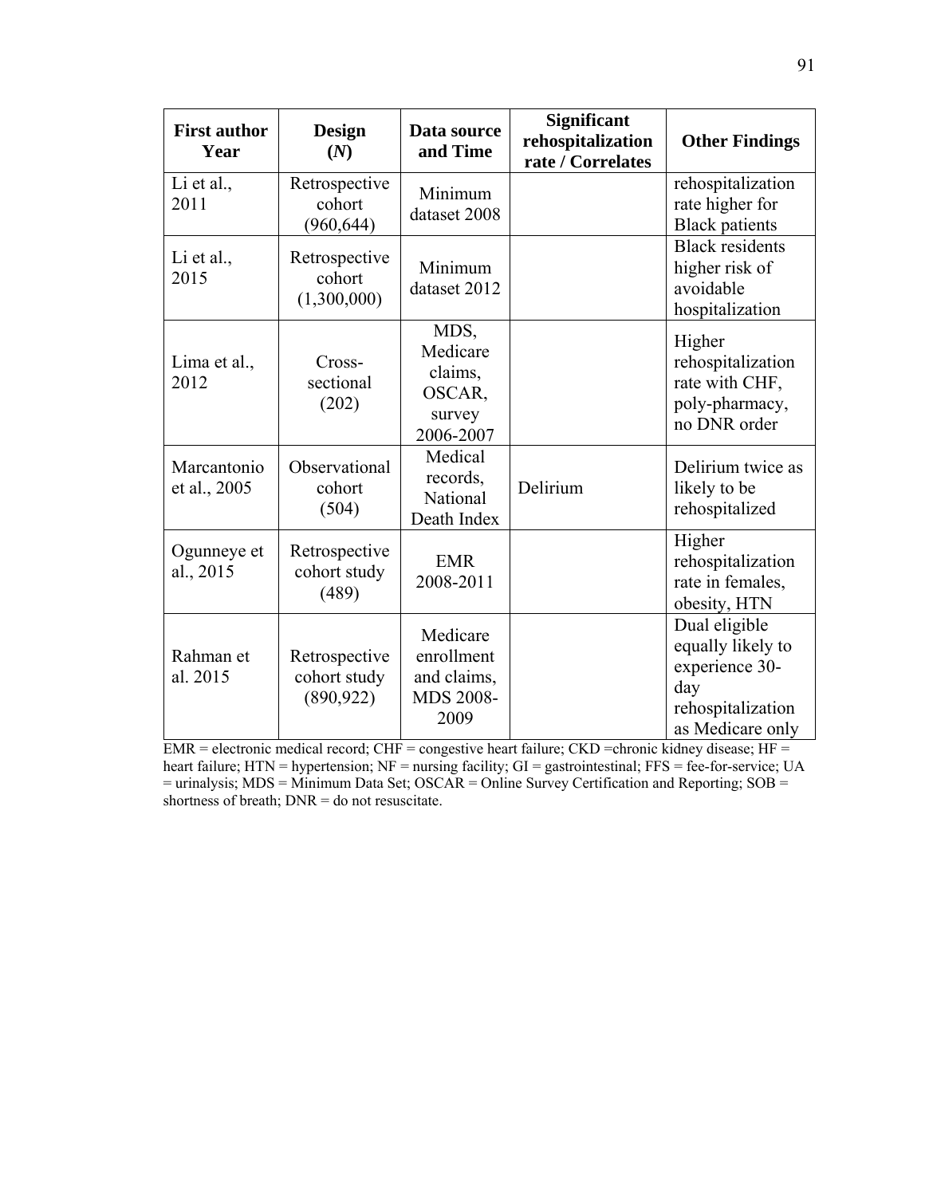| First author Year | Design (*N*) | Data source and Time | Significant rehospitalization rate / Correlates | Other Findings |
|---|---|---|---|---|
| Li et al., 2011 | Retrospective cohort (960,644) | Minimum dataset 2008 | | rehospitalization rate higher for Black patients |
| Li et al., 2015 | Retrospective cohort (1,300,000) | Minimum dataset 2012 | | Black residents higher risk of avoidable hospitalization |
| Lima et al., 2012 | Cross-sectional (202) | MDS, Medicare claims, OSCAR, survey 2006-2007 | | Higher rehospitalization rate with CHF, poly-pharmacy, no DNR order |
| Marcantonio et al., 2005 | Observational cohort (504) | Medical records, National Death Index | Delirium | Delirium twice as likely to be rehospitalized |
| Ogunneye et al., 2015 | Retrospective cohort study (489) | EMR 2008-2011 | | Higher rehospitalization rate in females, obesity, HTN |
| Rahman et al. 2015 | Retrospective cohort study (890,922) | Medicare enrollment and claims, MDS 2008-2009 | | Dual eligible equally likely to experience 30-day rehospitalization as Medicare only |

EMR = electronic medical record; CHF = congestive heart failure; CKD =chronic kidney disease; HF = heart failure; HTN = hypertension; NF = nursing facility; GI = gastrointestinal; FFS = fee-for-service; UA = urinalysis; MDS = Minimum Data Set; OSCAR = Online Survey Certification and Reporting; SOB = shortness of breath; DNR = do not resuscitate.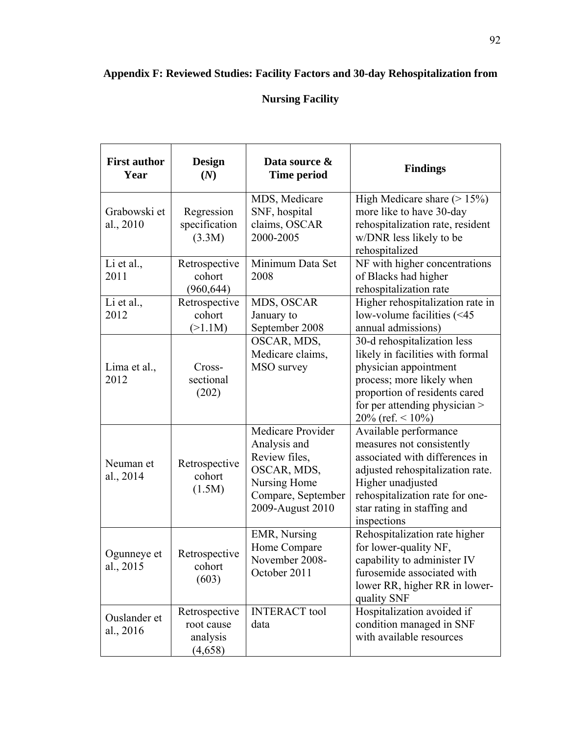## Appendix F: Reviewed Studies: Facility Factors and 30-day Rehospitalization from Nursing Facility

| First author Year | Design (*N*) | Data source & Time period | Findings |
|---|---|---|---|
| Grabowski et al., 2010 | Regression specification (3.3M) | MDS, Medicare SNF, hospital claims, OSCAR 2000-2005 | High Medicare share (> 15%) more like to have 30-day rehospitalization rate, resident w/DNR less likely to be rehospitalized |
| Li et al., 2011 | Retrospective cohort (960,644) | Minimum Data Set 2008 | NF with higher concentrations of Blacks had higher rehospitalization rate |
| Li et al., 2012 | Retrospective cohort (>1.1M) | MDS, OSCAR January to September 2008 | Higher rehospitalization rate in low-volume facilities (<45 annual admissions) |
| Lima et al., 2012 | Cross-sectional (202) | OSCAR, MDS, Medicare claims, MSO survey | 30-d rehospitalization less likely in facilities with formal physician appointment process; more likely when proportion of residents cared for per attending physician > 20% (ref. < 10%) |
| Neuman et al., 2014 | Retrospective cohort (1.5M) | Medicare Provider Analysis and Review files, OSCAR, MDS, Nursing Home Compare, September 2009-August 2010 | Available performance measures not consistently associated with differences in adjusted rehospitalization rate. Higher unadjusted rehospitalization rate for one-star rating in staffing and inspections |
| Ogunneye et al., 2015 | Retrospective cohort (603) | EMR, Nursing Home Compare November 2008-October 2011 | Rehospitalization rate higher for lower-quality NF, capability to administer IV furosemide associated with lower RR, higher RR in lower-quality SNF |
| Ouslander et al., 2016 | Retrospective root cause analysis (4,658) | INTERACT tool data | Hospitalization avoided if condition managed in SNF with available resources |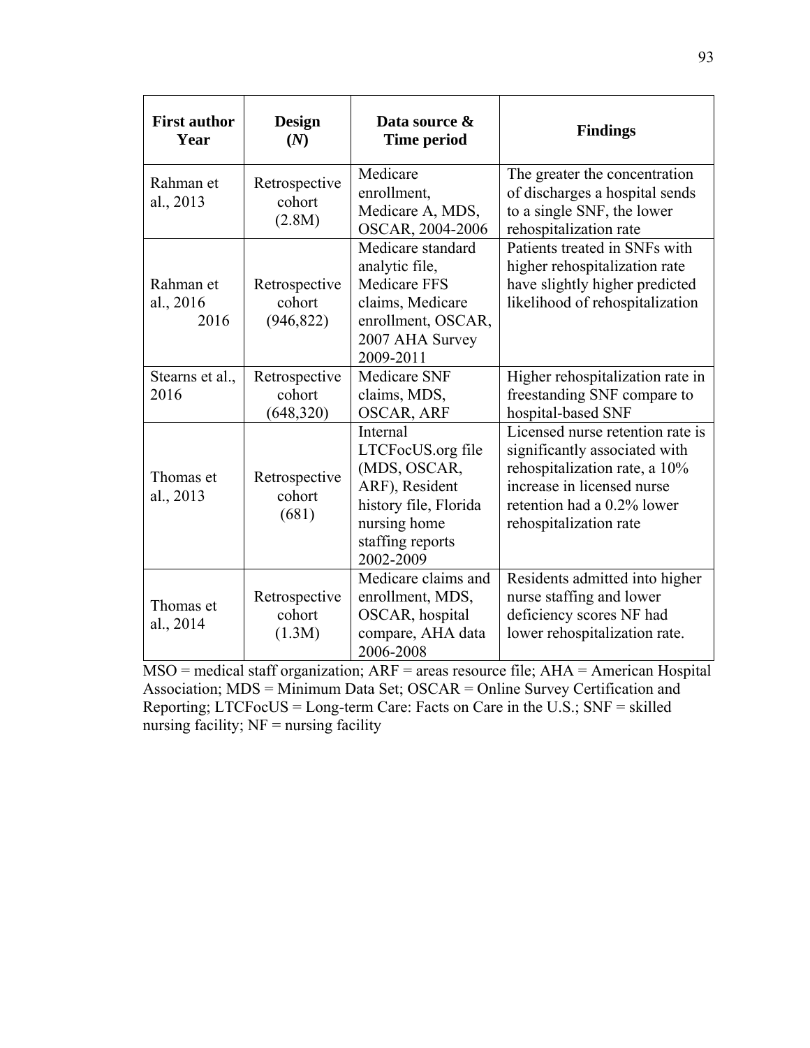| First author Year | Design (*N*) | Data source & Time period | Findings |
|---|---|---|---|
| Rahman et al., 2013 | Retrospective cohort (2.8M) | Medicare enrollment, Medicare A, MDS, OSCAR, 2004-2006 | The greater the concentration of discharges a hospital sends to a single SNF, the lower rehospitalization rate |
| Rahman et al., 2016 2016 | Retrospective cohort (946,822) | Medicare standard analytic file, Medicare FFS claims, Medicare enrollment, OSCAR, 2007 AHA Survey 2009-2011 | Patients treated in SNFs with higher rehospitalization rate have slightly higher predicted likelihood of rehospitalization |
| Stearns et al., 2016 | Retrospective cohort (648,320) | Medicare SNF claims, MDS, OSCAR, ARF | Higher rehospitalization rate in freestanding SNF compare to hospital-based SNF |
| Thomas et al., 2013 | Retrospective cohort (681) | Internal LTCFocUS.org file (MDS, OSCAR, ARF), Resident history file, Florida nursing home staffing reports 2002-2009 | Licensed nurse retention rate is significantly associated with rehospitalization rate, a 10% increase in licensed nurse retention had a 0.2% lower rehospitalization rate |
| Thomas et al., 2014 | Retrospective cohort (1.3M) | Medicare claims and enrollment, MDS, OSCAR, hospital compare, AHA data 2006-2008 | Residents admitted into higher nurse staffing and lower deficiency scores NF had lower rehospitalization rate. |

MSO = medical staff organization; ARF = areas resource file; AHA = American Hospital Association; MDS = Minimum Data Set; OSCAR = Online Survey Certification and Reporting; LTCFocUS = Long-term Care: Facts on Care in the U.S.; SNF = skilled nursing facility; NF = nursing facility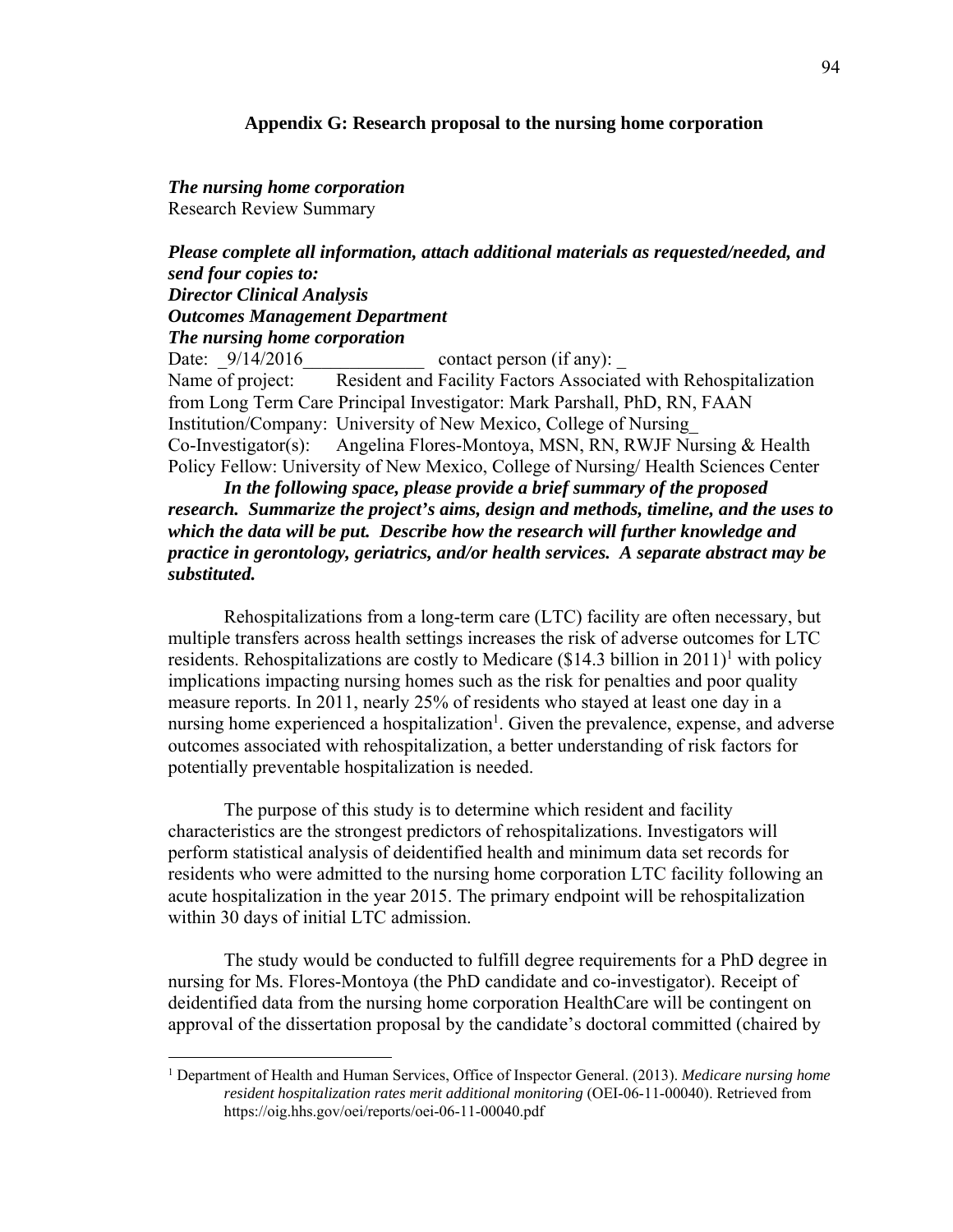## Appendix G: Research proposal to the nursing home corporation

***The nursing home corporation***
Research Review Summary

***Please complete all information, attach additional materials as requested/needed, and send four copies to:***
***Director Clinical Analysis***
***Outcomes Management Department***
***The nursing home corporation***

Date: _9/14/2016_____________ contact person (if any): _
Name of project: Resident and Facility Factors Associated with Rehospitalization from Long Term Care Principal Investigator: Mark Parshall, PhD, RN, FAAN
Institution/Company: University of New Mexico, College of Nursing_
Co-Investigator(s): Angelina Flores-Montoya, MSN, RN, RWJF Nursing & Health Policy Fellow: University of New Mexico, College of Nursing/ Health Sciences Center

***In the following space, please provide a brief summary of the proposed research. Summarize the project's aims, design and methods, timeline, and the uses to which the data will be put. Describe how the research will further knowledge and practice in gerontology, geriatrics, and/or health services. A separate abstract may be substituted.***

Rehospitalizations from a long-term care (LTC) facility are often necessary, but multiple transfers across health settings increases the risk of adverse outcomes for LTC residents. Rehospitalizations are costly to Medicare ($14.3 billion in 2011)[1] with policy implications impacting nursing homes such as the risk for penalties and poor quality measure reports. In 2011, nearly 25% of residents who stayed at least one day in a nursing home experienced a hospitalization[1]. Given the prevalence, expense, and adverse outcomes associated with rehospitalization, a better understanding of risk factors for potentially preventable hospitalization is needed.

The purpose of this study is to determine which resident and facility characteristics are the strongest predictors of rehospitalizations. Investigators will perform statistical analysis of deidentified health and minimum data set records for residents who were admitted to the nursing home corporation LTC facility following an acute hospitalization in the year 2015. The primary endpoint will be rehospitalization within 30 days of initial LTC admission.

The study would be conducted to fulfill degree requirements for a PhD degree in nursing for Ms. Flores-Montoya (the PhD candidate and co-investigator). Receipt of deidentified data from the nursing home corporation HealthCare will be contingent on approval of the dissertation proposal by the candidate's doctoral committed (chaired by

[1] Department of Health and Human Services, Office of Inspector General. (2013). *Medicare nursing home resident hospitalization rates merit additional monitoring* (OEI-06-11-00040). Retrieved from https://oig.hhs.gov/oei/reports/oei-06-11-00040.pdf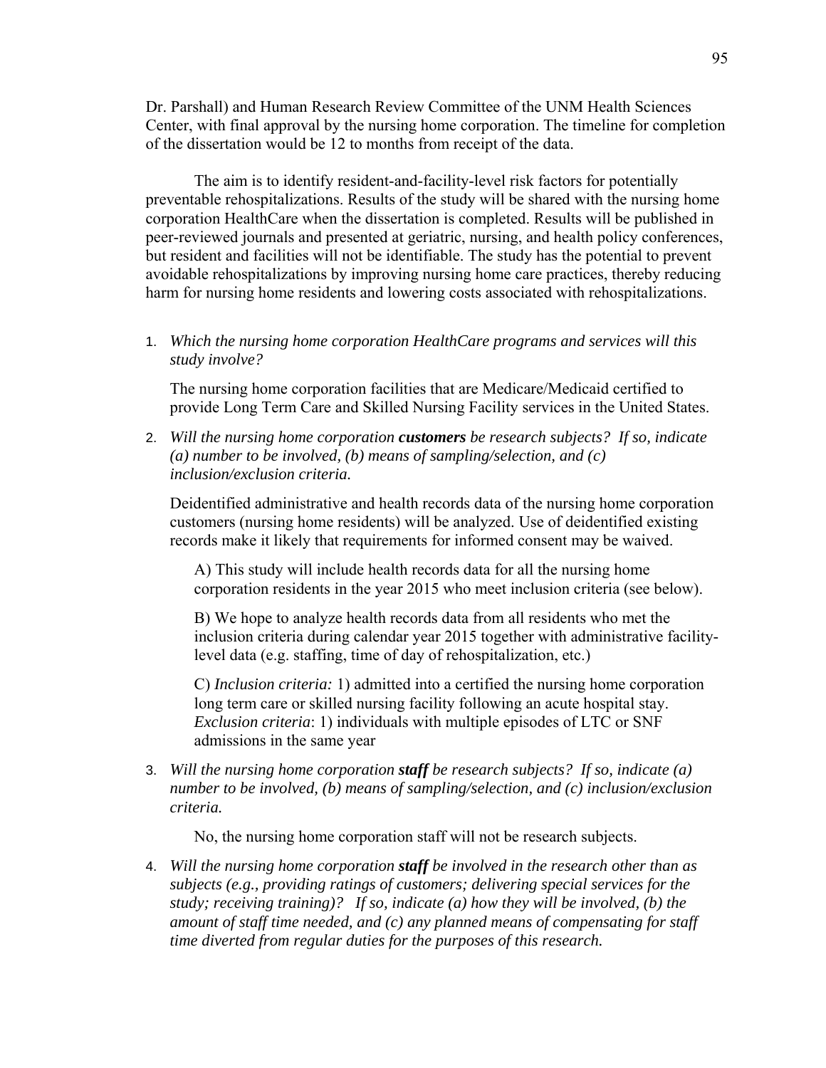Dr. Parshall) and Human Research Review Committee of the UNM Health Sciences Center, with final approval by the nursing home corporation. The timeline for completion of the dissertation would be 12 to months from receipt of the data.

The aim is to identify resident-and-facility-level risk factors for potentially preventable rehospitalizations. Results of the study will be shared with the nursing home corporation HealthCare when the dissertation is completed. Results will be published in peer-reviewed journals and presented at geriatric, nursing, and health policy conferences, but resident and facilities will not be identifiable. The study has the potential to prevent avoidable rehospitalizations by improving nursing home care practices, thereby reducing harm for nursing home residents and lowering costs associated with rehospitalizations.

1. *Which the nursing home corporation HealthCare programs and services will this study involve?*

   The nursing home corporation facilities that are Medicare/Medicaid certified to provide Long Term Care and Skilled Nursing Facility services in the United States.

2. *Will the nursing home corporation **customers** be research subjects? If so, indicate (a) number to be involved, (b) means of sampling/selection, and (c) inclusion/exclusion criteria.*

   Deidentified administrative and health records data of the nursing home corporation customers (nursing home residents) will be analyzed. Use of deidentified existing records make it likely that requirements for informed consent may be waived.

   A) This study will include health records data for all the nursing home corporation residents in the year 2015 who meet inclusion criteria (see below).

   B) We hope to analyze health records data from all residents who met the inclusion criteria during calendar year 2015 together with administrative facility-level data (e.g. staffing, time of day of rehospitalization, etc.)

   C) *Inclusion criteria:* 1) admitted into a certified the nursing home corporation long term care or skilled nursing facility following an acute hospital stay. *Exclusion criteria*: 1) individuals with multiple episodes of LTC or SNF admissions in the same year

3. *Will the nursing home corporation **staff** be research subjects? If so, indicate (a) number to be involved, (b) means of sampling/selection, and (c) inclusion/exclusion criteria.*

   No, the nursing home corporation staff will not be research subjects.

4. *Will the nursing home corporation **staff** be involved in the research other than as subjects (e.g., providing ratings of customers; delivering special services for the study; receiving training)? If so, indicate (a) how they will be involved, (b) the amount of staff time needed, and (c) any planned means of compensating for staff time diverted from regular duties for the purposes of this research.*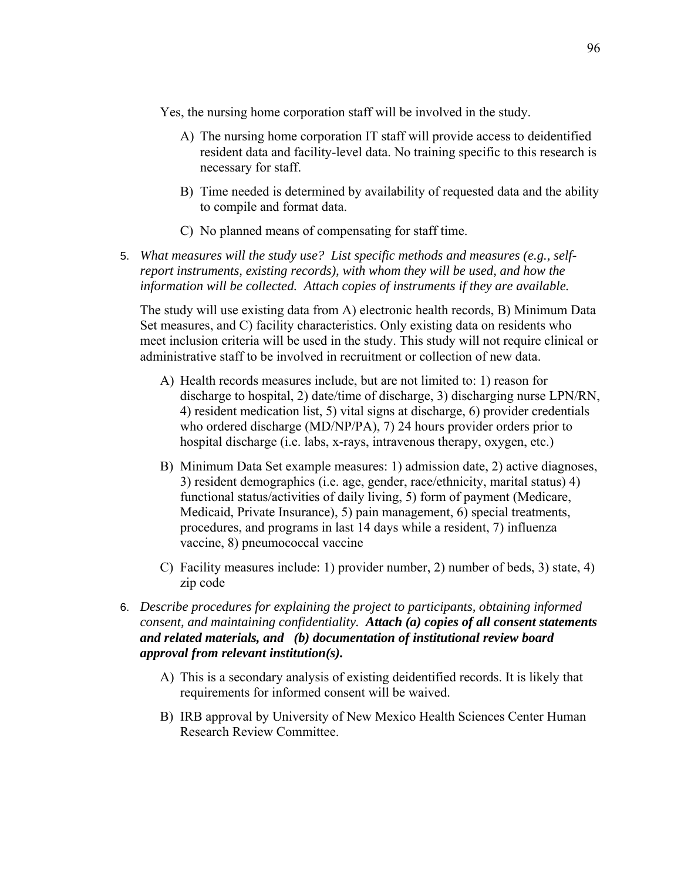Yes, the nursing home corporation staff will be involved in the study.

A) The nursing home corporation IT staff will provide access to deidentified resident data and facility-level data. No training specific to this research is necessary for staff.

B) Time needed is determined by availability of requested data and the ability to compile and format data.

C) No planned means of compensating for staff time.

5. *What measures will the study use? List specific methods and measures (e.g., self-report instruments, existing records), with whom they will be used, and how the information will be collected. Attach copies of instruments if they are available.*

The study will use existing data from A) electronic health records, B) Minimum Data Set measures, and C) facility characteristics. Only existing data on residents who meet inclusion criteria will be used in the study. This study will not require clinical or administrative staff to be involved in recruitment or collection of new data.

A) Health records measures include, but are not limited to: 1) reason for discharge to hospital, 2) date/time of discharge, 3) discharging nurse LPN/RN, 4) resident medication list, 5) vital signs at discharge, 6) provider credentials who ordered discharge (MD/NP/PA), 7) 24 hours provider orders prior to hospital discharge (i.e. labs, x-rays, intravenous therapy, oxygen, etc.)

B) Minimum Data Set example measures: 1) admission date, 2) active diagnoses, 3) resident demographics (i.e. age, gender, race/ethnicity, marital status) 4) functional status/activities of daily living, 5) form of payment (Medicare, Medicaid, Private Insurance), 5) pain management, 6) special treatments, procedures, and programs in last 14 days while a resident, 7) influenza vaccine, 8) pneumococcal vaccine

C) Facility measures include: 1) provider number, 2) number of beds, 3) state, 4) zip code

6. *Describe procedures for explaining the project to participants, obtaining informed consent, and maintaining confidentiality.* ***Attach (a) copies of all consent statements and related materials, and (b) documentation of institutional review board approval from relevant institution(s).***

A) This is a secondary analysis of existing deidentified records. It is likely that requirements for informed consent will be waived.

B) IRB approval by University of New Mexico Health Sciences Center Human Research Review Committee.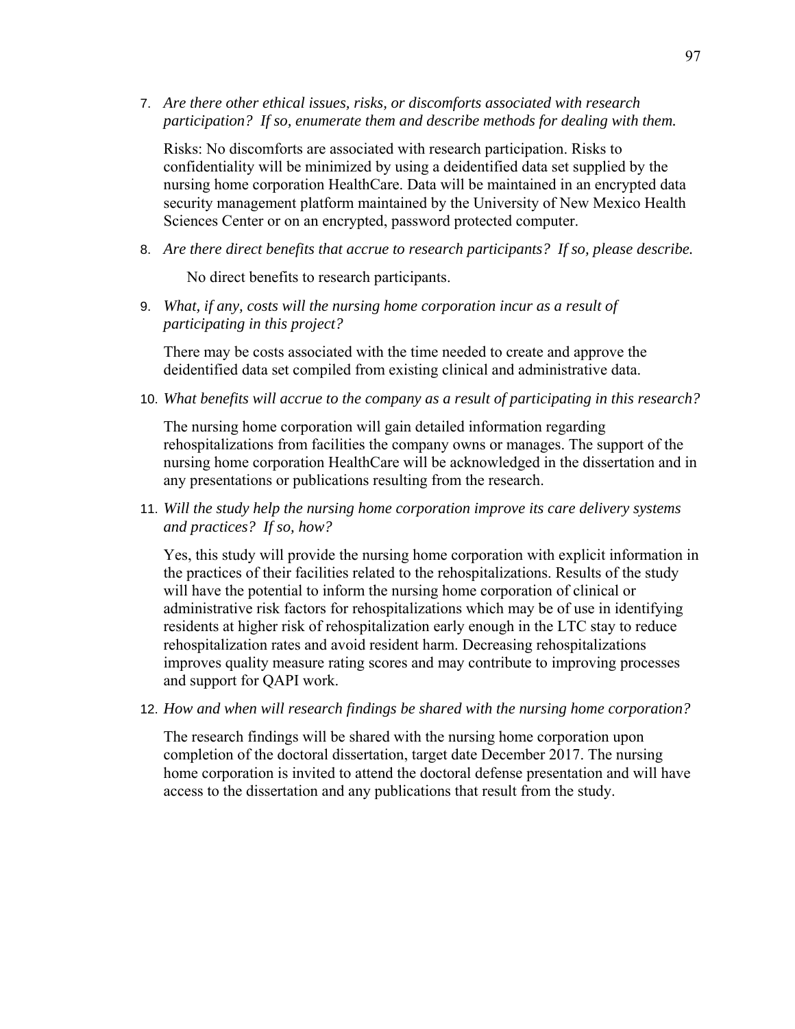7. *Are there other ethical issues, risks, or discomforts associated with research participation? If so, enumerate them and describe methods for dealing with them.*

   Risks: No discomforts are associated with research participation. Risks to confidentiality will be minimized by using a deidentified data set supplied by the nursing home corporation HealthCare. Data will be maintained in an encrypted data security management platform maintained by the University of New Mexico Health Sciences Center or on an encrypted, password protected computer.

8. *Are there direct benefits that accrue to research participants? If so, please describe.*

   No direct benefits to research participants.

9. *What, if any, costs will the nursing home corporation incur as a result of participating in this project?*

   There may be costs associated with the time needed to create and approve the deidentified data set compiled from existing clinical and administrative data.

10. *What benefits will accrue to the company as a result of participating in this research?*

    The nursing home corporation will gain detailed information regarding rehospitalizations from facilities the company owns or manages. The support of the nursing home corporation HealthCare will be acknowledged in the dissertation and in any presentations or publications resulting from the research.

11. *Will the study help the nursing home corporation improve its care delivery systems and practices? If so, how?*

    Yes, this study will provide the nursing home corporation with explicit information in the practices of their facilities related to the rehospitalizations. Results of the study will have the potential to inform the nursing home corporation of clinical or administrative risk factors for rehospitalizations which may be of use in identifying residents at higher risk of rehospitalization early enough in the LTC stay to reduce rehospitalization rates and avoid resident harm. Decreasing rehospitalizations improves quality measure rating scores and may contribute to improving processes and support for QAPI work.

12. *How and when will research findings be shared with the nursing home corporation?*

    The research findings will be shared with the nursing home corporation upon completion of the doctoral dissertation, target date December 2017. The nursing home corporation is invited to attend the doctoral defense presentation and will have access to the dissertation and any publications that result from the study.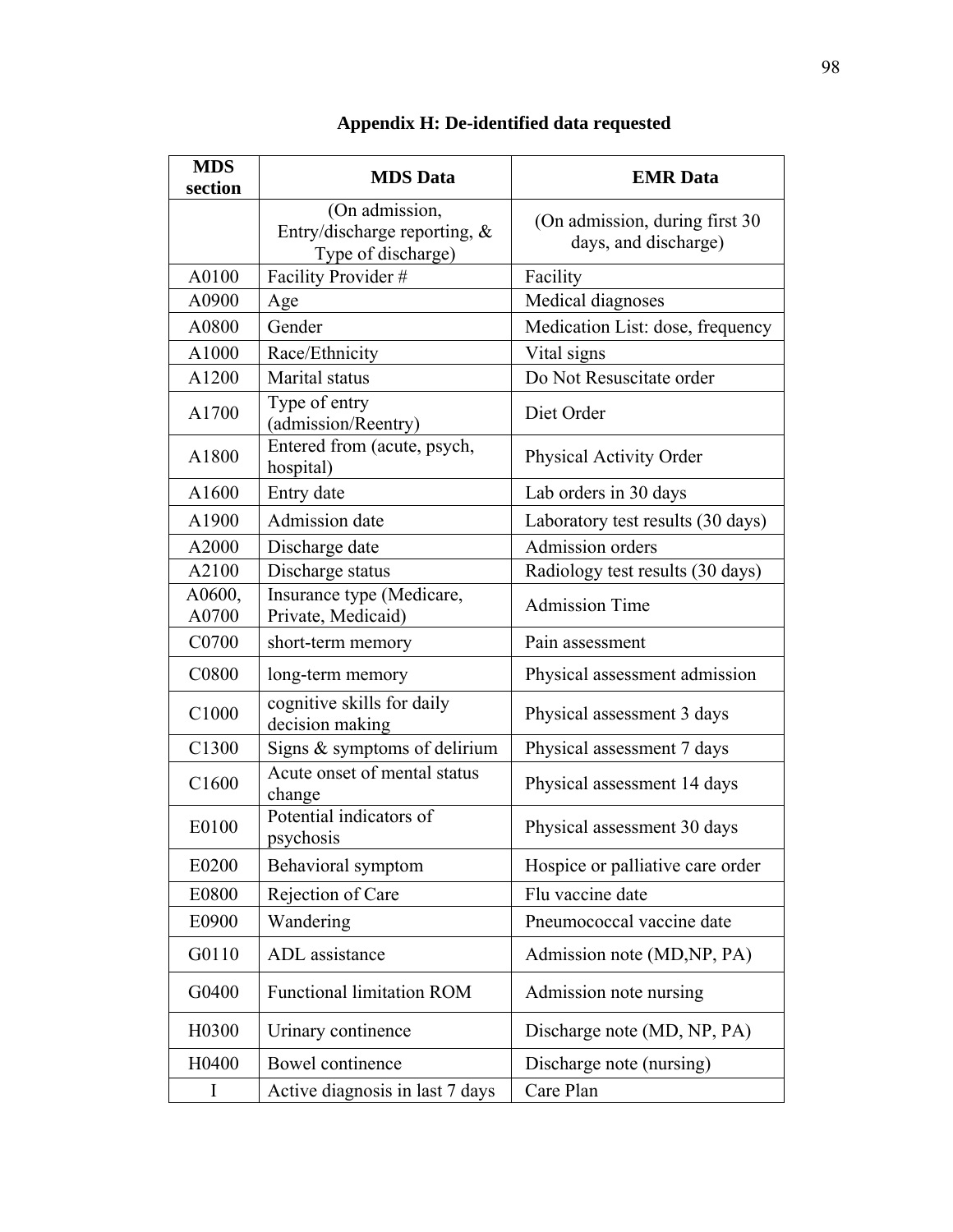## Appendix H: De-identified data requested

| MDS section | MDS Data | EMR Data |
|---|---|---|
| | (On admission, Entry/discharge reporting, & Type of discharge) | (On admission, during first 30 days, and discharge) |
| A0100 | Facility Provider # | Facility |
| A0900 | Age | Medical diagnoses |
| A0800 | Gender | Medication List: dose, frequency |
| A1000 | Race/Ethnicity | Vital signs |
| A1200 | Marital status | Do Not Resuscitate order |
| A1700 | Type of entry (admission/Reentry) | Diet Order |
| A1800 | Entered from (acute, psych, hospital) | Physical Activity Order |
| A1600 | Entry date | Lab orders in 30 days |
| A1900 | Admission date | Laboratory test results (30 days) |
| A2000 | Discharge date | Admission orders |
| A2100 | Discharge status | Radiology test results (30 days) |
| A0600, A0700 | Insurance type (Medicare, Private, Medicaid) | Admission Time |
| C0700 | short-term memory | Pain assessment |
| C0800 | long-term memory | Physical assessment admission |
| C1000 | cognitive skills for daily decision making | Physical assessment 3 days |
| C1300 | Signs & symptoms of delirium | Physical assessment 7 days |
| C1600 | Acute onset of mental status change | Physical assessment 14 days |
| E0100 | Potential indicators of psychosis | Physical assessment 30 days |
| E0200 | Behavioral symptom | Hospice or palliative care order |
| E0800 | Rejection of Care | Flu vaccine date |
| E0900 | Wandering | Pneumococcal vaccine date |
| G0110 | ADL assistance | Admission note (MD,NP, PA) |
| G0400 | Functional limitation ROM | Admission note nursing |
| H0300 | Urinary continence | Discharge note (MD, NP, PA) |
| H0400 | Bowel continence | Discharge note (nursing) |
| I | Active diagnosis in last 7 days | Care Plan |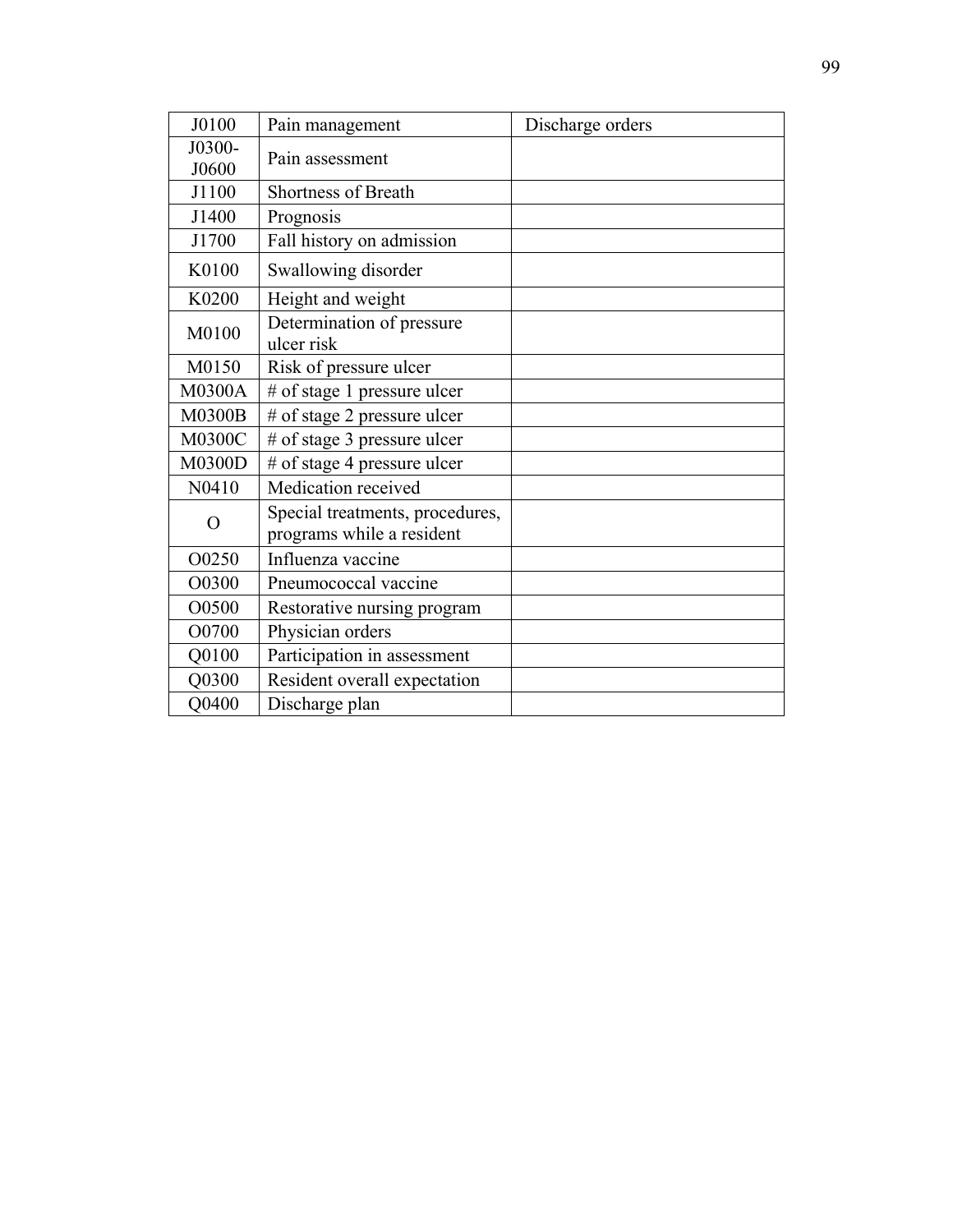| J0100 | Pain management | Discharge orders |
|---|---|---|
| J0300-J0600 | Pain assessment | |
| J1100 | Shortness of Breath | |
| J1400 | Prognosis | |
| J1700 | Fall history on admission | |
| K0100 | Swallowing disorder | |
| K0200 | Height and weight | |
| M0100 | Determination of pressure ulcer risk | |
| M0150 | Risk of pressure ulcer | |
| M0300A | # of stage 1 pressure ulcer | |
| M0300B | # of stage 2 pressure ulcer | |
| M0300C | # of stage 3 pressure ulcer | |
| M0300D | # of stage 4 pressure ulcer | |
| N0410 | Medication received | |
| O | Special treatments, procedures, programs while a resident | |
| O0250 | Influenza vaccine | |
| O0300 | Pneumococcal vaccine | |
| O0500 | Restorative nursing program | |
| O0700 | Physician orders | |
| Q0100 | Participation in assessment | |
| Q0300 | Resident overall expectation | |
| Q0400 | Discharge plan | |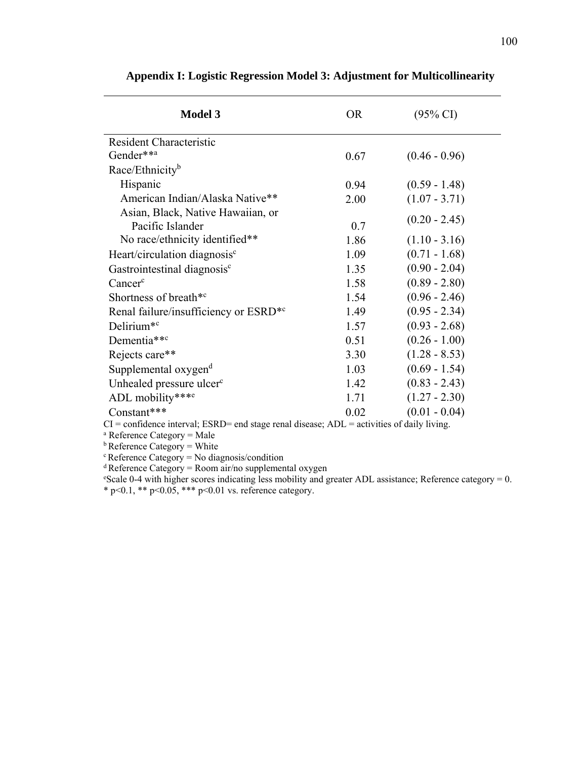**Appendix I: Logistic Regression Model 3: Adjustment for Multicollinearity**

| Model 3 | OR | (95% CI) |
|---|---|---|
| Resident Characteristic | | |
| Gender**[a] | 0.67 | (0.46 - 0.96) |
| Race/Ethnicity[b] | | |
| Hispanic | 0.94 | (0.59 - 1.48) |
| American Indian/Alaska Native** | 2.00 | (1.07 - 3.71) |
| Asian, Black, Native Hawaiian, or Pacific Islander | 0.7 | (0.20 - 2.45) |
| No race/ethnicity identified** | 1.86 | (1.10 - 3.16) |
| Heart/circulation diagnosis[c] | 1.09 | (0.71 - 1.68) |
| Gastrointestinal diagnosis[c] | 1.35 | (0.90 - 2.04) |
| Cancer[c] | 1.58 | (0.89 - 2.80) |
| Shortness of breath*[c] | 1.54 | (0.96 - 2.46) |
| Renal failure/insufficiency or ESRD*[c] | 1.49 | (0.95 - 2.34) |
| Delirium*[c] | 1.57 | (0.93 - 2.68) |
| Dementia**[c] | 0.51 | (0.26 - 1.00) |
| Rejects care** | 3.30 | (1.28 - 8.53) |
| Supplemental oxygen[d] | 1.03 | (0.69 - 1.54) |
| Unhealed pressure ulcer[c] | 1.42 | (0.83 - 2.43) |
| ADL mobility***[e] | 1.71 | (1.27 - 2.30) |
| Constant*** | 0.02 | (0.01 - 0.04) |

CI = confidence interval; ESRD= end stage renal disease; ADL = activities of daily living.
[a] Reference Category = Male
[b] Reference Category = White
[c] Reference Category = No diagnosis/condition
[d] Reference Category = Room air/no supplemental oxygen
[e] Scale 0-4 with higher scores indicating less mobility and greater ADL assistance; Reference category = 0.
* $p<0.1$, ** $p<0.05$, *** $p<0.01$ vs. reference category.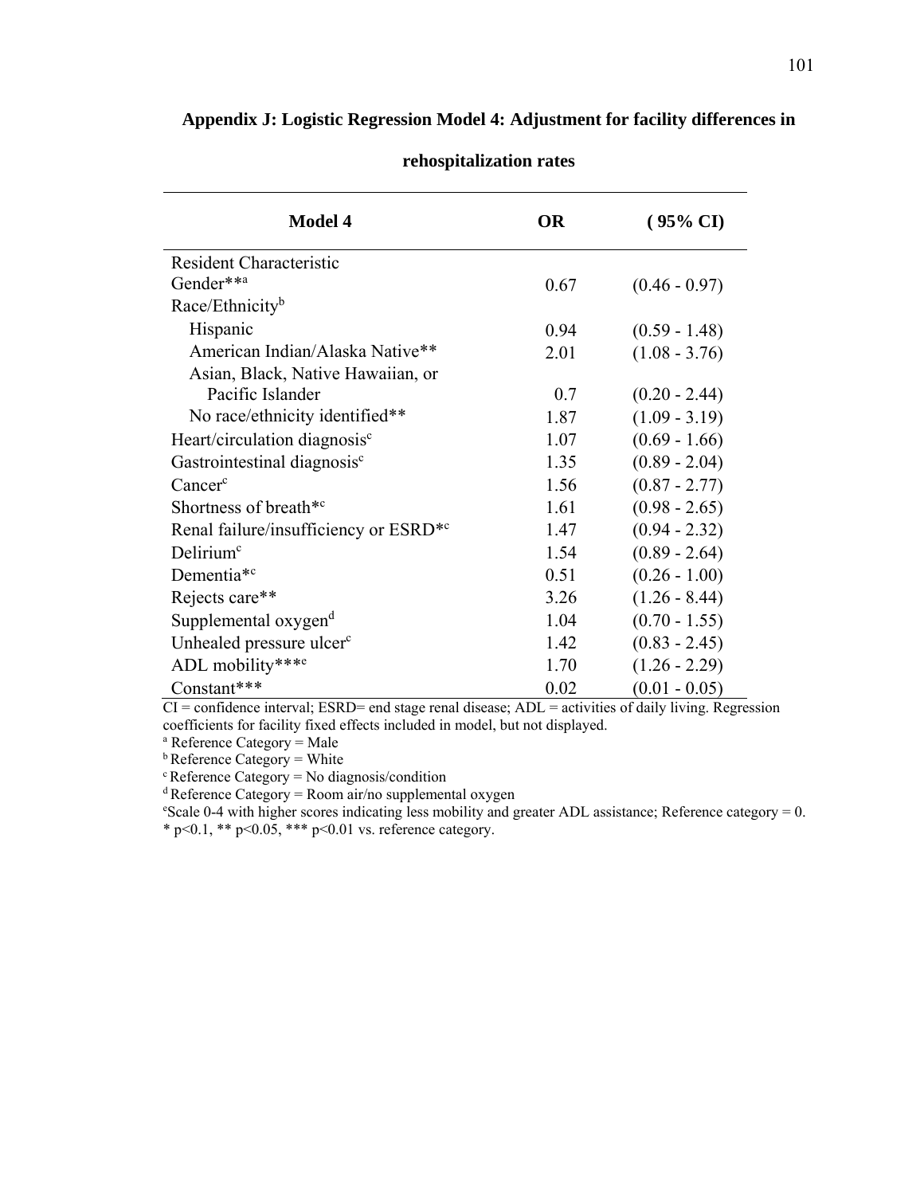## Appendix J: Logistic Regression Model 4: Adjustment for facility differences in rehospitalization rates

| Model 4 | OR | ( 95% CI) |
|---|---|---|
| Resident Characteristic | | |
| Gender**[a] | 0.67 | (0.46 - 0.97) |
| Race/Ethnicity[b] | | |
| Hispanic | 0.94 | (0.59 - 1.48) |
| American Indian/Alaska Native** | 2.01 | (1.08 - 3.76) |
| Asian, Black, Native Hawaiian, or Pacific Islander | 0.7 | (0.20 - 2.44) |
| No race/ethnicity identified** | 1.87 | (1.09 - 3.19) |
| Heart/circulation diagnosis[c] | 1.07 | (0.69 - 1.66) |
| Gastrointestinal diagnosis[c] | 1.35 | (0.89 - 2.04) |
| Cancer[c] | 1.56 | (0.87 - 2.77) |
| Shortness of breath*[c] | 1.61 | (0.98 - 2.65) |
| Renal failure/insufficiency or ESRD*[c] | 1.47 | (0.94 - 2.32) |
| Delirium[c] | 1.54 | (0.89 - 2.64) |
| Dementia*[c] | 0.51 | (0.26 - 1.00) |
| Rejects care** | 3.26 | (1.26 - 8.44) |
| Supplemental oxygen[d] | 1.04 | (0.70 - 1.55) |
| Unhealed pressure ulcer[c] | 1.42 | (0.83 - 2.45) |
| ADL mobility***[e] | 1.70 | (1.26 - 2.29) |
| Constant*** | 0.02 | (0.01 - 0.05) |

CI = confidence interval; ESRD= end stage renal disease; ADL = activities of daily living. Regression coefficients for facility fixed effects included in model, but not displayed.

[a] Reference Category = Male

[b] Reference Category = White

[c] Reference Category = No diagnosis/condition

[d] Reference Category = Room air/no supplemental oxygen

[e] Scale 0-4 with higher scores indicating less mobility and greater ADL assistance; Reference category = 0.

* $p<0.1$, ** $p<0.05$, *** $p<0.01$ vs. reference category.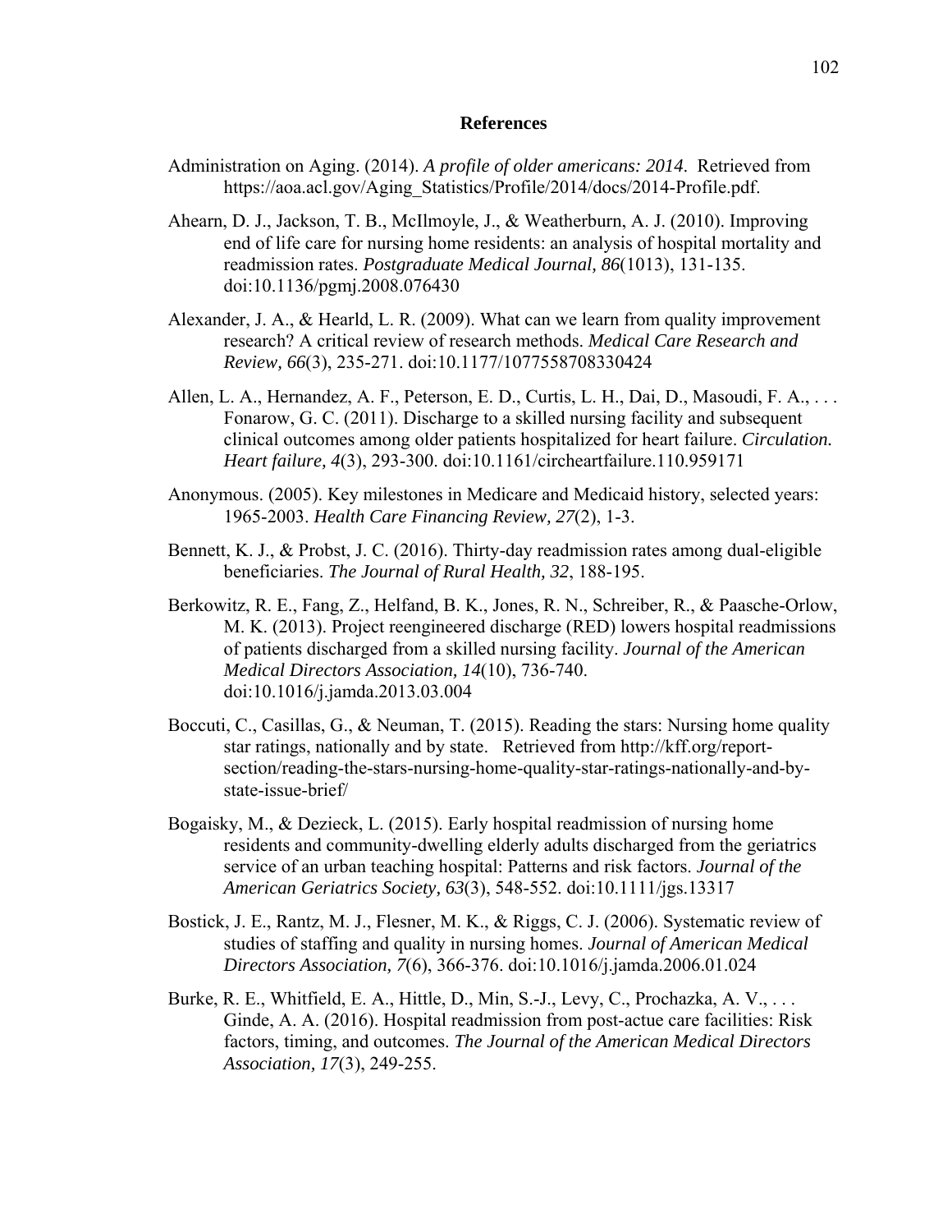# References

Administration on Aging. (2014). *A profile of older americans: 2014*. Retrieved from https://aoa.acl.gov/Aging_Statistics/Profile/2014/docs/2014-Profile.pdf.

Ahearn, D. J., Jackson, T. B., McIlmoyle, J., & Weatherburn, A. J. (2010). Improving end of life care for nursing home residents: an analysis of hospital mortality and readmission rates. *Postgraduate Medical Journal, 86*(1013), 131-135. doi:10.1136/pgmj.2008.076430

Alexander, J. A., & Hearld, L. R. (2009). What can we learn from quality improvement research? A critical review of research methods. *Medical Care Research and Review, 66*(3), 235-271. doi:10.1177/1077558708330424

Allen, L. A., Hernandez, A. F., Peterson, E. D., Curtis, L. H., Dai, D., Masoudi, F. A., . . . Fonarow, G. C. (2011). Discharge to a skilled nursing facility and subsequent clinical outcomes among older patients hospitalized for heart failure. *Circulation. Heart failure, 4*(3), 293-300. doi:10.1161/circheartfailure.110.959171

Anonymous. (2005). Key milestones in Medicare and Medicaid history, selected years: 1965-2003. *Health Care Financing Review, 27*(2), 1-3.

Bennett, K. J., & Probst, J. C. (2016). Thirty-day readmission rates among dual-eligible beneficiaries. *The Journal of Rural Health, 32*, 188-195.

Berkowitz, R. E., Fang, Z., Helfand, B. K., Jones, R. N., Schreiber, R., & Paasche-Orlow, M. K. (2013). Project reengineered discharge (RED) lowers hospital readmissions of patients discharged from a skilled nursing facility. *Journal of the American Medical Directors Association, 14*(10), 736-740. doi:10.1016/j.jamda.2013.03.004

Boccuti, C., Casillas, G., & Neuman, T. (2015). Reading the stars: Nursing home quality star ratings, nationally and by state. Retrieved from http://kff.org/report-section/reading-the-stars-nursing-home-quality-star-ratings-nationally-and-by-state-issue-brief/

Bogaisky, M., & Dezieck, L. (2015). Early hospital readmission of nursing home residents and community-dwelling elderly adults discharged from the geriatrics service of an urban teaching hospital: Patterns and risk factors. *Journal of the American Geriatrics Society, 63*(3), 548-552. doi:10.1111/jgs.13317

Bostick, J. E., Rantz, M. J., Flesner, M. K., & Riggs, C. J. (2006). Systematic review of studies of staffing and quality in nursing homes. *Journal of American Medical Directors Association, 7*(6), 366-376. doi:10.1016/j.jamda.2006.01.024

Burke, R. E., Whitfield, E. A., Hittle, D., Min, S.-J., Levy, C., Prochazka, A. V., . . . Ginde, A. A. (2016). Hospital readmission from post-actue care facilities: Risk factors, timing, and outcomes. *The Journal of the American Medical Directors Association, 17*(3), 249-255.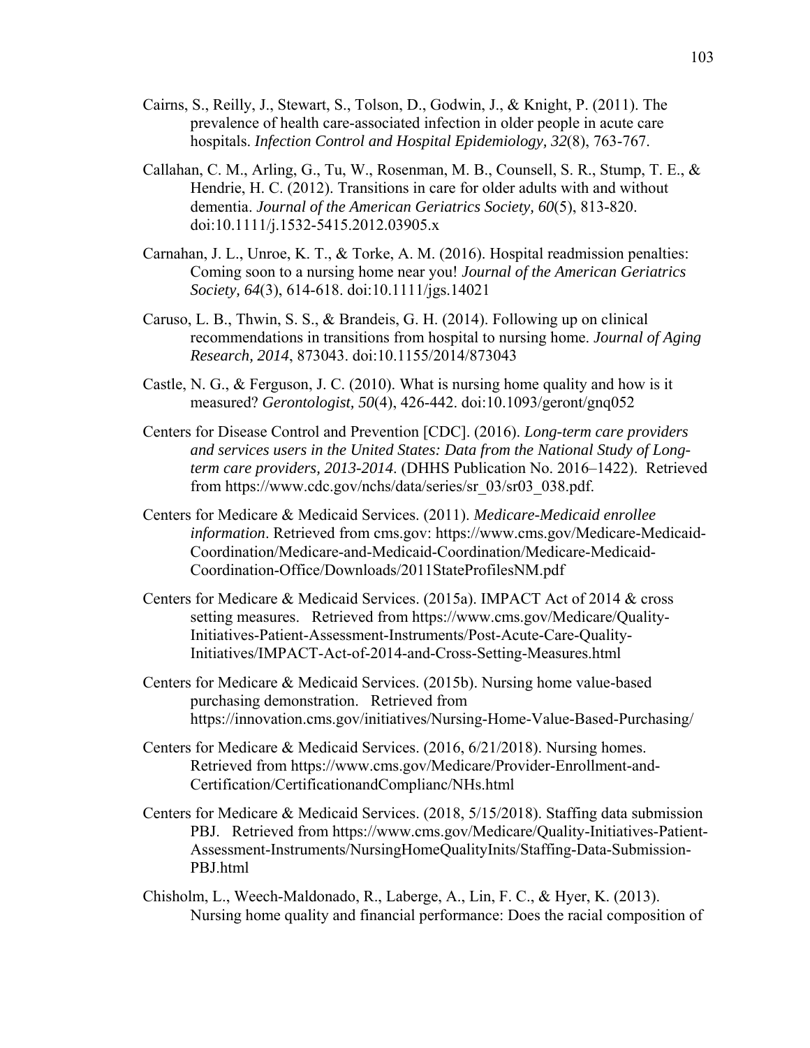Cairns, S., Reilly, J., Stewart, S., Tolson, D., Godwin, J., & Knight, P. (2011). The prevalence of health care-associated infection in older people in acute care hospitals. *Infection Control and Hospital Epidemiology, 32*(8), 763-767.

Callahan, C. M., Arling, G., Tu, W., Rosenman, M. B., Counsell, S. R., Stump, T. E., & Hendrie, H. C. (2012). Transitions in care for older adults with and without dementia. *Journal of the American Geriatrics Society, 60*(5), 813-820. doi:10.1111/j.1532-5415.2012.03905.x

Carnahan, J. L., Unroe, K. T., & Torke, A. M. (2016). Hospital readmission penalties: Coming soon to a nursing home near you! *Journal of the American Geriatrics Society, 64*(3), 614-618. doi:10.1111/jgs.14021

Caruso, L. B., Thwin, S. S., & Brandeis, G. H. (2014). Following up on clinical recommendations in transitions from hospital to nursing home. *Journal of Aging Research, 2014*, 873043. doi:10.1155/2014/873043

Castle, N. G., & Ferguson, J. C. (2010). What is nursing home quality and how is it measured? *Gerontologist, 50*(4), 426-442. doi:10.1093/geront/gnq052

Centers for Disease Control and Prevention [CDC]. (2016). *Long-term care providers and services users in the United States: Data from the National Study of Long-term care providers, 2013-2014*. (DHHS Publication No. 2016–1422). Retrieved from https://www.cdc.gov/nchs/data/series/sr_03/sr03_038.pdf.

Centers for Medicare & Medicaid Services. (2011). *Medicare-Medicaid enrollee information*. Retrieved from cms.gov: https://www.cms.gov/Medicare-Medicaid-Coordination/Medicare-and-Medicaid-Coordination/Medicare-Medicaid-Coordination-Office/Downloads/2011StateProfilesNM.pdf

Centers for Medicare & Medicaid Services. (2015a). IMPACT Act of 2014 & cross setting measures. Retrieved from https://www.cms.gov/Medicare/Quality-Initiatives-Patient-Assessment-Instruments/Post-Acute-Care-Quality-Initiatives/IMPACT-Act-of-2014-and-Cross-Setting-Measures.html

Centers for Medicare & Medicaid Services. (2015b). Nursing home value-based purchasing demonstration. Retrieved from https://innovation.cms.gov/initiatives/Nursing-Home-Value-Based-Purchasing/

Centers for Medicare & Medicaid Services. (2016, 6/21/2018). Nursing homes. Retrieved from https://www.cms.gov/Medicare/Provider-Enrollment-and-Certification/CertificationandComplianc/NHs.html

Centers for Medicare & Medicaid Services. (2018, 5/15/2018). Staffing data submission PBJ. Retrieved from https://www.cms.gov/Medicare/Quality-Initiatives-Patient-Assessment-Instruments/NursingHomeQualityInits/Staffing-Data-Submission-PBJ.html

Chisholm, L., Weech-Maldonado, R., Laberge, A., Lin, F. C., & Hyer, K. (2013). Nursing home quality and financial performance: Does the racial composition of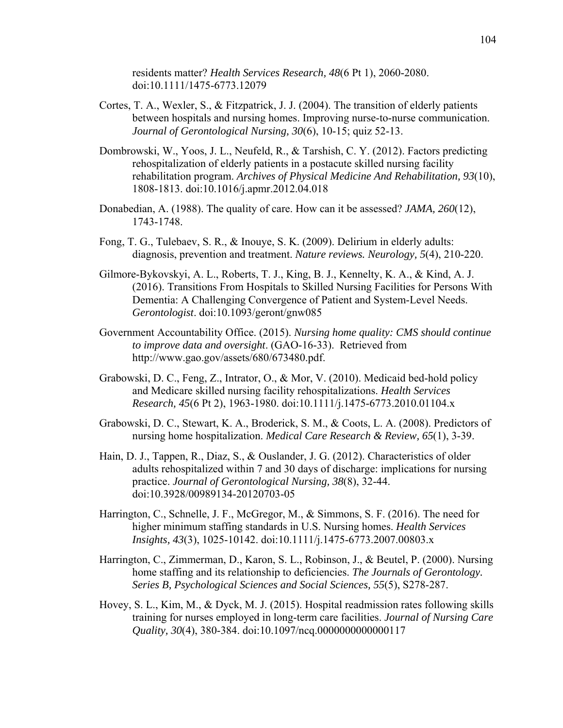residents matter? *Health Services Research, 48*(6 Pt 1), 2060-2080. doi:10.1111/1475-6773.12079

Cortes, T. A., Wexler, S., & Fitzpatrick, J. J. (2004). The transition of elderly patients between hospitals and nursing homes. Improving nurse-to-nurse communication. *Journal of Gerontological Nursing, 30*(6), 10-15; quiz 52-13.

Dombrowski, W., Yoos, J. L., Neufeld, R., & Tarshish, C. Y. (2012). Factors predicting rehospitalization of elderly patients in a postacute skilled nursing facility rehabilitation program. *Archives of Physical Medicine And Rehabilitation, 93*(10), 1808-1813. doi:10.1016/j.apmr.2012.04.018

Donabedian, A. (1988). The quality of care. How can it be assessed? *JAMA, 260*(12), 1743-1748.

Fong, T. G., Tulebaev, S. R., & Inouye, S. K. (2009). Delirium in elderly adults: diagnosis, prevention and treatment. *Nature reviews. Neurology, 5*(4), 210-220.

Gilmore-Bykovskyi, A. L., Roberts, T. J., King, B. J., Kennelty, K. A., & Kind, A. J. (2016). Transitions From Hospitals to Skilled Nursing Facilities for Persons With Dementia: A Challenging Convergence of Patient and System-Level Needs. *Gerontologist*. doi:10.1093/geront/gnw085

Government Accountability Office. (2015). *Nursing home quality: CMS should continue to improve data and oversight*. (GAO-16-33). Retrieved from http://www.gao.gov/assets/680/673480.pdf.

Grabowski, D. C., Feng, Z., Intrator, O., & Mor, V. (2010). Medicaid bed-hold policy and Medicare skilled nursing facility rehospitalizations. *Health Services Research, 45*(6 Pt 2), 1963-1980. doi:10.1111/j.1475-6773.2010.01104.x

Grabowski, D. C., Stewart, K. A., Broderick, S. M., & Coots, L. A. (2008). Predictors of nursing home hospitalization. *Medical Care Research & Review, 65*(1), 3-39.

Hain, D. J., Tappen, R., Diaz, S., & Ouslander, J. G. (2012). Characteristics of older adults rehospitalized within 7 and 30 days of discharge: implications for nursing practice. *Journal of Gerontological Nursing, 38*(8), 32-44. doi:10.3928/00989134-20120703-05

Harrington, C., Schnelle, J. F., McGregor, M., & Simmons, S. F. (2016). The need for higher minimum staffing standards in U.S. Nursing homes. *Health Services Insights, 43*(3), 1025-10142. doi:10.1111/j.1475-6773.2007.00803.x

Harrington, C., Zimmerman, D., Karon, S. L., Robinson, J., & Beutel, P. (2000). Nursing home staffing and its relationship to deficiencies. *The Journals of Gerontology. Series B, Psychological Sciences and Social Sciences, 55*(5), S278-287.

Hovey, S. L., Kim, M., & Dyck, M. J. (2015). Hospital readmission rates following skills training for nurses employed in long-term care facilities. *Journal of Nursing Care Quality, 30*(4), 380-384. doi:10.1097/ncq.0000000000000117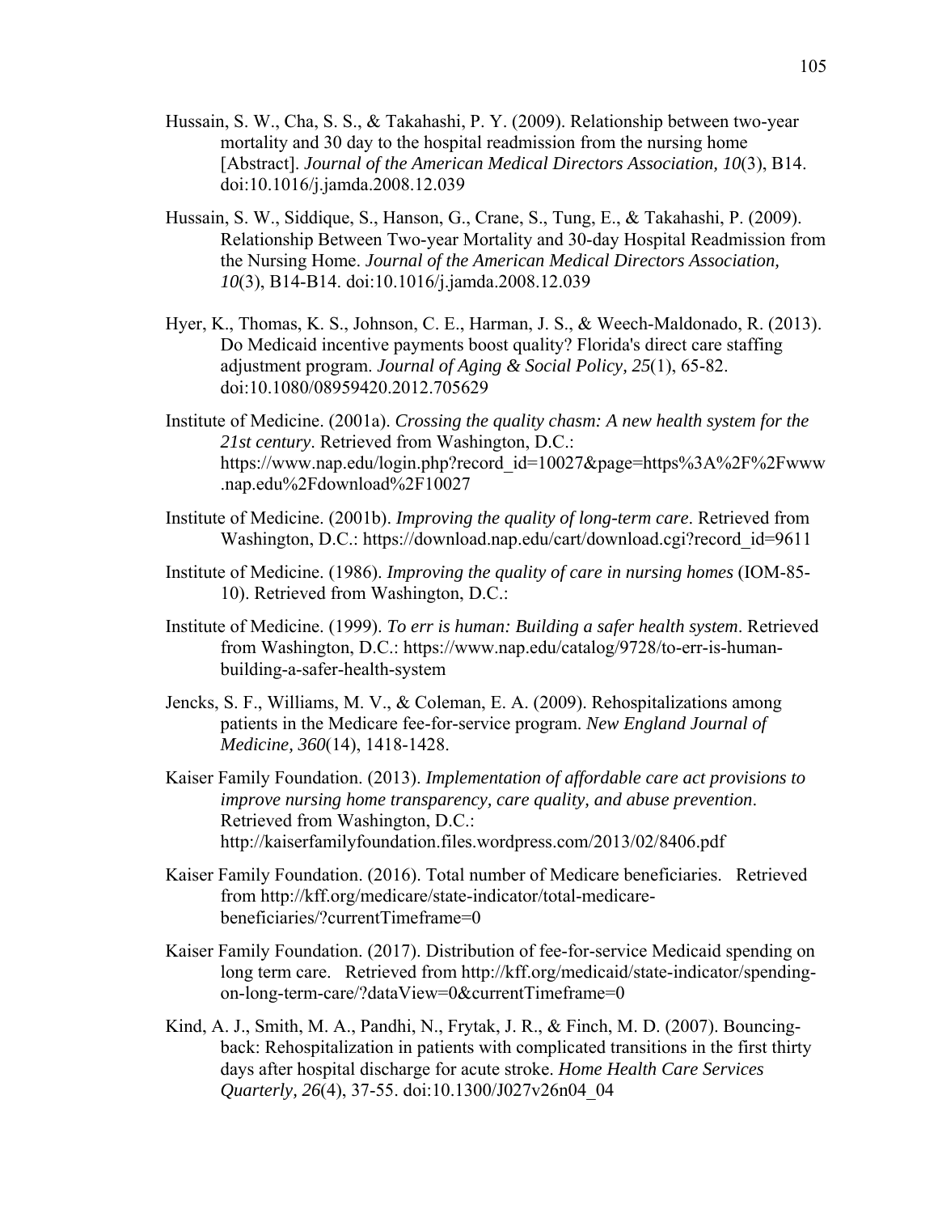Hussain, S. W., Cha, S. S., & Takahashi, P. Y. (2009). Relationship between two-year mortality and 30 day to the hospital readmission from the nursing home [Abstract]. *Journal of the American Medical Directors Association, 10*(3), B14. doi:10.1016/j.jamda.2008.12.039

Hussain, S. W., Siddique, S., Hanson, G., Crane, S., Tung, E., & Takahashi, P. (2009). Relationship Between Two-year Mortality and 30-day Hospital Readmission from the Nursing Home. *Journal of the American Medical Directors Association, 10*(3), B14-B14. doi:10.1016/j.jamda.2008.12.039

Hyer, K., Thomas, K. S., Johnson, C. E., Harman, J. S., & Weech-Maldonado, R. (2013). Do Medicaid incentive payments boost quality? Florida's direct care staffing adjustment program. *Journal of Aging & Social Policy, 25*(1), 65-82. doi:10.1080/08959420.2012.705629

Institute of Medicine. (2001a). *Crossing the quality chasm: A new health system for the 21st century*. Retrieved from Washington, D.C.: https://www.nap.edu/login.php?record_id=10027&page=https%3A%2F%2Fwww.nap.edu%2Fdownload%2F10027

Institute of Medicine. (2001b). *Improving the quality of long-term care*. Retrieved from Washington, D.C.: https://download.nap.edu/cart/download.cgi?record_id=9611

Institute of Medicine. (1986). *Improving the quality of care in nursing homes* (IOM-85-10). Retrieved from Washington, D.C.:

Institute of Medicine. (1999). *To err is human: Building a safer health system*. Retrieved from Washington, D.C.: https://www.nap.edu/catalog/9728/to-err-is-human-building-a-safer-health-system

Jencks, S. F., Williams, M. V., & Coleman, E. A. (2009). Rehospitalizations among patients in the Medicare fee-for-service program. *New England Journal of Medicine, 360*(14), 1418-1428.

Kaiser Family Foundation. (2013). *Implementation of affordable care act provisions to improve nursing home transparency, care quality, and abuse prevention*. Retrieved from Washington, D.C.: http://kaiserfamilyfoundation.files.wordpress.com/2013/02/8406.pdf

Kaiser Family Foundation. (2016). Total number of Medicare beneficiaries. Retrieved from http://kff.org/medicare/state-indicator/total-medicare-beneficiaries/?currentTimeframe=0

Kaiser Family Foundation. (2017). Distribution of fee-for-service Medicaid spending on long term care. Retrieved from http://kff.org/medicaid/state-indicator/spending-on-long-term-care/?dataView=0&currentTimeframe=0

Kind, A. J., Smith, M. A., Pandhi, N., Frytak, J. R., & Finch, M. D. (2007). Bouncing-back: Rehospitalization in patients with complicated transitions in the first thirty days after hospital discharge for acute stroke. *Home Health Care Services Quarterly, 26*(4), 37-55. doi:10.1300/J027v26n04_04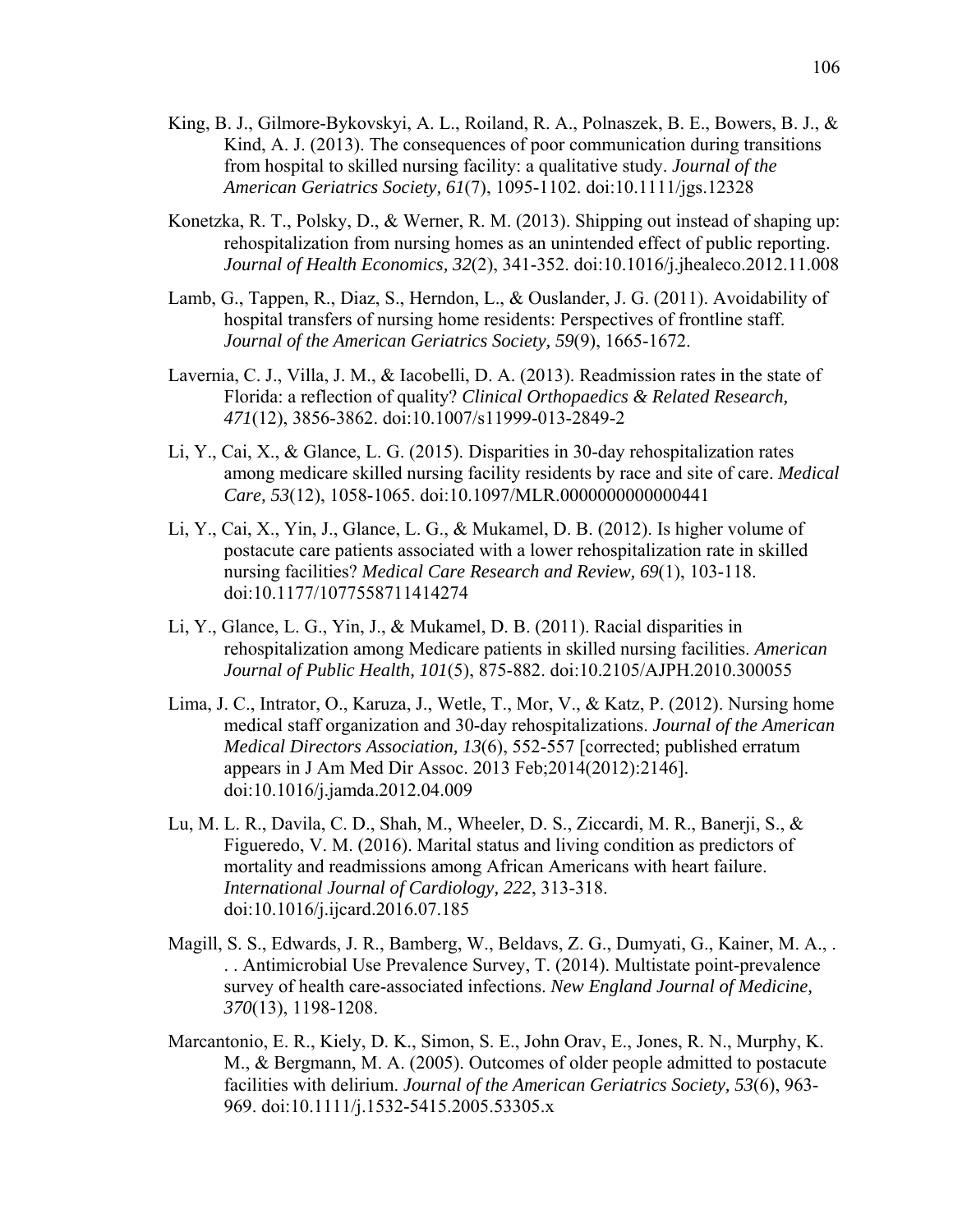King, B. J., Gilmore-Bykovskyi, A. L., Roiland, R. A., Polnaszek, B. E., Bowers, B. J., & Kind, A. J. (2013). The consequences of poor communication during transitions from hospital to skilled nursing facility: a qualitative study. *Journal of the American Geriatrics Society, 61*(7), 1095-1102. doi:10.1111/jgs.12328

Konetzka, R. T., Polsky, D., & Werner, R. M. (2013). Shipping out instead of shaping up: rehospitalization from nursing homes as an unintended effect of public reporting. *Journal of Health Economics, 32*(2), 341-352. doi:10.1016/j.jhealeco.2012.11.008

Lamb, G., Tappen, R., Diaz, S., Herndon, L., & Ouslander, J. G. (2011). Avoidability of hospital transfers of nursing home residents: Perspectives of frontline staff. *Journal of the American Geriatrics Society, 59*(9), 1665-1672.

Lavernia, C. J., Villa, J. M., & Iacobelli, D. A. (2013). Readmission rates in the state of Florida: a reflection of quality? *Clinical Orthopaedics & Related Research, 471*(12), 3856-3862. doi:10.1007/s11999-013-2849-2

Li, Y., Cai, X., & Glance, L. G. (2015). Disparities in 30-day rehospitalization rates among medicare skilled nursing facility residents by race and site of care. *Medical Care, 53*(12), 1058-1065. doi:10.1097/MLR.0000000000000441

Li, Y., Cai, X., Yin, J., Glance, L. G., & Mukamel, D. B. (2012). Is higher volume of postacute care patients associated with a lower rehospitalization rate in skilled nursing facilities? *Medical Care Research and Review, 69*(1), 103-118. doi:10.1177/1077558711414274

Li, Y., Glance, L. G., Yin, J., & Mukamel, D. B. (2011). Racial disparities in rehospitalization among Medicare patients in skilled nursing facilities. *American Journal of Public Health, 101*(5), 875-882. doi:10.2105/AJPH.2010.300055

Lima, J. C., Intrator, O., Karuza, J., Wetle, T., Mor, V., & Katz, P. (2012). Nursing home medical staff organization and 30-day rehospitalizations. *Journal of the American Medical Directors Association, 13*(6), 552-557 [corrected; published erratum appears in J Am Med Dir Assoc. 2013 Feb;2014(2012):2146]. doi:10.1016/j.jamda.2012.04.009

Lu, M. L. R., Davila, C. D., Shah, M., Wheeler, D. S., Ziccardi, M. R., Banerji, S., & Figueredo, V. M. (2016). Marital status and living condition as predictors of mortality and readmissions among African Americans with heart failure. *International Journal of Cardiology, 222*, 313-318. doi:10.1016/j.ijcard.2016.07.185

Magill, S. S., Edwards, J. R., Bamberg, W., Beldavs, Z. G., Dumyati, G., Kainer, M. A., . . . Antimicrobial Use Prevalence Survey, T. (2014). Multistate point-prevalence survey of health care-associated infections. *New England Journal of Medicine, 370*(13), 1198-1208.

Marcantonio, E. R., Kiely, D. K., Simon, S. E., John Orav, E., Jones, R. N., Murphy, K. M., & Bergmann, M. A. (2005). Outcomes of older people admitted to postacute facilities with delirium. *Journal of the American Geriatrics Society, 53*(6), 963-969. doi:10.1111/j.1532-5415.2005.53305.x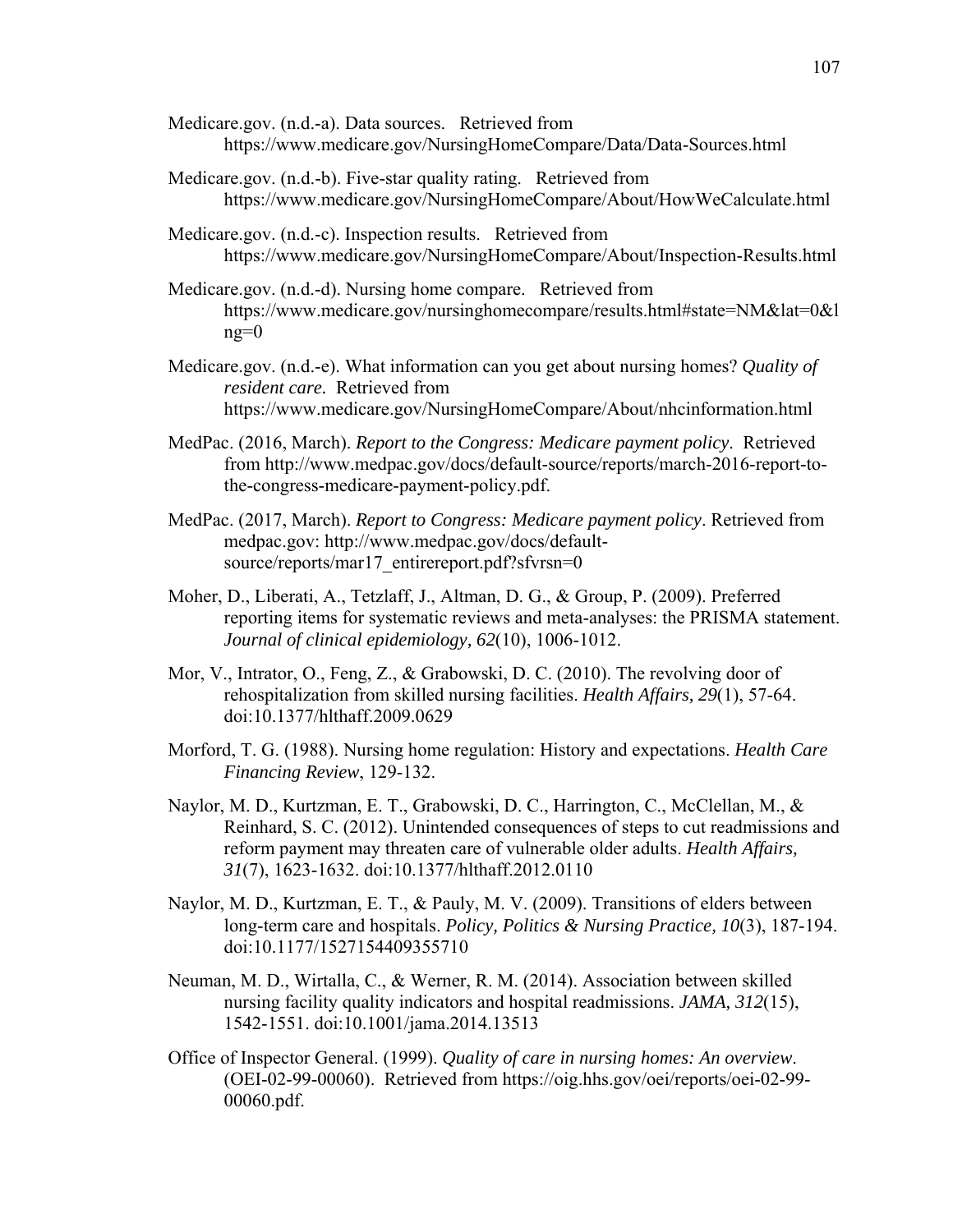Medicare.gov. (n.d.-a). Data sources. Retrieved from https://www.medicare.gov/NursingHomeCompare/Data/Data-Sources.html

Medicare.gov. (n.d.-b). Five-star quality rating. Retrieved from https://www.medicare.gov/NursingHomeCompare/About/HowWeCalculate.html

Medicare.gov. (n.d.-c). Inspection results. Retrieved from https://www.medicare.gov/NursingHomeCompare/About/Inspection-Results.html

Medicare.gov. (n.d.-d). Nursing home compare. Retrieved from https://www.medicare.gov/nursinghomecompare/results.html#state=NM&lat=0&lng=0

Medicare.gov. (n.d.-e). What information can you get about nursing homes? *Quality of resident care.* Retrieved from https://www.medicare.gov/NursingHomeCompare/About/nhcinformation.html

MedPac. (2016, March). *Report to the Congress: Medicare payment policy*. Retrieved from http://www.medpac.gov/docs/default-source/reports/march-2016-report-to-the-congress-medicare-payment-policy.pdf.

MedPac. (2017, March). *Report to Congress: Medicare payment policy*. Retrieved from medpac.gov: http://www.medpac.gov/docs/default-source/reports/mar17_entirereport.pdf?sfvrsn=0

Moher, D., Liberati, A., Tetzlaff, J., Altman, D. G., & Group, P. (2009). Preferred reporting items for systematic reviews and meta-analyses: the PRISMA statement. *Journal of clinical epidemiology, 62*(10), 1006-1012.

Mor, V., Intrator, O., Feng, Z., & Grabowski, D. C. (2010). The revolving door of rehospitalization from skilled nursing facilities. *Health Affairs, 29*(1), 57-64. doi:10.1377/hlthaff.2009.0629

Morford, T. G. (1988). Nursing home regulation: History and expectations. *Health Care Financing Review*, 129-132.

Naylor, M. D., Kurtzman, E. T., Grabowski, D. C., Harrington, C., McClellan, M., & Reinhard, S. C. (2012). Unintended consequences of steps to cut readmissions and reform payment may threaten care of vulnerable older adults. *Health Affairs, 31*(7), 1623-1632. doi:10.1377/hlthaff.2012.0110

Naylor, M. D., Kurtzman, E. T., & Pauly, M. V. (2009). Transitions of elders between long-term care and hospitals. *Policy, Politics & Nursing Practice, 10*(3), 187-194. doi:10.1177/1527154409355710

Neuman, M. D., Wirtalla, C., & Werner, R. M. (2014). Association between skilled nursing facility quality indicators and hospital readmissions. *JAMA, 312*(15), 1542-1551. doi:10.1001/jama.2014.13513

Office of Inspector General. (1999). *Quality of care in nursing homes: An overview*. (OEI-02-99-00060). Retrieved from https://oig.hhs.gov/oei/reports/oei-02-99-00060.pdf.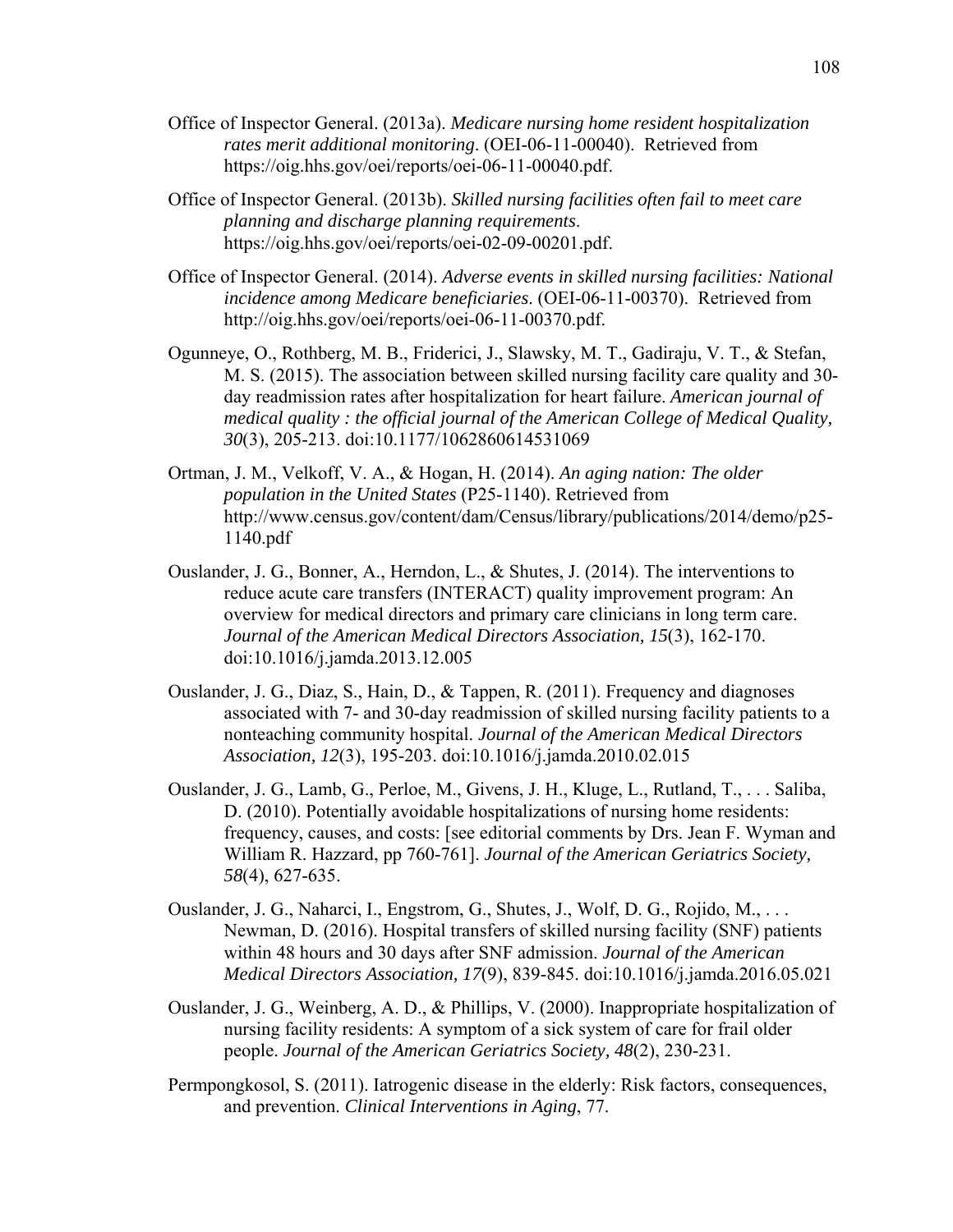Office of Inspector General. (2013a). *Medicare nursing home resident hospitalization rates merit additional monitoring*. (OEI-06-11-00040). Retrieved from https://oig.hhs.gov/oei/reports/oei-06-11-00040.pdf.

Office of Inspector General. (2013b). *Skilled nursing facilities often fail to meet care planning and discharge planning requirements*. https://oig.hhs.gov/oei/reports/oei-02-09-00201.pdf.

Office of Inspector General. (2014). *Adverse events in skilled nursing facilities: National incidence among Medicare beneficiaries*. (OEI-06-11-00370). Retrieved from http://oig.hhs.gov/oei/reports/oei-06-11-00370.pdf.

Ogunneye, O., Rothberg, M. B., Friderici, J., Slawsky, M. T., Gadiraju, V. T., & Stefan, M. S. (2015). The association between skilled nursing facility care quality and 30-day readmission rates after hospitalization for heart failure. *American journal of medical quality : the official journal of the American College of Medical Quality, 30*(3), 205-213. doi:10.1177/1062860614531069

Ortman, J. M., Velkoff, V. A., & Hogan, H. (2014). *An aging nation: The older population in the United States* (P25-1140). Retrieved from http://www.census.gov/content/dam/Census/library/publications/2014/demo/p25-1140.pdf

Ouslander, J. G., Bonner, A., Herndon, L., & Shutes, J. (2014). The interventions to reduce acute care transfers (INTERACT) quality improvement program: An overview for medical directors and primary care clinicians in long term care. *Journal of the American Medical Directors Association, 15*(3), 162-170. doi:10.1016/j.jamda.2013.12.005

Ouslander, J. G., Diaz, S., Hain, D., & Tappen, R. (2011). Frequency and diagnoses associated with 7- and 30-day readmission of skilled nursing facility patients to a nonteaching community hospital. *Journal of the American Medical Directors Association, 12*(3), 195-203. doi:10.1016/j.jamda.2010.02.015

Ouslander, J. G., Lamb, G., Perloe, M., Givens, J. H., Kluge, L., Rutland, T., . . . Saliba, D. (2010). Potentially avoidable hospitalizations of nursing home residents: frequency, causes, and costs: [see editorial comments by Drs. Jean F. Wyman and William R. Hazzard, pp 760-761]. *Journal of the American Geriatrics Society, 58*(4), 627-635.

Ouslander, J. G., Naharci, I., Engstrom, G., Shutes, J., Wolf, D. G., Rojido, M., . . . Newman, D. (2016). Hospital transfers of skilled nursing facility (SNF) patients within 48 hours and 30 days after SNF admission. *Journal of the American Medical Directors Association, 17*(9), 839-845. doi:10.1016/j.jamda.2016.05.021

Ouslander, J. G., Weinberg, A. D., & Phillips, V. (2000). Inappropriate hospitalization of nursing facility residents: A symptom of a sick system of care for frail older people. *Journal of the American Geriatrics Society, 48*(2), 230-231.

Permpongkosol, S. (2011). Iatrogenic disease in the elderly: Risk factors, consequences, and prevention. *Clinical Interventions in Aging*, 77.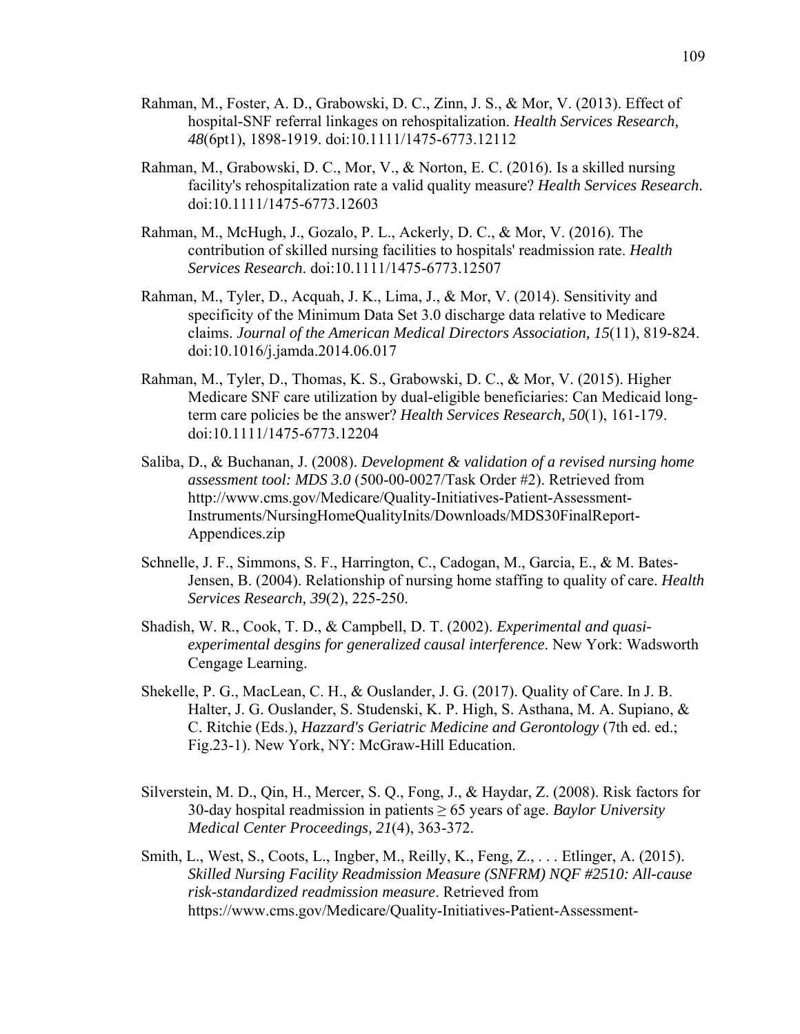Rahman, M., Foster, A. D., Grabowski, D. C., Zinn, J. S., & Mor, V. (2013). Effect of hospital-SNF referral linkages on rehospitalization. *Health Services Research, 48*(6pt1), 1898-1919. doi:10.1111/1475-6773.12112

Rahman, M., Grabowski, D. C., Mor, V., & Norton, E. C. (2016). Is a skilled nursing facility's rehospitalization rate a valid quality measure? *Health Services Research*. doi:10.1111/1475-6773.12603

Rahman, M., McHugh, J., Gozalo, P. L., Ackerly, D. C., & Mor, V. (2016). The contribution of skilled nursing facilities to hospitals' readmission rate. *Health Services Research*. doi:10.1111/1475-6773.12507

Rahman, M., Tyler, D., Acquah, J. K., Lima, J., & Mor, V. (2014). Sensitivity and specificity of the Minimum Data Set 3.0 discharge data relative to Medicare claims. *Journal of the American Medical Directors Association, 15*(11), 819-824. doi:10.1016/j.jamda.2014.06.017

Rahman, M., Tyler, D., Thomas, K. S., Grabowski, D. C., & Mor, V. (2015). Higher Medicare SNF care utilization by dual-eligible beneficiaries: Can Medicaid long-term care policies be the answer? *Health Services Research, 50*(1), 161-179. doi:10.1111/1475-6773.12204

Saliba, D., & Buchanan, J. (2008). *Development & validation of a revised nursing home assessment tool: MDS 3.0* (500-00-0027/Task Order #2). Retrieved from http://www.cms.gov/Medicare/Quality-Initiatives-Patient-Assessment-Instruments/NursingHomeQualityInits/Downloads/MDS30FinalReport-Appendices.zip

Schnelle, J. F., Simmons, S. F., Harrington, C., Cadogan, M., Garcia, E., & M. Bates-Jensen, B. (2004). Relationship of nursing home staffing to quality of care. *Health Services Research, 39*(2), 225-250.

Shadish, W. R., Cook, T. D., & Campbell, D. T. (2002). *Experimental and quasi-experimental desgins for generalized causal interference*. New York: Wadsworth Cengage Learning.

Shekelle, P. G., MacLean, C. H., & Ouslander, J. G. (2017). Quality of Care. In J. B. Halter, J. G. Ouslander, S. Studenski, K. P. High, S. Asthana, M. A. Supiano, & C. Ritchie (Eds.), *Hazzard's Geriatric Medicine and Gerontology* (7th ed. ed.; Fig.23-1). New York, NY: McGraw-Hill Education.

Silverstein, M. D., Qin, H., Mercer, S. Q., Fong, J., & Haydar, Z. (2008). Risk factors for 30-day hospital readmission in patients ≥ 65 years of age. *Baylor University Medical Center Proceedings, 21*(4), 363-372.

Smith, L., West, S., Coots, L., Ingber, M., Reilly, K., Feng, Z., . . . Etlinger, A. (2015). *Skilled Nursing Facility Readmission Measure (SNFRM) NQF #2510: All-cause risk-standardized readmission measure*. Retrieved from https://www.cms.gov/Medicare/Quality-Initiatives-Patient-Assessment-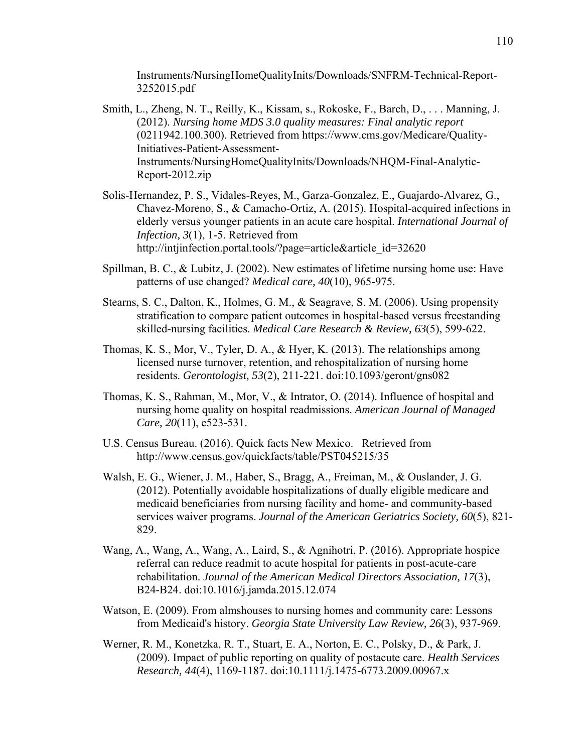Instruments/NursingHomeQualityInits/Downloads/SNFRM-Technical-Report-3252015.pdf

Smith, L., Zheng, N. T., Reilly, K., Kissam, s., Rokoske, F., Barch, D., . . . Manning, J. (2012). *Nursing home MDS 3.0 quality measures: Final analytic report* (0211942.100.300). Retrieved from https://www.cms.gov/Medicare/Quality-Initiatives-Patient-Assessment-Instruments/NursingHomeQualityInits/Downloads/NHQM-Final-Analytic-Report-2012.zip

Solis-Hernandez, P. S., Vidales-Reyes, M., Garza-Gonzalez, E., Guajardo-Alvarez, G., Chavez-Moreno, S., & Camacho-Ortiz, A. (2015). Hospital-acquired infections in elderly versus younger patients in an acute care hospital. *International Journal of Infection, 3*(1), 1-5. Retrieved from http://intjinfection.portal.tools/?page=article&article_id=32620

Spillman, B. C., & Lubitz, J. (2002). New estimates of lifetime nursing home use: Have patterns of use changed? *Medical care, 40*(10), 965-975.

Stearns, S. C., Dalton, K., Holmes, G. M., & Seagrave, S. M. (2006). Using propensity stratification to compare patient outcomes in hospital-based versus freestanding skilled-nursing facilities. *Medical Care Research & Review, 63*(5), 599-622.

Thomas, K. S., Mor, V., Tyler, D. A., & Hyer, K. (2013). The relationships among licensed nurse turnover, retention, and rehospitalization of nursing home residents. *Gerontologist, 53*(2), 211-221. doi:10.1093/geront/gns082

Thomas, K. S., Rahman, M., Mor, V., & Intrator, O. (2014). Influence of hospital and nursing home quality on hospital readmissions. *American Journal of Managed Care, 20*(11), e523-531.

U.S. Census Bureau. (2016). Quick facts New Mexico. Retrieved from http://www.census.gov/quickfacts/table/PST045215/35

Walsh, E. G., Wiener, J. M., Haber, S., Bragg, A., Freiman, M., & Ouslander, J. G. (2012). Potentially avoidable hospitalizations of dually eligible medicare and medicaid beneficiaries from nursing facility and home- and community-based services waiver programs. *Journal of the American Geriatrics Society, 60*(5), 821-829.

Wang, A., Wang, A., Wang, A., Laird, S., & Agnihotri, P. (2016). Appropriate hospice referral can reduce readmit to acute hospital for patients in post-acute-care rehabilitation. *Journal of the American Medical Directors Association, 17*(3), B24-B24. doi:10.1016/j.jamda.2015.12.074

Watson, E. (2009). From almshouses to nursing homes and community care: Lessons from Medicaid's history. *Georgia State University Law Review, 26*(3), 937-969.

Werner, R. M., Konetzka, R. T., Stuart, E. A., Norton, E. C., Polsky, D., & Park, J. (2009). Impact of public reporting on quality of postacute care. *Health Services Research, 44*(4), 1169-1187. doi:10.1111/j.1475-6773.2009.00967.x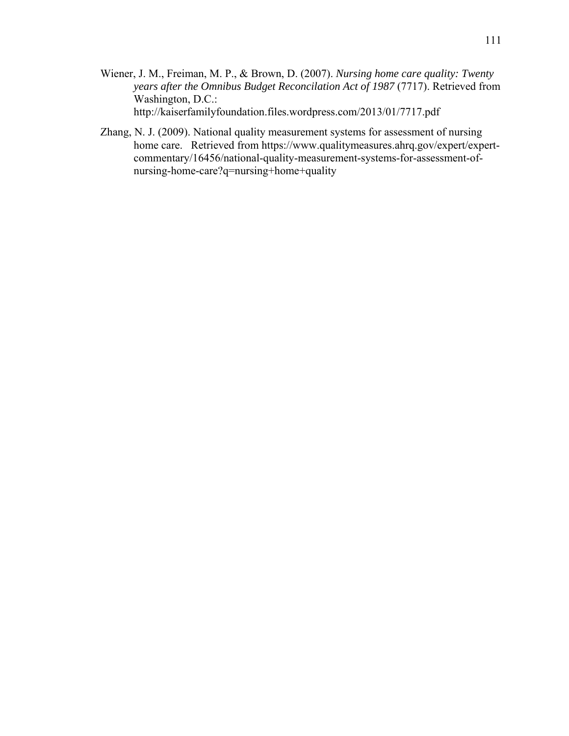Wiener, J. M., Freiman, M. P., & Brown, D. (2007). *Nursing home care quality: Twenty years after the Omnibus Budget Reconcilation Act of 1987* (7717). Retrieved from Washington, D.C.: http://kaiserfamilyfoundation.files.wordpress.com/2013/01/7717.pdf

Zhang, N. J. (2009). National quality measurement systems for assessment of nursing home care. Retrieved from https://www.qualitymeasures.ahrq.gov/expert/expert-commentary/16456/national-quality-measurement-systems-for-assessment-of-nursing-home-care?q=nursing+home+quality